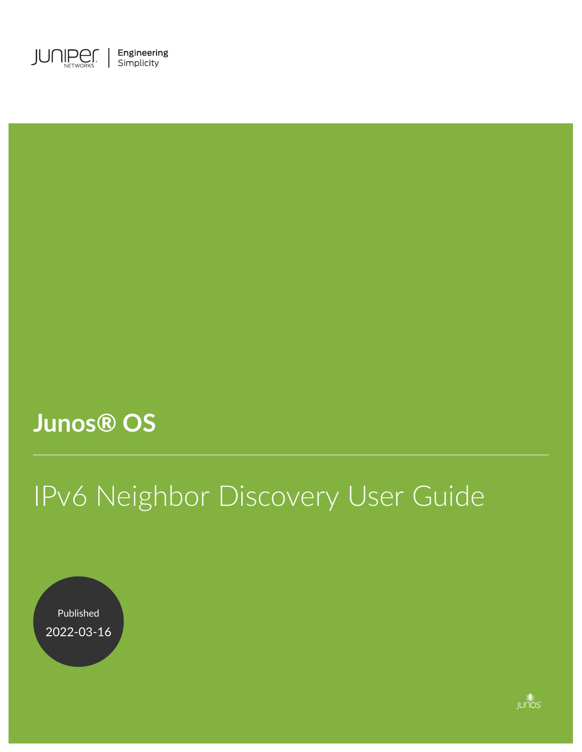Juniper Networks | Engineering Simplicity

# Junos® OS

# IPv6 Neighbor Discovery User Guide

Published
2022-03-16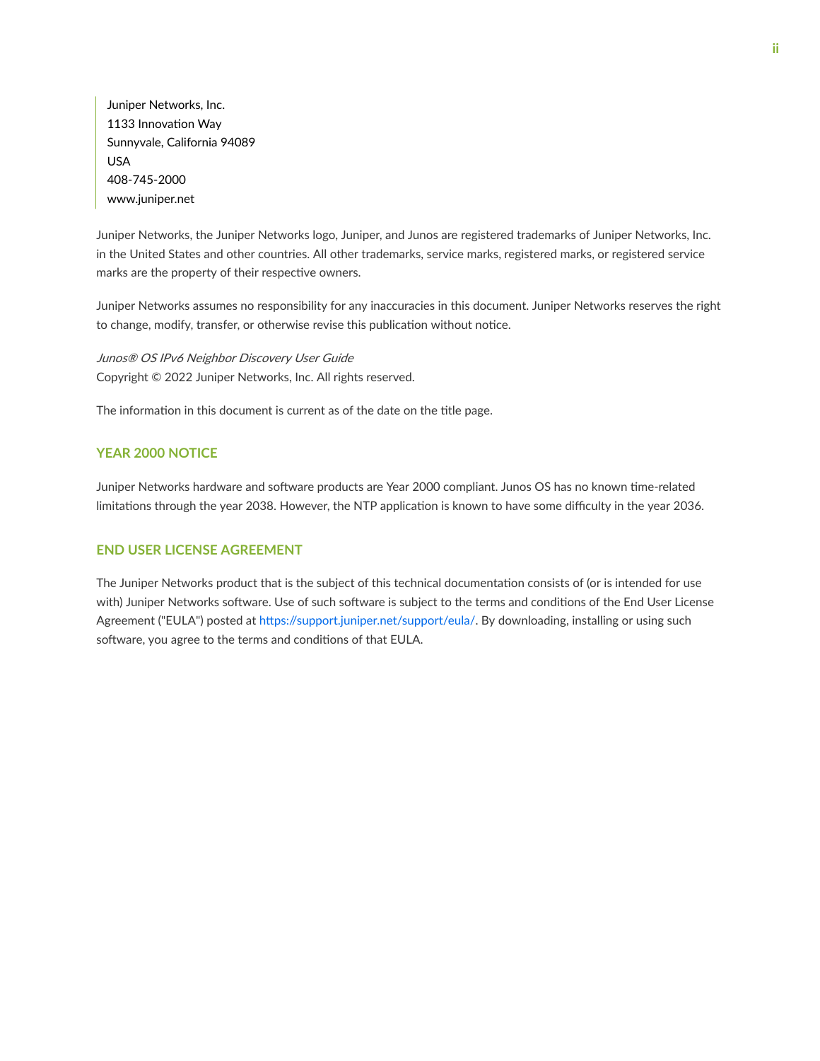Juniper Networks, Inc.
1133 Innovation Way
Sunnyvale, California 94089
USA
408-745-2000
www.juniper.net

Juniper Networks, the Juniper Networks logo, Juniper, and Junos are registered trademarks of Juniper Networks, Inc. in the United States and other countries. All other trademarks, service marks, registered marks, or registered service marks are the property of their respective owners.

Juniper Networks assumes no responsibility for any inaccuracies in this document. Juniper Networks reserves the right to change, modify, transfer, or otherwise revise this publication without notice.

*Junos® OS IPv6 Neighbor Discovery User Guide*
Copyright © 2022 Juniper Networks, Inc. All rights reserved.

The information in this document is current as of the date on the title page.

## YEAR 2000 NOTICE

Juniper Networks hardware and software products are Year 2000 compliant. Junos OS has no known time-related limitations through the year 2038. However, the NTP application is known to have some difficulty in the year 2036.

## END USER LICENSE AGREEMENT

The Juniper Networks product that is the subject of this technical documentation consists of (or is intended for use with) Juniper Networks software. Use of such software is subject to the terms and conditions of the End User License Agreement ("EULA") posted at https://support.juniper.net/support/eula/. By downloading, installing or using such software, you agree to the terms and conditions of that EULA.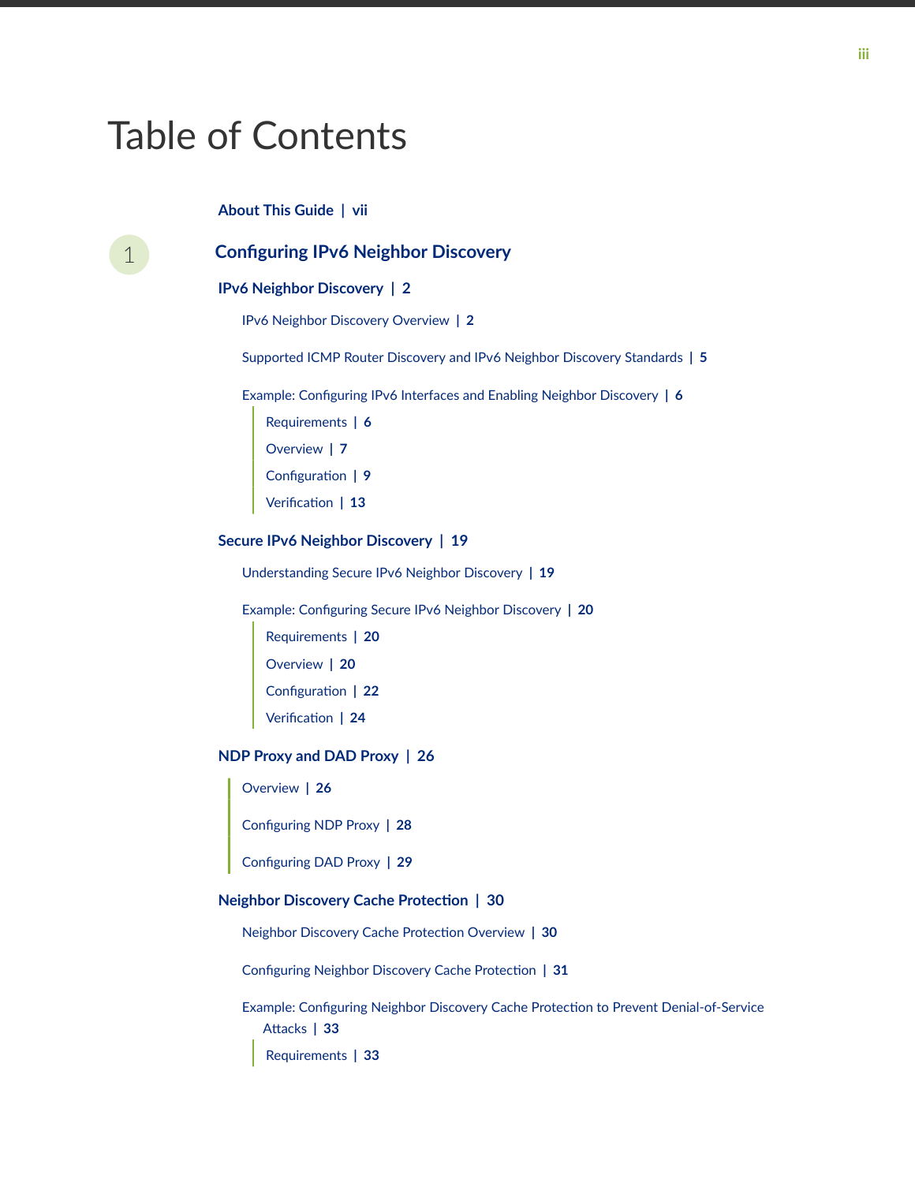# Table of Contents

**About This Guide | vii**

## 1 Configuring IPv6 Neighbor Discovery

**IPv6 Neighbor Discovery | 2**

- IPv6 Neighbor Discovery Overview | 2
- Supported ICMP Router Discovery and IPv6 Neighbor Discovery Standards | 5
- Example: Configuring IPv6 Interfaces and Enabling Neighbor Discovery | 6
  - Requirements | 6
  - Overview | 7
  - Configuration | 9
  - Verification | 13

**Secure IPv6 Neighbor Discovery | 19**

- Understanding Secure IPv6 Neighbor Discovery | 19
- Example: Configuring Secure IPv6 Neighbor Discovery | 20
  - Requirements | 20
  - Overview | 20
  - Configuration | 22
  - Verification | 24

**NDP Proxy and DAD Proxy | 26**

- Overview | 26
- Configuring NDP Proxy | 28
- Configuring DAD Proxy | 29

**Neighbor Discovery Cache Protection | 30**

- Neighbor Discovery Cache Protection Overview | 30
- Configuring Neighbor Discovery Cache Protection | 31
- Example: Configuring Neighbor Discovery Cache Protection to Prevent Denial-of-Service Attacks | 33
  - Requirements | 33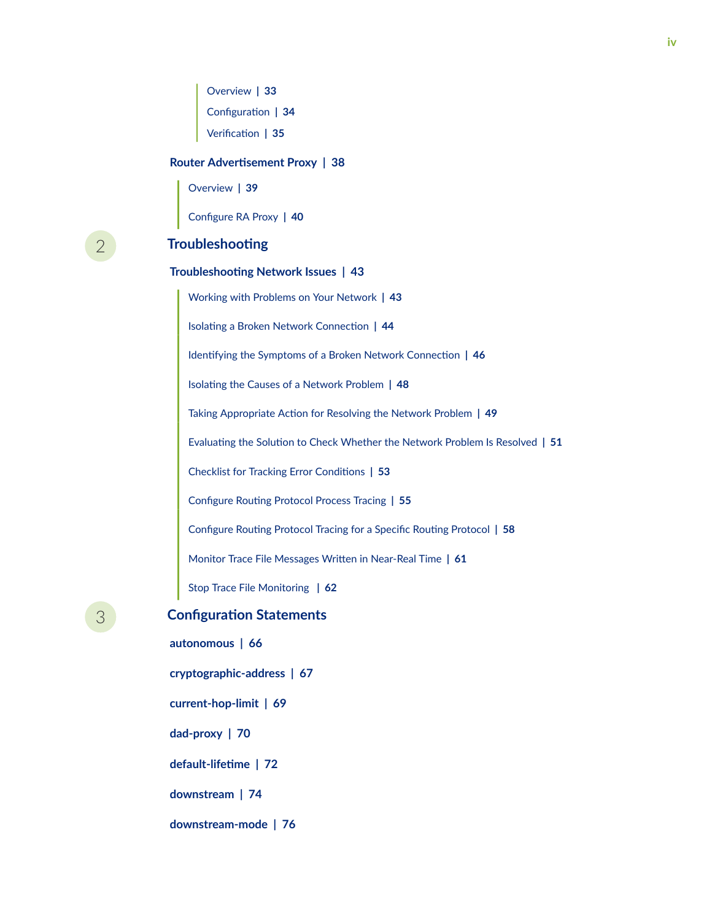- Overview | 33
- Configuration | 34
- Verification | 35

**Router Advertisement Proxy | 38**

- Overview | 39
- Configure RA Proxy | 40

## 2 Troubleshooting

**Troubleshooting Network Issues | 43**

- Working with Problems on Your Network | 43
- Isolating a Broken Network Connection | 44
- Identifying the Symptoms of a Broken Network Connection | 46
- Isolating the Causes of a Network Problem | 48
- Taking Appropriate Action for Resolving the Network Problem | 49
- Evaluating the Solution to Check Whether the Network Problem Is Resolved | 51
- Checklist for Tracking Error Conditions | 53
- Configure Routing Protocol Process Tracing | 55
- Configure Routing Protocol Tracing for a Specific Routing Protocol | 58
- Monitor Trace File Messages Written in Near-Real Time | 61
- Stop Trace File Monitoring | 62

## 3 Configuration Statements

**autonomous | 66**

**cryptographic-address | 67**

**current-hop-limit | 69**

**dad-proxy | 70**

**default-lifetime | 72**

**downstream | 74**

**downstream-mode | 76**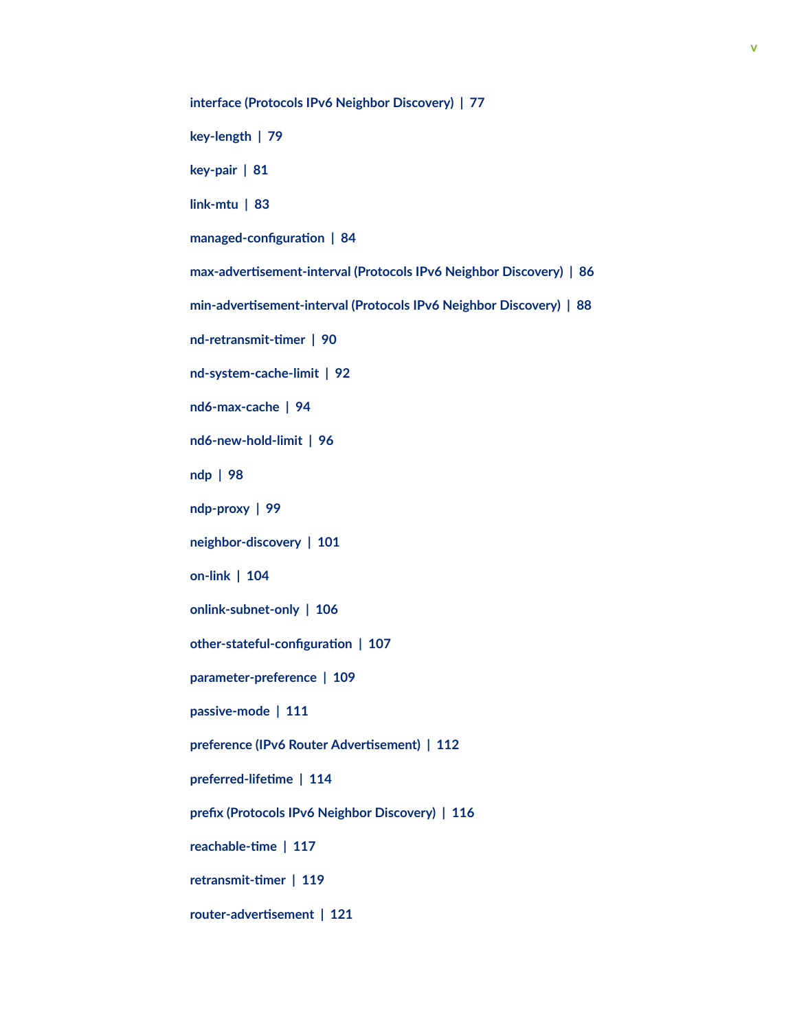interface (Protocols IPv6 Neighbor Discovery) | 77

key-length | 79

key-pair | 81

link-mtu | 83

managed-configuration | 84

max-advertisement-interval (Protocols IPv6 Neighbor Discovery) | 86

min-advertisement-interval (Protocols IPv6 Neighbor Discovery) | 88

nd-retransmit-timer | 90

nd-system-cache-limit | 92

nd6-max-cache | 94

nd6-new-hold-limit | 96

ndp | 98

ndp-proxy | 99

neighbor-discovery | 101

on-link | 104

onlink-subnet-only | 106

other-stateful-configuration | 107

parameter-preference | 109

passive-mode | 111

preference (IPv6 Router Advertisement) | 112

preferred-lifetime | 114

prefix (Protocols IPv6 Neighbor Discovery) | 116

reachable-time | 117

retransmit-timer | 119

router-advertisement | 121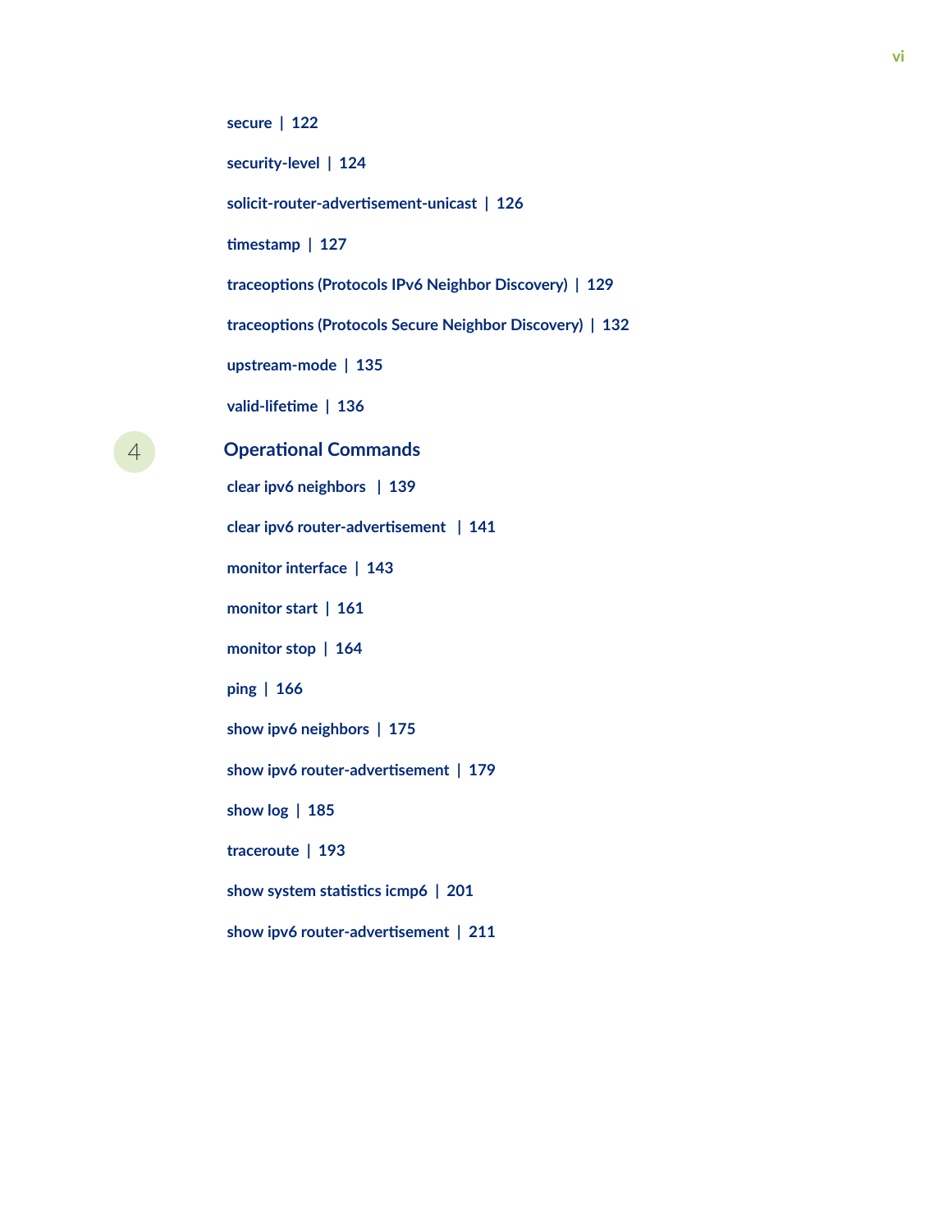secure | 122

security-level | 124

solicit-router-advertisement-unicast | 126

timestamp | 127

traceoptions (Protocols IPv6 Neighbor Discovery) | 129

traceoptions (Protocols Secure Neighbor Discovery) | 132

upstream-mode | 135

valid-lifetime | 136

## 4 Operational Commands

clear ipv6 neighbors | 139

clear ipv6 router-advertisement | 141

monitor interface | 143

monitor start | 161

monitor stop | 164

ping | 166

show ipv6 neighbors | 175

show ipv6 router-advertisement | 179

show log | 185

traceroute | 193

show system statistics icmp6 | 201

show ipv6 router-advertisement | 211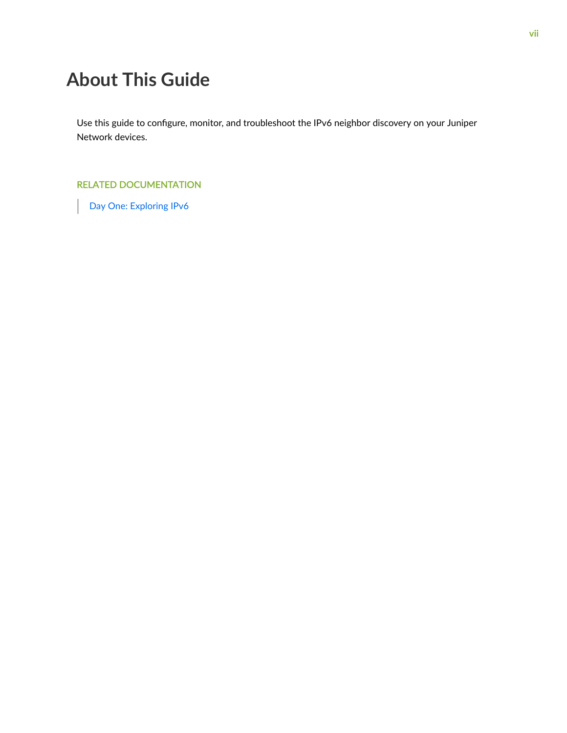# About This Guide

Use this guide to configure, monitor, and troubleshoot the IPv6 neighbor discovery on your Juniper Network devices.

**RELATED DOCUMENTATION**

Day One: Exploring IPv6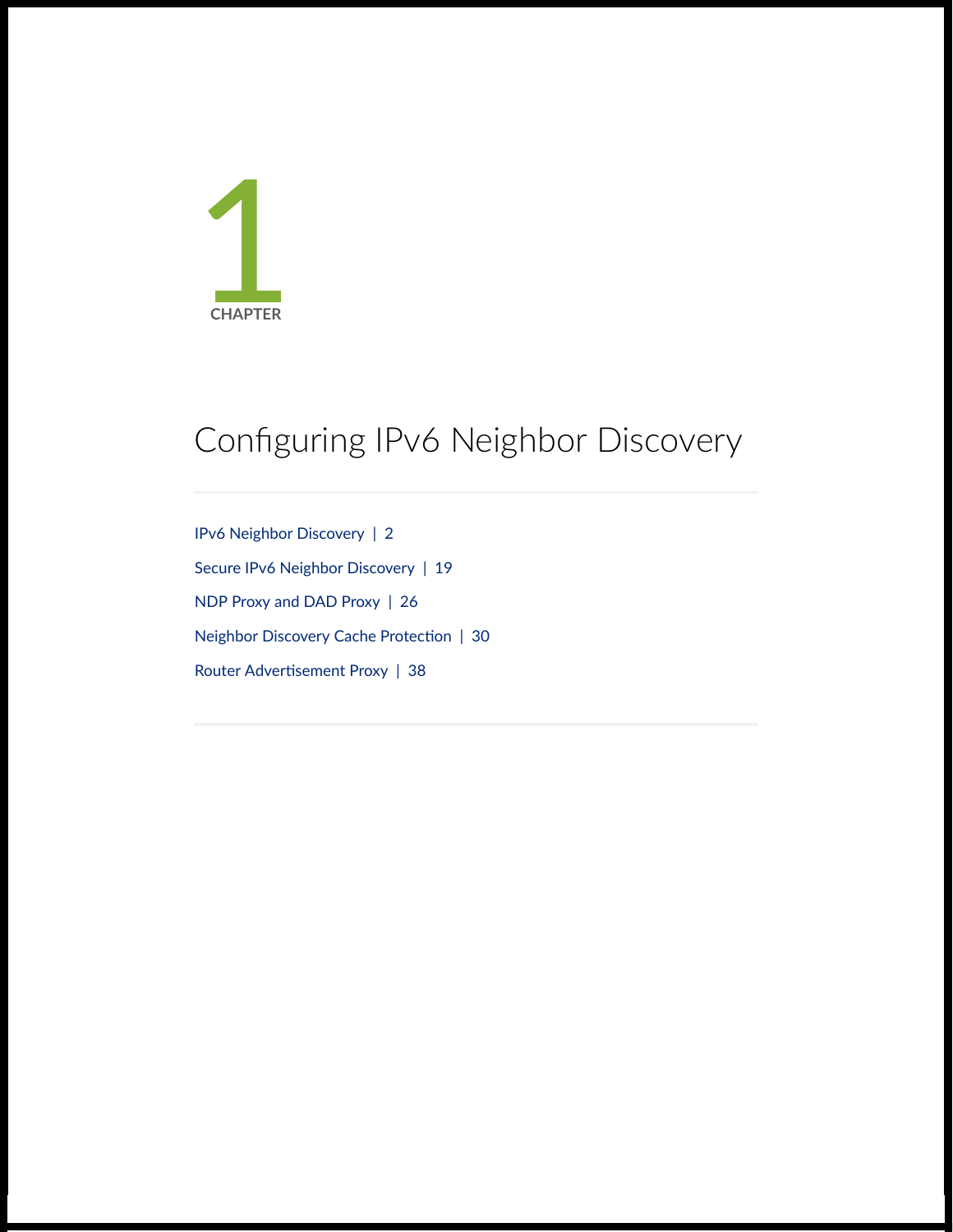# CHAPTER 1

# Configuring IPv6 Neighbor Discovery

IPv6 Neighbor Discovery | 2

Secure IPv6 Neighbor Discovery | 19

NDP Proxy and DAD Proxy | 26

Neighbor Discovery Cache Protection | 30

Router Advertisement Proxy | 38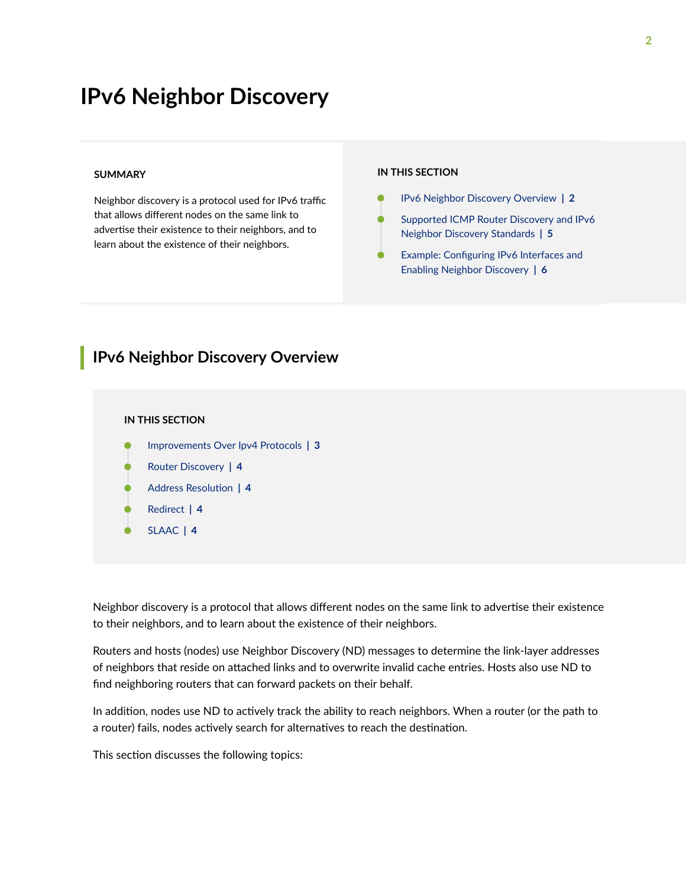# IPv6 Neighbor Discovery

**SUMMARY**

Neighbor discovery is a protocol used for IPv6 traffic that allows different nodes on the same link to advertise their existence to their neighbors, and to learn about the existence of their neighbors.

**IN THIS SECTION**

- IPv6 Neighbor Discovery Overview | 2
- Supported ICMP Router Discovery and IPv6 Neighbor Discovery Standards | 5
- Example: Configuring IPv6 Interfaces and Enabling Neighbor Discovery | 6

## IPv6 Neighbor Discovery Overview

**IN THIS SECTION**

- Improvements Over Ipv4 Protocols | 3
- Router Discovery | 4
- Address Resolution | 4
- Redirect | 4
- SLAAC | 4

Neighbor discovery is a protocol that allows different nodes on the same link to advertise their existence to their neighbors, and to learn about the existence of their neighbors.

Routers and hosts (nodes) use Neighbor Discovery (ND) messages to determine the link-layer addresses of neighbors that reside on attached links and to overwrite invalid cache entries. Hosts also use ND to find neighboring routers that can forward packets on their behalf.

In addition, nodes use ND to actively track the ability to reach neighbors. When a router (or the path to a router) fails, nodes actively search for alternatives to reach the destination.

This section discusses the following topics: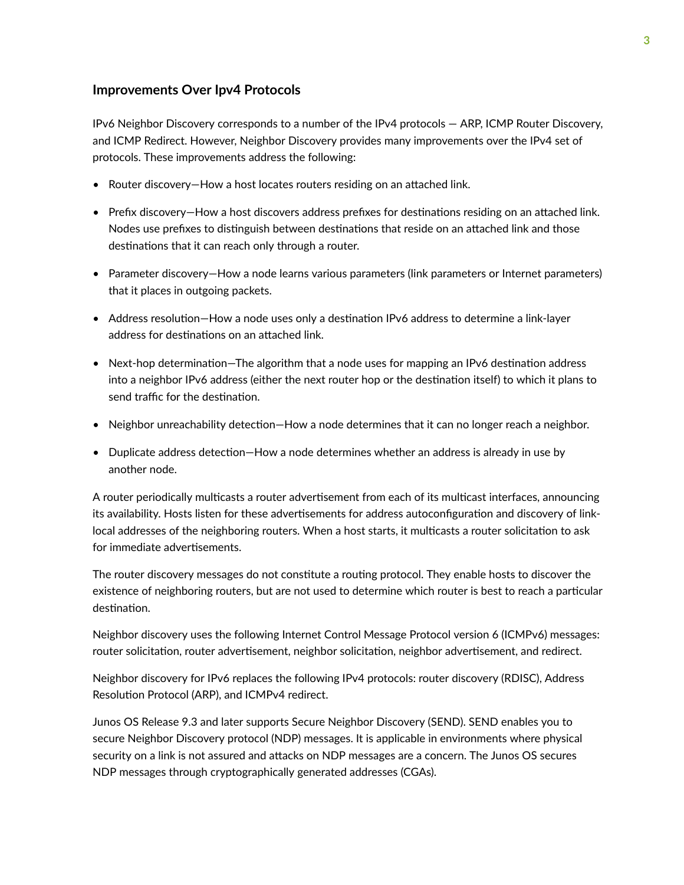### Improvements Over Ipv4 Protocols

IPv6 Neighbor Discovery corresponds to a number of the IPv4 protocols — ARP, ICMP Router Discovery, and ICMP Redirect. However, Neighbor Discovery provides many improvements over the IPv4 set of protocols. These improvements address the following:

- Router discovery—How a host locates routers residing on an attached link.
- Prefix discovery—How a host discovers address prefixes for destinations residing on an attached link. Nodes use prefixes to distinguish between destinations that reside on an attached link and those destinations that it can reach only through a router.
- Parameter discovery—How a node learns various parameters (link parameters or Internet parameters) that it places in outgoing packets.
- Address resolution—How a node uses only a destination IPv6 address to determine a link-layer address for destinations on an attached link.
- Next-hop determination—The algorithm that a node uses for mapping an IPv6 destination address into a neighbor IPv6 address (either the next router hop or the destination itself) to which it plans to send traffic for the destination.
- Neighbor unreachability detection—How a node determines that it can no longer reach a neighbor.
- Duplicate address detection—How a node determines whether an address is already in use by another node.

A router periodically multicasts a router advertisement from each of its multicast interfaces, announcing its availability. Hosts listen for these advertisements for address autoconfiguration and discovery of link-local addresses of the neighboring routers. When a host starts, it multicasts a router solicitation to ask for immediate advertisements.

The router discovery messages do not constitute a routing protocol. They enable hosts to discover the existence of neighboring routers, but are not used to determine which router is best to reach a particular destination.

Neighbor discovery uses the following Internet Control Message Protocol version 6 (ICMPv6) messages: router solicitation, router advertisement, neighbor solicitation, neighbor advertisement, and redirect.

Neighbor discovery for IPv6 replaces the following IPv4 protocols: router discovery (RDISC), Address Resolution Protocol (ARP), and ICMPv4 redirect.

Junos OS Release 9.3 and later supports Secure Neighbor Discovery (SEND). SEND enables you to secure Neighbor Discovery protocol (NDP) messages. It is applicable in environments where physical security on a link is not assured and attacks on NDP messages are a concern. The Junos OS secures NDP messages through cryptographically generated addresses (CGAs).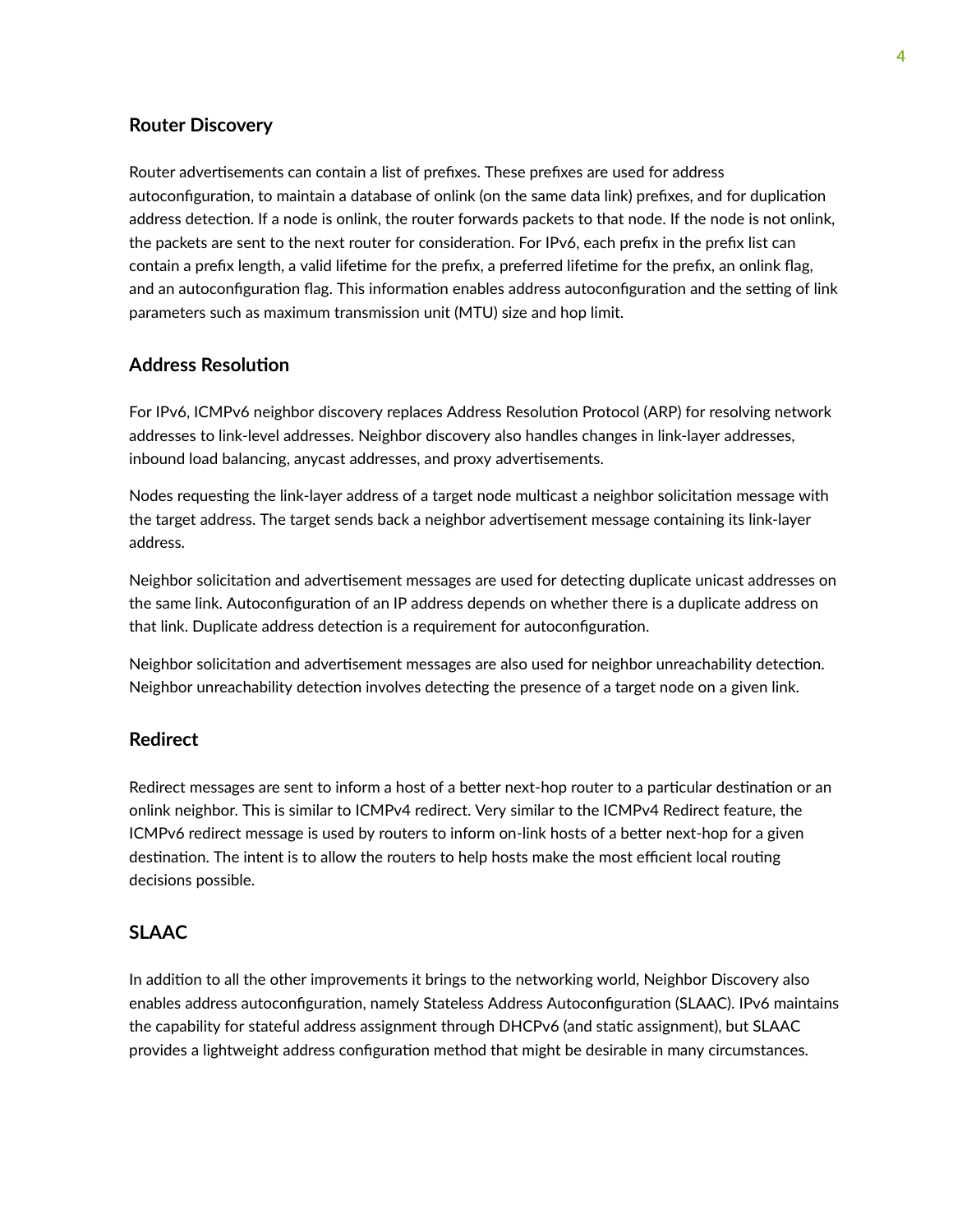### Router Discovery

Router advertisements can contain a list of prefixes. These prefixes are used for address autoconfiguration, to maintain a database of onlink (on the same data link) prefixes, and for duplication address detection. If a node is onlink, the router forwards packets to that node. If the node is not onlink, the packets are sent to the next router for consideration. For IPv6, each prefix in the prefix list can contain a prefix length, a valid lifetime for the prefix, a preferred lifetime for the prefix, an onlink flag, and an autoconfiguration flag. This information enables address autoconfiguration and the setting of link parameters such as maximum transmission unit (MTU) size and hop limit.

### Address Resolution

For IPv6, ICMPv6 neighbor discovery replaces Address Resolution Protocol (ARP) for resolving network addresses to link-level addresses. Neighbor discovery also handles changes in link-layer addresses, inbound load balancing, anycast addresses, and proxy advertisements.

Nodes requesting the link-layer address of a target node multicast a neighbor solicitation message with the target address. The target sends back a neighbor advertisement message containing its link-layer address.

Neighbor solicitation and advertisement messages are used for detecting duplicate unicast addresses on the same link. Autoconfiguration of an IP address depends on whether there is a duplicate address on that link. Duplicate address detection is a requirement for autoconfiguration.

Neighbor solicitation and advertisement messages are also used for neighbor unreachability detection. Neighbor unreachability detection involves detecting the presence of a target node on a given link.

### Redirect

Redirect messages are sent to inform a host of a better next-hop router to a particular destination or an onlink neighbor. This is similar to ICMPv4 redirect. Very similar to the ICMPv4 Redirect feature, the ICMPv6 redirect message is used by routers to inform on-link hosts of a better next-hop for a given destination. The intent is to allow the routers to help hosts make the most efficient local routing decisions possible.

### SLAAC

In addition to all the other improvements it brings to the networking world, Neighbor Discovery also enables address autoconfiguration, namely Stateless Address Autoconfiguration (SLAAC). IPv6 maintains the capability for stateful address assignment through DHCPv6 (and static assignment), but SLAAC provides a lightweight address configuration method that might be desirable in many circumstances.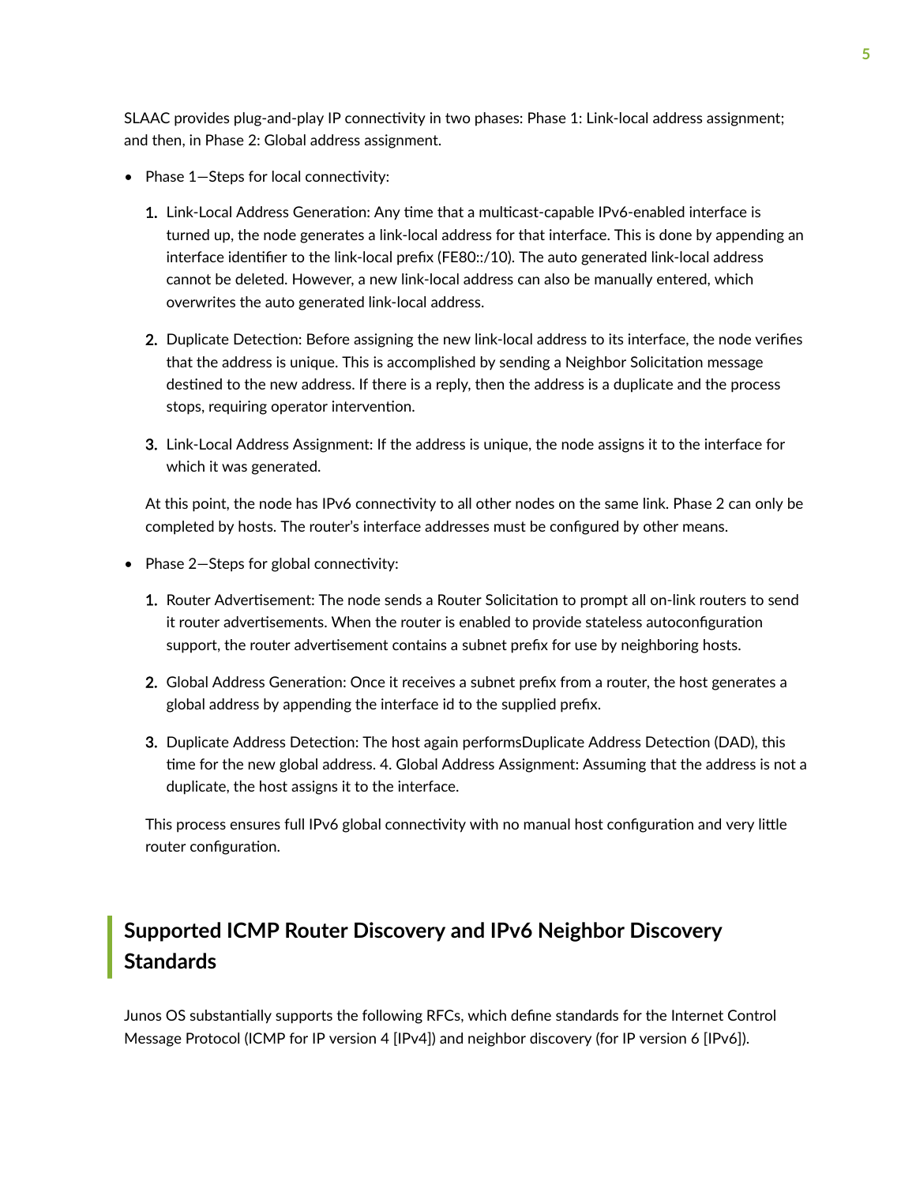SLAAC provides plug-and-play IP connectivity in two phases: Phase 1: Link-local address assignment; and then, in Phase 2: Global address assignment.

- Phase 1—Steps for local connectivity:

  1. Link-Local Address Generation: Any time that a multicast-capable IPv6-enabled interface is turned up, the node generates a link-local address for that interface. This is done by appending an interface identifier to the link-local prefix (FE80::/10). The auto generated link-local address cannot be deleted. However, a new link-local address can also be manually entered, which overwrites the auto generated link-local address.

  2. Duplicate Detection: Before assigning the new link-local address to its interface, the node verifies that the address is unique. This is accomplished by sending a Neighbor Solicitation message destined to the new address. If there is a reply, then the address is a duplicate and the process stops, requiring operator intervention.

  3. Link-Local Address Assignment: If the address is unique, the node assigns it to the interface for which it was generated.

  At this point, the node has IPv6 connectivity to all other nodes on the same link. Phase 2 can only be completed by hosts. The router's interface addresses must be configured by other means.

- Phase 2—Steps for global connectivity:

  1. Router Advertisement: The node sends a Router Solicitation to prompt all on-link routers to send it router advertisements. When the router is enabled to provide stateless autoconfiguration support, the router advertisement contains a subnet prefix for use by neighboring hosts.

  2. Global Address Generation: Once it receives a subnet prefix from a router, the host generates a global address by appending the interface id to the supplied prefix.

  3. Duplicate Address Detection: The host again performsDuplicate Address Detection (DAD), this time for the new global address. 4. Global Address Assignment: Assuming that the address is not a duplicate, the host assigns it to the interface.

  This process ensures full IPv6 global connectivity with no manual host configuration and very little router configuration.

## Supported ICMP Router Discovery and IPv6 Neighbor Discovery Standards

Junos OS substantially supports the following RFCs, which define standards for the Internet Control Message Protocol (ICMP for IP version 4 [IPv4]) and neighbor discovery (for IP version 6 [IPv6]).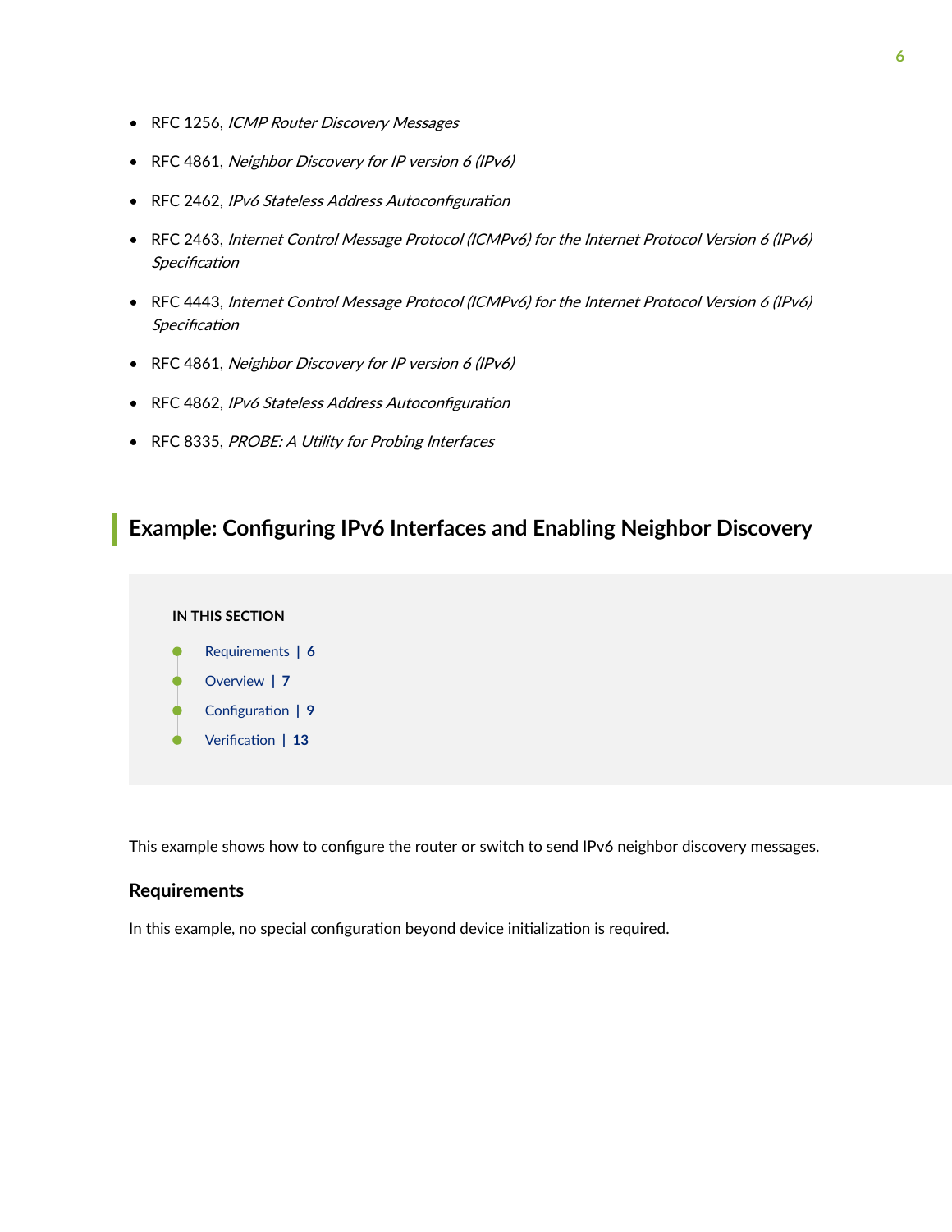- RFC 1256, *ICMP Router Discovery Messages*
- RFC 4861, *Neighbor Discovery for IP version 6 (IPv6)*
- RFC 2462, *IPv6 Stateless Address Autoconfiguration*
- RFC 2463, *Internet Control Message Protocol (ICMPv6) for the Internet Protocol Version 6 (IPv6) Specification*
- RFC 4443, *Internet Control Message Protocol (ICMPv6) for the Internet Protocol Version 6 (IPv6) Specification*
- RFC 4861, *Neighbor Discovery for IP version 6 (IPv6)*
- RFC 4862, *IPv6 Stateless Address Autoconfiguration*
- RFC 8335, *PROBE: A Utility for Probing Interfaces*

## Example: Configuring IPv6 Interfaces and Enabling Neighbor Discovery

**IN THIS SECTION**

- Requirements | 6
- Overview | 7
- Configuration | 9
- Verification | 13

This example shows how to configure the router or switch to send IPv6 neighbor discovery messages.

### Requirements

In this example, no special configuration beyond device initialization is required.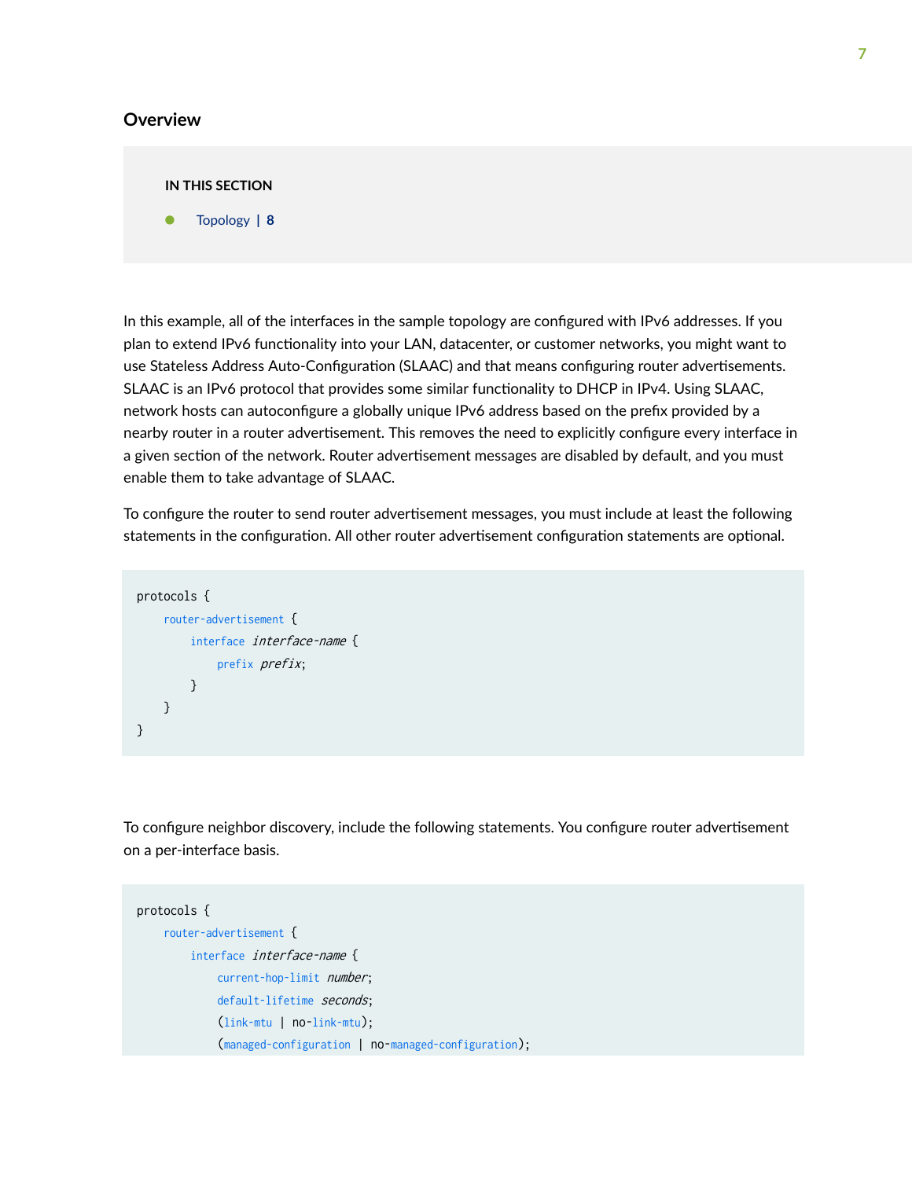## Overview

**IN THIS SECTION**

- Topology | 8

In this example, all of the interfaces in the sample topology are configured with IPv6 addresses. If you plan to extend IPv6 functionality into your LAN, datacenter, or customer networks, you might want to use Stateless Address Auto-Configuration (SLAAC) and that means configuring router advertisements. SLAAC is an IPv6 protocol that provides some similar functionality to DHCP in IPv4. Using SLAAC, network hosts can autoconfigure a globally unique IPv6 address based on the prefix provided by a nearby router in a router advertisement. This removes the need to explicitly configure every interface in a given section of the network. Router advertisement messages are disabled by default, and you must enable them to take advantage of SLAAC.

To configure the router to send router advertisement messages, you must include at least the following statements in the configuration. All other router advertisement configuration statements are optional.

```
protocols {
    router-advertisement {
        interface interface-name {
            prefix prefix;
        }
    }
}
```

To configure neighbor discovery, include the following statements. You configure router advertisement on a per-interface basis.

```
protocols {
    router-advertisement {
        interface interface-name {
            current-hop-limit number;
            default-lifetime seconds;
            (link-mtu | no-link-mtu);
            (managed-configuration | no-managed-configuration);
```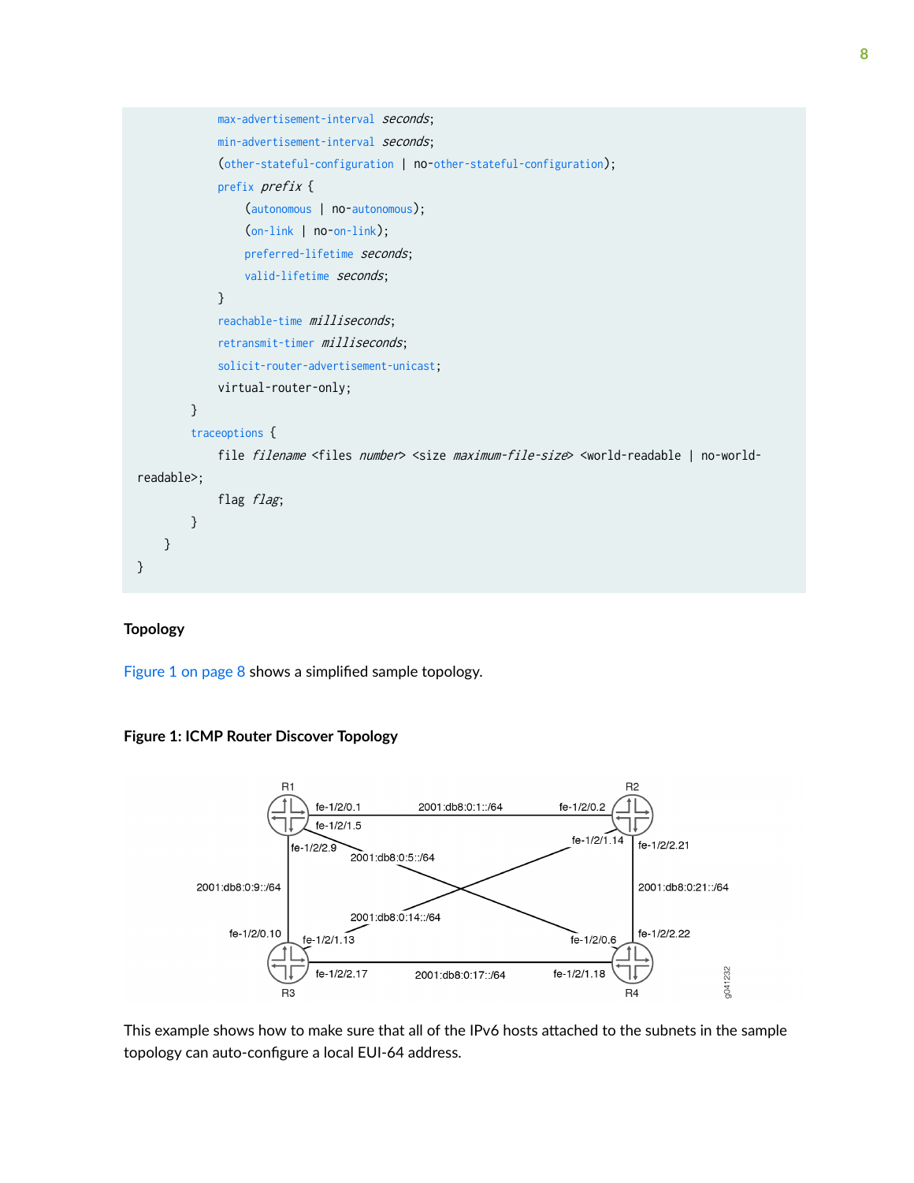```
            max-advertisement-interval seconds;
            min-advertisement-interval seconds;
            (other-stateful-configuration | no-other-stateful-configuration);
            prefix prefix {
                (autonomous | no-autonomous);
                (on-link | no-on-link);
                preferred-lifetime seconds;
                valid-lifetime seconds;
            }
            reachable-time milliseconds;
            retransmit-timer milliseconds;
            solicit-router-advertisement-unicast;
            virtual-router-only;
        }
        traceoptions {
            file filename <files number> <size maximum-file-size> <world-readable | no-world-
readable>;
            flag flag;
        }
    }
}
```

### Topology

Figure 1 on page 8 shows a simplified sample topology.

**Figure 1: ICMP Router Discover Topology**

This example shows how to make sure that all of the IPv6 hosts attached to the subnets in the sample topology can auto-configure a local EUI-64 address.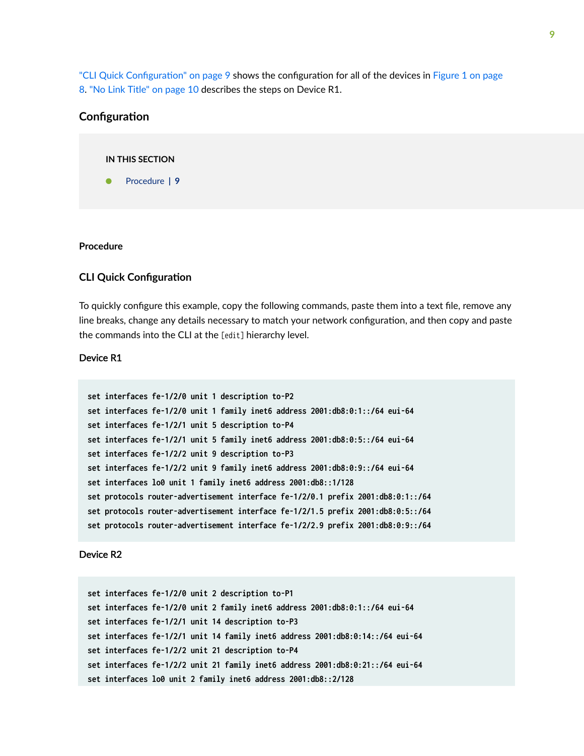"CLI Quick Configuration" on page 9 shows the configuration for all of the devices in Figure 1 on page 8. "No Link Title" on page 10 describes the steps on Device R1.

## Configuration

**IN THIS SECTION**

- Procedure | 9

### Procedure

#### CLI Quick Configuration

To quickly configure this example, copy the following commands, paste them into a text file, remove any line breaks, change any details necessary to match your network configuration, and then copy and paste the commands into the CLI at the `[edit]` hierarchy level.

**Device R1**

```
set interfaces fe-1/2/0 unit 1 description to-P2
set interfaces fe-1/2/0 unit 1 family inet6 address 2001:db8:0:1::/64 eui-64
set interfaces fe-1/2/1 unit 5 description to-P4
set interfaces fe-1/2/1 unit 5 family inet6 address 2001:db8:0:5::/64 eui-64
set interfaces fe-1/2/2 unit 9 description to-P3
set interfaces fe-1/2/2 unit 9 family inet6 address 2001:db8:0:9::/64 eui-64
set interfaces lo0 unit 1 family inet6 address 2001:db8::1/128
set protocols router-advertisement interface fe-1/2/0.1 prefix 2001:db8:0:1::/64
set protocols router-advertisement interface fe-1/2/1.5 prefix 2001:db8:0:5::/64
set protocols router-advertisement interface fe-1/2/2.9 prefix 2001:db8:0:9::/64
```

**Device R2**

```
set interfaces fe-1/2/0 unit 2 description to-P1
set interfaces fe-1/2/0 unit 2 family inet6 address 2001:db8:0:1::/64 eui-64
set interfaces fe-1/2/1 unit 14 description to-P3
set interfaces fe-1/2/1 unit 14 family inet6 address 2001:db8:0:14::/64 eui-64
set interfaces fe-1/2/2 unit 21 description to-P4
set interfaces fe-1/2/2 unit 21 family inet6 address 2001:db8:0:21::/64 eui-64
set interfaces lo0 unit 2 family inet6 address 2001:db8::2/128
```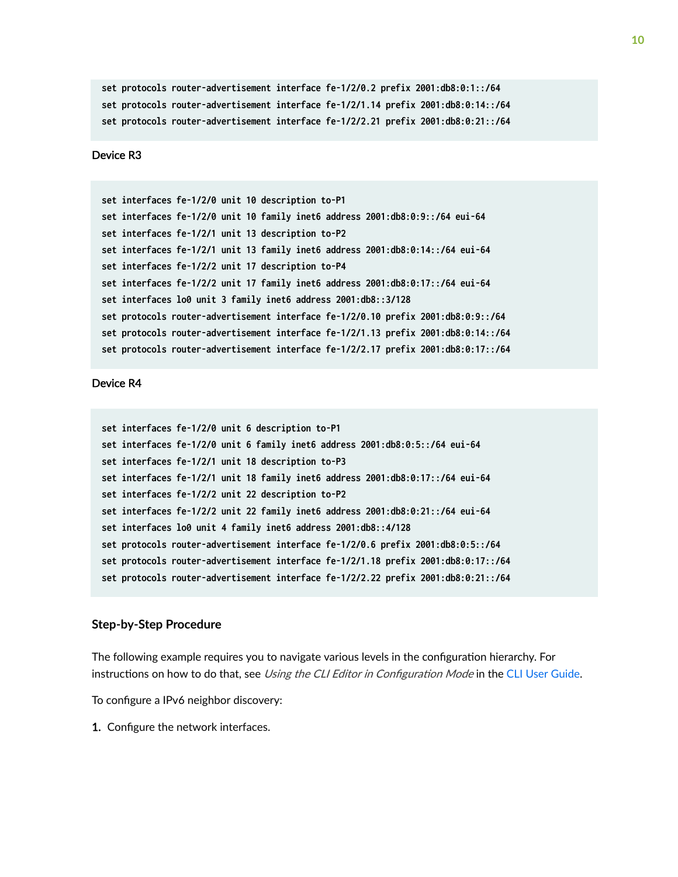```
set protocols router-advertisement interface fe-1/2/0.2 prefix 2001:db8:0:1::/64
set protocols router-advertisement interface fe-1/2/1.14 prefix 2001:db8:0:14::/64
set protocols router-advertisement interface fe-1/2/2.21 prefix 2001:db8:0:21::/64
```

Device R3

```
set interfaces fe-1/2/0 unit 10 description to-P1
set interfaces fe-1/2/0 unit 10 family inet6 address 2001:db8:0:9::/64 eui-64
set interfaces fe-1/2/1 unit 13 description to-P2
set interfaces fe-1/2/1 unit 13 family inet6 address 2001:db8:0:14::/64 eui-64
set interfaces fe-1/2/2 unit 17 description to-P4
set interfaces fe-1/2/2 unit 17 family inet6 address 2001:db8:0:17::/64 eui-64
set interfaces lo0 unit 3 family inet6 address 2001:db8::3/128
set protocols router-advertisement interface fe-1/2/0.10 prefix 2001:db8:0:9::/64
set protocols router-advertisement interface fe-1/2/1.13 prefix 2001:db8:0:14::/64
set protocols router-advertisement interface fe-1/2/2.17 prefix 2001:db8:0:17::/64
```

Device R4

```
set interfaces fe-1/2/0 unit 6 description to-P1
set interfaces fe-1/2/0 unit 6 family inet6 address 2001:db8:0:5::/64 eui-64
set interfaces fe-1/2/1 unit 18 description to-P3
set interfaces fe-1/2/1 unit 18 family inet6 address 2001:db8:0:17::/64 eui-64
set interfaces fe-1/2/2 unit 22 description to-P2
set interfaces fe-1/2/2 unit 22 family inet6 address 2001:db8:0:21::/64 eui-64
set interfaces lo0 unit 4 family inet6 address 2001:db8::4/128
set protocols router-advertisement interface fe-1/2/0.6 prefix 2001:db8:0:5::/64
set protocols router-advertisement interface fe-1/2/1.18 prefix 2001:db8:0:17::/64
set protocols router-advertisement interface fe-1/2/2.22 prefix 2001:db8:0:21::/64
```

### Step-by-Step Procedure

The following example requires you to navigate various levels in the configuration hierarchy. For instructions on how to do that, see *Using the CLI Editor in Configuration Mode* in the CLI User Guide.

To configure a IPv6 neighbor discovery:

1. Configure the network interfaces.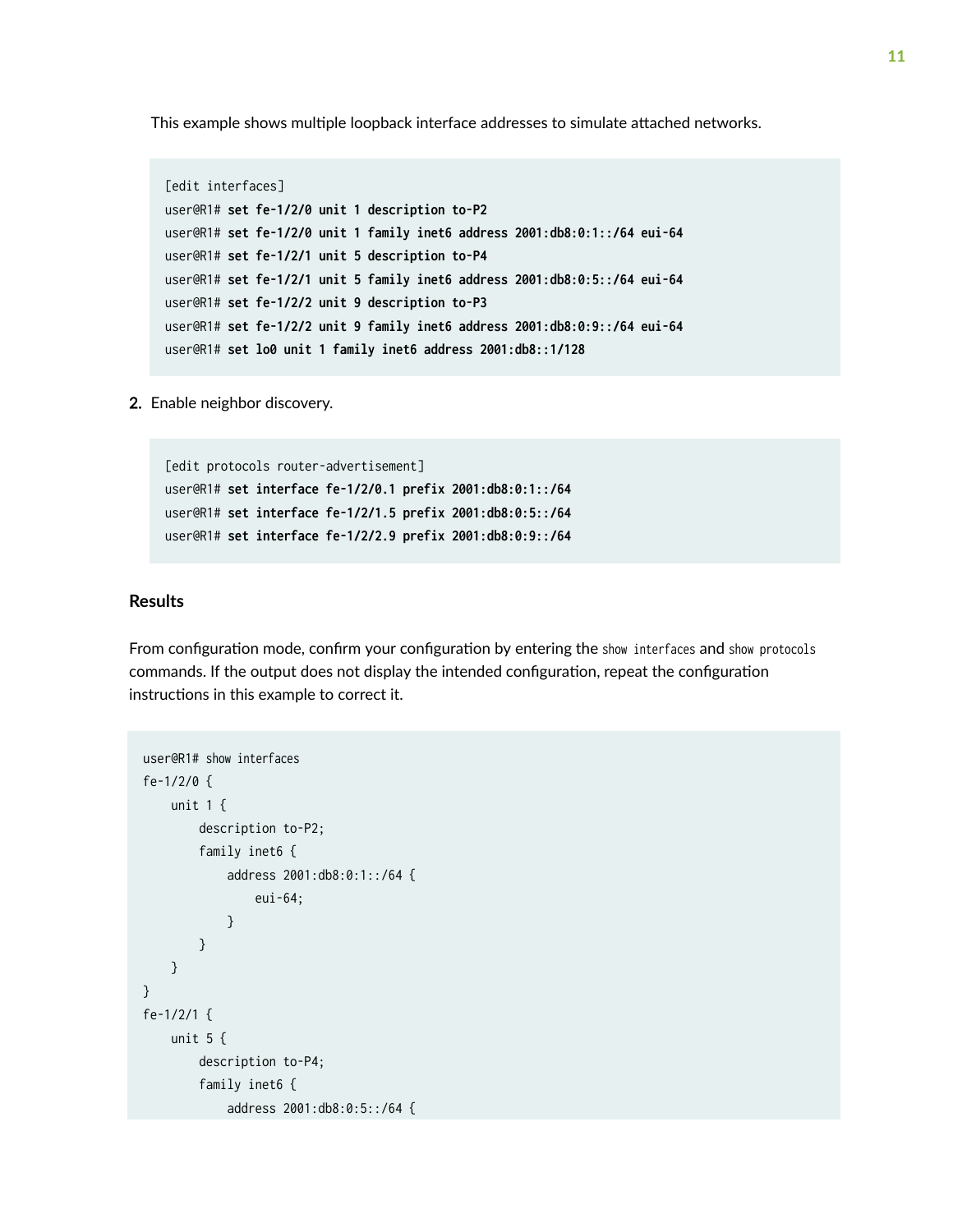This example shows multiple loopback interface addresses to simulate attached networks.

```
[edit interfaces]
user@R1# set fe-1/2/0 unit 1 description to-P2
user@R1# set fe-1/2/0 unit 1 family inet6 address 2001:db8:0:1::/64 eui-64
user@R1# set fe-1/2/1 unit 5 description to-P4
user@R1# set fe-1/2/1 unit 5 family inet6 address 2001:db8:0:5::/64 eui-64
user@R1# set fe-1/2/2 unit 9 description to-P3
user@R1# set fe-1/2/2 unit 9 family inet6 address 2001:db8:0:9::/64 eui-64
user@R1# set lo0 unit 1 family inet6 address 2001:db8::1/128
```

2. Enable neighbor discovery.

```
[edit protocols router-advertisement]
user@R1# set interface fe-1/2/0.1 prefix 2001:db8:0:1::/64
user@R1# set interface fe-1/2/1.5 prefix 2001:db8:0:5::/64
user@R1# set interface fe-1/2/2.9 prefix 2001:db8:0:9::/64
```

### Results

From configuration mode, confirm your configuration by entering the `show interfaces` and `show protocols` commands. If the output does not display the intended configuration, repeat the configuration instructions in this example to correct it.

```
user@R1# show interfaces
fe-1/2/0 {
    unit 1 {
        description to-P2;
        family inet6 {
            address 2001:db8:0:1::/64 {
                eui-64;
            }
        }
    }
}
fe-1/2/1 {
    unit 5 {
        description to-P4;
        family inet6 {
            address 2001:db8:0:5::/64 {
```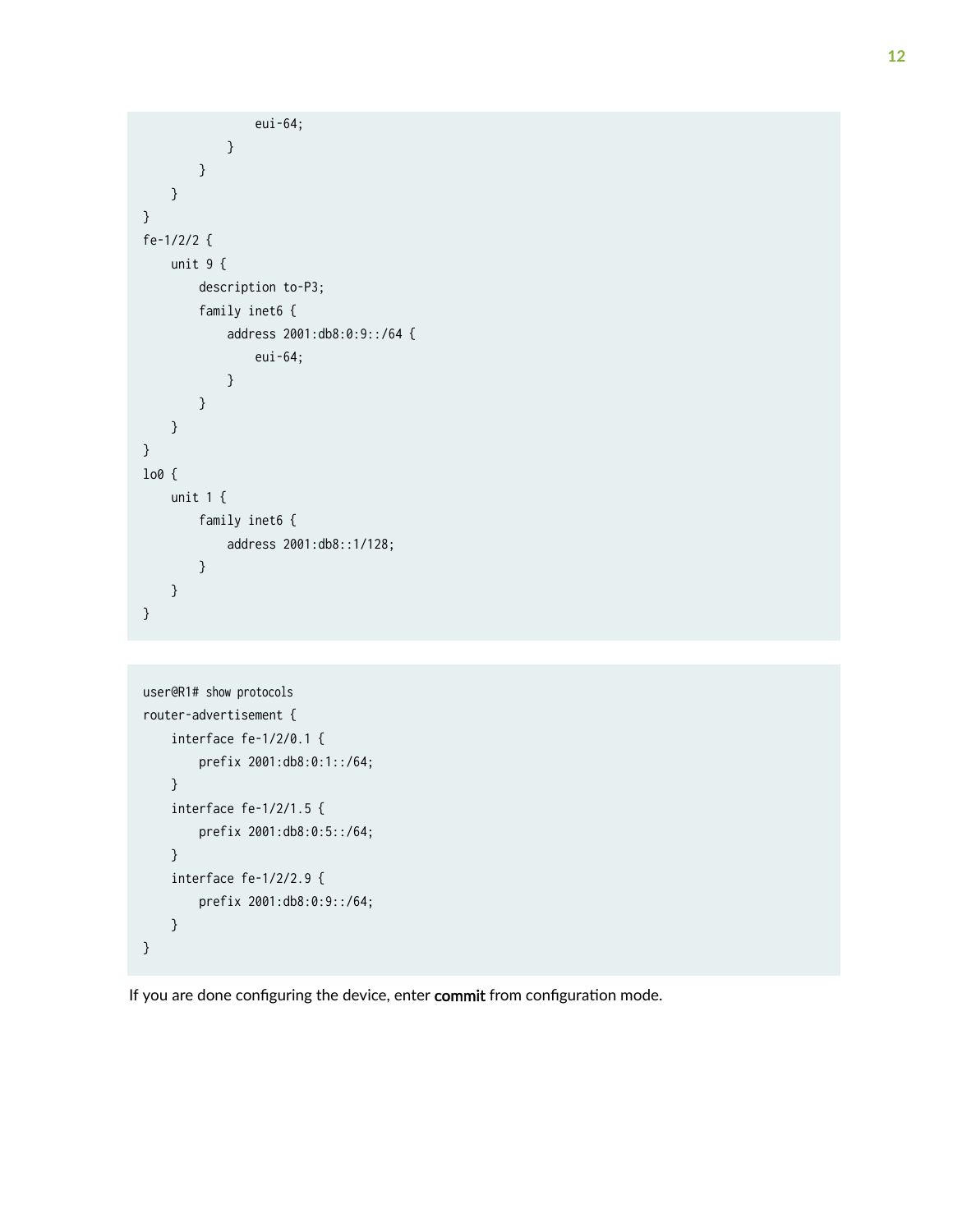```
                eui-64;
            }
        }
    }
}
fe-1/2/2 {
    unit 9 {
        description to-P3;
        family inet6 {
            address 2001:db8:0:9::/64 {
                eui-64;
            }
        }
    }
}
lo0 {
    unit 1 {
        family inet6 {
            address 2001:db8::1/128;
        }
    }
}
```

```
user@R1# show protocols
router-advertisement {
    interface fe-1/2/0.1 {
        prefix 2001:db8:0:1::/64;
    }
    interface fe-1/2/1.5 {
        prefix 2001:db8:0:5::/64;
    }
    interface fe-1/2/2.9 {
        prefix 2001:db8:0:9::/64;
    }
}
```

If you are done configuring the device, enter **commit** from configuration mode.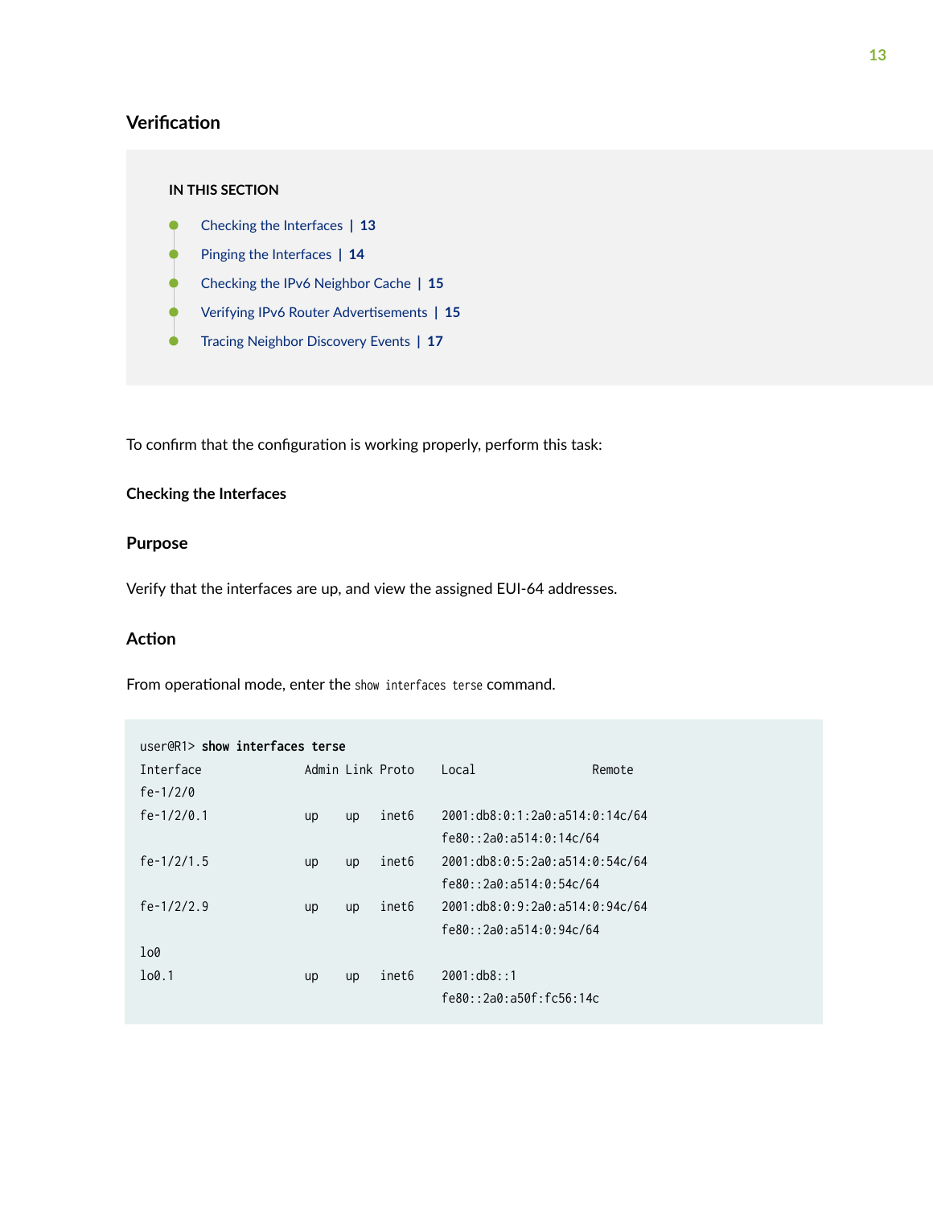## Verification

**IN THIS SECTION**

- Checking the Interfaces | 13
- Pinging the Interfaces | 14
- Checking the IPv6 Neighbor Cache | 15
- Verifying IPv6 Router Advertisements | 15
- Tracing Neighbor Discovery Events | 17

To confirm that the configuration is working properly, perform this task:

### Checking the Interfaces

#### Purpose

Verify that the interfaces are up, and view the assigned EUI-64 addresses.

#### Action

From operational mode, enter the `show interfaces terse` command.

```
user@R1> show interfaces terse
Interface               Admin Link Proto    Local                 Remote
fe-1/2/0
fe-1/2/0.1              up    up   inet6    2001:db8:0:1:2a0:a514:0:14c/64
                                            fe80::2a0:a514:0:14c/64
fe-1/2/1.5              up    up   inet6    2001:db8:0:5:2a0:a514:0:54c/64
                                            fe80::2a0:a514:0:54c/64
fe-1/2/2.9              up    up   inet6    2001:db8:0:9:2a0:a514:0:94c/64
                                            fe80::2a0:a514:0:94c/64
lo0
lo0.1                   up    up   inet6    2001:db8::1
                                            fe80::2a0:a50f:fc56:14c
```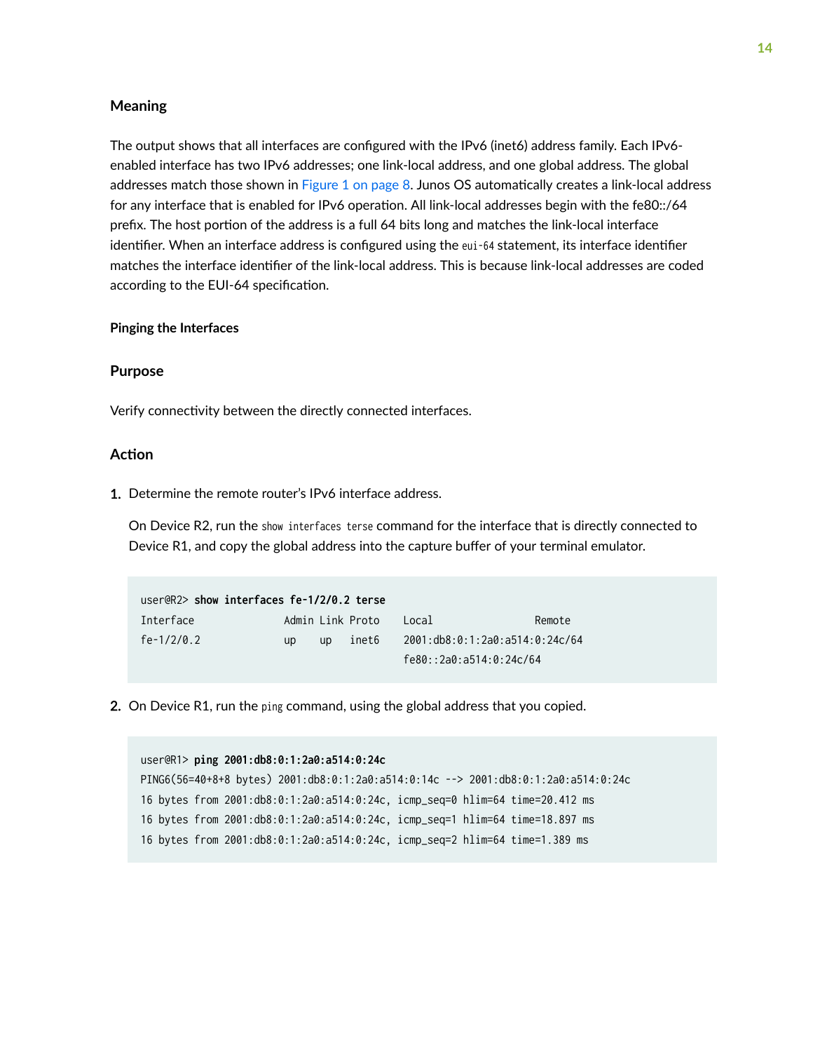### Meaning

The output shows that all interfaces are configured with the IPv6 (inet6) address family. Each IPv6-enabled interface has two IPv6 addresses; one link-local address, and one global address. The global addresses match those shown in Figure 1 on page 8. Junos OS automatically creates a link-local address for any interface that is enabled for IPv6 operation. All link-local addresses begin with the fe80::/64 prefix. The host portion of the address is a full 64 bits long and matches the link-local interface identifier. When an interface address is configured using the `eui-64` statement, its interface identifier matches the interface identifier of the link-local address. This is because link-local addresses are coded according to the EUI-64 specification.

#### Pinging the Interfaces

### Purpose

Verify connectivity between the directly connected interfaces.

### Action

1. Determine the remote router's IPv6 interface address.

   On Device R2, run the `show interfaces terse` command for the interface that is directly connected to Device R1, and copy the global address into the capture buffer of your terminal emulator.

```
user@R2> show interfaces fe-1/2/0.2 terse
Interface               Admin Link Proto    Local                 Remote
fe-1/2/0.2              up    up   inet6    2001:db8:0:1:2a0:a514:0:24c/64
                                            fe80::2a0:a514:0:24c/64
```

2. On Device R1, run the `ping` command, using the global address that you copied.

```
user@R1> ping 2001:db8:0:1:2a0:a514:0:24c
PING6(56=40+8+8 bytes) 2001:db8:0:1:2a0:a514:0:14c --> 2001:db8:0:1:2a0:a514:0:24c
16 bytes from 2001:db8:0:1:2a0:a514:0:24c, icmp_seq=0 hlim=64 time=20.412 ms
16 bytes from 2001:db8:0:1:2a0:a514:0:24c, icmp_seq=1 hlim=64 time=18.897 ms
16 bytes from 2001:db8:0:1:2a0:a514:0:24c, icmp_seq=2 hlim=64 time=1.389 ms
```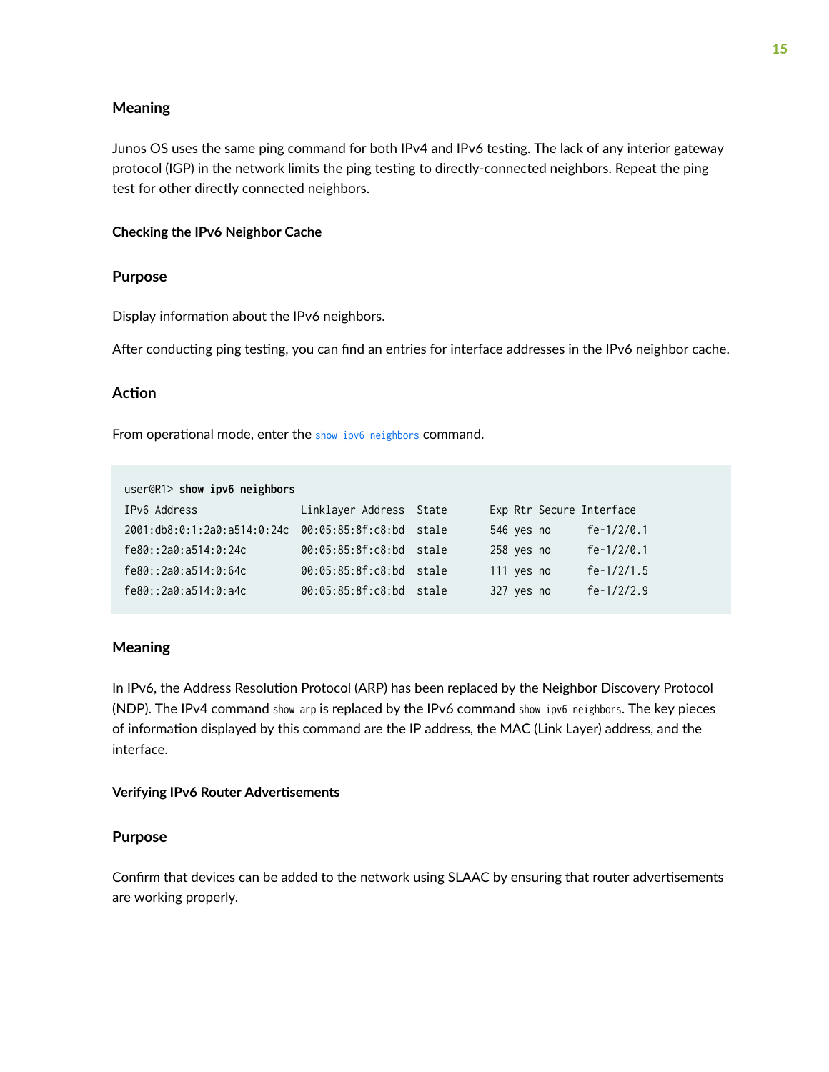### Meaning

Junos OS uses the same ping command for both IPv4 and IPv6 testing. The lack of any interior gateway protocol (IGP) in the network limits the ping testing to directly-connected neighbors. Repeat the ping test for other directly connected neighbors.

#### Checking the IPv6 Neighbor Cache

### Purpose

Display information about the IPv6 neighbors.

After conducting ping testing, you can find an entries for interface addresses in the IPv6 neighbor cache.

### Action

From operational mode, enter the `show ipv6 neighbors` command.

```
user@R1> show ipv6 neighbors
IPv6 Address                 Linklayer Address  State       Exp Rtr Secure Interface
2001:db8:0:1:2a0:a514:0:24c  00:05:85:8f:c8:bd  stale       546 yes no      fe-1/2/0.1
fe80::2a0:a514:0:24c         00:05:85:8f:c8:bd  stale       258 yes no      fe-1/2/0.1
fe80::2a0:a514:0:64c         00:05:85:8f:c8:bd  stale       111 yes no      fe-1/2/1.5
fe80::2a0:a514:0:a4c         00:05:85:8f:c8:bd  stale       327 yes no      fe-1/2/2.9
```

### Meaning

In IPv6, the Address Resolution Protocol (ARP) has been replaced by the Neighbor Discovery Protocol (NDP). The IPv4 command `show arp` is replaced by the IPv6 command `show ipv6 neighbors`. The key pieces of information displayed by this command are the IP address, the MAC (Link Layer) address, and the interface.

#### Verifying IPv6 Router Advertisements

### Purpose

Confirm that devices can be added to the network using SLAAC by ensuring that router advertisements are working properly.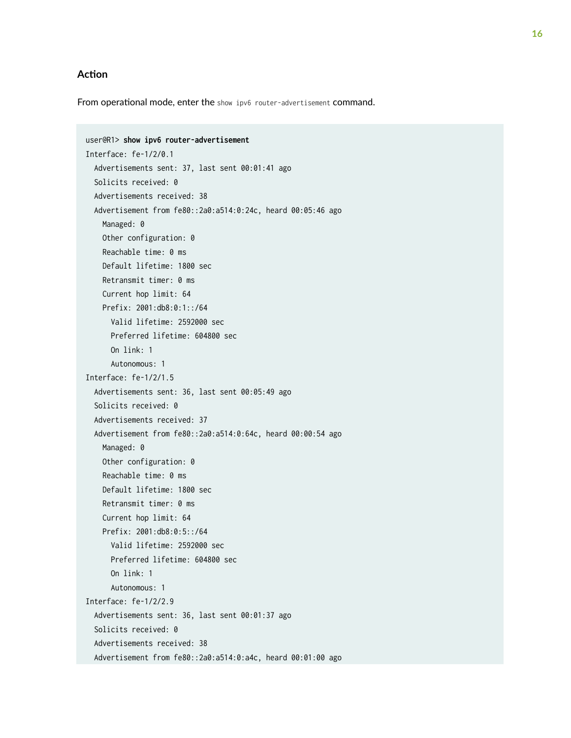### Action

From operational mode, enter the `show ipv6 router-advertisement` command.

```
user@R1> show ipv6 router-advertisement
Interface: fe-1/2/0.1
  Advertisements sent: 37, last sent 00:01:41 ago
  Solicits received: 0
  Advertisements received: 38
  Advertisement from fe80::2a0:a514:0:24c, heard 00:05:46 ago
    Managed: 0
    Other configuration: 0
    Reachable time: 0 ms
    Default lifetime: 1800 sec
    Retransmit timer: 0 ms
    Current hop limit: 64
    Prefix: 2001:db8:0:1::/64
      Valid lifetime: 2592000 sec
      Preferred lifetime: 604800 sec
      On link: 1
      Autonomous: 1
Interface: fe-1/2/1.5
  Advertisements sent: 36, last sent 00:05:49 ago
  Solicits received: 0
  Advertisements received: 37
  Advertisement from fe80::2a0:a514:0:64c, heard 00:00:54 ago
    Managed: 0
    Other configuration: 0
    Reachable time: 0 ms
    Default lifetime: 1800 sec
    Retransmit timer: 0 ms
    Current hop limit: 64
    Prefix: 2001:db8:0:5::/64
      Valid lifetime: 2592000 sec
      Preferred lifetime: 604800 sec
      On link: 1
      Autonomous: 1
Interface: fe-1/2/2.9
  Advertisements sent: 36, last sent 00:01:37 ago
  Solicits received: 0
  Advertisements received: 38
  Advertisement from fe80::2a0:a514:0:a4c, heard 00:01:00 ago
```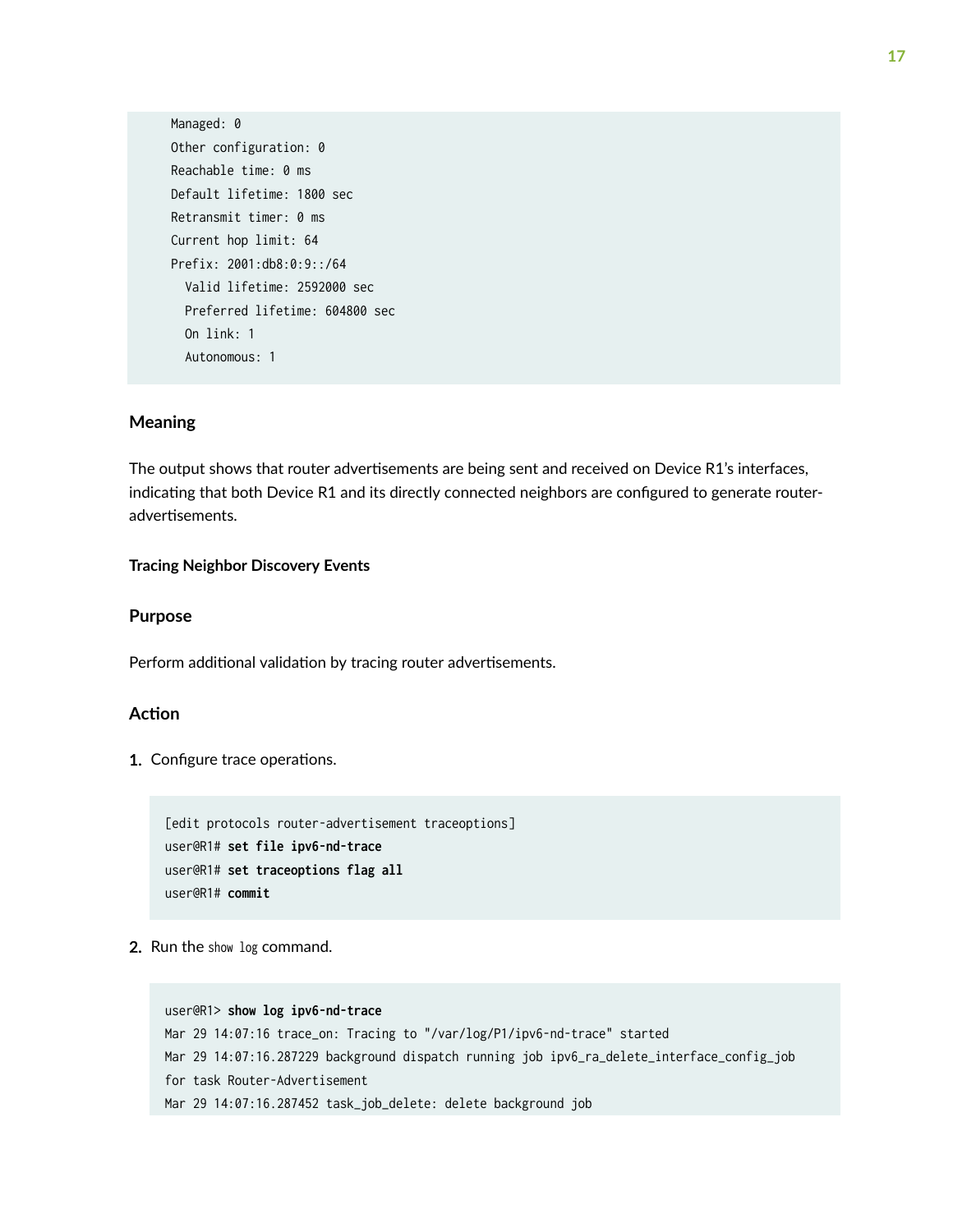```
  Managed: 0
  Other configuration: 0
  Reachable time: 0 ms
  Default lifetime: 1800 sec
  Retransmit timer: 0 ms
  Current hop limit: 64
  Prefix: 2001:db8:0:9::/64
    Valid lifetime: 2592000 sec
    Preferred lifetime: 604800 sec
    On link: 1
    Autonomous: 1
```

### Meaning

The output shows that router advertisements are being sent and received on Device R1's interfaces, indicating that both Device R1 and its directly connected neighbors are configured to generate router-advertisements.

#### Tracing Neighbor Discovery Events

### Purpose

Perform additional validation by tracing router advertisements.

### Action

1. Configure trace operations.

```
[edit protocols router-advertisement traceoptions]
user@R1# set file ipv6-nd-trace
user@R1# set traceoptions flag all
user@R1# commit
```

2. Run the `show log` command.

```
user@R1> show log ipv6-nd-trace
Mar 29 14:07:16 trace_on: Tracing to "/var/log/P1/ipv6-nd-trace" started
Mar 29 14:07:16.287229 background dispatch running job ipv6_ra_delete_interface_config_job
for task Router-Advertisement
Mar 29 14:07:16.287452 task_job_delete: delete background job
```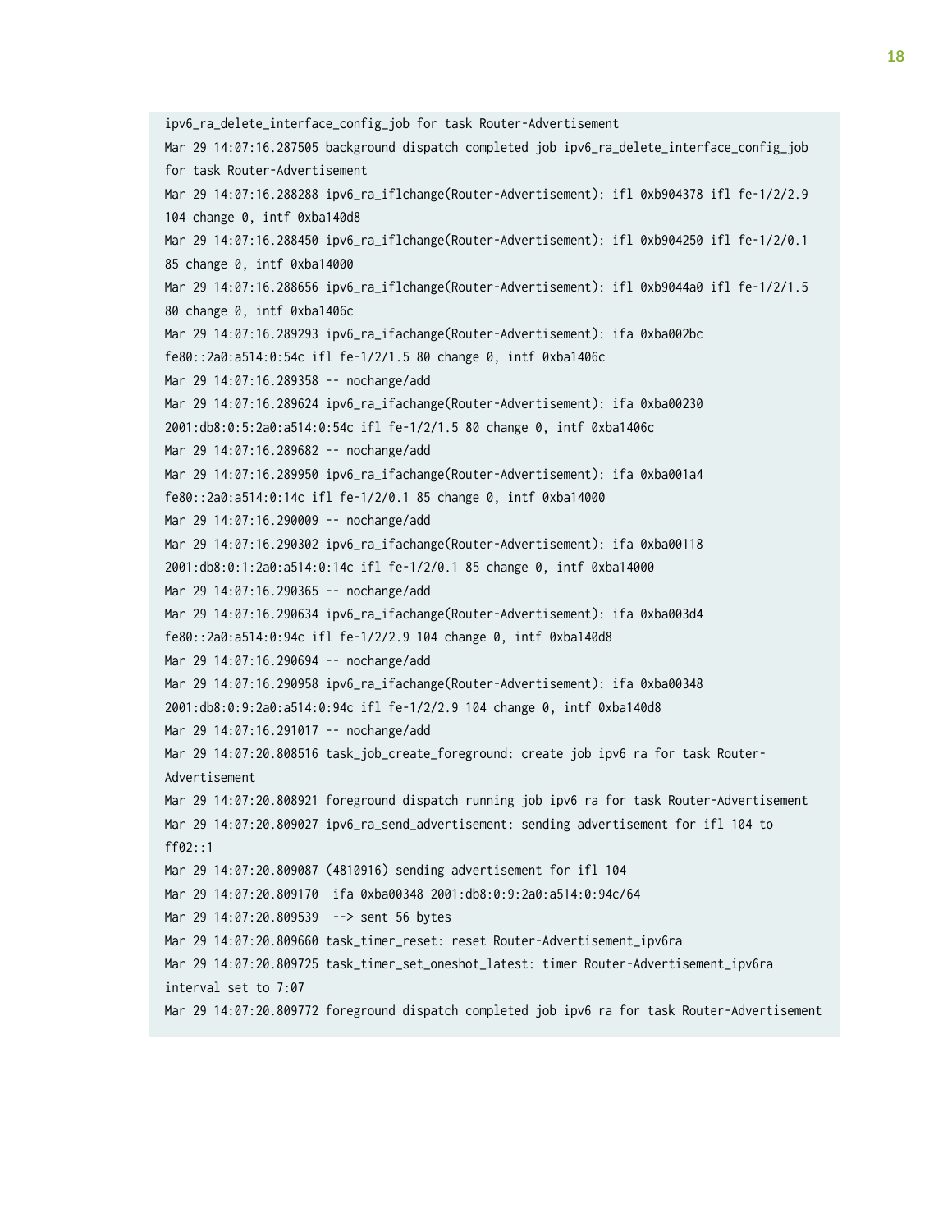```
ipv6_ra_delete_interface_config_job for task Router-Advertisement
Mar 29 14:07:16.287505 background dispatch completed job ipv6_ra_delete_interface_config_job
for task Router-Advertisement
Mar 29 14:07:16.288288 ipv6_ra_iflchange(Router-Advertisement): ifl 0xb904378 ifl fe-1/2/2.9
104 change 0, intf 0xba140d8
Mar 29 14:07:16.288450 ipv6_ra_iflchange(Router-Advertisement): ifl 0xb904250 ifl fe-1/2/0.1
85 change 0, intf 0xba14000
Mar 29 14:07:16.288656 ipv6_ra_iflchange(Router-Advertisement): ifl 0xb9044a0 ifl fe-1/2/1.5
80 change 0, intf 0xba1406c
Mar 29 14:07:16.289293 ipv6_ra_ifachange(Router-Advertisement): ifa 0xba002bc
fe80::2a0:a514:0:54c ifl fe-1/2/1.5 80 change 0, intf 0xba1406c
Mar 29 14:07:16.289358 -- nochange/add
Mar 29 14:07:16.289624 ipv6_ra_ifachange(Router-Advertisement): ifa 0xba00230
2001:db8:0:5:2a0:a514:0:54c ifl fe-1/2/1.5 80 change 0, intf 0xba1406c
Mar 29 14:07:16.289682 -- nochange/add
Mar 29 14:07:16.289950 ipv6_ra_ifachange(Router-Advertisement): ifa 0xba001a4
fe80::2a0:a514:0:14c ifl fe-1/2/0.1 85 change 0, intf 0xba14000
Mar 29 14:07:16.290009 -- nochange/add
Mar 29 14:07:16.290302 ipv6_ra_ifachange(Router-Advertisement): ifa 0xba00118
2001:db8:0:1:2a0:a514:0:14c ifl fe-1/2/0.1 85 change 0, intf 0xba14000
Mar 29 14:07:16.290365 -- nochange/add
Mar 29 14:07:16.290634 ipv6_ra_ifachange(Router-Advertisement): ifa 0xba003d4
fe80::2a0:a514:0:94c ifl fe-1/2/2.9 104 change 0, intf 0xba140d8
Mar 29 14:07:16.290694 -- nochange/add
Mar 29 14:07:16.290958 ipv6_ra_ifachange(Router-Advertisement): ifa 0xba00348
2001:db8:0:9:2a0:a514:0:94c ifl fe-1/2/2.9 104 change 0, intf 0xba140d8
Mar 29 14:07:16.291017 -- nochange/add
Mar 29 14:07:20.808516 task_job_create_foreground: create job ipv6 ra for task Router-
Advertisement
Mar 29 14:07:20.808921 foreground dispatch running job ipv6 ra for task Router-Advertisement
Mar 29 14:07:20.809027 ipv6_ra_send_advertisement: sending advertisement for ifl 104 to
ff02::1
Mar 29 14:07:20.809087 (4810916) sending advertisement for ifl 104
Mar 29 14:07:20.809170  ifa 0xba00348 2001:db8:0:9:2a0:a514:0:94c/64
Mar 29 14:07:20.809539  --> sent 56 bytes
Mar 29 14:07:20.809660 task_timer_reset: reset Router-Advertisement_ipv6ra
Mar 29 14:07:20.809725 task_timer_set_oneshot_latest: timer Router-Advertisement_ipv6ra
interval set to 7:07
Mar 29 14:07:20.809772 foreground dispatch completed job ipv6 ra for task Router-Advertisement
```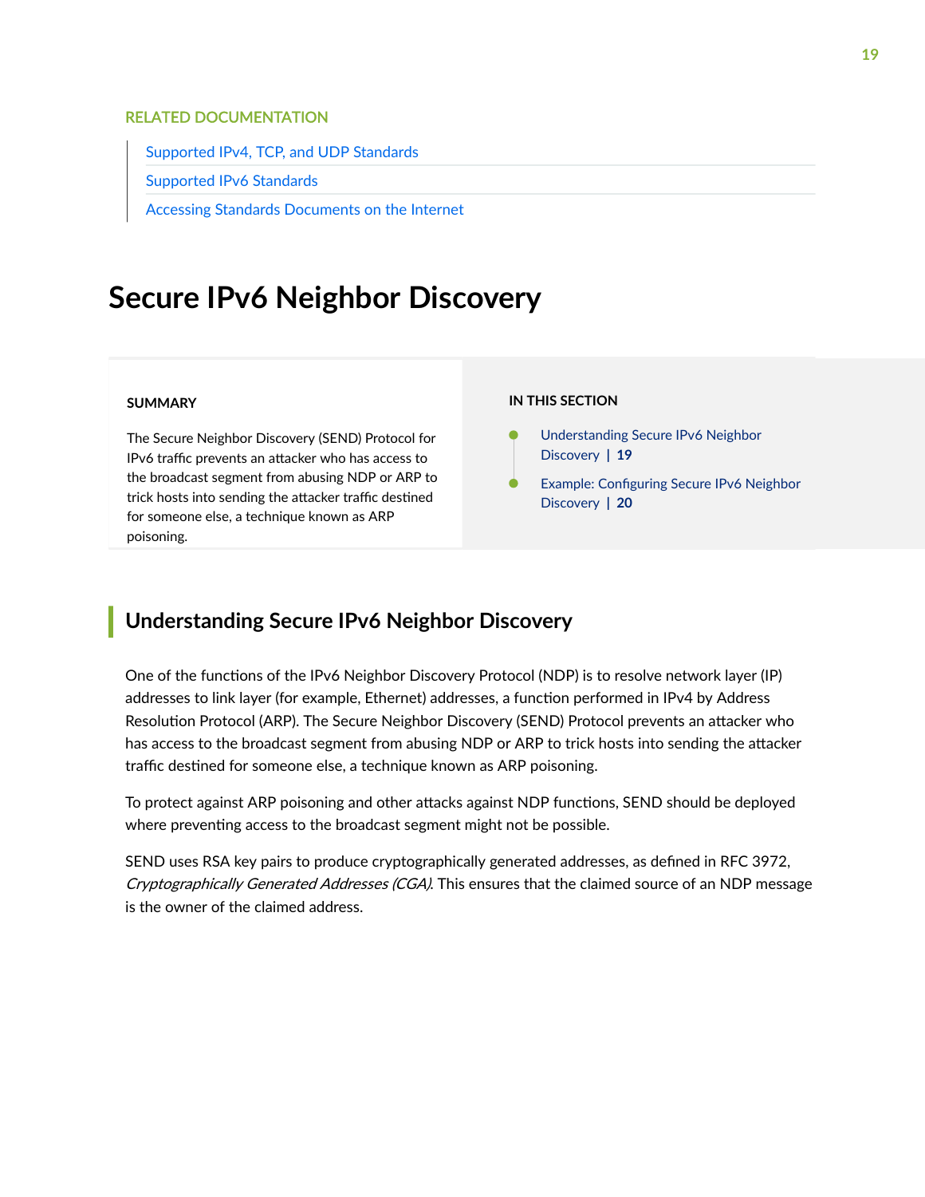RELATED DOCUMENTATION

- Supported IPv4, TCP, and UDP Standards
- Supported IPv6 Standards
- Accessing Standards Documents on the Internet

# Secure IPv6 Neighbor Discovery

**SUMMARY**

The Secure Neighbor Discovery (SEND) Protocol for IPv6 traffic prevents an attacker who has access to the broadcast segment from abusing NDP or ARP to trick hosts into sending the attacker traffic destined for someone else, a technique known as ARP poisoning.

**IN THIS SECTION**

- Understanding Secure IPv6 Neighbor Discovery | 19
- Example: Configuring Secure IPv6 Neighbor Discovery | 20

## Understanding Secure IPv6 Neighbor Discovery

One of the functions of the IPv6 Neighbor Discovery Protocol (NDP) is to resolve network layer (IP) addresses to link layer (for example, Ethernet) addresses, a function performed in IPv4 by Address Resolution Protocol (ARP). The Secure Neighbor Discovery (SEND) Protocol prevents an attacker who has access to the broadcast segment from abusing NDP or ARP to trick hosts into sending the attacker traffic destined for someone else, a technique known as ARP poisoning.

To protect against ARP poisoning and other attacks against NDP functions, SEND should be deployed where preventing access to the broadcast segment might not be possible.

SEND uses RSA key pairs to produce cryptographically generated addresses, as defined in RFC 3972, *Cryptographically Generated Addresses (CGA)*. This ensures that the claimed source of an NDP message is the owner of the claimed address.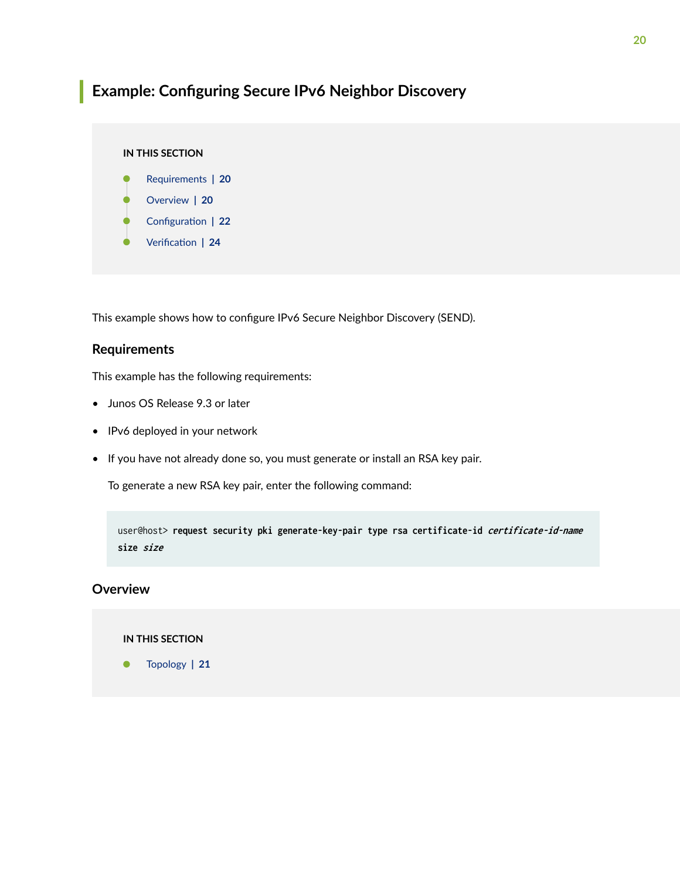## Example: Configuring Secure IPv6 Neighbor Discovery

**IN THIS SECTION**

- Requirements | 20
- Overview | 20
- Configuration | 22
- Verification | 24

This example shows how to configure IPv6 Secure Neighbor Discovery (SEND).

### Requirements

This example has the following requirements:

- Junos OS Release 9.3 or later
- IPv6 deployed in your network
- If you have not already done so, you must generate or install an RSA key pair.

  To generate a new RSA key pair, enter the following command:

  ```
  user@host> request security pki generate-key-pair type rsa certificate-id certificate-id-name
  size size
  ```

### Overview

**IN THIS SECTION**

- Topology | 21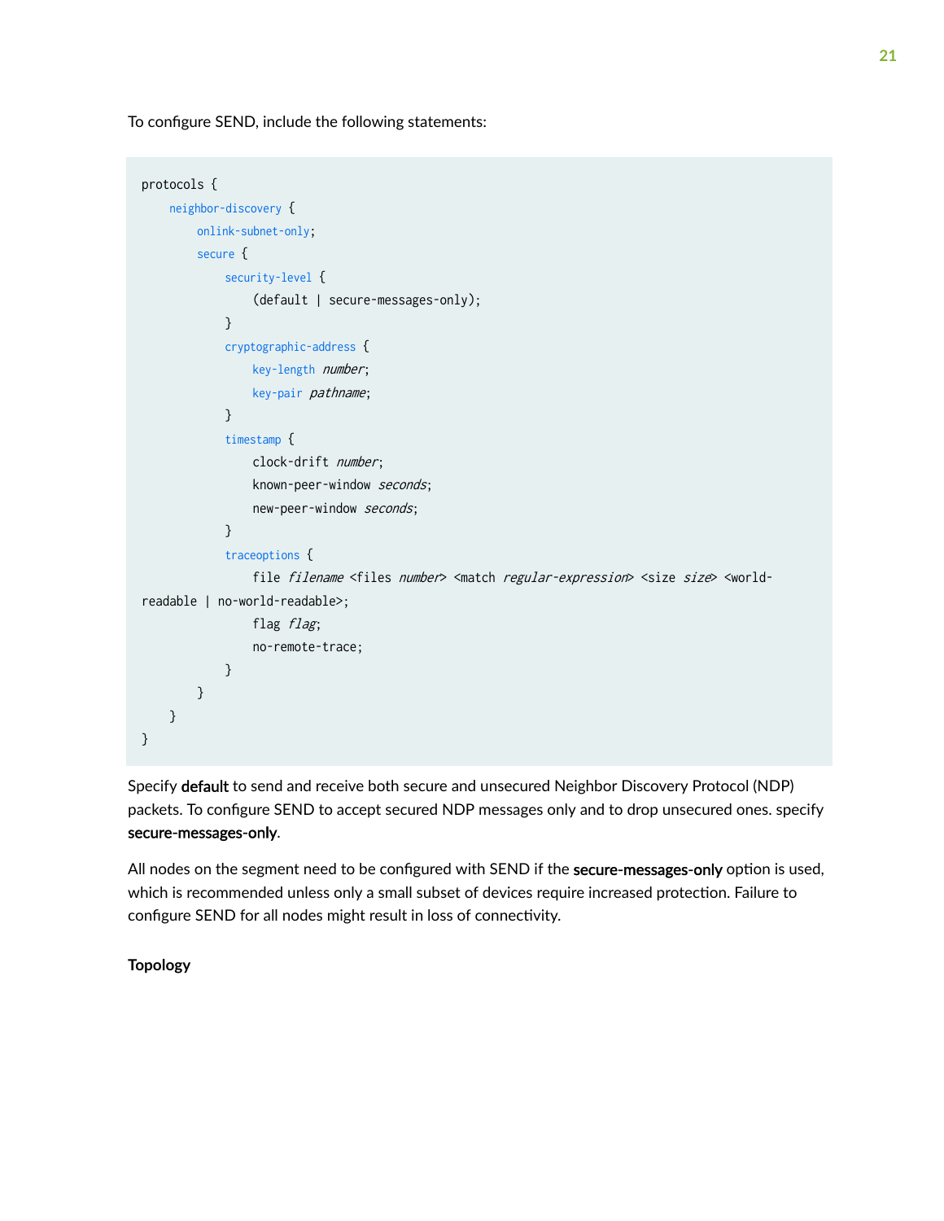To configure SEND, include the following statements:

```
protocols {
    neighbor-discovery {
        onlink-subnet-only;
        secure {
            security-level {
                (default | secure-messages-only);
            }
            cryptographic-address {
                key-length number;
                key-pair pathname;
            }
            timestamp {
                clock-drift number;
                known-peer-window seconds;
                new-peer-window seconds;
            }
            traceoptions {
                file filename <files number> <match regular-expression> <size size> <world-
readable | no-world-readable>;
                flag flag;
                no-remote-trace;
            }
        }
    }
}
```

Specify **default** to send and receive both secure and unsecured Neighbor Discovery Protocol (NDP) packets. To configure SEND to accept secured NDP messages only and to drop unsecured ones. specify **secure-messages-only**.

All nodes on the segment need to be configured with SEND if the **secure-messages-only** option is used, which is recommended unless only a small subset of devices require increased protection. Failure to configure SEND for all nodes might result in loss of connectivity.

**Topology**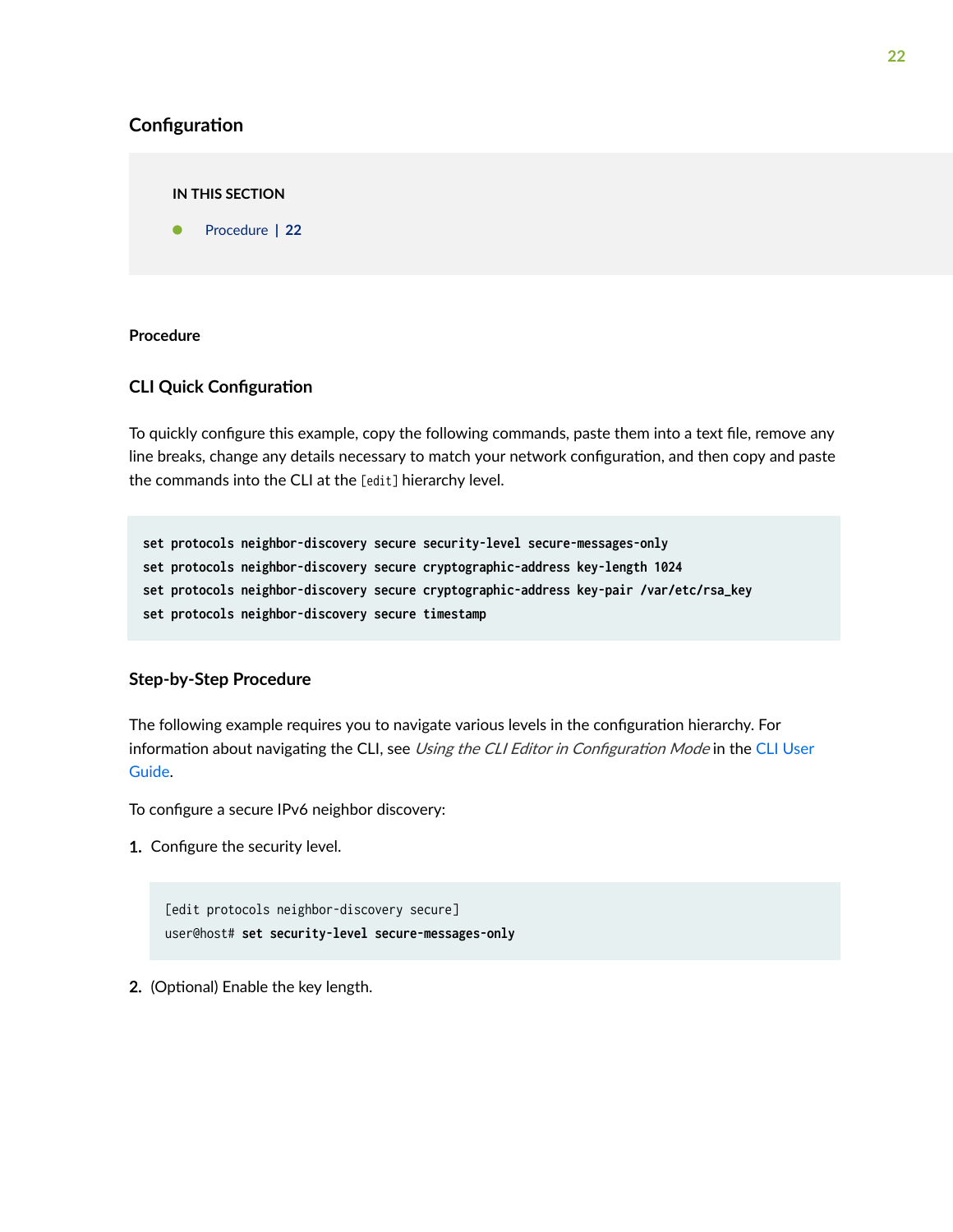## Configuration

**IN THIS SECTION**

- Procedure | 22

### Procedure

#### CLI Quick Configuration

To quickly configure this example, copy the following commands, paste them into a text file, remove any line breaks, change any details necessary to match your network configuration, and then copy and paste the commands into the CLI at the `[edit]` hierarchy level.

```
set protocols neighbor-discovery secure security-level secure-messages-only
set protocols neighbor-discovery secure cryptographic-address key-length 1024
set protocols neighbor-discovery secure cryptographic-address key-pair /var/etc/rsa_key
set protocols neighbor-discovery secure timestamp
```

#### Step-by-Step Procedure

The following example requires you to navigate various levels in the configuration hierarchy. For information about navigating the CLI, see *Using the CLI Editor in Configuration Mode* in the CLI User Guide.

To configure a secure IPv6 neighbor discovery:

1. Configure the security level.

```
[edit protocols neighbor-discovery secure]
user@host# set security-level secure-messages-only
```

2. (Optional) Enable the key length.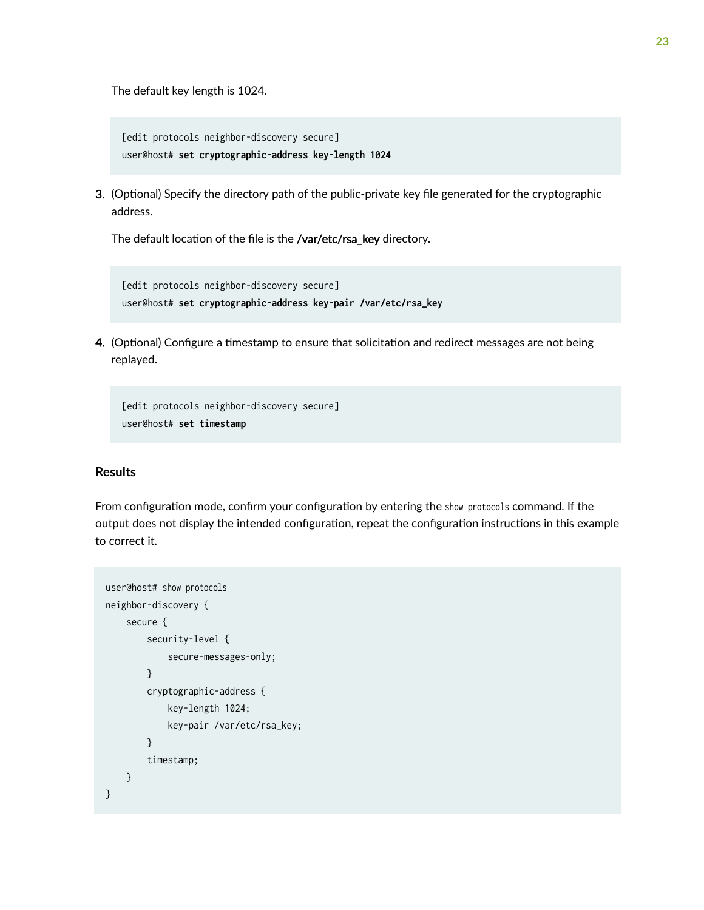The default key length is 1024.

```
[edit protocols neighbor-discovery secure]
user@host# set cryptographic-address key-length 1024
```

3. (Optional) Specify the directory path of the public-private key file generated for the cryptographic address.

   The default location of the file is the **/var/etc/rsa_key** directory.

```
[edit protocols neighbor-discovery secure]
user@host# set cryptographic-address key-pair /var/etc/rsa_key
```

4. (Optional) Configure a timestamp to ensure that solicitation and redirect messages are not being replayed.

```
[edit protocols neighbor-discovery secure]
user@host# set timestamp
```

### Results

From configuration mode, confirm your configuration by entering the `show protocols` command. If the output does not display the intended configuration, repeat the configuration instructions in this example to correct it.

```
user@host# show protocols
neighbor-discovery {
    secure {
        security-level {
            secure-messages-only;
        }
        cryptographic-address {
            key-length 1024;
            key-pair /var/etc/rsa_key;
        }
        timestamp;
    }
}
```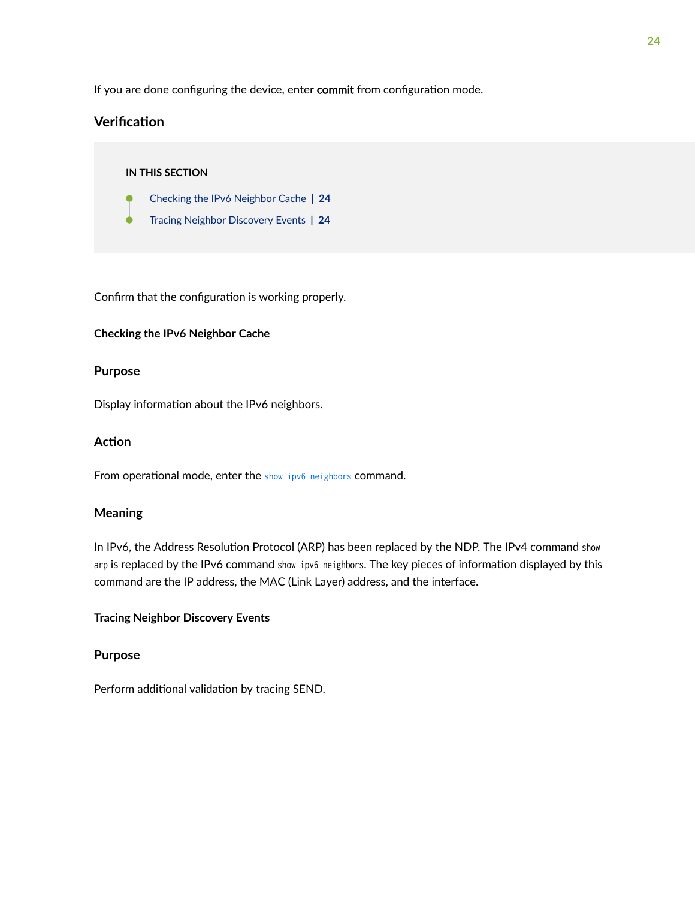If you are done configuring the device, enter **commit** from configuration mode.

## Verification

**IN THIS SECTION**

- Checking the IPv6 Neighbor Cache | 24
- Tracing Neighbor Discovery Events | 24

Confirm that the configuration is working properly.

#### Checking the IPv6 Neighbor Cache

### Purpose

Display information about the IPv6 neighbors.

### Action

From operational mode, enter the `show ipv6 neighbors` command.

### Meaning

In IPv6, the Address Resolution Protocol (ARP) has been replaced by the NDP. The IPv4 command `show arp` is replaced by the IPv6 command `show ipv6 neighbors`. The key pieces of information displayed by this command are the IP address, the MAC (Link Layer) address, and the interface.

#### Tracing Neighbor Discovery Events

### Purpose

Perform additional validation by tracing SEND.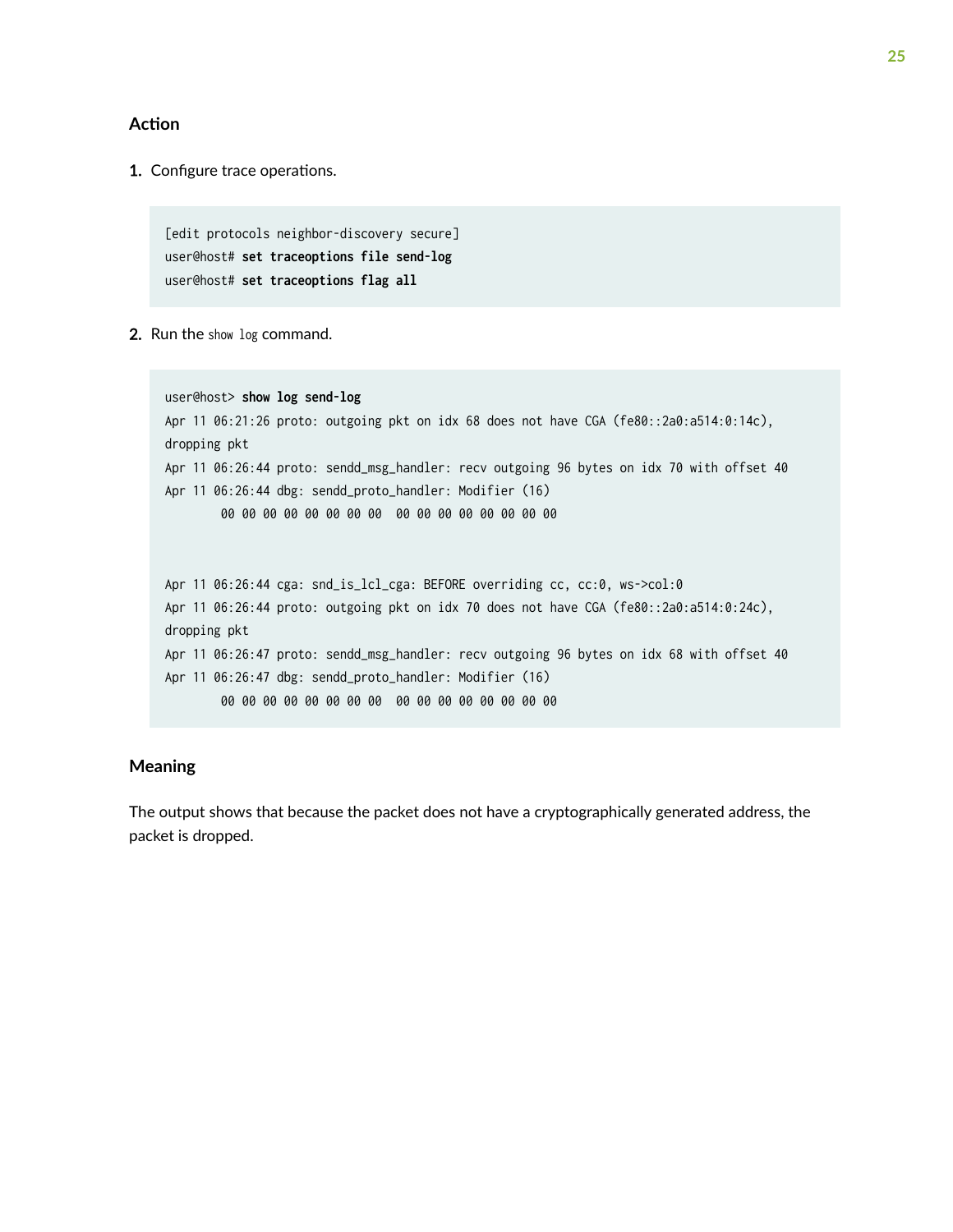### Action

1. Configure trace operations.

```
[edit protocols neighbor-discovery secure]
user@host# set traceoptions file send-log
user@host# set traceoptions flag all
```

2. Run the `show log` command.

```
user@host> show log send-log
Apr 11 06:21:26 proto: outgoing pkt on idx 68 does not have CGA (fe80::2a0:a514:0:14c),
dropping pkt
Apr 11 06:26:44 proto: sendd_msg_handler: recv outgoing 96 bytes on idx 70 with offset 40
Apr 11 06:26:44 dbg: sendd_proto_handler: Modifier (16)
        00 00 00 00 00 00 00 00  00 00 00 00 00 00 00 00


Apr 11 06:26:44 cga: snd_is_lcl_cga: BEFORE overriding cc, cc:0, ws->col:0
Apr 11 06:26:44 proto: outgoing pkt on idx 70 does not have CGA (fe80::2a0:a514:0:24c),
dropping pkt
Apr 11 06:26:47 proto: sendd_msg_handler: recv outgoing 96 bytes on idx 68 with offset 40
Apr 11 06:26:47 dbg: sendd_proto_handler: Modifier (16)
        00 00 00 00 00 00 00 00  00 00 00 00 00 00 00 00
```

### Meaning

The output shows that because the packet does not have a cryptographically generated address, the packet is dropped.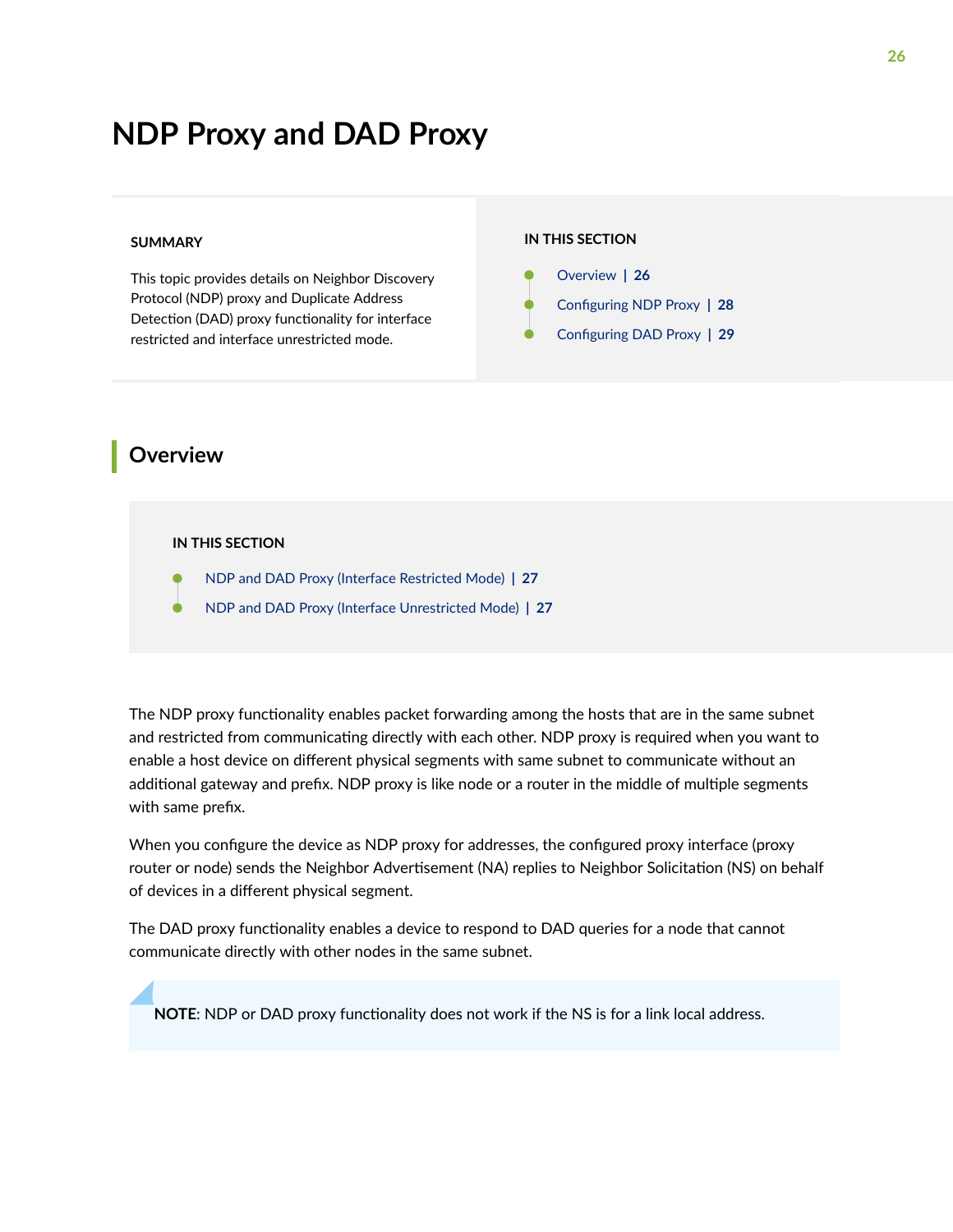# NDP Proxy and DAD Proxy

**SUMMARY**

This topic provides details on Neighbor Discovery Protocol (NDP) proxy and Duplicate Address Detection (DAD) proxy functionality for interface restricted and interface unrestricted mode.

**IN THIS SECTION**

- Overview | 26
- Configuring NDP Proxy | 28
- Configuring DAD Proxy | 29

## Overview

**IN THIS SECTION**

- NDP and DAD Proxy (Interface Restricted Mode) | 27
- NDP and DAD Proxy (Interface Unrestricted Mode) | 27

The NDP proxy functionality enables packet forwarding among the hosts that are in the same subnet and restricted from communicating directly with each other. NDP proxy is required when you want to enable a host device on different physical segments with same subnet to communicate without an additional gateway and prefix. NDP proxy is like node or a router in the middle of multiple segments with same prefix.

When you configure the device as NDP proxy for addresses, the configured proxy interface (proxy router or node) sends the Neighbor Advertisement (NA) replies to Neighbor Solicitation (NS) on behalf of devices in a different physical segment.

The DAD proxy functionality enables a device to respond to DAD queries for a node that cannot communicate directly with other nodes in the same subnet.

> **NOTE**: NDP or DAD proxy functionality does not work if the NS is for a link local address.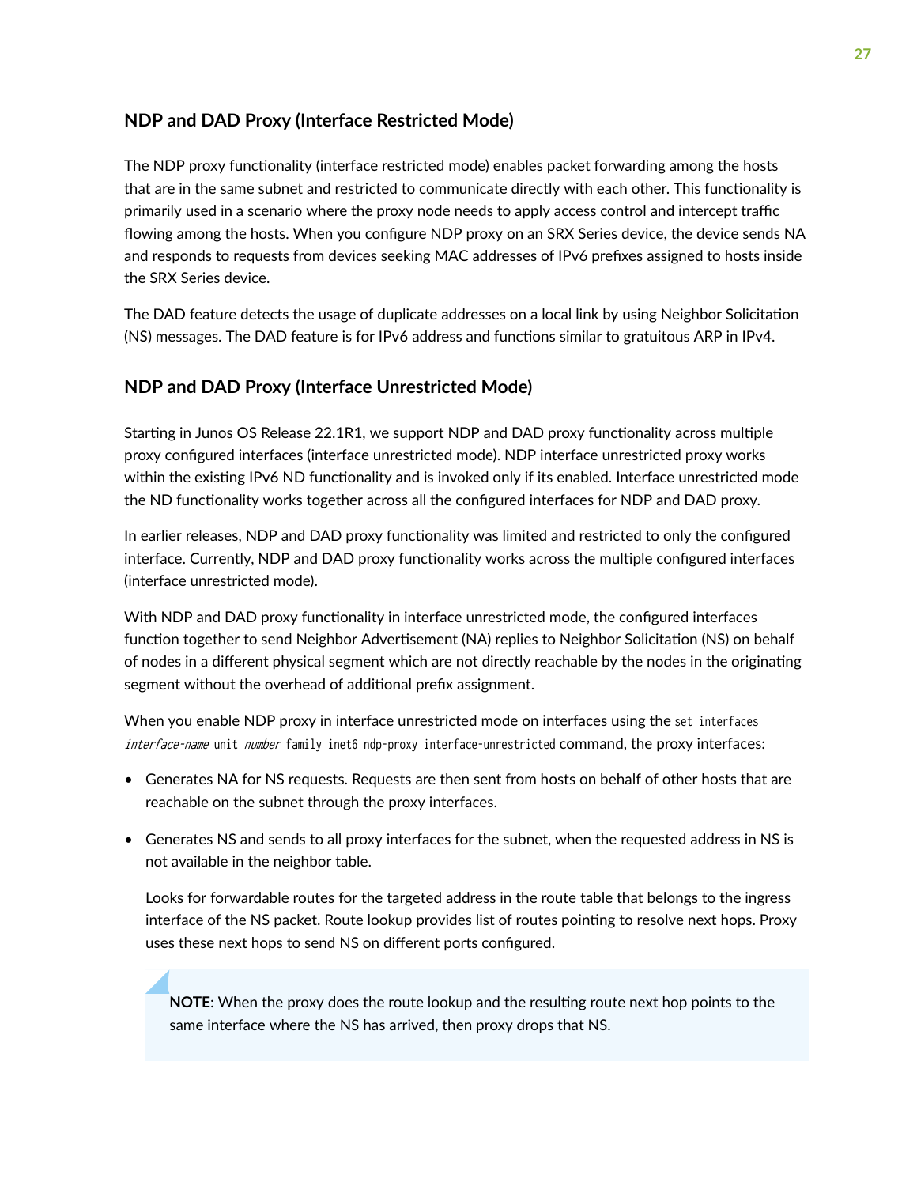## NDP and DAD Proxy (Interface Restricted Mode)

The NDP proxy functionality (interface restricted mode) enables packet forwarding among the hosts that are in the same subnet and restricted to communicate directly with each other. This functionality is primarily used in a scenario where the proxy node needs to apply access control and intercept traffic flowing among the hosts. When you configure NDP proxy on an SRX Series device, the device sends NA and responds to requests from devices seeking MAC addresses of IPv6 prefixes assigned to hosts inside the SRX Series device.

The DAD feature detects the usage of duplicate addresses on a local link by using Neighbor Solicitation (NS) messages. The DAD feature is for IPv6 address and functions similar to gratuitous ARP in IPv4.

## NDP and DAD Proxy (Interface Unrestricted Mode)

Starting in Junos OS Release 22.1R1, we support NDP and DAD proxy functionality across multiple proxy configured interfaces (interface unrestricted mode). NDP interface unrestricted proxy works within the existing IPv6 ND functionality and is invoked only if its enabled. Interface unrestricted mode the ND functionality works together across all the configured interfaces for NDP and DAD proxy.

In earlier releases, NDP and DAD proxy functionality was limited and restricted to only the configured interface. Currently, NDP and DAD proxy functionality works across the multiple configured interfaces (interface unrestricted mode).

With NDP and DAD proxy functionality in interface unrestricted mode, the configured interfaces function together to send Neighbor Advertisement (NA) replies to Neighbor Solicitation (NS) on behalf of nodes in a different physical segment which are not directly reachable by the nodes in the originating segment without the overhead of additional prefix assignment.

When you enable NDP proxy in interface unrestricted mode on interfaces using the `set interfaces` *`interface-name`* `unit` *`number`* `family inet6 ndp-proxy interface-unrestricted` command, the proxy interfaces:

- Generates NA for NS requests. Requests are then sent from hosts on behalf of other hosts that are reachable on the subnet through the proxy interfaces.
- Generates NS and sends to all proxy interfaces for the subnet, when the requested address in NS is not available in the neighbor table.

  Looks for forwardable routes for the targeted address in the route table that belongs to the ingress interface of the NS packet. Route lookup provides list of routes pointing to resolve next hops. Proxy uses these next hops to send NS on different ports configured.

  > **NOTE**: When the proxy does the route lookup and the resulting route next hop points to the same interface where the NS has arrived, then proxy drops that NS.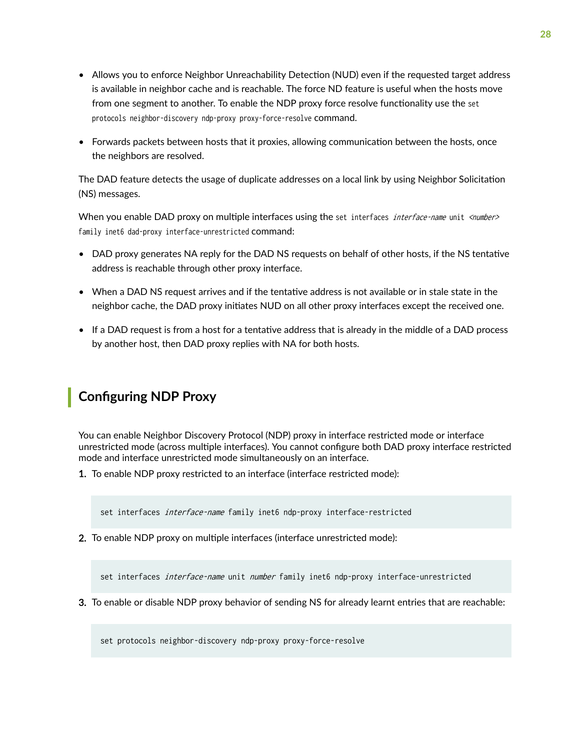- Allows you to enforce Neighbor Unreachability Detection (NUD) even if the requested target address is available in neighbor cache and is reachable. The force ND feature is useful when the hosts move from one segment to another. To enable the NDP proxy force resolve functionality use the `set protocols neighbor-discovery ndp-proxy proxy-force-resolve` command.

- Forwards packets between hosts that it proxies, allowing communication between the hosts, once the neighbors are resolved.

The DAD feature detects the usage of duplicate addresses on a local link by using Neighbor Solicitation (NS) messages.

When you enable DAD proxy on multiple interfaces using the `set interfaces` *`interface-name`* `unit` *`<number>`* `family inet6 dad-proxy interface-unrestricted` command:

- DAD proxy generates NA reply for the DAD NS requests on behalf of other hosts, if the NS tentative address is reachable through other proxy interface.

- When a DAD NS request arrives and if the tentative address is not available or in stale state in the neighbor cache, the DAD proxy initiates NUD on all other proxy interfaces except the received one.

- If a DAD request is from a host for a tentative address that is already in the middle of a DAD process by another host, then DAD proxy replies with NA for both hosts.

## Configuring NDP Proxy

You can enable Neighbor Discovery Protocol (NDP) proxy in interface restricted mode or interface unrestricted mode (across multiple interfaces). You cannot configure both DAD proxy interface restricted mode and interface unrestricted mode simultaneously on an interface.

1. To enable NDP proxy restricted to an interface (interface restricted mode):

```
set interfaces interface-name family inet6 ndp-proxy interface-restricted
```

2. To enable NDP proxy on multiple interfaces (interface unrestricted mode):

```
set interfaces interface-name unit number family inet6 ndp-proxy interface-unrestricted
```

3. To enable or disable NDP proxy behavior of sending NS for already learnt entries that are reachable:

```
set protocols neighbor-discovery ndp-proxy proxy-force-resolve
```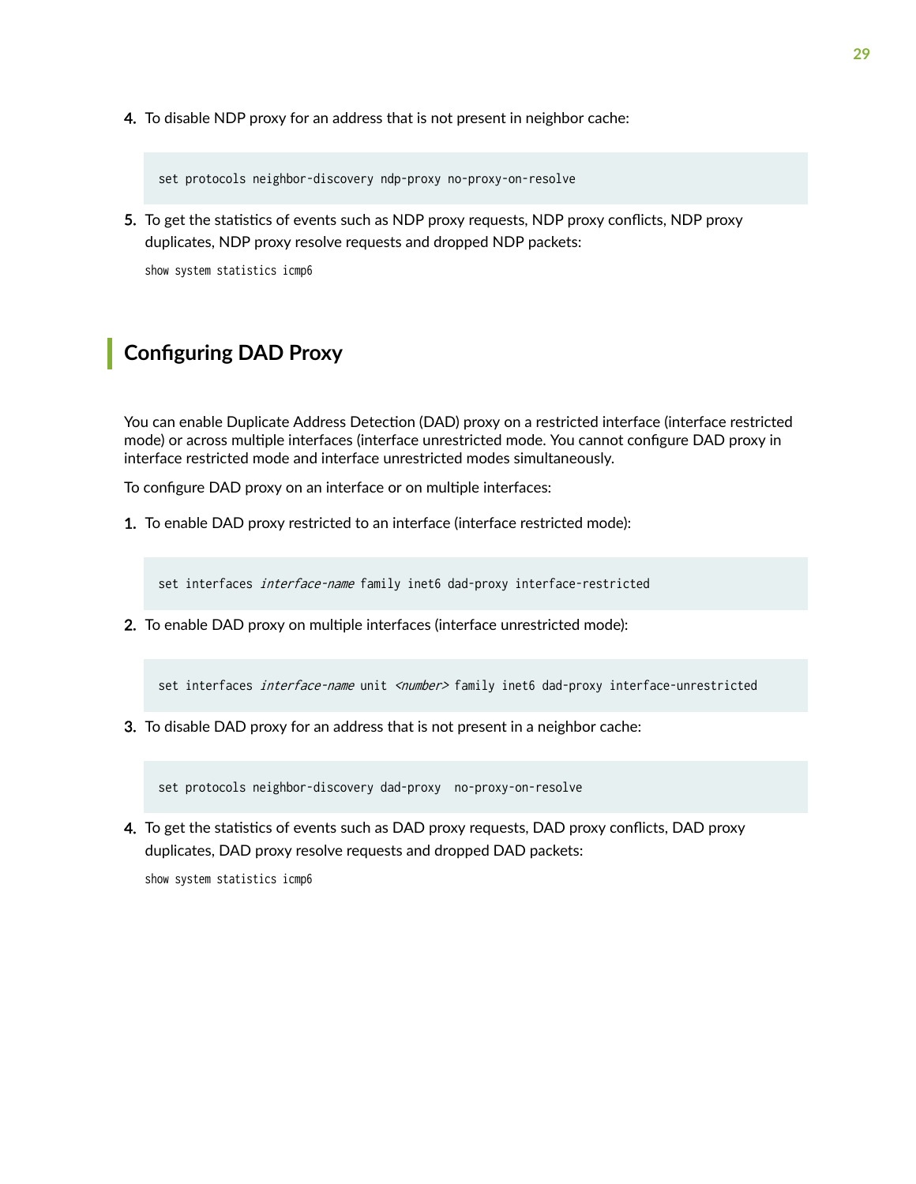4. To disable NDP proxy for an address that is not present in neighbor cache:

```
set protocols neighbor-discovery ndp-proxy no-proxy-on-resolve
```

5. To get the statistics of events such as NDP proxy requests, NDP proxy conflicts, NDP proxy duplicates, NDP proxy resolve requests and dropped NDP packets:

```
show system statistics icmp6
```

## Configuring DAD Proxy

You can enable Duplicate Address Detection (DAD) proxy on a restricted interface (interface restricted mode) or across multiple interfaces (interface unrestricted mode. You cannot configure DAD proxy in interface restricted mode and interface unrestricted modes simultaneously.

To configure DAD proxy on an interface or on multiple interfaces:

1. To enable DAD proxy restricted to an interface (interface restricted mode):

```
set interfaces interface-name family inet6 dad-proxy interface-restricted
```

2. To enable DAD proxy on multiple interfaces (interface unrestricted mode):

```
set interfaces interface-name unit <number> family inet6 dad-proxy interface-unrestricted
```

3. To disable DAD proxy for an address that is not present in a neighbor cache:

```
set protocols neighbor-discovery dad-proxy  no-proxy-on-resolve
```

4. To get the statistics of events such as DAD proxy requests, DAD proxy conflicts, DAD proxy duplicates, DAD proxy resolve requests and dropped DAD packets:

```
show system statistics icmp6
```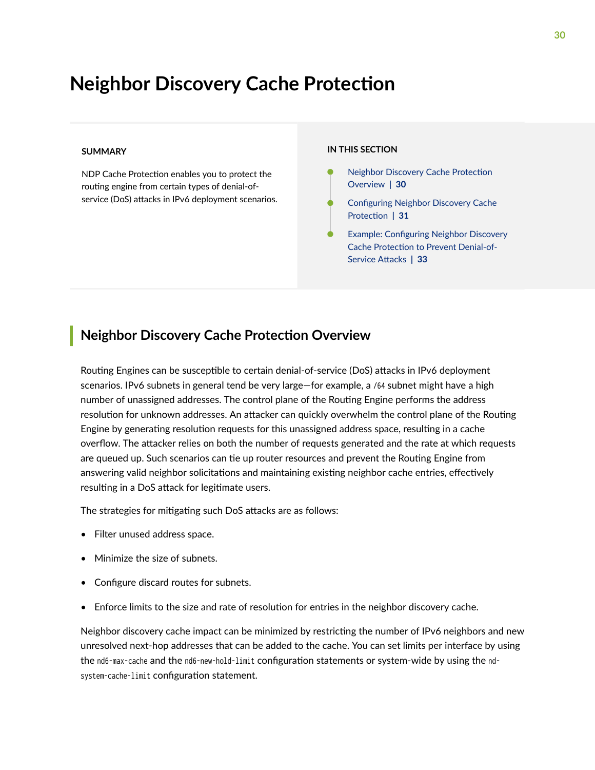# Neighbor Discovery Cache Protection

**SUMMARY**

NDP Cache Protection enables you to protect the routing engine from certain types of denial-of-service (DoS) attacks in IPv6 deployment scenarios.

**IN THIS SECTION**

- Neighbor Discovery Cache Protection Overview | 30
- Configuring Neighbor Discovery Cache Protection | 31
- Example: Configuring Neighbor Discovery Cache Protection to Prevent Denial-of-Service Attacks | 33

## Neighbor Discovery Cache Protection Overview

Routing Engines can be susceptible to certain denial-of-service (DoS) attacks in IPv6 deployment scenarios. IPv6 subnets in general tend be very large—for example, a `/64` subnet might have a high number of unassigned addresses. The control plane of the Routing Engine performs the address resolution for unknown addresses. An attacker can quickly overwhelm the control plane of the Routing Engine by generating resolution requests for this unassigned address space, resulting in a cache overflow. The attacker relies on both the number of requests generated and the rate at which requests are queued up. Such scenarios can tie up router resources and prevent the Routing Engine from answering valid neighbor solicitations and maintaining existing neighbor cache entries, effectively resulting in a DoS attack for legitimate users.

The strategies for mitigating such DoS attacks are as follows:

- Filter unused address space.
- Minimize the size of subnets.
- Configure discard routes for subnets.
- Enforce limits to the size and rate of resolution for entries in the neighbor discovery cache.

Neighbor discovery cache impact can be minimized by restricting the number of IPv6 neighbors and new unresolved next-hop addresses that can be added to the cache. You can set limits per interface by using the `nd6-max-cache` and the `nd6-new-hold-limit` configuration statements or system-wide by using the `nd-system-cache-limit` configuration statement.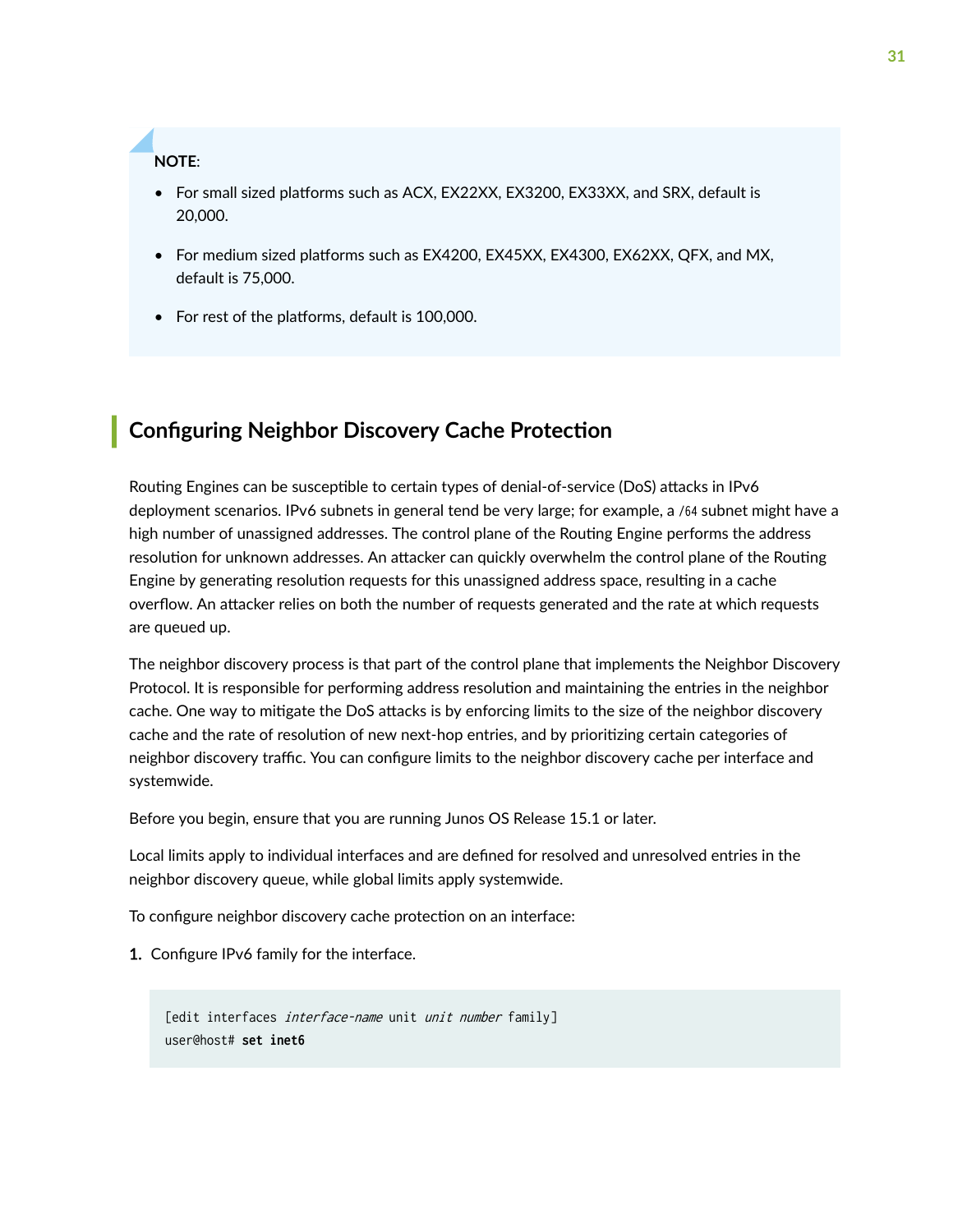**NOTE**:

- For small sized platforms such as ACX, EX22XX, EX3200, EX33XX, and SRX, default is 20,000.
- For medium sized platforms such as EX4200, EX45XX, EX4300, EX62XX, QFX, and MX, default is 75,000.
- For rest of the platforms, default is 100,000.

## Configuring Neighbor Discovery Cache Protection

Routing Engines can be susceptible to certain types of denial-of-service (DoS) attacks in IPv6 deployment scenarios. IPv6 subnets in general tend be very large; for example, a `/64` subnet might have a high number of unassigned addresses. The control plane of the Routing Engine performs the address resolution for unknown addresses. An attacker can quickly overwhelm the control plane of the Routing Engine by generating resolution requests for this unassigned address space, resulting in a cache overflow. An attacker relies on both the number of requests generated and the rate at which requests are queued up.

The neighbor discovery process is that part of the control plane that implements the Neighbor Discovery Protocol. It is responsible for performing address resolution and maintaining the entries in the neighbor cache. One way to mitigate the DoS attacks is by enforcing limits to the size of the neighbor discovery cache and the rate of resolution of new next-hop entries, and by prioritizing certain categories of neighbor discovery traffic. You can configure limits to the neighbor discovery cache per interface and systemwide.

Before you begin, ensure that you are running Junos OS Release 15.1 or later.

Local limits apply to individual interfaces and are defined for resolved and unresolved entries in the neighbor discovery queue, while global limits apply systemwide.

To configure neighbor discovery cache protection on an interface:

1. Configure IPv6 family for the interface.

```
[edit interfaces interface-name unit unit number family]
user@host# set inet6
```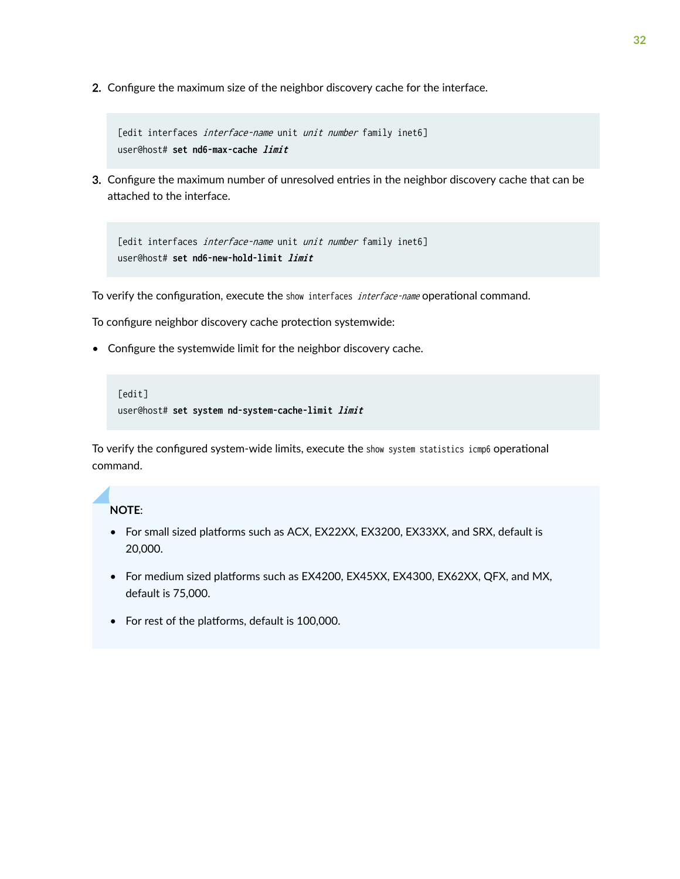2. Configure the maximum size of the neighbor discovery cache for the interface.

```
[edit interfaces interface-name unit unit number family inet6]
user@host# set nd6-max-cache limit
```

3. Configure the maximum number of unresolved entries in the neighbor discovery cache that can be attached to the interface.

```
[edit interfaces interface-name unit unit number family inet6]
user@host# set nd6-new-hold-limit limit
```

To verify the configuration, execute the `show interfaces interface-name` operational command.

To configure neighbor discovery cache protection systemwide:

- Configure the systemwide limit for the neighbor discovery cache.

```
[edit]
user@host# set system nd-system-cache-limit limit
```

To verify the configured system-wide limits, execute the `show system statistics icmp6` operational command.

**NOTE**:

- For small sized platforms such as ACX, EX22XX, EX3200, EX33XX, and SRX, default is 20,000.
- For medium sized platforms such as EX4200, EX45XX, EX4300, EX62XX, QFX, and MX, default is 75,000.
- For rest of the platforms, default is 100,000.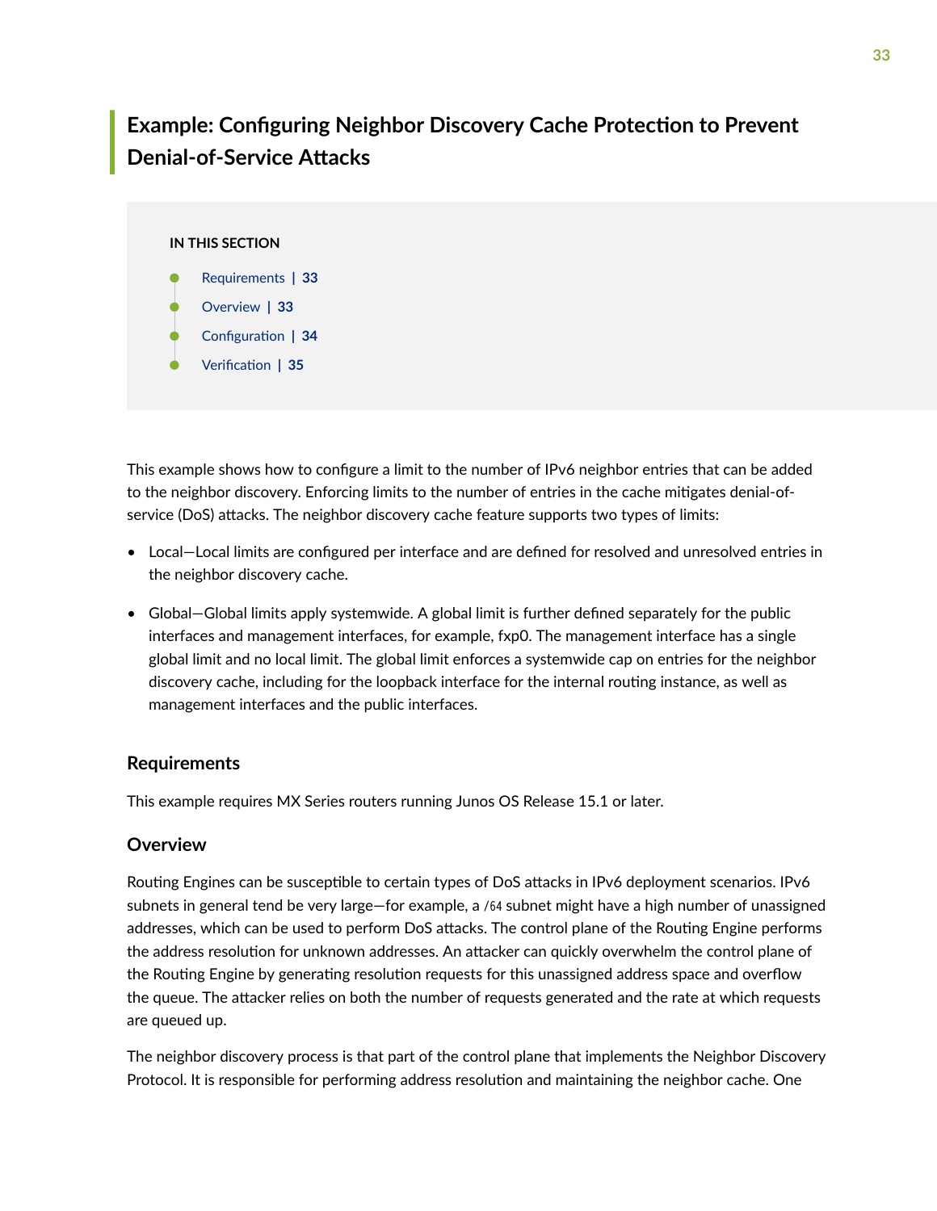# Example: Configuring Neighbor Discovery Cache Protection to Prevent Denial-of-Service Attacks

**IN THIS SECTION**

- Requirements | 33
- Overview | 33
- Configuration | 34
- Verification | 35

This example shows how to configure a limit to the number of IPv6 neighbor entries that can be added to the neighbor discovery. Enforcing limits to the number of entries in the cache mitigates denial-of-service (DoS) attacks. The neighbor discovery cache feature supports two types of limits:

- Local—Local limits are configured per interface and are defined for resolved and unresolved entries in the neighbor discovery cache.
- Global—Global limits apply systemwide. A global limit is further defined separately for the public interfaces and management interfaces, for example, fxp0. The management interface has a single global limit and no local limit. The global limit enforces a systemwide cap on entries for the neighbor discovery cache, including for the loopback interface for the internal routing instance, as well as management interfaces and the public interfaces.

## Requirements

This example requires MX Series routers running Junos OS Release 15.1 or later.

## Overview

Routing Engines can be susceptible to certain types of DoS attacks in IPv6 deployment scenarios. IPv6 subnets in general tend be very large—for example, a `/64` subnet might have a high number of unassigned addresses, which can be used to perform DoS attacks. The control plane of the Routing Engine performs the address resolution for unknown addresses. An attacker can quickly overwhelm the control plane of the Routing Engine by generating resolution requests for this unassigned address space and overflow the queue. The attacker relies on both the number of requests generated and the rate at which requests are queued up.

The neighbor discovery process is that part of the control plane that implements the Neighbor Discovery Protocol. It is responsible for performing address resolution and maintaining the neighbor cache. One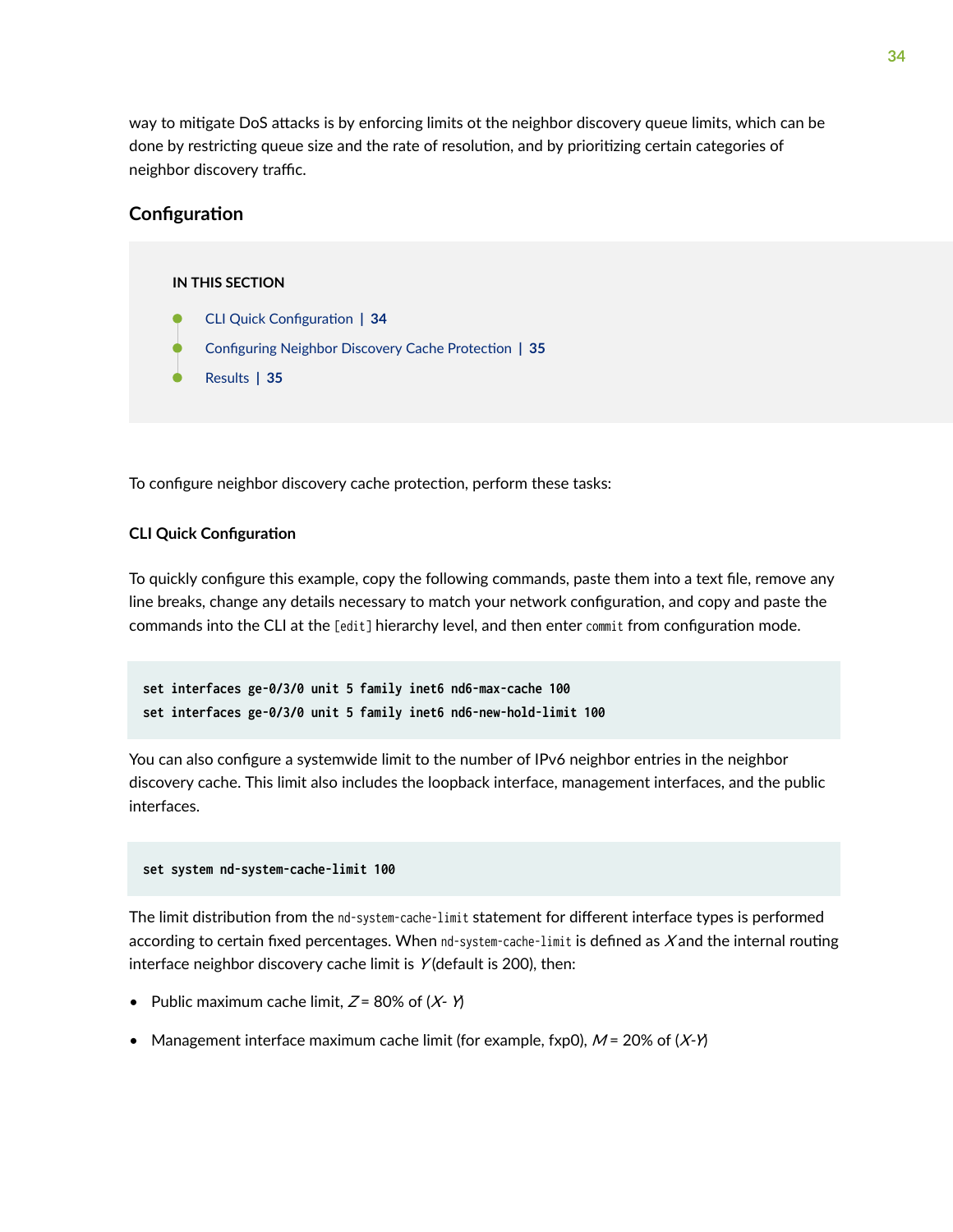way to mitigate DoS attacks is by enforcing limits ot the neighbor discovery queue limits, which can be done by restricting queue size and the rate of resolution, and by prioritizing certain categories of neighbor discovery traffic.

## Configuration

**IN THIS SECTION**

- CLI Quick Configuration | 34
- Configuring Neighbor Discovery Cache Protection | 35
- Results | 35

To configure neighbor discovery cache protection, perform these tasks:

### CLI Quick Configuration

To quickly configure this example, copy the following commands, paste them into a text file, remove any line breaks, change any details necessary to match your network configuration, and copy and paste the commands into the CLI at the `[edit]` hierarchy level, and then enter `commit` from configuration mode.

```
set interfaces ge-0/3/0 unit 5 family inet6 nd6-max-cache 100
set interfaces ge-0/3/0 unit 5 family inet6 nd6-new-hold-limit 100
```

You can also configure a systemwide limit to the number of IPv6 neighbor entries in the neighbor discovery cache. This limit also includes the loopback interface, management interfaces, and the public interfaces.

```
set system nd-system-cache-limit 100
```

The limit distribution from the `nd-system-cache-limit` statement for different interface types is performed according to certain fixed percentages. When `nd-system-cache-limit` is defined as *X* and the internal routing interface neighbor discovery cache limit is *Y* (default is 200), then:

- Public maximum cache limit, *Z* = 80% of (*X*- *Y*)
- Management interface maximum cache limit (for example, fxp0), *M* = 20% of (*X*-*Y*)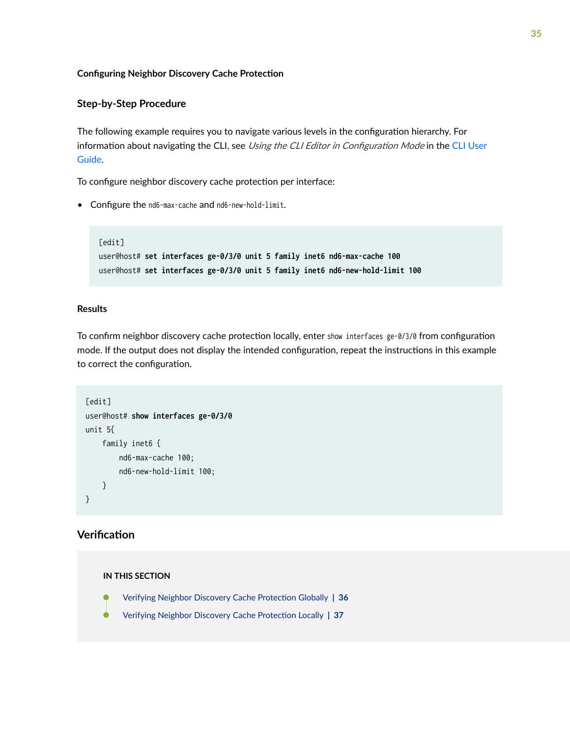#### Configuring Neighbor Discovery Cache Protection

### Step-by-Step Procedure

The following example requires you to navigate various levels in the configuration hierarchy. For information about navigating the CLI, see *Using the CLI Editor in Configuration Mode* in the CLI User Guide.

To configure neighbor discovery cache protection per interface:

- Configure the `nd6-max-cache` and `nd6-new-hold-limit`.

```
[edit]
user@host# set interfaces ge-0/3/0 unit 5 family inet6 nd6-max-cache 100
user@host# set interfaces ge-0/3/0 unit 5 family inet6 nd6-new-hold-limit 100
```

#### Results

To confirm neighbor discovery cache protection locally, enter `show interfaces ge-0/3/0` from configuration mode. If the output does not display the intended configuration, repeat the instructions in this example to correct the configuration.

```
[edit]
user@host# show interfaces ge-0/3/0
unit 5{
    family inet6 {
        nd6-max-cache 100;
        nd6-new-hold-limit 100;
    }
}
```

## Verification

**IN THIS SECTION**

- Verifying Neighbor Discovery Cache Protection Globally | 36
- Verifying Neighbor Discovery Cache Protection Locally | 37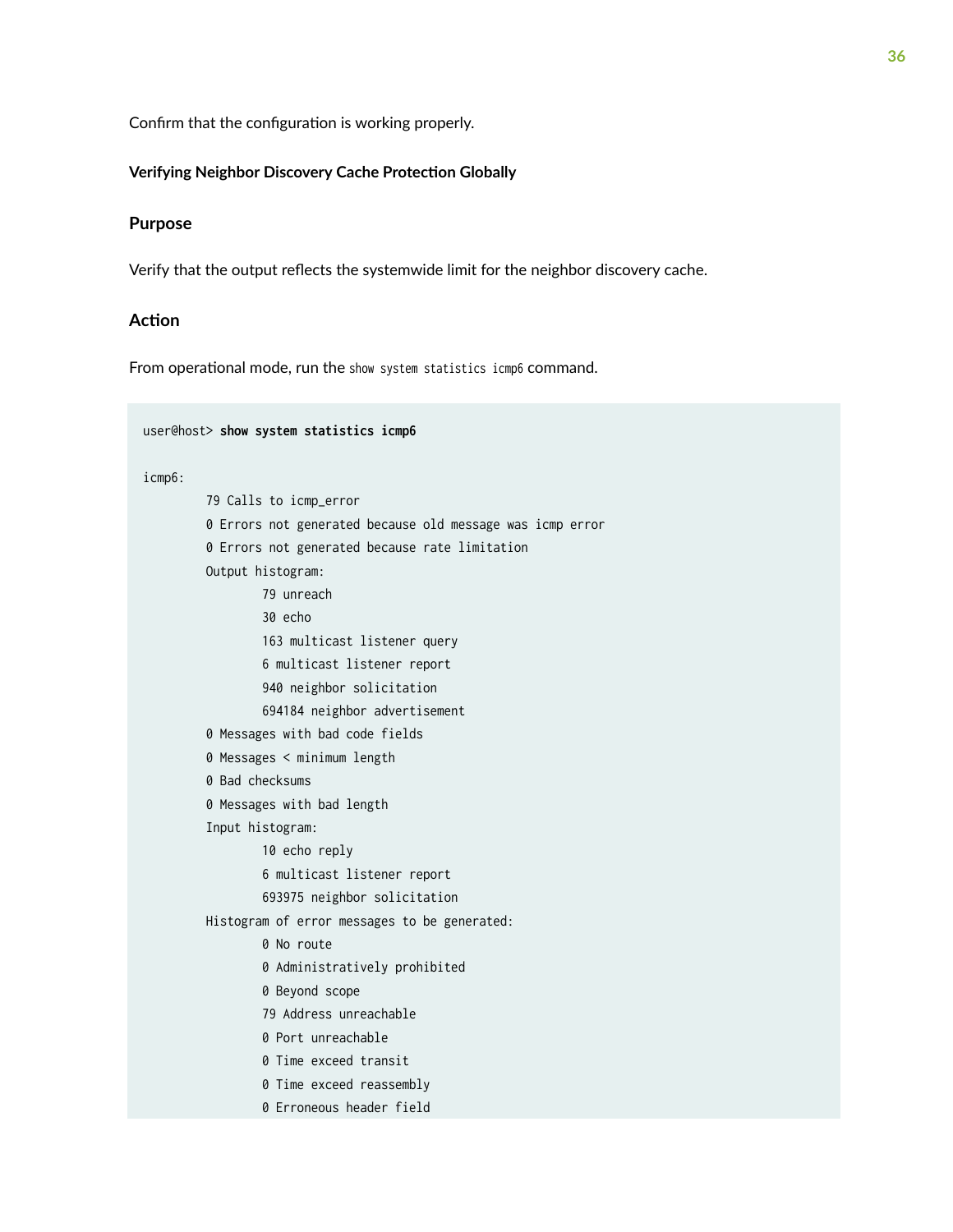Confirm that the configuration is working properly.

#### Verifying Neighbor Discovery Cache Protection Globally

### Purpose

Verify that the output reflects the systemwide limit for the neighbor discovery cache.

### Action

From operational mode, run the `show system statistics icmp6` command.

```
user@host> show system statistics icmp6

icmp6:
         79 Calls to icmp_error
         0 Errors not generated because old message was icmp error
         0 Errors not generated because rate limitation
         Output histogram:
                 79 unreach
                 30 echo
                 163 multicast listener query
                 6 multicast listener report
                 940 neighbor solicitation
                 694184 neighbor advertisement
         0 Messages with bad code fields
         0 Messages < minimum length
         0 Bad checksums
         0 Messages with bad length
         Input histogram:
                 10 echo reply
                 6 multicast listener report
                 693975 neighbor solicitation
         Histogram of error messages to be generated:
                 0 No route
                 0 Administratively prohibited
                 0 Beyond scope
                 79 Address unreachable
                 0 Port unreachable
                 0 Time exceed transit
                 0 Time exceed reassembly
                 0 Erroneous header field
```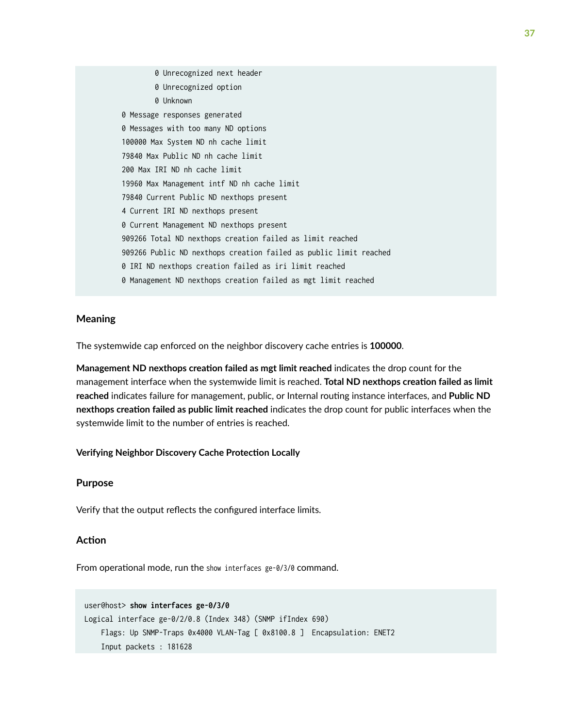```
                0 Unrecognized next header
                0 Unrecognized option
                0 Unknown
        0 Message responses generated
        0 Messages with too many ND options
        100000 Max System ND nh cache limit
        79840 Max Public ND nh cache limit
        200 Max IRI ND nh cache limit
        19960 Max Management intf ND nh cache limit
        79840 Current Public ND nexthops present
        4 Current IRI ND nexthops present
        0 Current Management ND nexthops present
        909266 Total ND nexthops creation failed as limit reached
        909266 Public ND nexthops creation failed as public limit reached
        0 IRI ND nexthops creation failed as iri limit reached
        0 Management ND nexthops creation failed as mgt limit reached
```

#### Meaning

The systemwide cap enforced on the neighbor discovery cache entries is **100000**.

**Management ND nexthops creation failed as mgt limit reached** indicates the drop count for the management interface when the systemwide limit is reached. **Total ND nexthops creation failed as limit reached** indicates failure for management, public, or Internal routing instance interfaces, and **Public ND nexthops creation failed as public limit reached** indicates the drop count for public interfaces when the systemwide limit to the number of entries is reached.

##### Verifying Neighbor Discovery Cache Protection Locally

#### Purpose

Verify that the output reflects the configured interface limits.

#### Action

From operational mode, run the `show interfaces ge-0/3/0` command.

```
user@host> show interfaces ge-0/3/0
Logical interface ge-0/2/0.8 (Index 348) (SNMP ifIndex 690)
    Flags: Up SNMP-Traps 0x4000 VLAN-Tag [ 0x8100.8 ]  Encapsulation: ENET2
    Input packets : 181628
```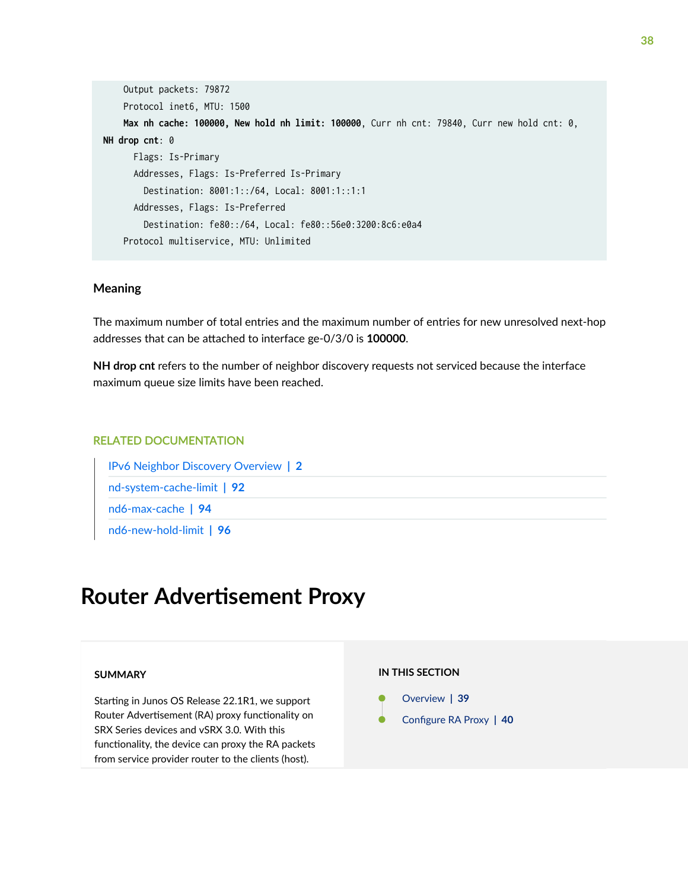```
    Output packets: 79872
    Protocol inet6, MTU: 1500
    Max nh cache: 100000, New hold nh limit: 100000, Curr nh cnt: 79840, Curr new hold cnt: 0,
NH drop cnt: 0
      Flags: Is-Primary
      Addresses, Flags: Is-Preferred Is-Primary
        Destination: 8001:1::/64, Local: 8001:1::1:1
      Addresses, Flags: Is-Preferred
        Destination: fe80::/64, Local: fe80::56e0:3200:8c6:e0a4
    Protocol multiservice, MTU: Unlimited
```

### Meaning

The maximum number of total entries and the maximum number of entries for new unresolved next-hop addresses that can be attached to interface ge-0/3/0 is **100000**.

**NH drop cnt** refers to the number of neighbor discovery requests not serviced because the interface maximum queue size limits have been reached.

#### RELATED DOCUMENTATION

- IPv6 Neighbor Discovery Overview | 2
- nd-system-cache-limit | 92
- nd6-max-cache | 94
- nd6-new-hold-limit | 96

# Router Advertisement Proxy

**SUMMARY**

Starting in Junos OS Release 22.1R1, we support Router Advertisement (RA) proxy functionality on SRX Series devices and vSRX 3.0. With this functionality, the device can proxy the RA packets from service provider router to the clients (host).

**IN THIS SECTION**

- Overview | 39
- Configure RA Proxy | 40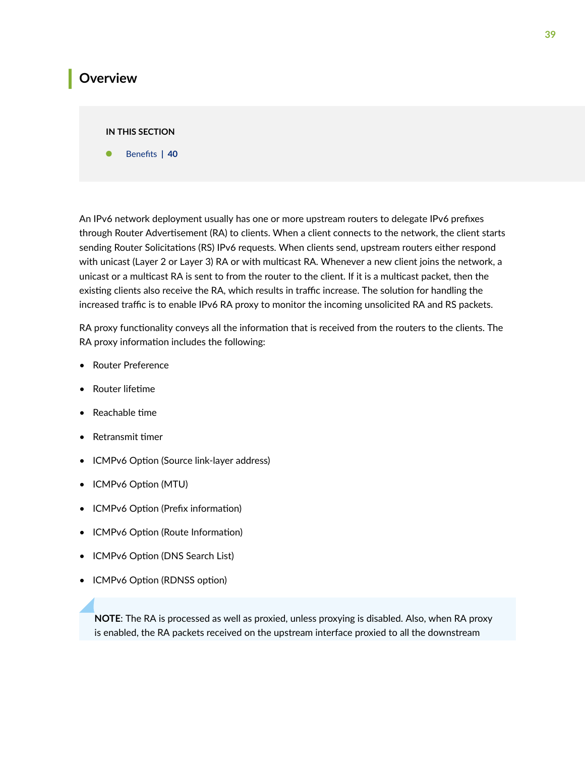## Overview

**IN THIS SECTION**

- Benefits | 40

An IPv6 network deployment usually has one or more upstream routers to delegate IPv6 prefixes through Router Advertisement (RA) to clients. When a client connects to the network, the client starts sending Router Solicitations (RS) IPv6 requests. When clients send, upstream routers either respond with unicast (Layer 2 or Layer 3) RA or with multicast RA. Whenever a new client joins the network, a unicast or a multicast RA is sent to from the router to the client. If it is a multicast packet, then the existing clients also receive the RA, which results in traffic increase. The solution for handling the increased traffic is to enable IPv6 RA proxy to monitor the incoming unsolicited RA and RS packets.

RA proxy functionality conveys all the information that is received from the routers to the clients. The RA proxy information includes the following:

- Router Preference
- Router lifetime
- Reachable time
- Retransmit timer
- ICMPv6 Option (Source link-layer address)
- ICMPv6 Option (MTU)
- ICMPv6 Option (Prefix information)
- ICMPv6 Option (Route Information)
- ICMPv6 Option (DNS Search List)
- ICMPv6 Option (RDNSS option)

**NOTE**: The RA is processed as well as proxied, unless proxying is disabled. Also, when RA proxy is enabled, the RA packets received on the upstream interface proxied to all the downstream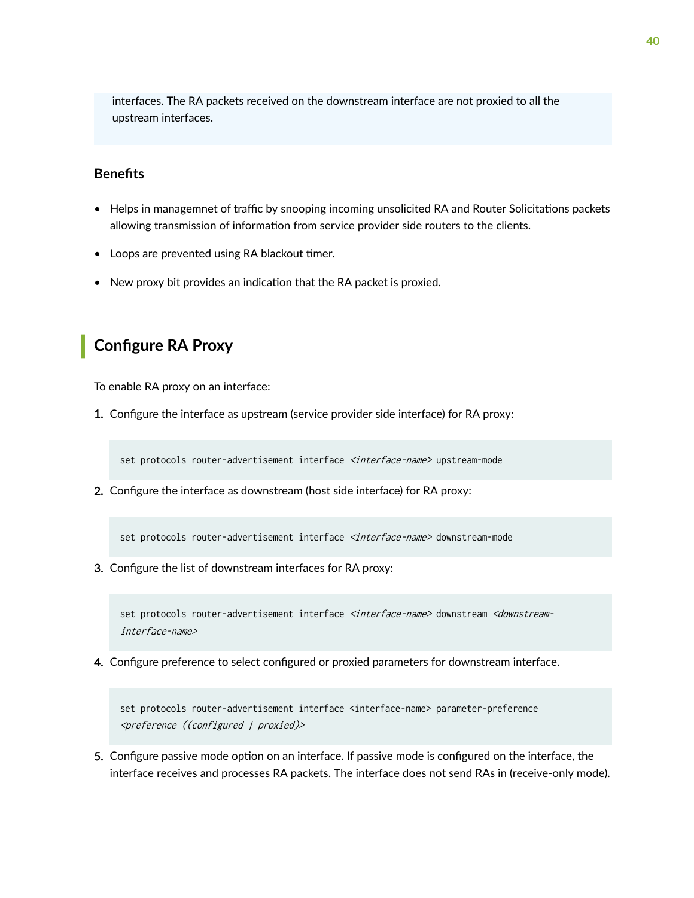interfaces. The RA packets received on the downstream interface are not proxied to all the upstream interfaces.

### Benefits

- Helps in managemnet of traffic by snooping incoming unsolicited RA and Router Solicitations packets allowing transmission of information from service provider side routers to the clients.
- Loops are prevented using RA blackout timer.
- New proxy bit provides an indication that the RA packet is proxied.

## Configure RA Proxy

To enable RA proxy on an interface:

1. Configure the interface as upstream (service provider side interface) for RA proxy:

```
set protocols router-advertisement interface <interface-name> upstream-mode
```

2. Configure the interface as downstream (host side interface) for RA proxy:

```
set protocols router-advertisement interface <interface-name> downstream-mode
```

3. Configure the list of downstream interfaces for RA proxy:

```
set protocols router-advertisement interface <interface-name> downstream <downstream-interface-name>
```

4. Configure preference to select configured or proxied parameters for downstream interface.

```
set protocols router-advertisement interface <interface-name> parameter-preference <preference ((configured | proxied)>
```

5. Configure passive mode option on an interface. If passive mode is configured on the interface, the interface receives and processes RA packets. The interface does not send RAs in (receive-only mode).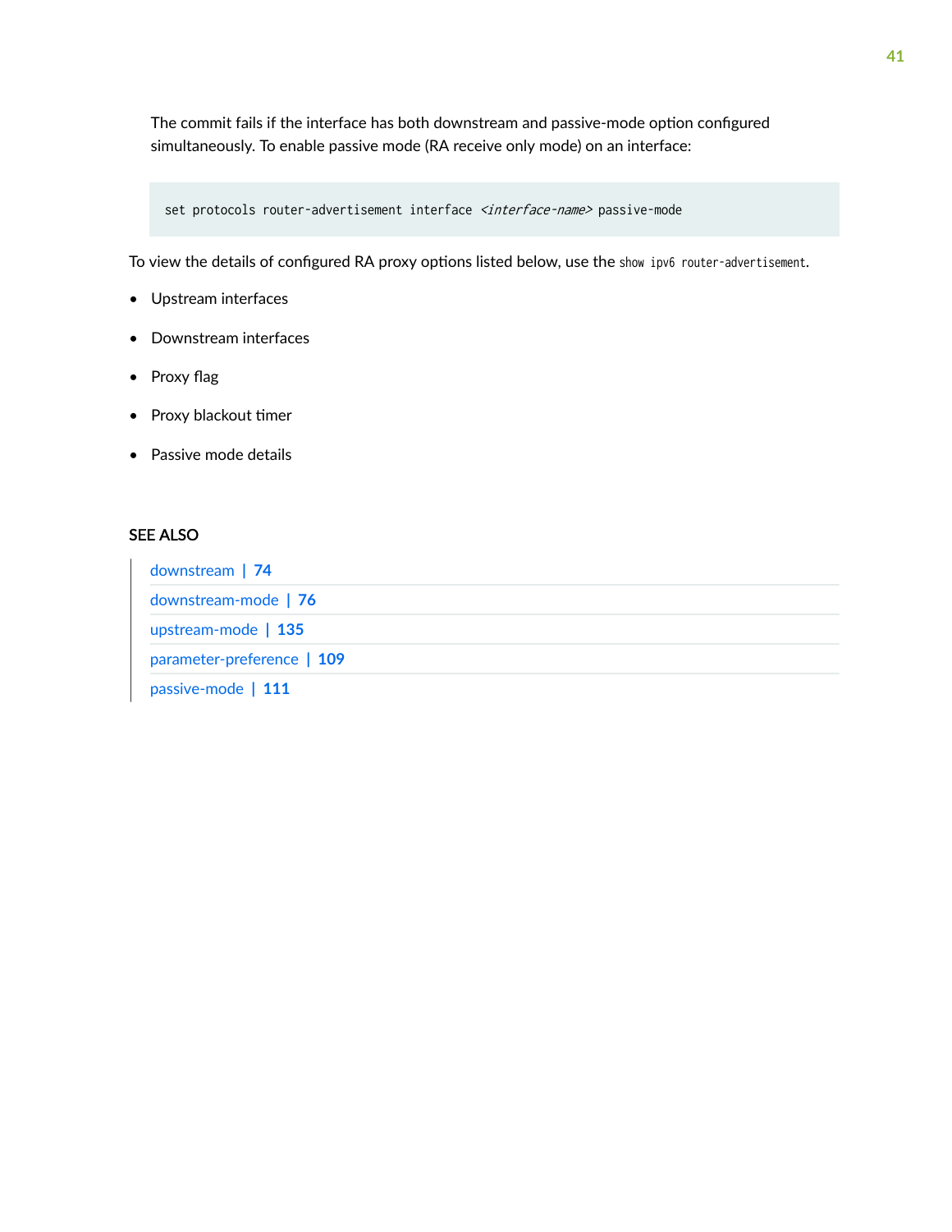The commit fails if the interface has both downstream and passive-mode option configured simultaneously. To enable passive mode (RA receive only mode) on an interface:

```
set protocols router-advertisement interface <interface-name> passive-mode
```

To view the details of configured RA proxy options listed below, use the `show ipv6 router-advertisement`.

- Upstream interfaces
- Downstream interfaces
- Proxy flag
- Proxy blackout timer
- Passive mode details

#### SEE ALSO

- downstream | **74**
- downstream-mode | **76**
- upstream-mode | **135**
- parameter-preference | **109**
- passive-mode | **111**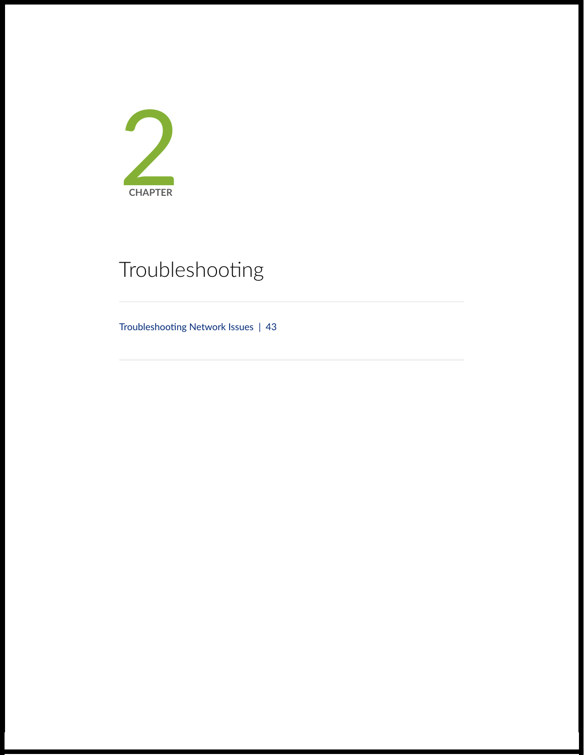# CHAPTER 2

# Troubleshooting

Troubleshooting Network Issues | 43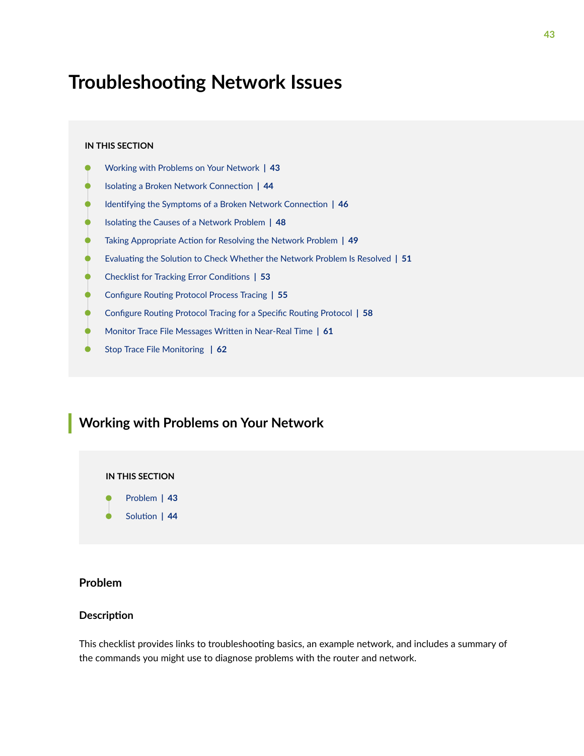# Troubleshooting Network Issues

**IN THIS SECTION**

- Working with Problems on Your Network | 43
- Isolating a Broken Network Connection | 44
- Identifying the Symptoms of a Broken Network Connection | 46
- Isolating the Causes of a Network Problem | 48
- Taking Appropriate Action for Resolving the Network Problem | 49
- Evaluating the Solution to Check Whether the Network Problem Is Resolved | 51
- Checklist for Tracking Error Conditions | 53
- Configure Routing Protocol Process Tracing | 55
- Configure Routing Protocol Tracing for a Specific Routing Protocol | 58
- Monitor Trace File Messages Written in Near-Real Time | 61
- Stop Trace File Monitoring | 62

## Working with Problems on Your Network

**IN THIS SECTION**

- Problem | 43
- Solution | 44

### Problem

#### Description

This checklist provides links to troubleshooting basics, an example network, and includes a summary of the commands you might use to diagnose problems with the router and network.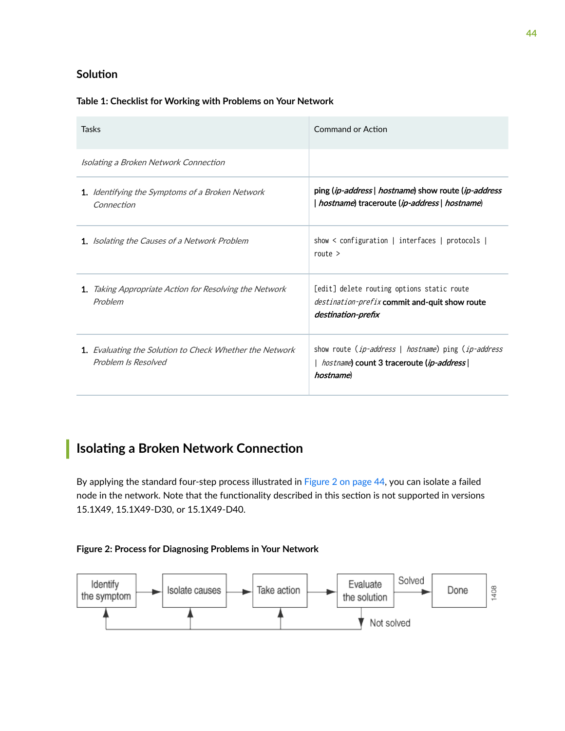### Solution

**Table 1: Checklist for Working with Problems on Your Network**

| Tasks | Command or Action |
| --- | --- |
| *Isolating a Broken Network Connection* | |
| 1. *Identifying the Symptoms of a Broken Network Connection* | **ping (*ip-address* \| *hostname*) show route (*ip-address* \| *hostname*) traceroute (*ip-address* \| *hostname*)** |
| 1. *Isolating the Causes of a Network Problem* | `show < configuration | interfaces | protocols | route >` |
| 1. *Taking Appropriate Action for Resolving the Network Problem* | `[edit] delete routing options static route` *`destination-prefix`* **commit and-quit show route *destination-prefix*** |
| 1. *Evaluating the Solution to Check Whether the Network Problem Is Resolved* | `show route (`*`ip-address`* `|` *`hostname`*`) ping (`*`ip-address`* `|` *`hostname`*`)` **count 3 traceroute (*ip-address* \| *hostname*)** |

## Isolating a Broken Network Connection

By applying the standard four-step process illustrated in Figure 2 on page 44, you can isolate a failed node in the network. Note that the functionality described in this section is not supported in versions 15.1X49, 15.1X49-D30, or 15.1X49-D40.

**Figure 2: Process for Diagnosing Problems in Your Network**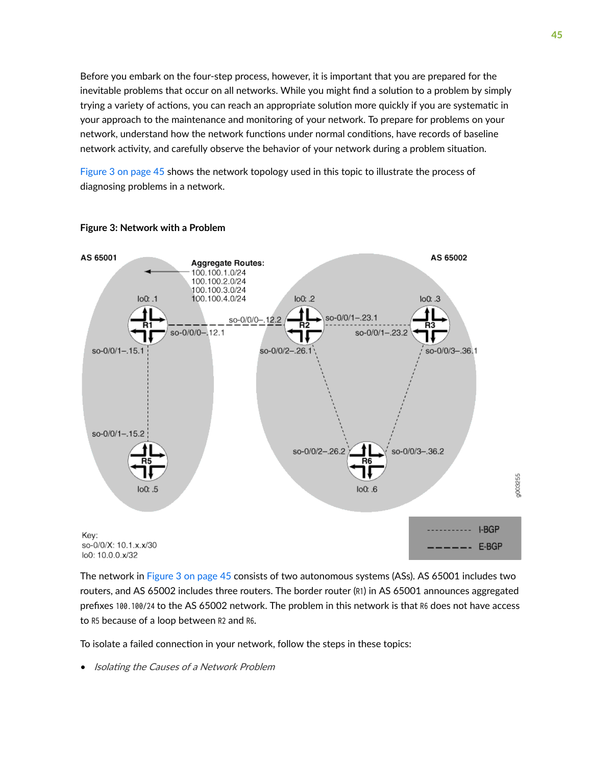Before you embark on the four-step process, however, it is important that you are prepared for the inevitable problems that occur on all networks. While you might find a solution to a problem by simply trying a variety of actions, you can reach an appropriate solution more quickly if you are systematic in your approach to the maintenance and monitoring of your network. To prepare for problems on your network, understand how the network functions under normal conditions, have records of baseline network activity, and carefully observe the behavior of your network during a problem situation.

Figure 3 on page 45 shows the network topology used in this topic to illustrate the process of diagnosing problems in a network.

**Figure 3: Network with a Problem**

The network in Figure 3 on page 45 consists of two autonomous systems (ASs). AS 65001 includes two routers, and AS 65002 includes three routers. The border router (R1) in AS 65001 announces aggregated prefixes 100.100/24 to the AS 65002 network. The problem in this network is that R6 does not have access to R5 because of a loop between R2 and R6.

To isolate a failed connection in your network, follow the steps in these topics:

- *Isolating the Causes of a Network Problem*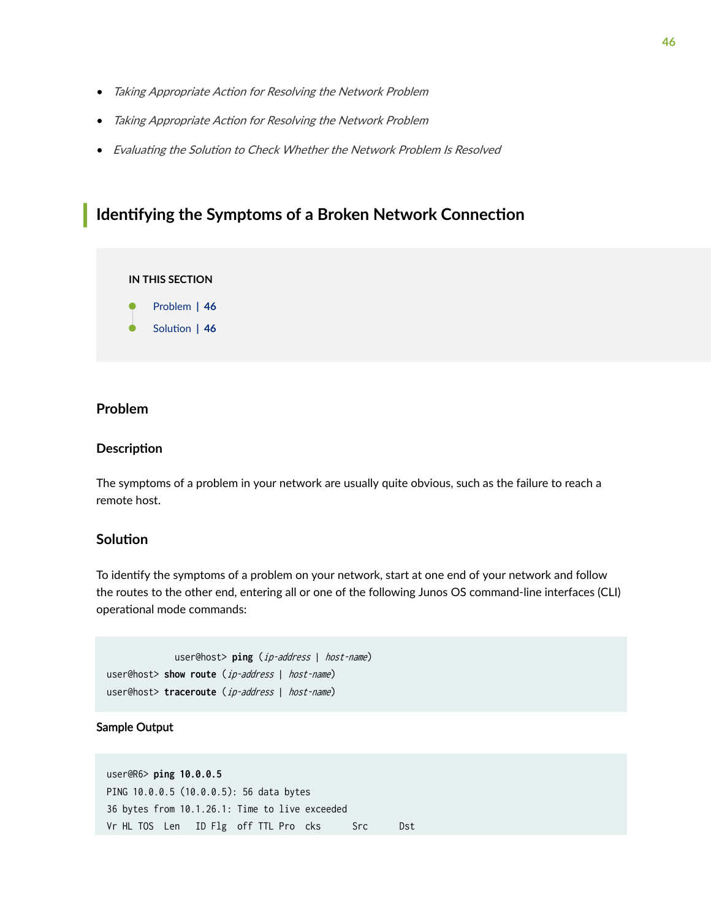- *Taking Appropriate Action for Resolving the Network Problem*
- *Taking Appropriate Action for Resolving the Network Problem*
- *Evaluating the Solution to Check Whether the Network Problem Is Resolved*

## Identifying the Symptoms of a Broken Network Connection

**IN THIS SECTION**

- Problem | 46
- Solution | 46

### Problem

#### Description

The symptoms of a problem in your network are usually quite obvious, such as the failure to reach a remote host.

### Solution

To identify the symptoms of a problem on your network, start at one end of your network and follow the routes to the other end, entering all or one of the following Junos OS command-line interfaces (CLI) operational mode commands:

```
            user@host> ping (ip-address | host-name)
user@host> show route (ip-address | host-name)
user@host> traceroute (ip-address | host-name)
```

**Sample Output**

```
user@R6> ping 10.0.0.5
PING 10.0.0.5 (10.0.0.5): 56 data bytes
36 bytes from 10.1.26.1: Time to live exceeded
Vr HL TOS  Len   ID Flg  off TTL Pro  cks      Src      Dst
```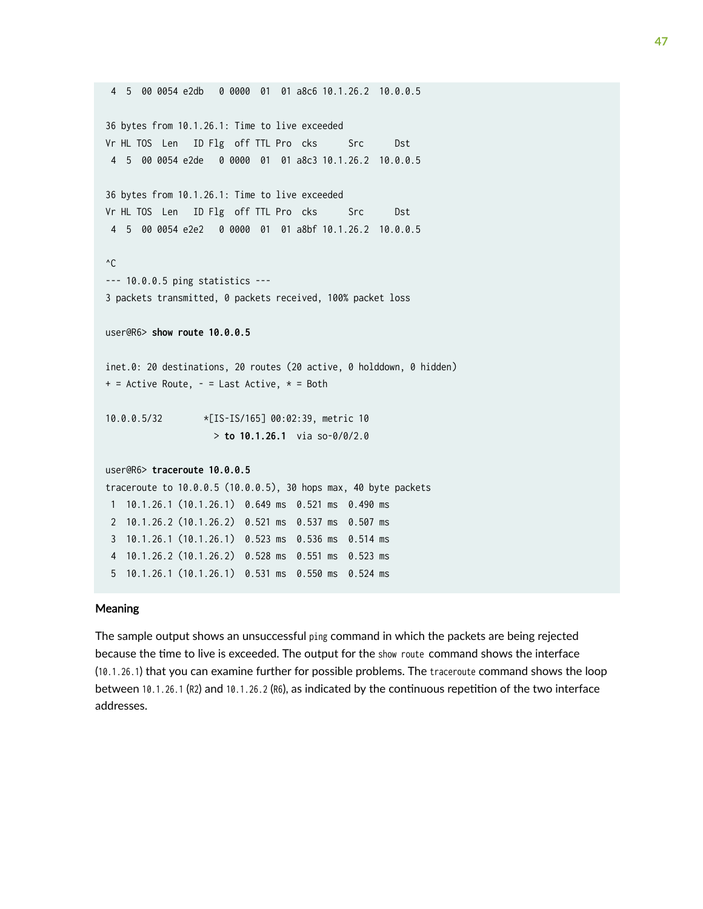```
 4  5  00 0054 e2db   0 0000  01  01 a8c6 10.1.26.2  10.0.0.5

36 bytes from 10.1.26.1: Time to live exceeded
Vr HL TOS  Len   ID Flg  off TTL Pro  cks      Src      Dst
 4  5  00 0054 e2de   0 0000  01  01 a8c3 10.1.26.2  10.0.0.5

36 bytes from 10.1.26.1: Time to live exceeded
Vr HL TOS  Len   ID Flg  off TTL Pro  cks      Src      Dst
 4  5  00 0054 e2e2   0 0000  01  01 a8bf 10.1.26.2  10.0.0.5

^C
--- 10.0.0.5 ping statistics ---
3 packets transmitted, 0 packets received, 100% packet loss

user@R6> show route 10.0.0.5

inet.0: 20 destinations, 20 routes (20 active, 0 holddown, 0 hidden)
+ = Active Route, - = Last Active, * = Both

10.0.0.5/32        *[IS-IS/165] 00:02:39, metric 10
                     > to 10.1.26.1  via so-0/0/2.0

user@R6> traceroute 10.0.0.5
traceroute to 10.0.0.5 (10.0.0.5), 30 hops max, 40 byte packets
 1  10.1.26.1 (10.1.26.1)  0.649 ms  0.521 ms  0.490 ms
 2  10.1.26.2 (10.1.26.2)  0.521 ms  0.537 ms  0.507 ms
 3  10.1.26.1 (10.1.26.1)  0.523 ms  0.536 ms  0.514 ms
 4  10.1.26.2 (10.1.26.2)  0.528 ms  0.551 ms  0.523 ms
 5  10.1.26.1 (10.1.26.1)  0.531 ms  0.550 ms  0.524 ms
```

### Meaning

The sample output shows an unsuccessful `ping` command in which the packets are being rejected because the time to live is exceeded. The output for the `show route` command shows the interface (`10.1.26.1`) that you can examine further for possible problems. The `traceroute` command shows the loop between `10.1.26.1` (R2) and `10.1.26.2` (R6), as indicated by the continuous repetition of the two interface addresses.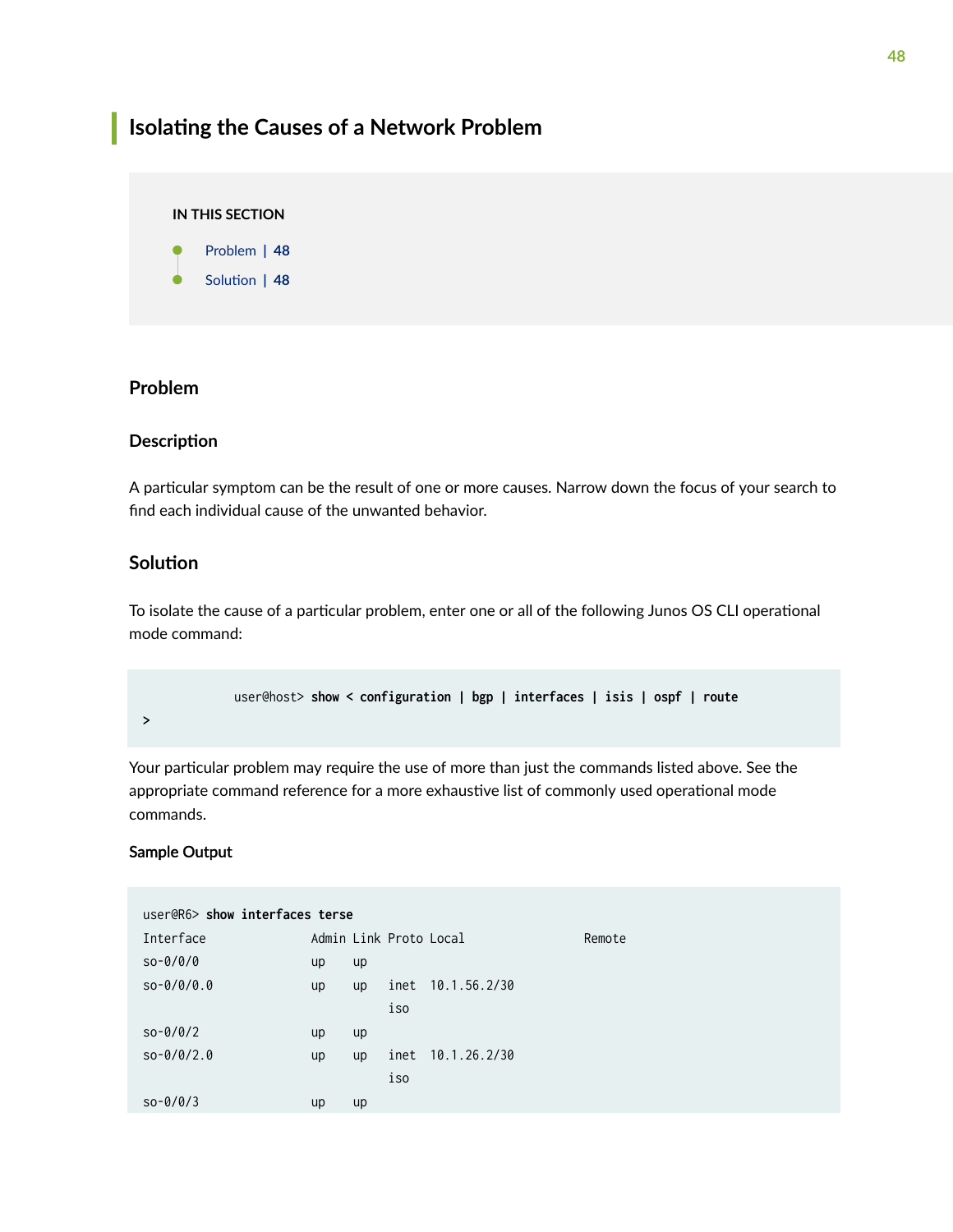# Isolating the Causes of a Network Problem

**IN THIS SECTION**

- Problem | 48
- Solution | 48

## Problem

### Description

A particular symptom can be the result of one or more causes. Narrow down the focus of your search to find each individual cause of the unwanted behavior.

## Solution

To isolate the cause of a particular problem, enter one or all of the following Junos OS CLI operational mode command:

```
            user@host> show < configuration | bgp | interfaces | isis | ospf | route
>
```

Your particular problem may require the use of more than just the commands listed above. See the appropriate command reference for a more exhaustive list of commonly used operational mode commands.

**Sample Output**

```
user@R6> show interfaces terse
Interface               Admin Link Proto Local                 Remote
so-0/0/0                up    up
so-0/0/0.0              up    up   inet  10.1.56.2/30
                                   iso
so-0/0/2                up    up
so-0/0/2.0              up    up   inet  10.1.26.2/30
                                   iso
so-0/0/3                up    up
```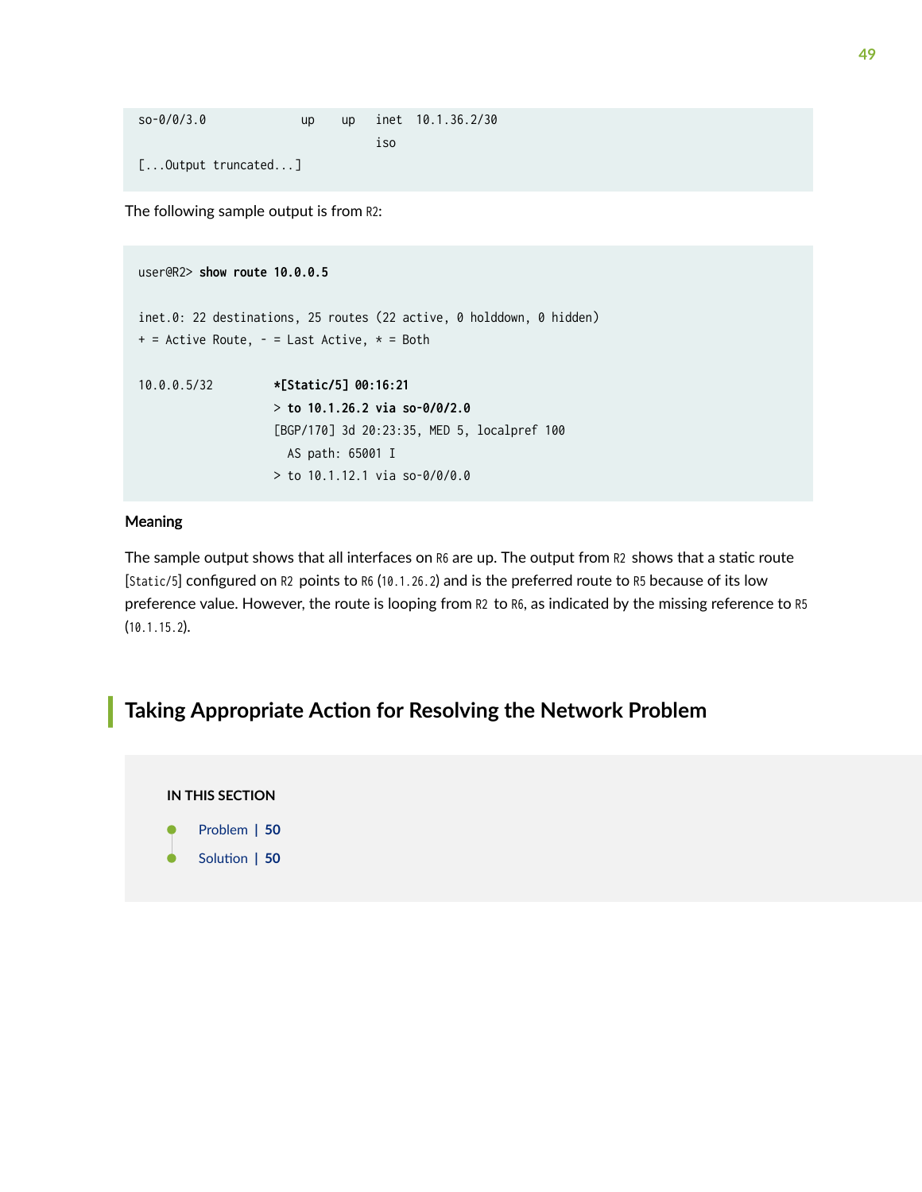```
so-0/0/3.0              up    up   inet  10.1.36.2/30
                                   iso
[...Output truncated...]
```

The following sample output is from R2:

```
user@R2> show route 10.0.0.5

inet.0: 22 destinations, 25 routes (22 active, 0 holddown, 0 hidden)
+ = Active Route, - = Last Active, * = Both

10.0.0.5/32        *[Static/5] 00:16:21
                    > to 10.1.26.2 via so-0/0/2.0
                    [BGP/170] 3d 20:23:35, MED 5, localpref 100
                      AS path: 65001 I
                    > to 10.1.12.1 via so-0/0/0.0
```

### Meaning

The sample output shows that all interfaces on R6 are up. The output from R2 shows that a static route [Static/5] configured on R2 points to R6 (10.1.26.2) and is the preferred route to R5 because of its low preference value. However, the route is looping from R2 to R6, as indicated by the missing reference to R5 (10.1.15.2).

## Taking Appropriate Action for Resolving the Network Problem

**IN THIS SECTION**

- Problem | 50
- Solution | 50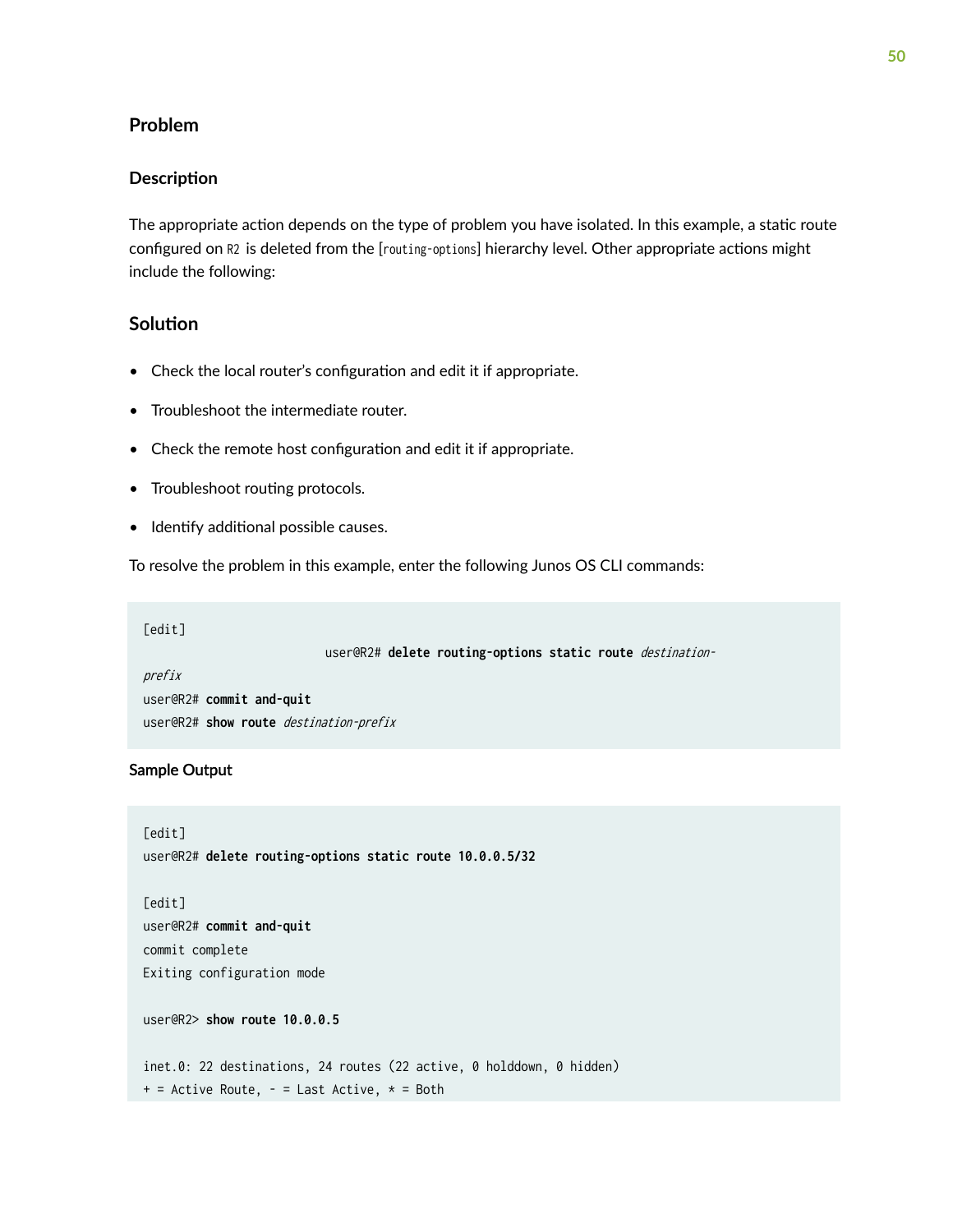## Problem

### Description

The appropriate action depends on the type of problem you have isolated. In this example, a static route configured on R2 is deleted from the [routing-options] hierarchy level. Other appropriate actions might include the following:

## Solution

- Check the local router's configuration and edit it if appropriate.
- Troubleshoot the intermediate router.
- Check the remote host configuration and edit it if appropriate.
- Troubleshoot routing protocols.
- Identify additional possible causes.

To resolve the problem in this example, enter the following Junos OS CLI commands:

```
[edit]
                          user@R2# delete routing-options static route destination-
prefix
user@R2# commit and-quit
user@R2# show route destination-prefix
```

#### Sample Output

```
[edit]
user@R2# delete routing-options static route 10.0.0.5/32

[edit]
user@R2# commit and-quit
commit complete
Exiting configuration mode

user@R2> show route 10.0.0.5

inet.0: 22 destinations, 24 routes (22 active, 0 holddown, 0 hidden)
+ = Active Route, - = Last Active, * = Both
```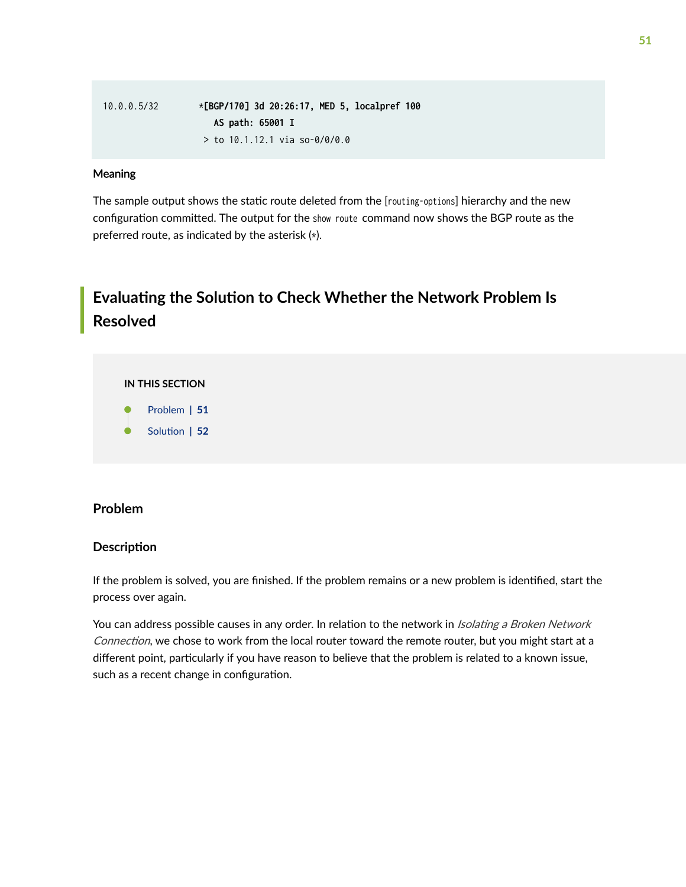```
10.0.0.5/32        *[BGP/170] 3d 20:26:17, MED 5, localpref 100
                      AS path: 65001 I
                    > to 10.1.12.1 via so-0/0/0.0
```

#### Meaning

The sample output shows the static route deleted from the [routing-options] hierarchy and the new configuration committed. The output for the `show route` command now shows the BGP route as the preferred route, as indicated by the asterisk (*).

## Evaluating the Solution to Check Whether the Network Problem Is Resolved

**IN THIS SECTION**

- Problem | 51
- Solution | 52

### Problem

#### Description

If the problem is solved, you are finished. If the problem remains or a new problem is identified, start the process over again.

You can address possible causes in any order. In relation to the network in *Isolating a Broken Network Connection*, we chose to work from the local router toward the remote router, but you might start at a different point, particularly if you have reason to believe that the problem is related to a known issue, such as a recent change in configuration.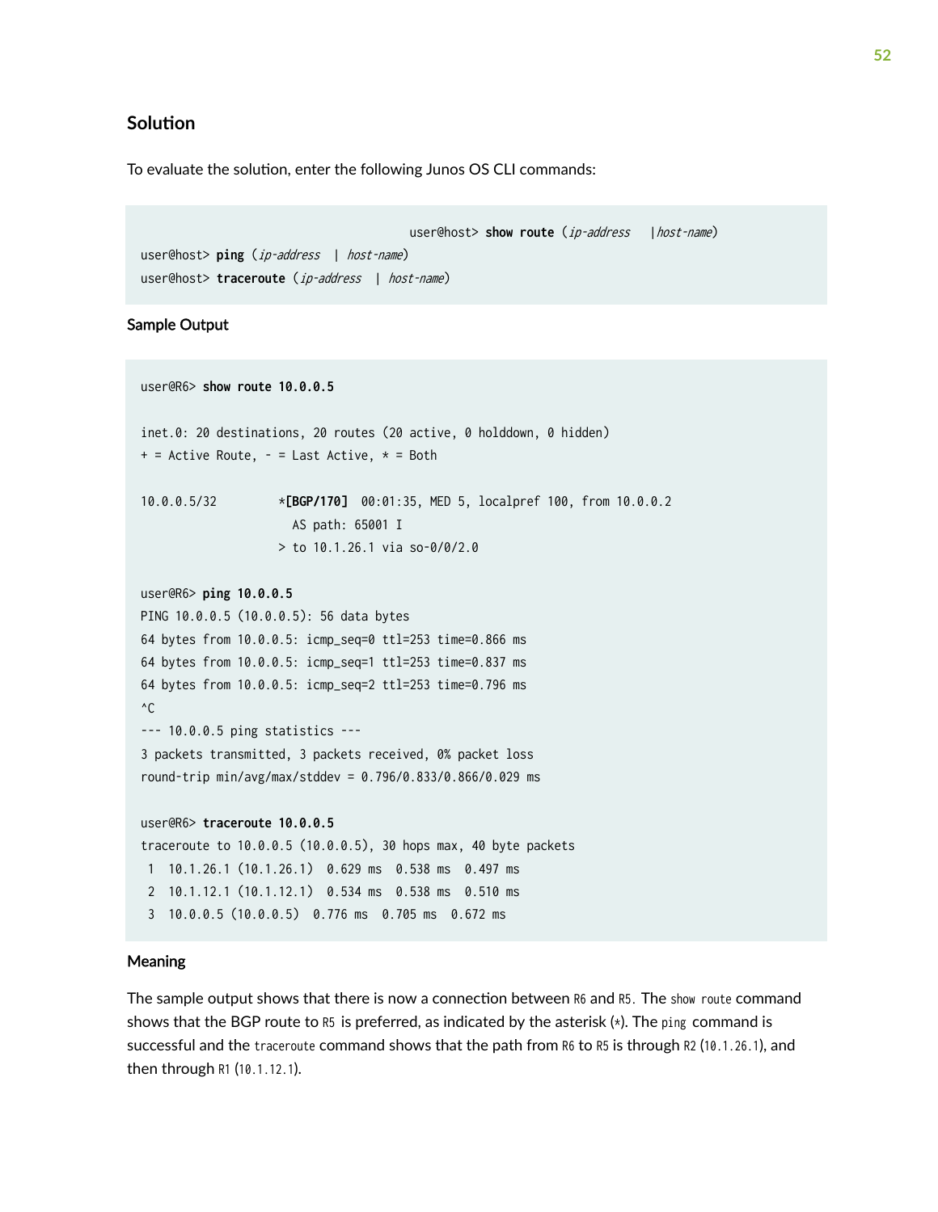## Solution

To evaluate the solution, enter the following Junos OS CLI commands:

```
user@host> show route (ip-address   |host-name)
user@host> ping (ip-address  | host-name)
user@host> traceroute (ip-address  | host-name)
```

### Sample Output

```
user@R6> show route 10.0.0.5

inet.0: 20 destinations, 20 routes (20 active, 0 holddown, 0 hidden)
+ = Active Route, - = Last Active, * = Both

10.0.0.5/32        *[BGP/170]  00:01:35, MED 5, localpref 100, from 10.0.0.2
                      AS path: 65001 I
                    > to 10.1.26.1 via so-0/0/2.0

user@R6> ping 10.0.0.5
PING 10.0.0.5 (10.0.0.5): 56 data bytes
64 bytes from 10.0.0.5: icmp_seq=0 ttl=253 time=0.866 ms
64 bytes from 10.0.0.5: icmp_seq=1 ttl=253 time=0.837 ms
64 bytes from 10.0.0.5: icmp_seq=2 ttl=253 time=0.796 ms
^C
--- 10.0.0.5 ping statistics ---
3 packets transmitted, 3 packets received, 0% packet loss
round-trip min/avg/max/stddev = 0.796/0.833/0.866/0.029 ms

user@R6> traceroute 10.0.0.5
traceroute to 10.0.0.5 (10.0.0.5), 30 hops max, 40 byte packets
 1  10.1.26.1 (10.1.26.1)  0.629 ms  0.538 ms  0.497 ms
 2  10.1.12.1 (10.1.12.1)  0.534 ms  0.538 ms  0.510 ms
 3  10.0.0.5 (10.0.0.5)  0.776 ms  0.705 ms  0.672 ms
```

### Meaning

The sample output shows that there is now a connection between `R6` and `R5`. The `show route` command shows that the BGP route to `R5` is preferred, as indicated by the asterisk (*). The `ping` command is successful and the `traceroute` command shows that the path from `R6` to `R5` is through `R2` (`10.1.26.1`), and then through `R1` (`10.1.12.1`).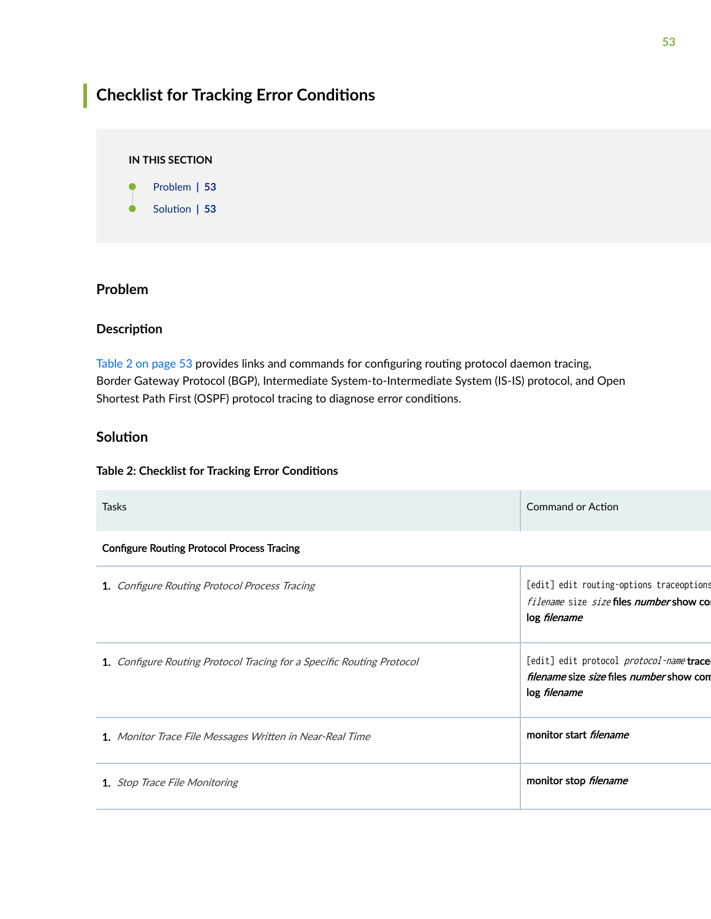## Checklist for Tracking Error Conditions

IN THIS SECTION

- Problem | 53
- Solution | 53

### Problem

#### Description

Table 2 on page 53 provides links and commands for configuring routing protocol daemon tracing, Border Gateway Protocol (BGP), Intermediate System-to-Intermediate System (IS-IS) protocol, and Open Shortest Path First (OSPF) protocol tracing to diagnose error conditions.

### Solution

**Table 2: Checklist for Tracking Error Conditions**

| Tasks | Command or Action |
| --- | --- |
| **Configure Routing Protocol Process Tracing** | |
| 1. *Configure Routing Protocol Process Tracing* | `[edit] edit routing-options traceoptions` *filename* `size` *size* **files** ***number*** **show co** **log** ***filename*** |
| 1. *Configure Routing Protocol Tracing for a Specific Routing Protocol* | `[edit] edit protocol` *protocol-name* **trace** ***filename*** **size** ***size*** **files** ***number*** **show com** **log** ***filename*** |
| 1. *Monitor Trace File Messages Written in Near-Real Time* | **monitor start** ***filename*** |
| 1. *Stop Trace File Monitoring* | **monitor stop** ***filename*** |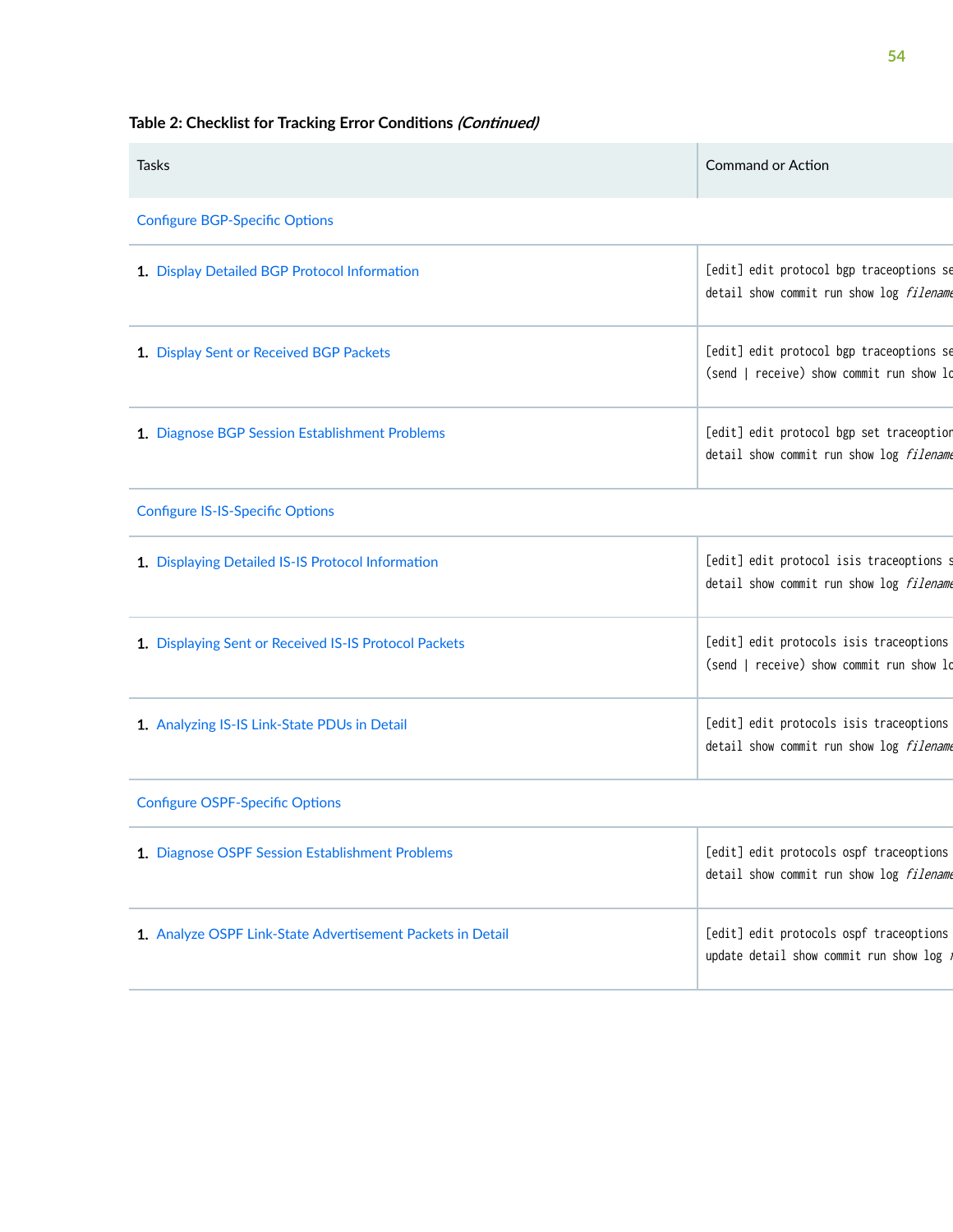Table 2: Checklist for Tracking Error Conditions *(Continued)*

| Tasks | Command or Action |
|---|---|
| Configure BGP-Specific Options | |
| 1. Display Detailed BGP Protocol Information | [edit] edit protocol bgp traceoptions se detail show commit run show log *filename* |
| 1. Display Sent or Received BGP Packets | [edit] edit protocol bgp traceoptions se (send \| receive) show commit run show lo |
| 1. Diagnose BGP Session Establishment Problems | [edit] edit protocol bgp set traceoptior detail show commit run show log *filename* |
| Configure IS-IS-Specific Options | |
| 1. Displaying Detailed IS-IS Protocol Information | [edit] edit protocol isis traceoptions s detail show commit run show log *filename* |
| 1. Displaying Sent or Received IS-IS Protocol Packets | [edit] edit protocols isis traceoptions (send \| receive) show commit run show lo |
| 1. Analyzing IS-IS Link-State PDUs in Detail | [edit] edit protocols isis traceoptions detail show commit run show log *filename* |
| Configure OSPF-Specific Options | |
| 1. Diagnose OSPF Session Establishment Problems | [edit] edit protocols ospf traceoptions detail show commit run show log *filename* |
| 1. Analyze OSPF Link-State Advertisement Packets in Detail | [edit] edit protocols ospf traceoptions update detail show commit run show log *f* |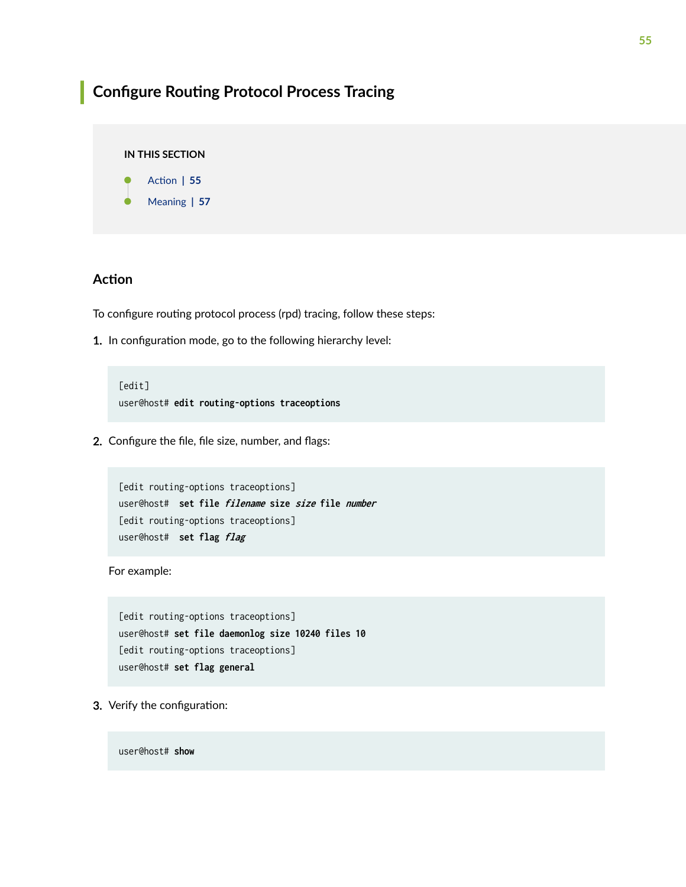## Configure Routing Protocol Process Tracing

**IN THIS SECTION**

- Action | 55
- Meaning | 57

### Action

To configure routing protocol process (rpd) tracing, follow these steps:

1. In configuration mode, go to the following hierarchy level:

```
[edit]
user@host# edit routing-options traceoptions
```

2. Configure the file, file size, number, and flags:

```
[edit routing-options traceoptions]
user@host#  set file filename size size file number
[edit routing-options traceoptions]
user@host#  set flag flag
```

   For example:

```
[edit routing-options traceoptions]
user@host# set file daemonlog size 10240 files 10
[edit routing-options traceoptions]
user@host# set flag general
```

3. Verify the configuration:

```
user@host# show
```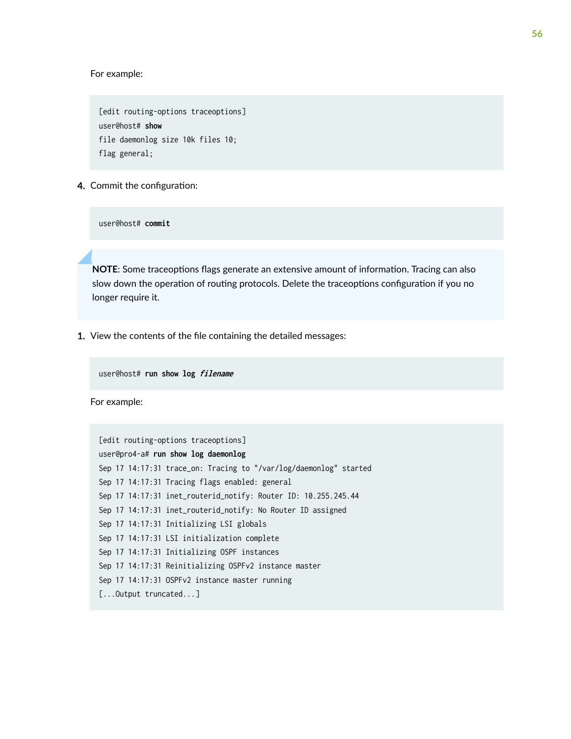For example:

```
[edit routing-options traceoptions]
user@host# show
file daemonlog size 10k files 10;
flag general;
```

4. Commit the configuration:

```
user@host# commit
```

> **NOTE**: Some traceoptions flags generate an extensive amount of information. Tracing can also slow down the operation of routing protocols. Delete the traceoptions configuration if you no longer require it.

1. View the contents of the file containing the detailed messages:

```
user@host# run show log filename
```

For example:

```
[edit routing-options traceoptions]
user@pro4-a# run show log daemonlog
Sep 17 14:17:31 trace_on: Tracing to "/var/log/daemonlog" started
Sep 17 14:17:31 Tracing flags enabled: general
Sep 17 14:17:31 inet_routerid_notify: Router ID: 10.255.245.44
Sep 17 14:17:31 inet_routerid_notify: No Router ID assigned
Sep 17 14:17:31 Initializing LSI globals
Sep 17 14:17:31 LSI initialization complete
Sep 17 14:17:31 Initializing OSPF instances
Sep 17 14:17:31 Reinitializing OSPFv2 instance master
Sep 17 14:17:31 OSPFv2 instance master running
[...Output truncated...]
```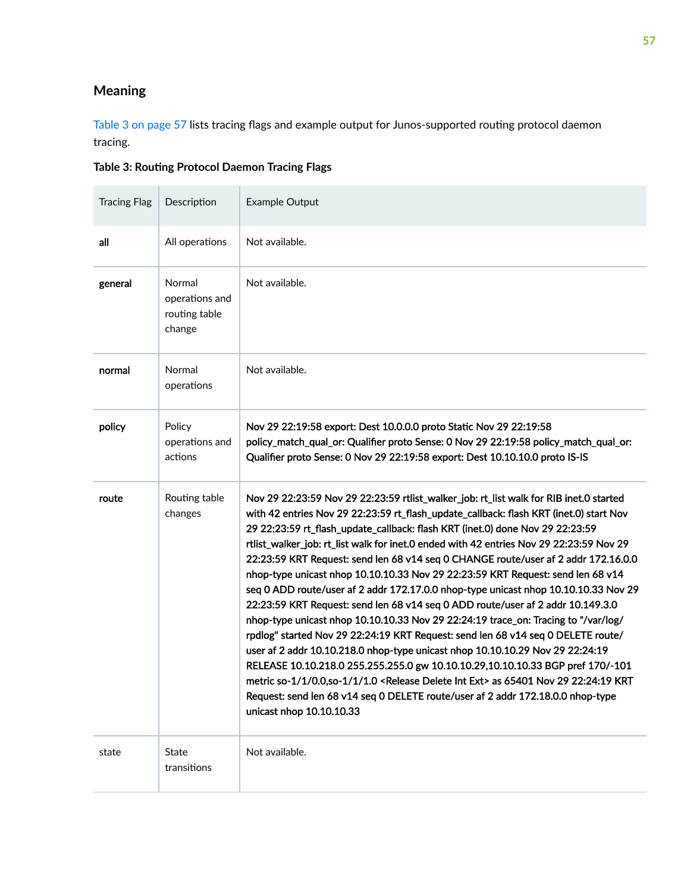## Meaning

Table 3 on page 57 lists tracing flags and example output for Junos-supported routing protocol daemon tracing.

**Table 3: Routing Protocol Daemon Tracing Flags**

| Tracing Flag | Description | Example Output |
|---|---|---|
| **all** | All operations | Not available. |
| **general** | Normal operations and routing table change | Not available. |
| **normal** | Normal operations | Not available. |
| **policy** | Policy operations and actions | Nov 29 22:19:58 export: Dest 10.0.0.0 proto Static Nov 29 22:19:58 policy_match_qual_or: Qualifier proto Sense: 0 Nov 29 22:19:58 policy_match_qual_or: Qualifier proto Sense: 0 Nov 29 22:19:58 export: Dest 10.10.10.0 proto IS-IS |
| **route** | Routing table changes | Nov 29 22:23:59 Nov 29 22:23:59 rtlist_walker_job: rt_list walk for RIB inet.0 started with 42 entries Nov 29 22:23:59 rt_flash_update_callback: flash KRT (inet.0) start Nov 29 22:23:59 rt_flash_update_callback: flash KRT (inet.0) done Nov 29 22:23:59 rtlist_walker_job: rt_list walk for inet.0 ended with 42 entries Nov 29 22:23:59 Nov 29 22:23:59 KRT Request: send len 68 v14 seq 0 CHANGE route/user af 2 addr 172.16.0.0 nhop-type unicast nhop 10.10.10.33 Nov 29 22:23:59 KRT Request: send len 68 v14 seq 0 ADD route/user af 2 addr 172.17.0.0 nhop-type unicast nhop 10.10.10.33 Nov 29 22:23:59 KRT Request: send len 68 v14 seq 0 ADD route/user af 2 addr 10.149.3.0 nhop-type unicast nhop 10.10.10.33 Nov 29 22:24:19 trace_on: Tracing to "/var/log/rpdlog" started Nov 29 22:24:19 KRT Request: send len 68 v14 seq 0 DELETE route/user af 2 addr 10.10.218.0 nhop-type unicast nhop 10.10.10.29 Nov 29 22:24:19 RELEASE 10.10.218.0 255.255.255.0 gw 10.10.10.29,10.10.10.33 BGP pref 170/-101 metric so-1/1/0.0,so-1/1/1.0 <Release Delete Int Ext> as 65401 Nov 29 22:24:19 KRT Request: send len 68 v14 seq 0 DELETE route/user af 2 addr 172.18.0.0 nhop-type unicast nhop 10.10.10.33 |
| state | State transitions | Not available. |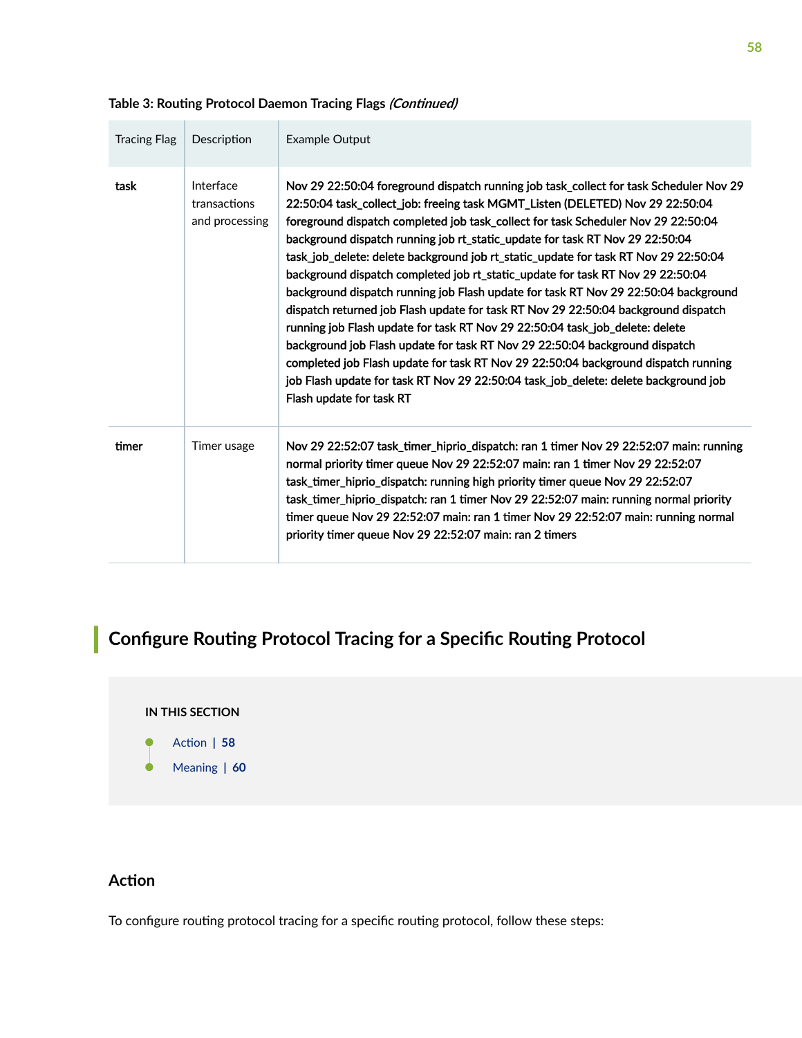Table 3: Routing Protocol Daemon Tracing Flags *(Continued)*

| Tracing Flag | Description | Example Output |
|---|---|---|
| **task** | Interface transactions and processing | Nov 29 22:50:04 foreground dispatch running job task_collect for task Scheduler Nov 29 22:50:04 task_collect_job: freeing task MGMT_Listen (DELETED) Nov 29 22:50:04 foreground dispatch completed job task_collect for task Scheduler Nov 29 22:50:04 background dispatch running job rt_static_update for task RT Nov 29 22:50:04 task_job_delete: delete background job rt_static_update for task RT Nov 29 22:50:04 background dispatch completed job rt_static_update for task RT Nov 29 22:50:04 background dispatch running job Flash update for task RT Nov 29 22:50:04 background dispatch returned job Flash update for task RT Nov 29 22:50:04 background dispatch running job Flash update for task RT Nov 29 22:50:04 task_job_delete: delete background job Flash update for task RT Nov 29 22:50:04 background dispatch completed job Flash update for task RT Nov 29 22:50:04 background dispatch running job Flash update for task RT Nov 29 22:50:04 task_job_delete: delete background job Flash update for task RT |
| **timer** | Timer usage | Nov 29 22:52:07 task_timer_hiprio_dispatch: ran 1 timer Nov 29 22:52:07 main: running normal priority timer queue Nov 29 22:52:07 main: ran 1 timer Nov 29 22:52:07 task_timer_hiprio_dispatch: running high priority timer queue Nov 29 22:52:07 task_timer_hiprio_dispatch: ran 1 timer Nov 29 22:52:07 main: running normal priority timer queue Nov 29 22:52:07 main: ran 1 timer Nov 29 22:52:07 main: running normal priority timer queue Nov 29 22:52:07 main: ran 2 timers |

## Configure Routing Protocol Tracing for a Specific Routing Protocol

**IN THIS SECTION**

- Action | 58
- Meaning | 60

### Action

To configure routing protocol tracing for a specific routing protocol, follow these steps: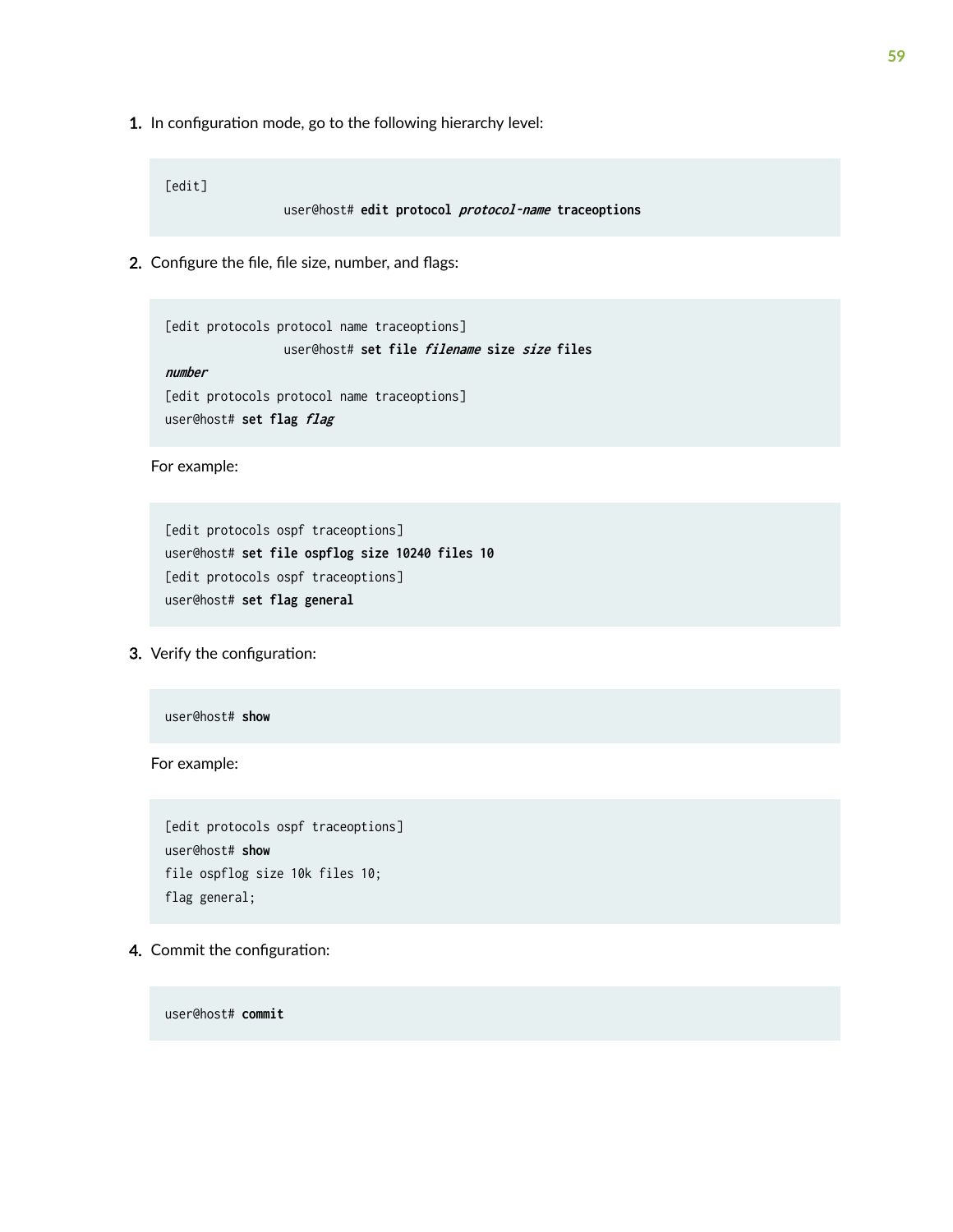1. In configuration mode, go to the following hierarchy level:

```
[edit]
                user@host# edit protocol protocol-name traceoptions
```

2. Configure the file, file size, number, and flags:

```
[edit protocols protocol name traceoptions]
                user@host# set file filename size size files
number
[edit protocols protocol name traceoptions]
user@host# set flag flag
```

For example:

```
[edit protocols ospf traceoptions]
user@host# set file ospflog size 10240 files 10
[edit protocols ospf traceoptions]
user@host# set flag general
```

3. Verify the configuration:

```
user@host# show
```

For example:

```
[edit protocols ospf traceoptions]
user@host# show
file ospflog size 10k files 10;
flag general;
```

4. Commit the configuration:

```
user@host# commit
```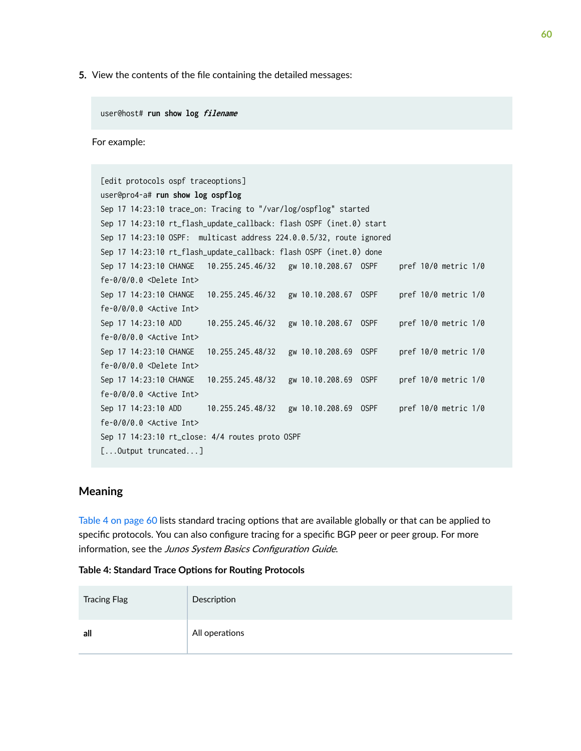5. View the contents of the file containing the detailed messages:

```
user@host# run show log filename
```

For example:

```
[edit protocols ospf traceoptions]
user@pro4-a# run show log ospflog
Sep 17 14:23:10 trace_on: Tracing to "/var/log/ospflog" started
Sep 17 14:23:10 rt_flash_update_callback: flash OSPF (inet.0) start
Sep 17 14:23:10 OSPF:  multicast address 224.0.0.5/32, route ignored
Sep 17 14:23:10 rt_flash_update_callback: flash OSPF (inet.0) done
Sep 17 14:23:10 CHANGE   10.255.245.46/32   gw 10.10.208.67  OSPF     pref 10/0 metric 1/0
fe-0/0/0.0 <Delete Int>
Sep 17 14:23:10 CHANGE   10.255.245.46/32   gw 10.10.208.67  OSPF     pref 10/0 metric 1/0
fe-0/0/0.0 <Active Int>
Sep 17 14:23:10 ADD      10.255.245.46/32   gw 10.10.208.67  OSPF     pref 10/0 metric 1/0
fe-0/0/0.0 <Active Int>
Sep 17 14:23:10 CHANGE   10.255.245.48/32   gw 10.10.208.69  OSPF     pref 10/0 metric 1/0
fe-0/0/0.0 <Delete Int>
Sep 17 14:23:10 CHANGE   10.255.245.48/32   gw 10.10.208.69  OSPF     pref 10/0 metric 1/0
fe-0/0/0.0 <Active Int>
Sep 17 14:23:10 ADD      10.255.245.48/32   gw 10.10.208.69  OSPF     pref 10/0 metric 1/0
fe-0/0/0.0 <Active Int>
Sep 17 14:23:10 rt_close: 4/4 routes proto OSPF
[...Output truncated...]
```

## Meaning

Table 4 on page 60 lists standard tracing options that are available globally or that can be applied to specific protocols. You can also configure tracing for a specific BGP peer or peer group. For more information, see the *Junos System Basics Configuration Guide*.

**Table 4: Standard Trace Options for Routing Protocols**

| Tracing Flag | Description |
|---|---|
| **all** | All operations |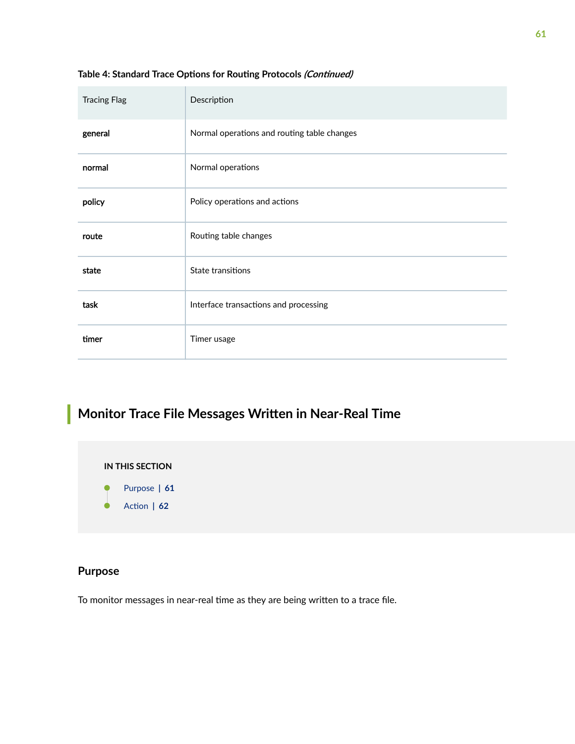**Table 4: Standard Trace Options for Routing Protocols *(Continued)***

| Tracing Flag | Description |
| --- | --- |
| **general** | Normal operations and routing table changes |
| **normal** | Normal operations |
| **policy** | Policy operations and actions |
| **route** | Routing table changes |
| **state** | State transitions |
| **task** | Interface transactions and processing |
| **timer** | Timer usage |

## Monitor Trace File Messages Written in Near-Real Time

**IN THIS SECTION**

- Purpose | 61
- Action | 62

### Purpose

To monitor messages in near-real time as they are being written to a trace file.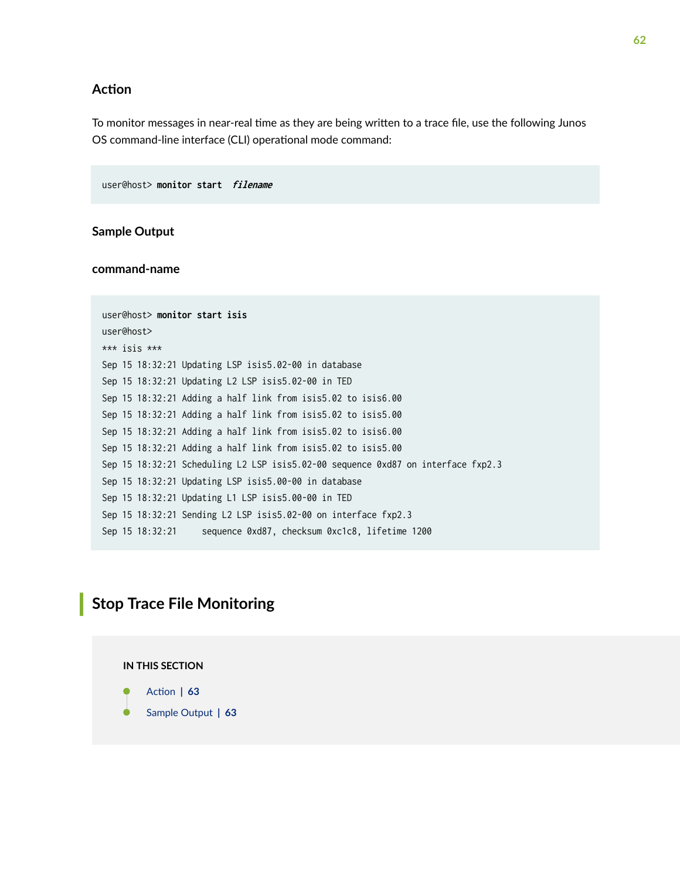### Action

To monitor messages in near-real time as they are being written to a trace file, use the following Junos OS command-line interface (CLI) operational mode command:

```
user@host> monitor start  filename
```

### Sample Output

#### command-name

```
user@host> monitor start isis
user@host>
*** isis ***
Sep 15 18:32:21 Updating LSP isis5.02-00 in database
Sep 15 18:32:21 Updating L2 LSP isis5.02-00 in TED
Sep 15 18:32:21 Adding a half link from isis5.02 to isis6.00
Sep 15 18:32:21 Adding a half link from isis5.02 to isis5.00
Sep 15 18:32:21 Adding a half link from isis5.02 to isis6.00
Sep 15 18:32:21 Adding a half link from isis5.02 to isis5.00
Sep 15 18:32:21 Scheduling L2 LSP isis5.02-00 sequence 0xd87 on interface fxp2.3
Sep 15 18:32:21 Updating LSP isis5.00-00 in database
Sep 15 18:32:21 Updating L1 LSP isis5.00-00 in TED
Sep 15 18:32:21 Sending L2 LSP isis5.02-00 on interface fxp2.3
Sep 15 18:32:21     sequence 0xd87, checksum 0xc1c8, lifetime 1200
```

## Stop Trace File Monitoring

IN THIS SECTION

- Action | 63
- Sample Output | 63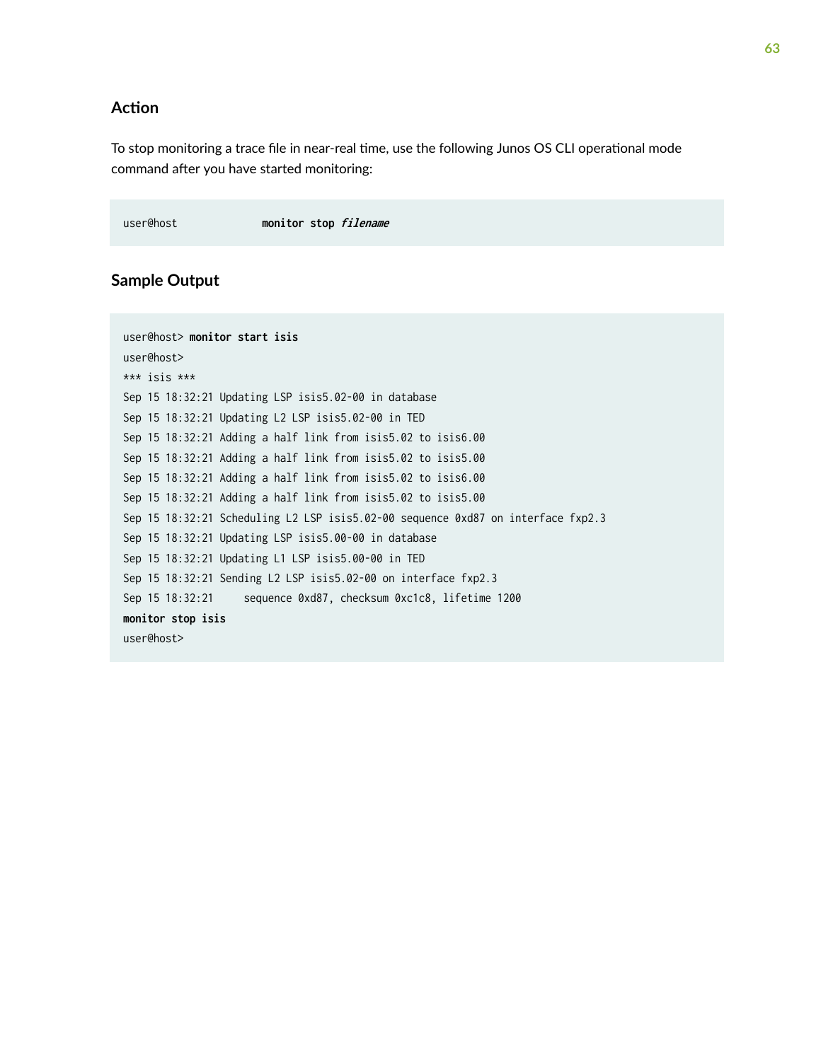### Action

To stop monitoring a trace file in near-real time, use the following Junos OS CLI operational mode command after you have started monitoring:

```
user@host                monitor stop filename
```

### Sample Output

```
user@host> monitor start isis
user@host>
*** isis ***
Sep 15 18:32:21 Updating LSP isis5.02-00 in database
Sep 15 18:32:21 Updating L2 LSP isis5.02-00 in TED
Sep 15 18:32:21 Adding a half link from isis5.02 to isis6.00
Sep 15 18:32:21 Adding a half link from isis5.02 to isis5.00
Sep 15 18:32:21 Adding a half link from isis5.02 to isis6.00
Sep 15 18:32:21 Adding a half link from isis5.02 to isis5.00
Sep 15 18:32:21 Scheduling L2 LSP isis5.02-00 sequence 0xd87 on interface fxp2.3
Sep 15 18:32:21 Updating LSP isis5.00-00 in database
Sep 15 18:32:21 Updating L1 LSP isis5.00-00 in TED
Sep 15 18:32:21 Sending L2 LSP isis5.02-00 on interface fxp2.3
Sep 15 18:32:21     sequence 0xd87, checksum 0xc1c8, lifetime 1200
monitor stop isis
user@host>
```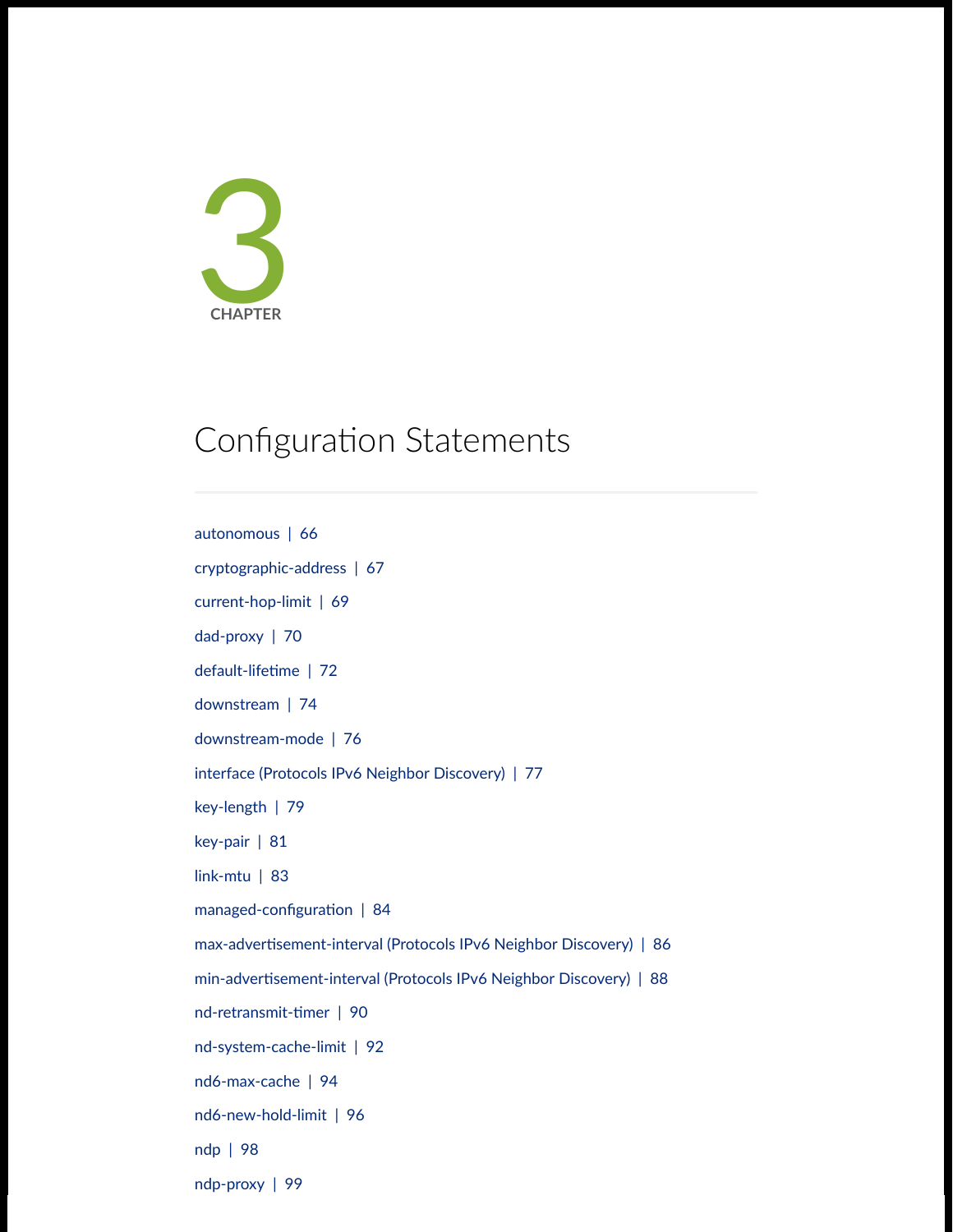# 3 CHAPTER

# Configuration Statements

autonomous | 66

cryptographic-address | 67

current-hop-limit | 69

dad-proxy | 70

default-lifetime | 72

downstream | 74

downstream-mode | 76

interface (Protocols IPv6 Neighbor Discovery) | 77

key-length | 79

key-pair | 81

link-mtu | 83

managed-configuration | 84

max-advertisement-interval (Protocols IPv6 Neighbor Discovery) | 86

min-advertisement-interval (Protocols IPv6 Neighbor Discovery) | 88

nd-retransmit-timer | 90

nd-system-cache-limit | 92

nd6-max-cache | 94

nd6-new-hold-limit | 96

ndp | 98

ndp-proxy | 99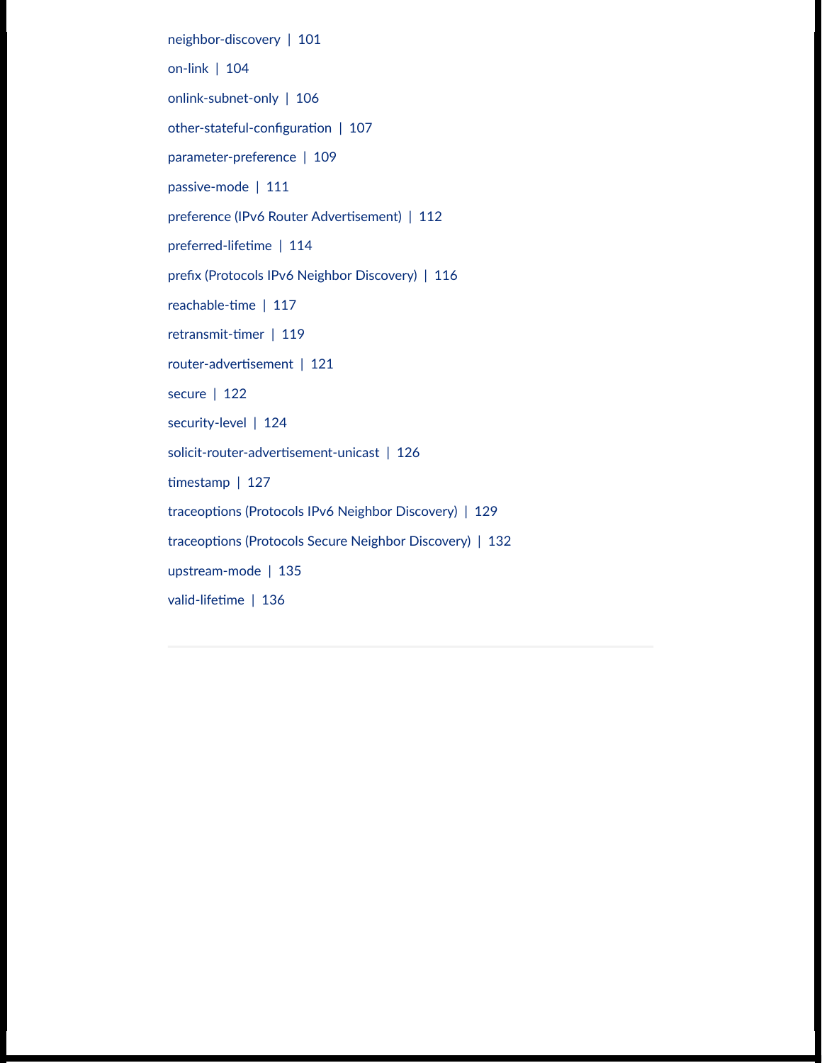neighbor-discovery | 101

on-link | 104

onlink-subnet-only | 106

other-stateful-configuration | 107

parameter-preference | 109

passive-mode | 111

preference (IPv6 Router Advertisement) | 112

preferred-lifetime | 114

prefix (Protocols IPv6 Neighbor Discovery) | 116

reachable-time | 117

retransmit-timer | 119

router-advertisement | 121

secure | 122

security-level | 124

solicit-router-advertisement-unicast | 126

timestamp | 127

traceoptions (Protocols IPv6 Neighbor Discovery) | 129

traceoptions (Protocols Secure Neighbor Discovery) | 132

upstream-mode | 135

valid-lifetime | 136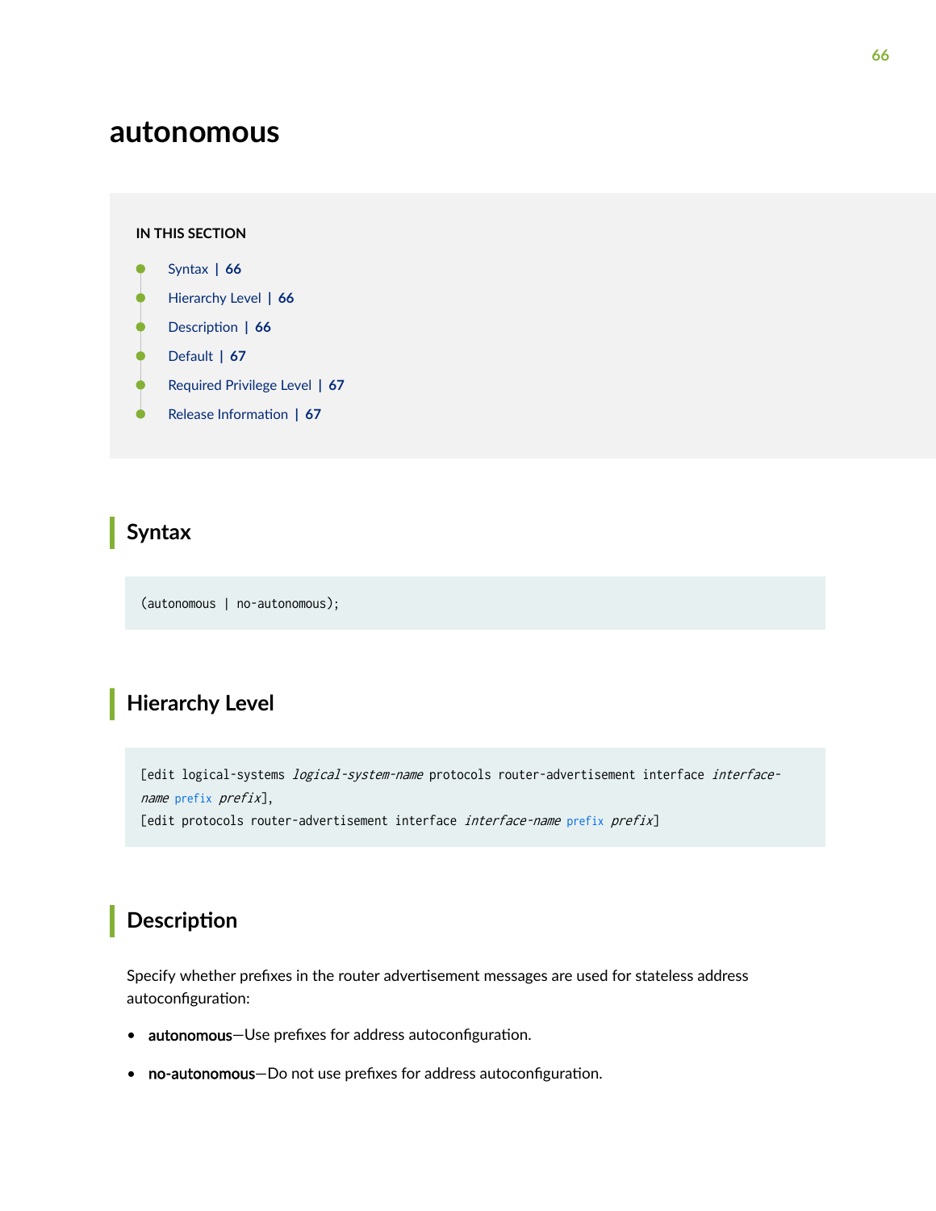# autonomous

**IN THIS SECTION**

- Syntax | 66
- Hierarchy Level | 66
- Description | 66
- Default | 67
- Required Privilege Level | 67
- Release Information | 67

## Syntax

```
(autonomous | no-autonomous);
```

## Hierarchy Level

```
[edit logical-systems logical-system-name protocols router-advertisement interface interface-name prefix prefix],
[edit protocols router-advertisement interface interface-name prefix prefix]
```

## Description

Specify whether prefixes in the router advertisement messages are used for stateless address autoconfiguration:

- **autonomous**—Use prefixes for address autoconfiguration.
- **no-autonomous**—Do not use prefixes for address autoconfiguration.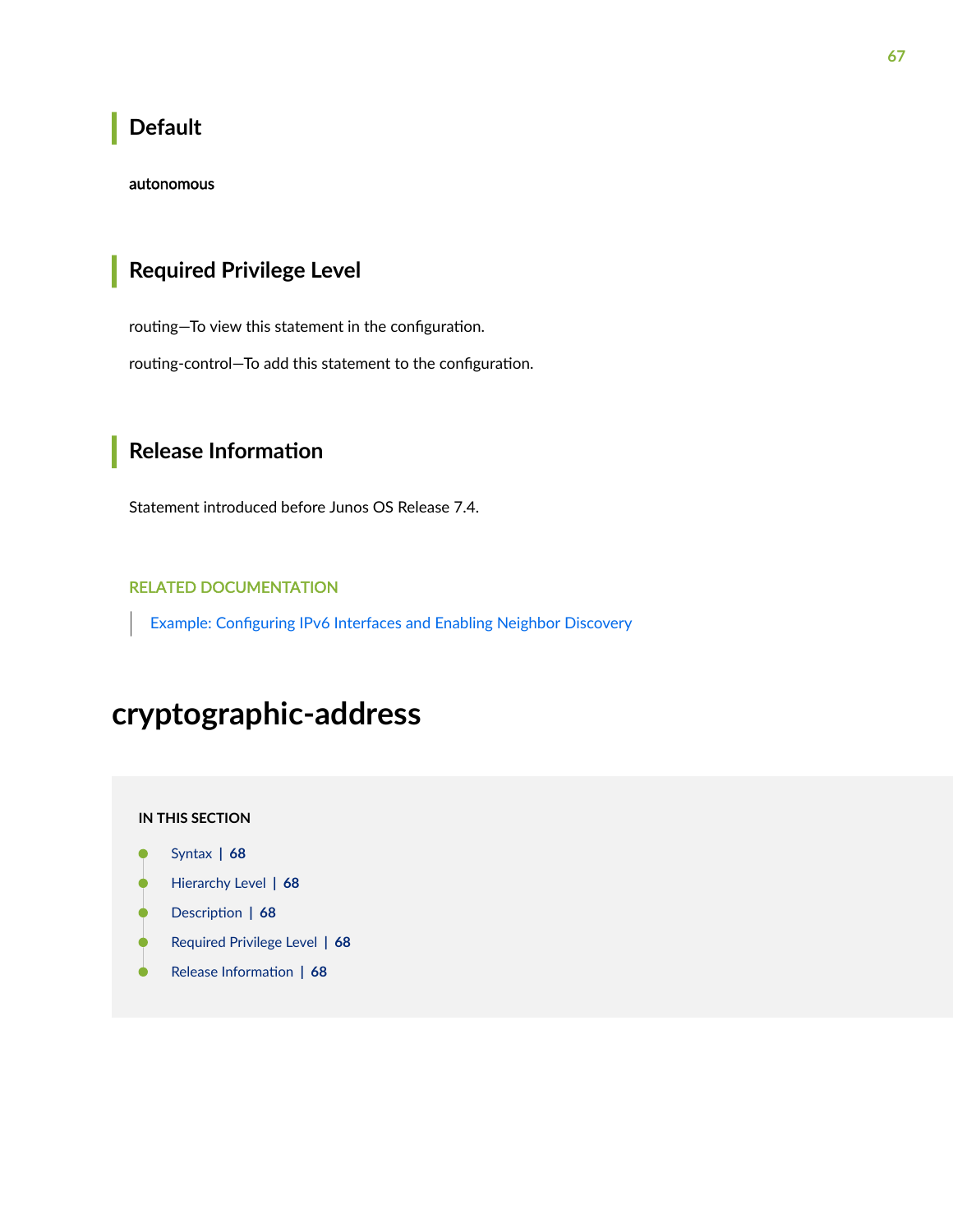## Default

**autonomous**

## Required Privilege Level

routing—To view this statement in the configuration.

routing-control—To add this statement to the configuration.

## Release Information

Statement introduced before Junos OS Release 7.4.

RELATED DOCUMENTATION

Example: Configuring IPv6 Interfaces and Enabling Neighbor Discovery

# cryptographic-address

**IN THIS SECTION**

- Syntax | 68
- Hierarchy Level | 68
- Description | 68
- Required Privilege Level | 68
- Release Information | 68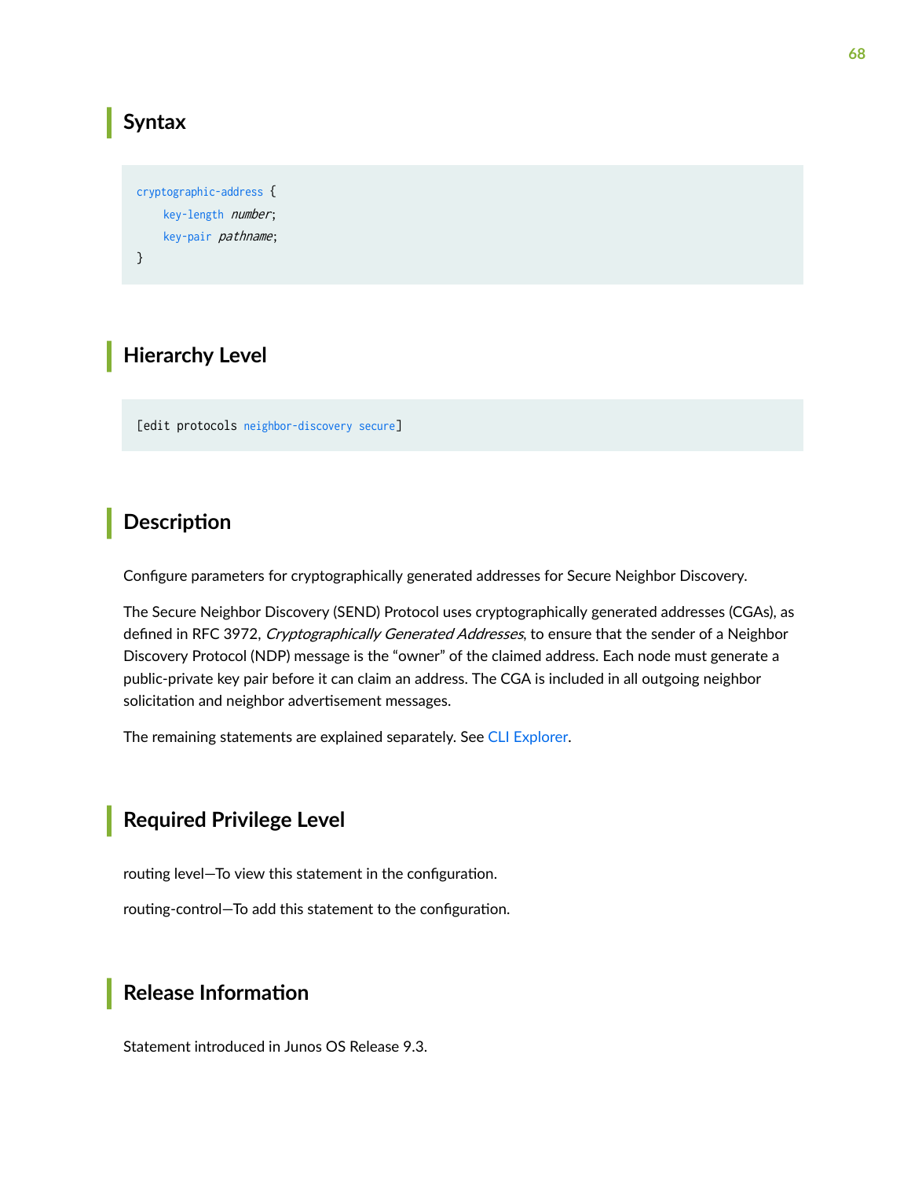## Syntax

```
cryptographic-address {
    key-length number;
    key-pair pathname;
}
```

## Hierarchy Level

```
[edit protocols neighbor-discovery secure]
```

## Description

Configure parameters for cryptographically generated addresses for Secure Neighbor Discovery.

The Secure Neighbor Discovery (SEND) Protocol uses cryptographically generated addresses (CGAs), as defined in RFC 3972, *Cryptographically Generated Addresses*, to ensure that the sender of a Neighbor Discovery Protocol (NDP) message is the "owner" of the claimed address. Each node must generate a public-private key pair before it can claim an address. The CGA is included in all outgoing neighbor solicitation and neighbor advertisement messages.

The remaining statements are explained separately. See CLI Explorer.

## Required Privilege Level

routing level—To view this statement in the configuration.

routing-control—To add this statement to the configuration.

## Release Information

Statement introduced in Junos OS Release 9.3.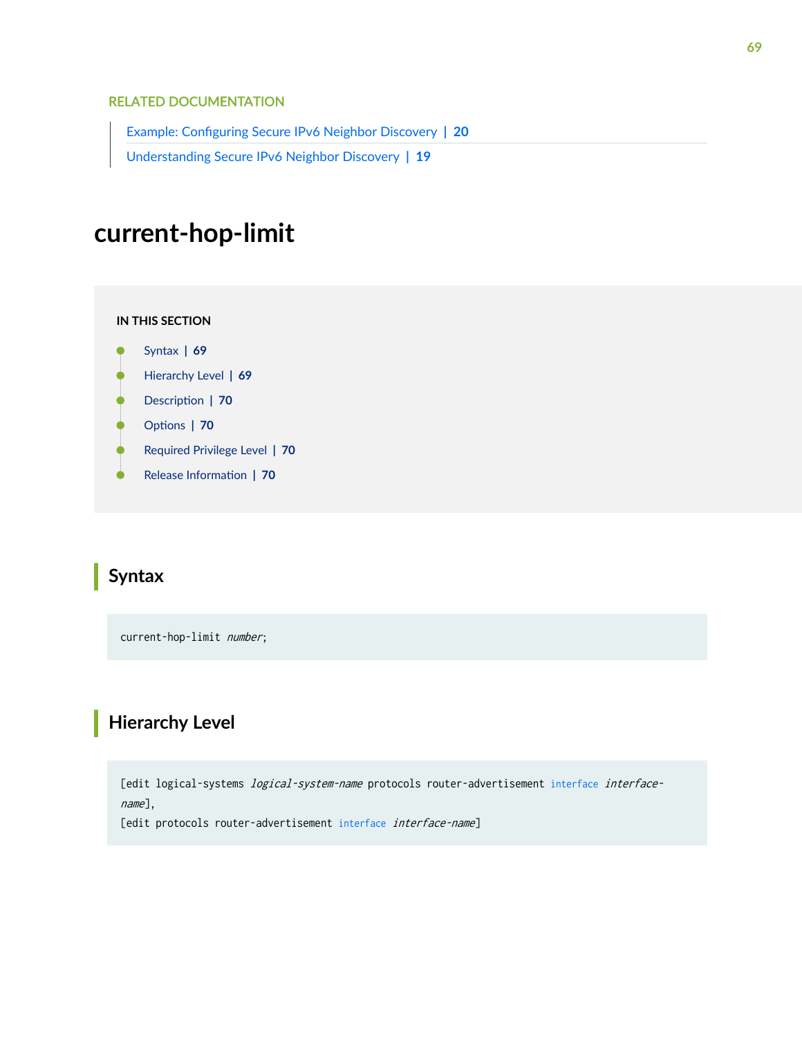RELATED DOCUMENTATION

Example: Configuring Secure IPv6 Neighbor Discovery | 20

Understanding Secure IPv6 Neighbor Discovery | 19

# current-hop-limit

**IN THIS SECTION**

- Syntax | 69
- Hierarchy Level | 69
- Description | 70
- Options | 70
- Required Privilege Level | 70
- Release Information | 70

## Syntax

```
current-hop-limit number;
```

## Hierarchy Level

```
[edit logical-systems logical-system-name protocols router-advertisement interface interface-name],
[edit protocols router-advertisement interface interface-name]
```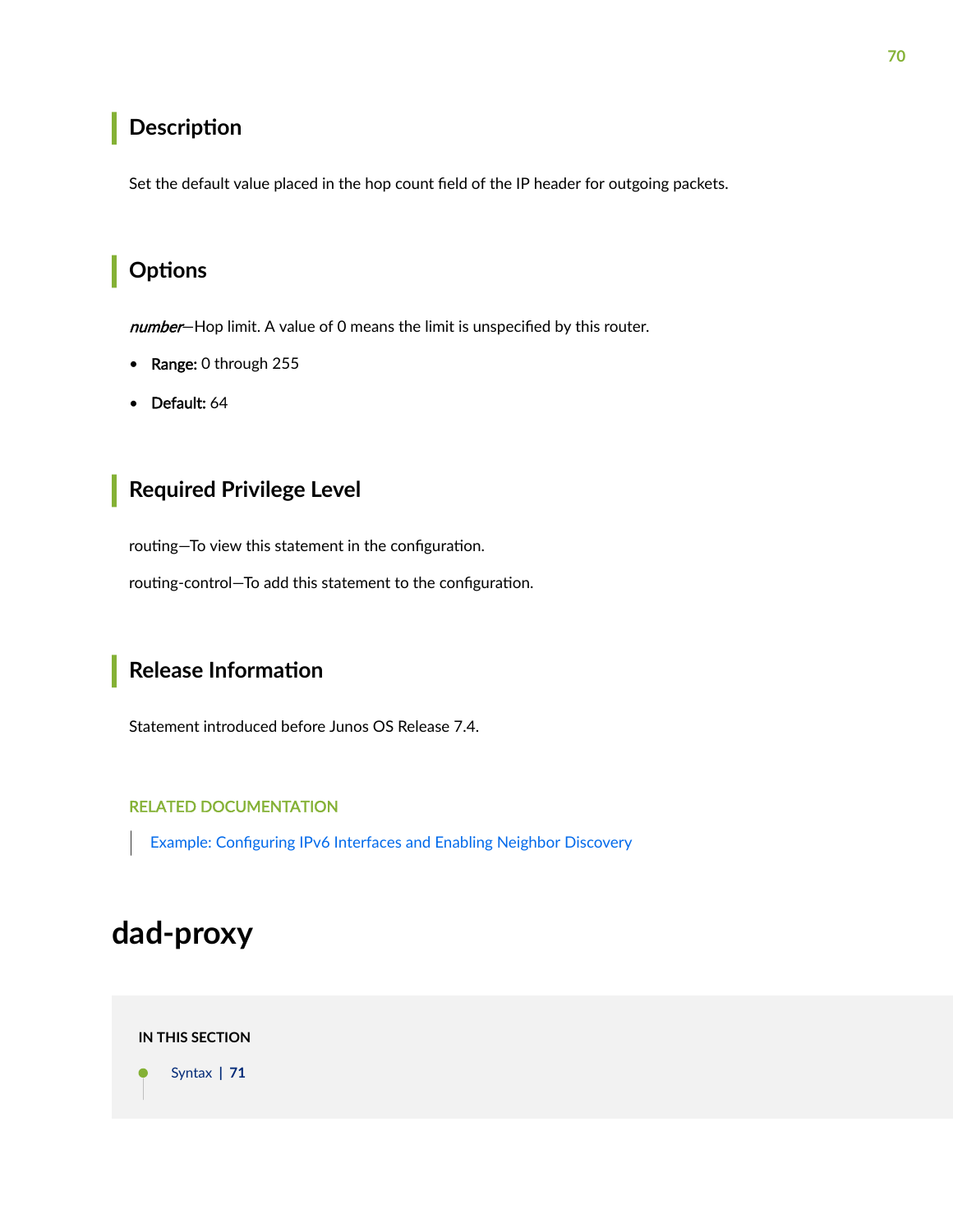## Description

Set the default value placed in the hop count field of the IP header for outgoing packets.

## Options

*number*—Hop limit. A value of 0 means the limit is unspecified by this router.

- **Range:** 0 through 255
- **Default:** 64

## Required Privilege Level

routing—To view this statement in the configuration.

routing-control—To add this statement to the configuration.

## Release Information

Statement introduced before Junos OS Release 7.4.

RELATED DOCUMENTATION

Example: Configuring IPv6 Interfaces and Enabling Neighbor Discovery

# dad-proxy

IN THIS SECTION

- Syntax | 71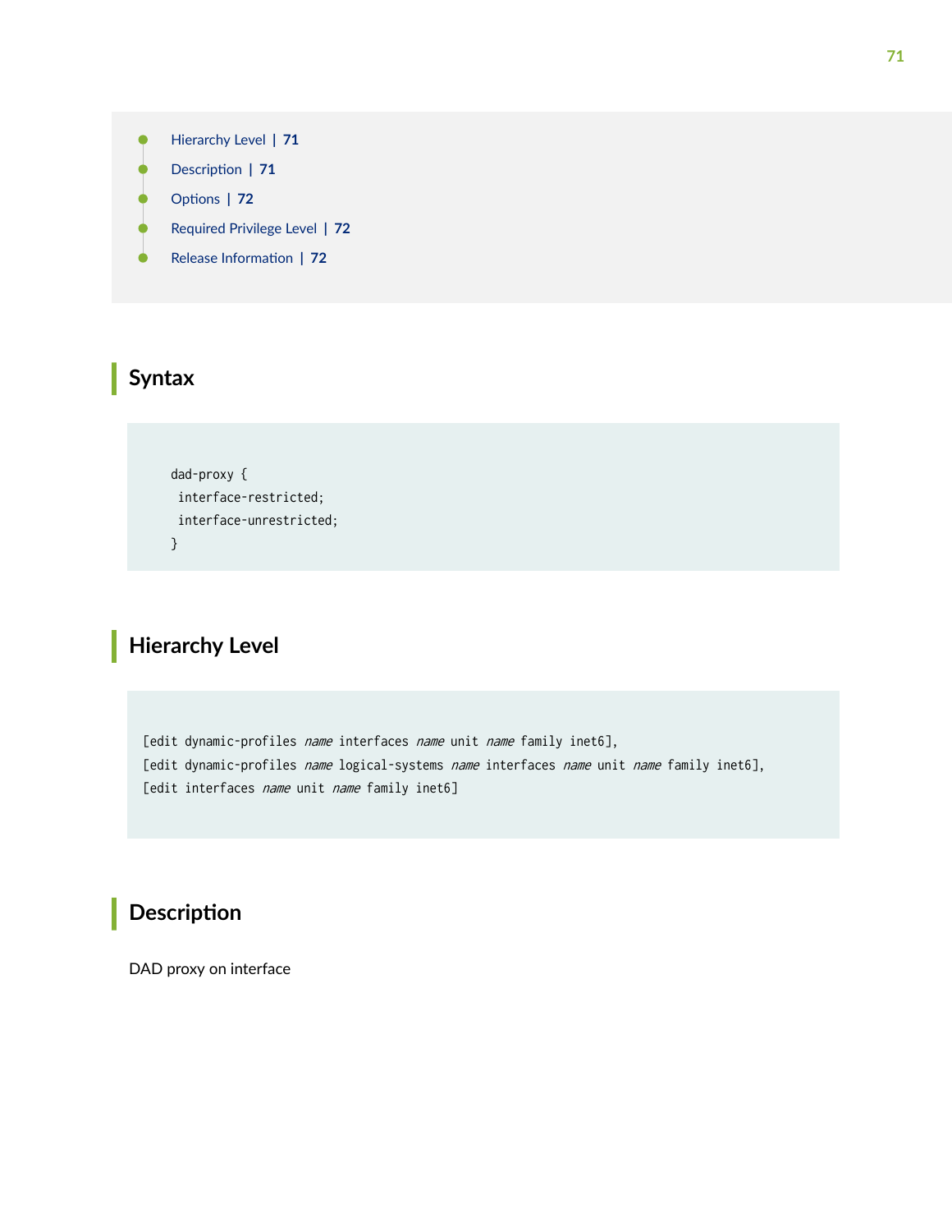- Hierarchy Level | 71
- Description | 71
- Options | 72
- Required Privilege Level | 72
- Release Information | 72

## Syntax

```
dad-proxy {
 interface-restricted;
 interface-unrestricted;
}
```

## Hierarchy Level

```
[edit dynamic-profiles name interfaces name unit name family inet6],
[edit dynamic-profiles name logical-systems name interfaces name unit name family inet6],
[edit interfaces name unit name family inet6]
```

## Description

DAD proxy on interface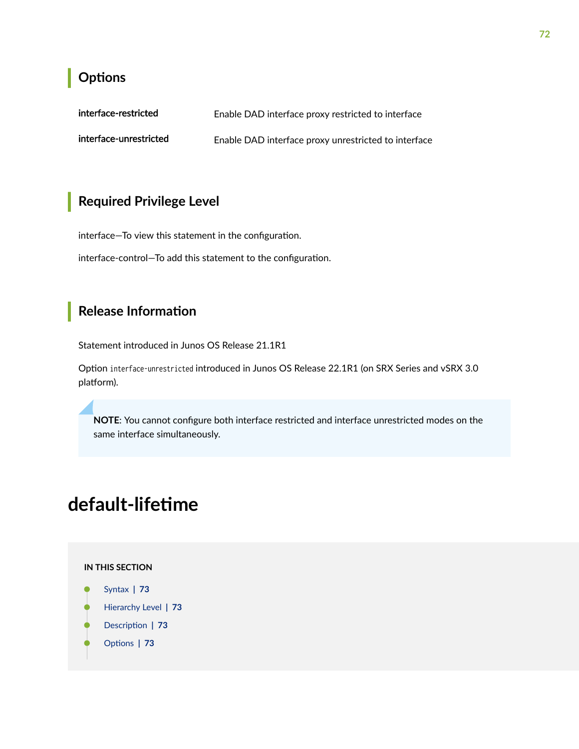## Options

| | |
|---|---|
| **interface-restricted** | Enable DAD interface proxy restricted to interface |
| **interface-unrestricted** | Enable DAD interface proxy unrestricted to interface |

## Required Privilege Level

interface—To view this statement in the configuration.

interface-control—To add this statement to the configuration.

## Release Information

Statement introduced in Junos OS Release 21.1R1

Option `interface-unrestricted` introduced in Junos OS Release 22.1R1 (on SRX Series and vSRX 3.0 platform).

> **NOTE**: You cannot configure both interface restricted and interface unrestricted modes on the same interface simultaneously.

# default-lifetime

**IN THIS SECTION**

- Syntax | 73
- Hierarchy Level | 73
- Description | 73
- Options | 73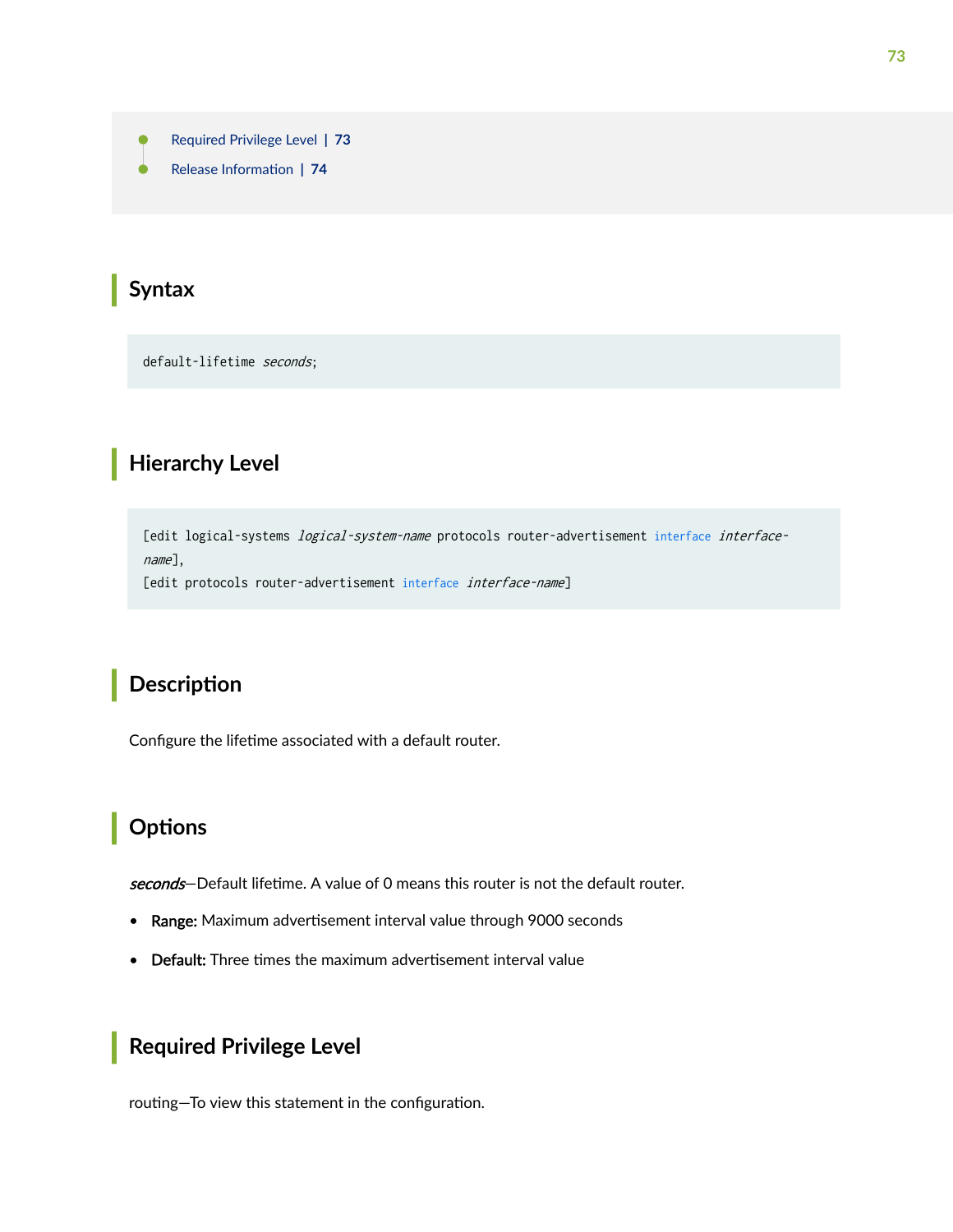- Required Privilege Level | 73
- Release Information | 74

## Syntax

```
default-lifetime seconds;
```

## Hierarchy Level

```
[edit logical-systems logical-system-name protocols router-advertisement interface interface-name],
[edit protocols router-advertisement interface interface-name]
```

## Description

Configure the lifetime associated with a default router.

## Options

*seconds*—Default lifetime. A value of 0 means this router is not the default router.

- **Range:** Maximum advertisement interval value through 9000 seconds
- **Default:** Three times the maximum advertisement interval value

## Required Privilege Level

routing—To view this statement in the configuration.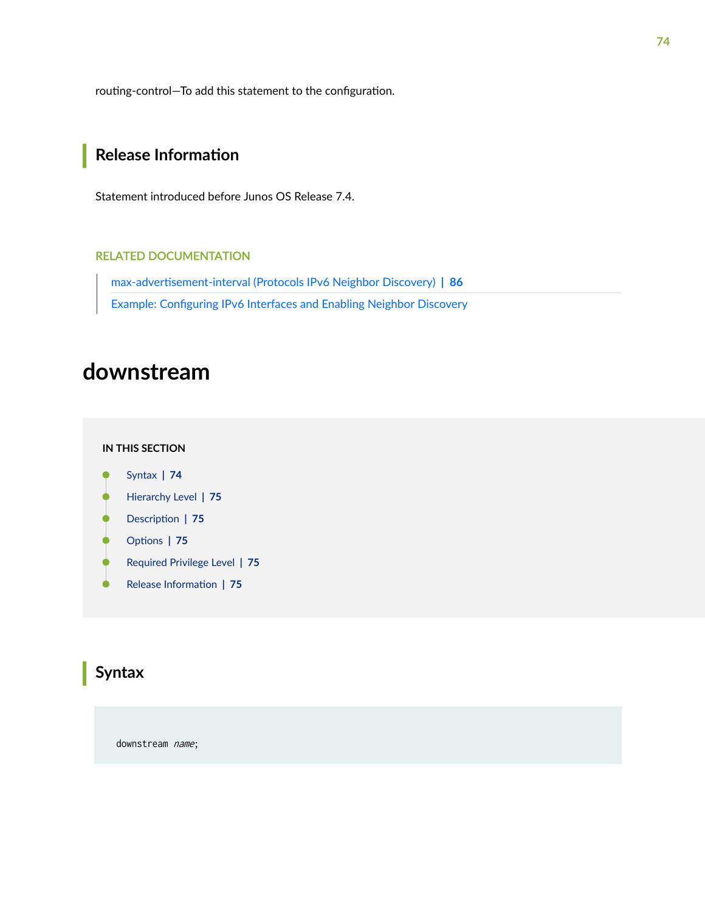routing-control—To add this statement to the configuration.

## Release Information

Statement introduced before Junos OS Release 7.4.

RELATED DOCUMENTATION

max-advertisement-interval (Protocols IPv6 Neighbor Discovery) | 86

Example: Configuring IPv6 Interfaces and Enabling Neighbor Discovery

# downstream

IN THIS SECTION

- Syntax | 74
- Hierarchy Level | 75
- Description | 75
- Options | 75
- Required Privilege Level | 75
- Release Information | 75

## Syntax

```
downstream name;
```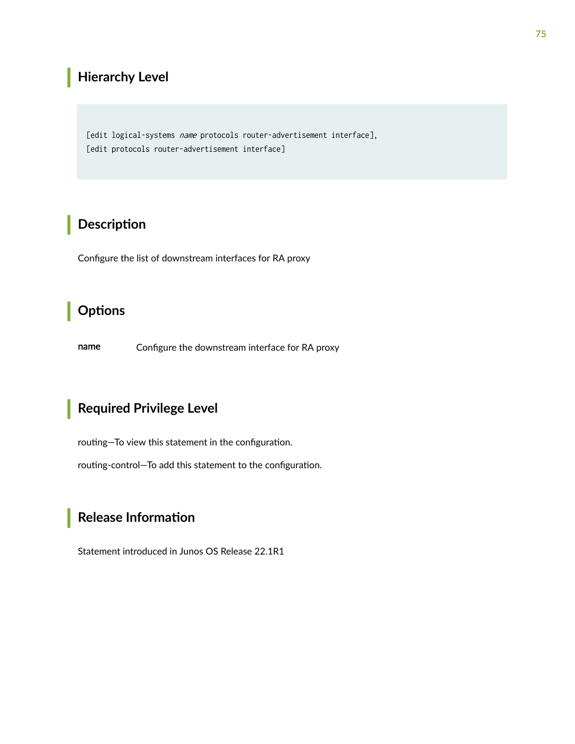## Hierarchy Level

```
[edit logical-systems name protocols router-advertisement interface],
[edit protocols router-advertisement interface]
```

## Description

Configure the list of downstream interfaces for RA proxy

## Options

**name** Configure the downstream interface for RA proxy

## Required Privilege Level

routing—To view this statement in the configuration.

routing-control—To add this statement to the configuration.

## Release Information

Statement introduced in Junos OS Release 22.1R1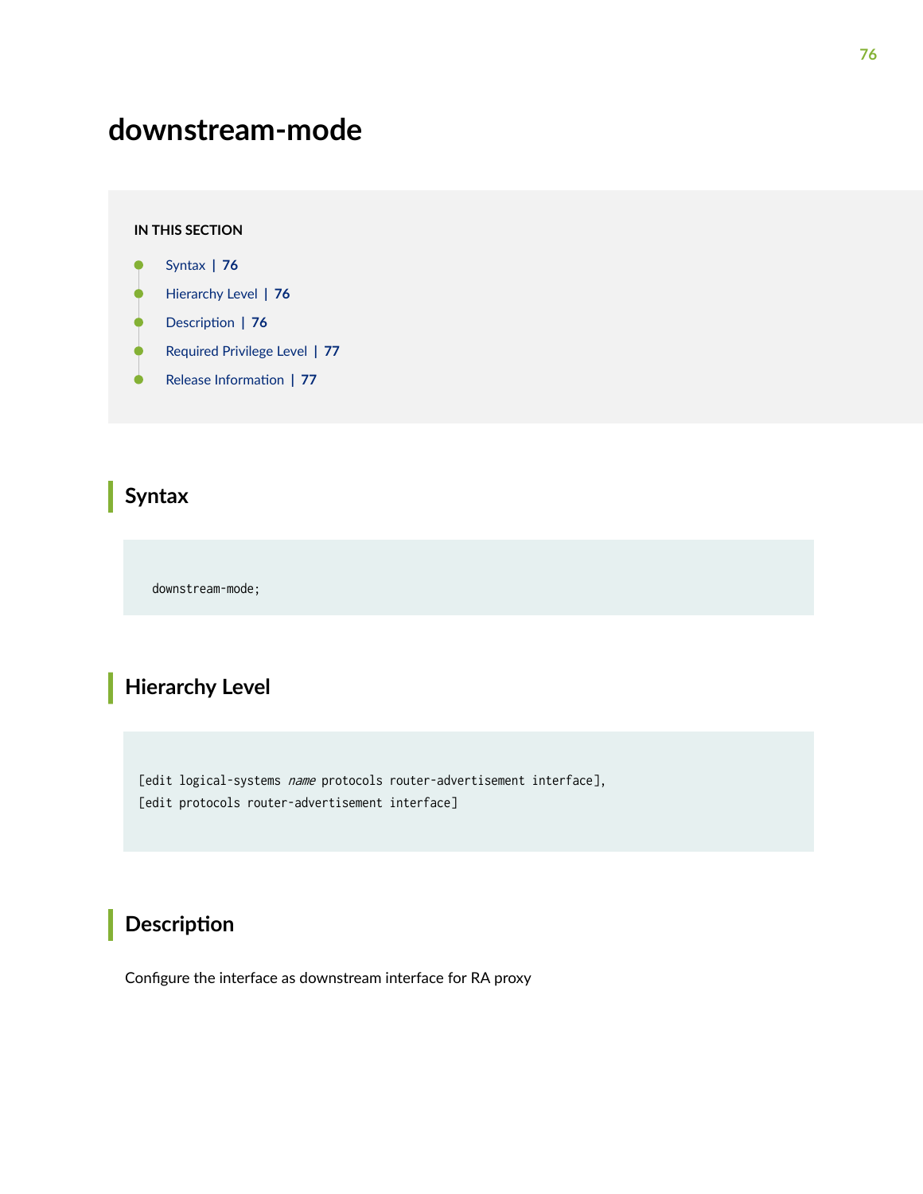# downstream-mode

**IN THIS SECTION**

- Syntax | 76
- Hierarchy Level | 76
- Description | 76
- Required Privilege Level | 77
- Release Information | 77

## Syntax

```
downstream-mode;
```

## Hierarchy Level

```
[edit logical-systems name protocols router-advertisement interface],
[edit protocols router-advertisement interface]
```

## Description

Configure the interface as downstream interface for RA proxy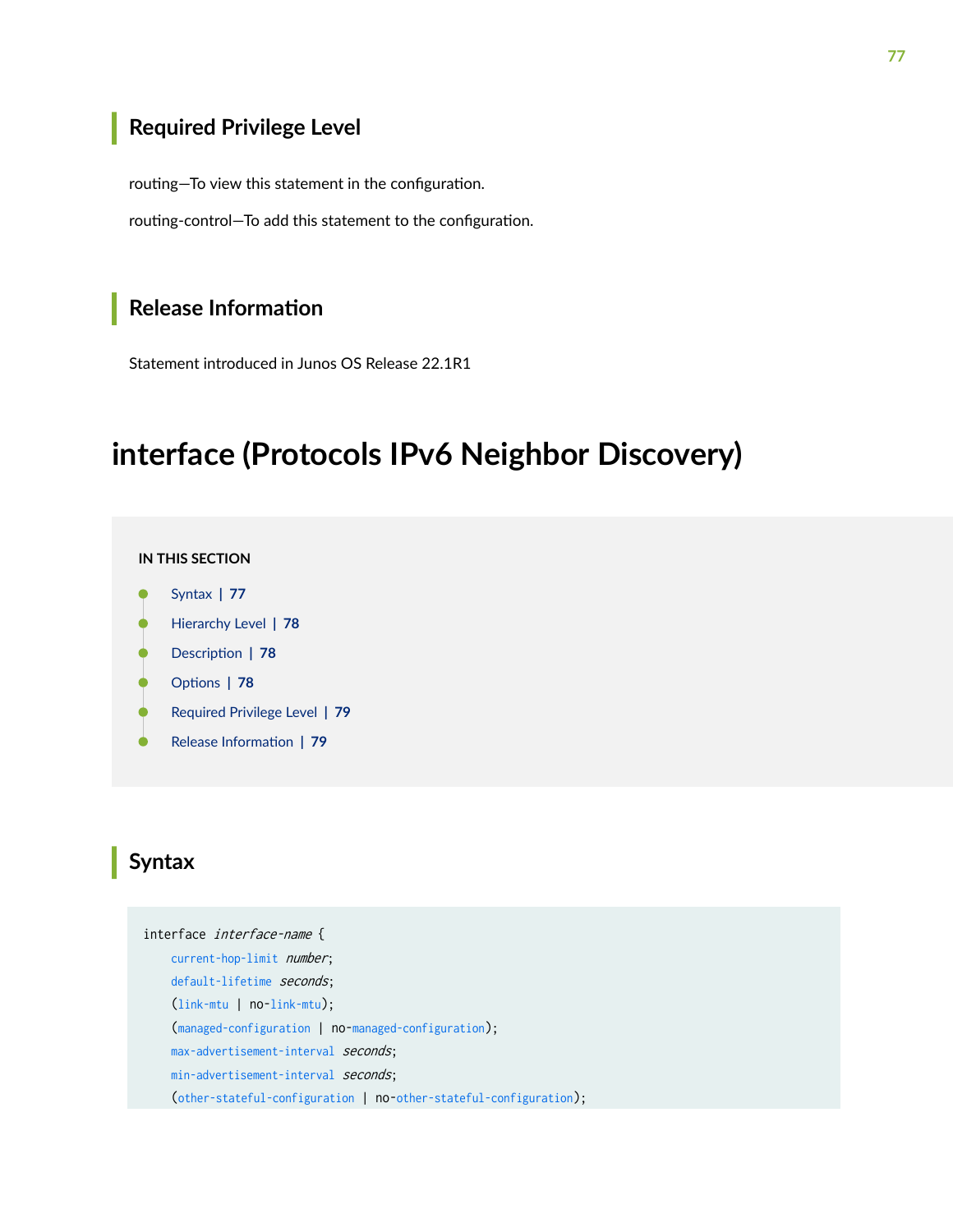## Required Privilege Level

routing—To view this statement in the configuration.

routing-control—To add this statement to the configuration.

## Release Information

Statement introduced in Junos OS Release 22.1R1

# interface (Protocols IPv6 Neighbor Discovery)

**IN THIS SECTION**

- Syntax | 77
- Hierarchy Level | 78
- Description | 78
- Options | 78
- Required Privilege Level | 79
- Release Information | 79

## Syntax

```
interface interface-name {
    current-hop-limit number;
    default-lifetime seconds;
    (link-mtu | no-link-mtu);
    (managed-configuration | no-managed-configuration);
    max-advertisement-interval seconds;
    min-advertisement-interval seconds;
    (other-stateful-configuration | no-other-stateful-configuration);
```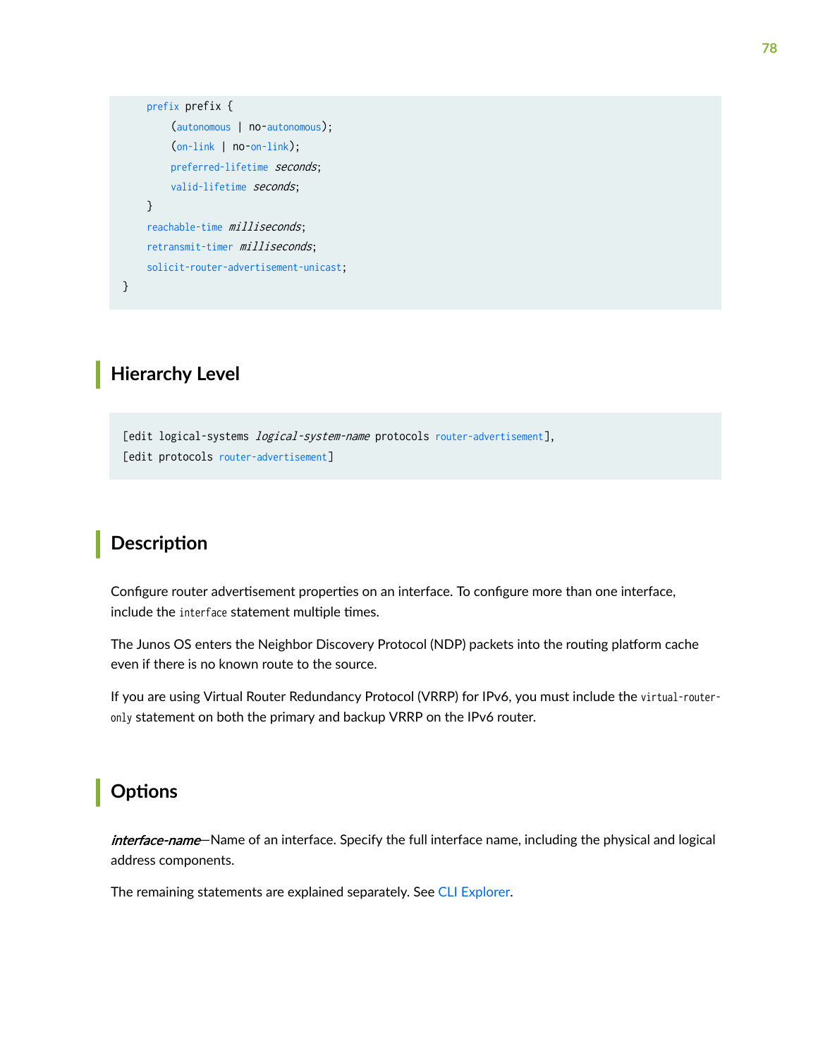```
    prefix prefix {
        (autonomous | no-autonomous);
        (on-link | no-on-link);
        preferred-lifetime seconds;
        valid-lifetime seconds;
    }
    reachable-time milliseconds;
    retransmit-timer milliseconds;
    solicit-router-advertisement-unicast;
}
```

## Hierarchy Level

```
[edit logical-systems logical-system-name protocols router-advertisement],
[edit protocols router-advertisement]
```

## Description

Configure router advertisement properties on an interface. To configure more than one interface, include the `interface` statement multiple times.

The Junos OS enters the Neighbor Discovery Protocol (NDP) packets into the routing platform cache even if there is no known route to the source.

If you are using Virtual Router Redundancy Protocol (VRRP) for IPv6, you must include the `virtual-router-only` statement on both the primary and backup VRRP on the IPv6 router.

## Options

*interface-name*—Name of an interface. Specify the full interface name, including the physical and logical address components.

The remaining statements are explained separately. See CLI Explorer.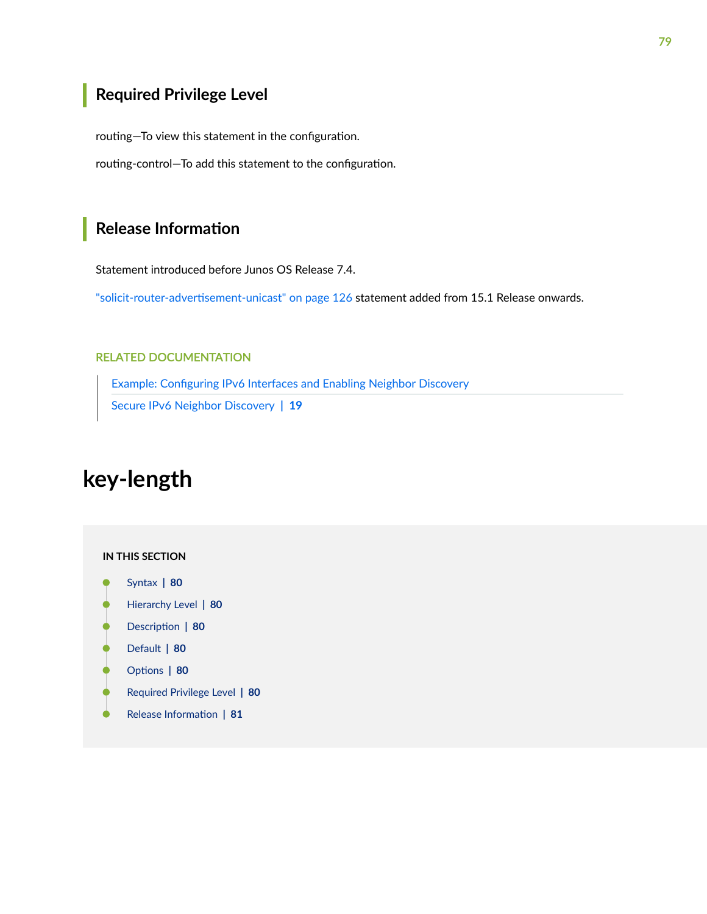## Required Privilege Level

routing—To view this statement in the configuration.

routing-control—To add this statement to the configuration.

## Release Information

Statement introduced before Junos OS Release 7.4.

"solicit-router-advertisement-unicast" on page 126 statement added from 15.1 Release onwards.

RELATED DOCUMENTATION

Example: Configuring IPv6 Interfaces and Enabling Neighbor Discovery

Secure IPv6 Neighbor Discovery | 19

# key-length

IN THIS SECTION

- Syntax | 80
- Hierarchy Level | 80
- Description | 80
- Default | 80
- Options | 80
- Required Privilege Level | 80
- Release Information | 81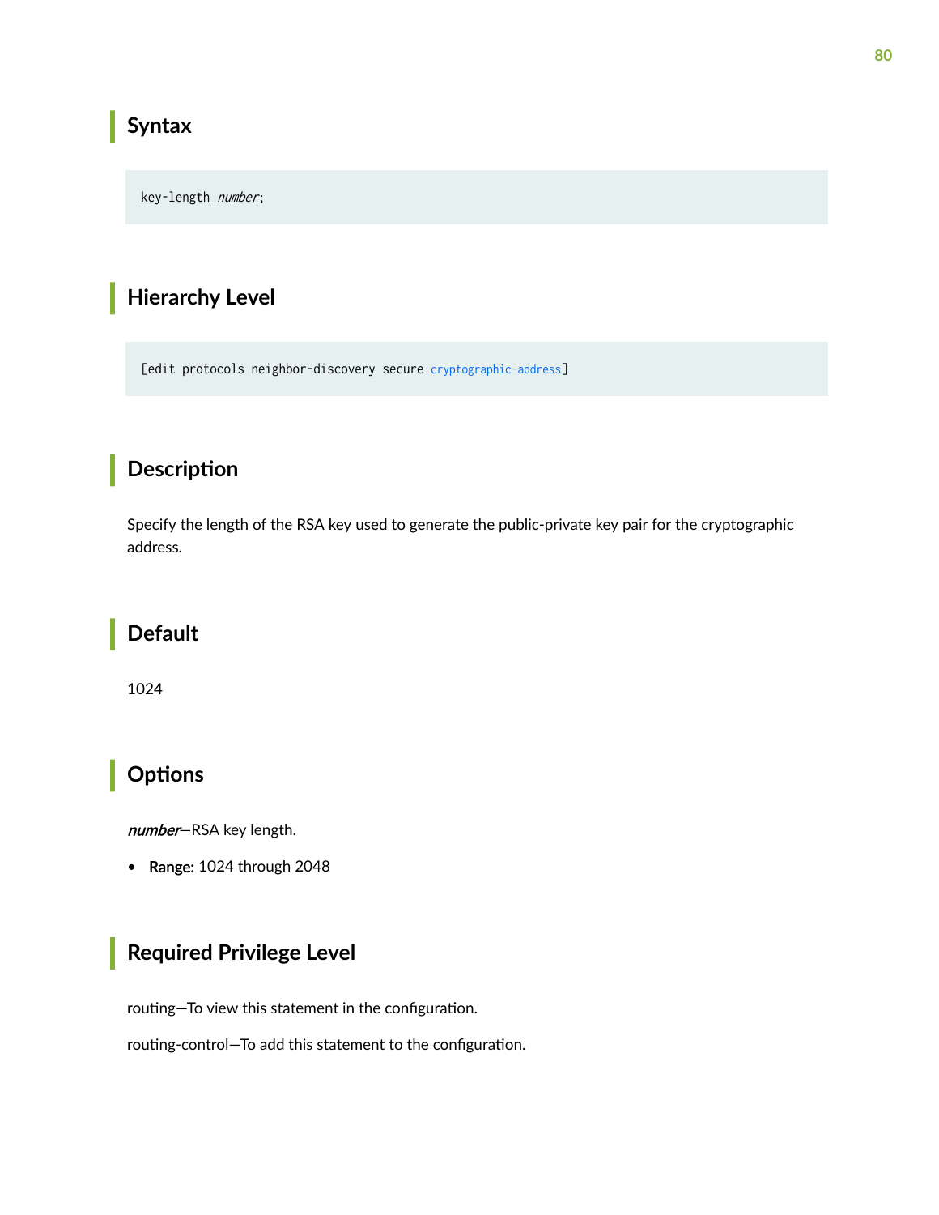## Syntax

```
key-length number;
```

## Hierarchy Level

```
[edit protocols neighbor-discovery secure cryptographic-address]
```

## Description

Specify the length of the RSA key used to generate the public-private key pair for the cryptographic address.

## Default

1024

## Options

*number*—RSA key length.

- **Range:** 1024 through 2048

## Required Privilege Level

routing—To view this statement in the configuration.

routing-control—To add this statement to the configuration.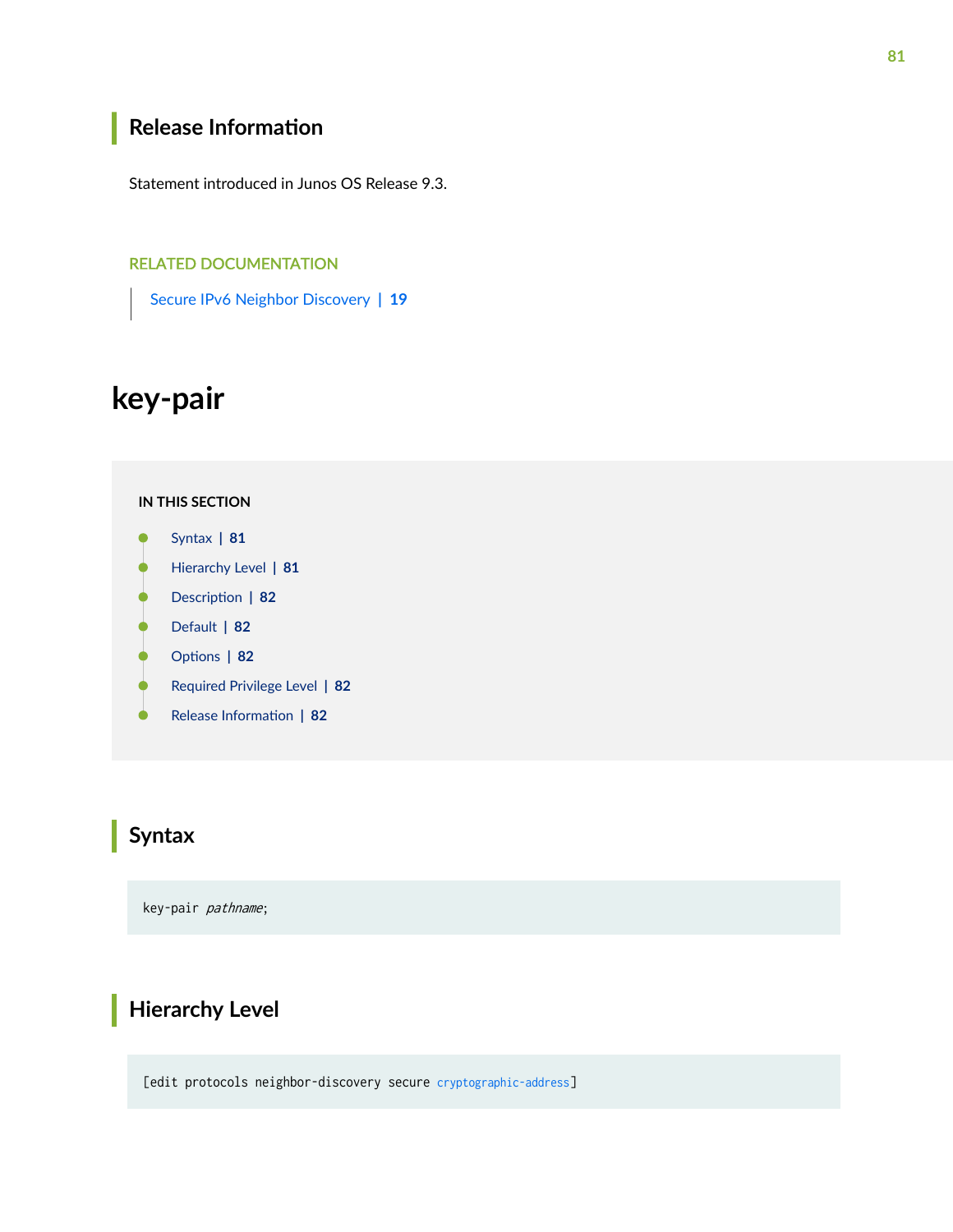## Release Information

Statement introduced in Junos OS Release 9.3.

RELATED DOCUMENTATION

Secure IPv6 Neighbor Discovery | 19

# key-pair

IN THIS SECTION

- Syntax | 81
- Hierarchy Level | 81
- Description | 82
- Default | 82
- Options | 82
- Required Privilege Level | 82
- Release Information | 82

## Syntax

```
key-pair pathname;
```

## Hierarchy Level

```
[edit protocols neighbor-discovery secure cryptographic-address]
```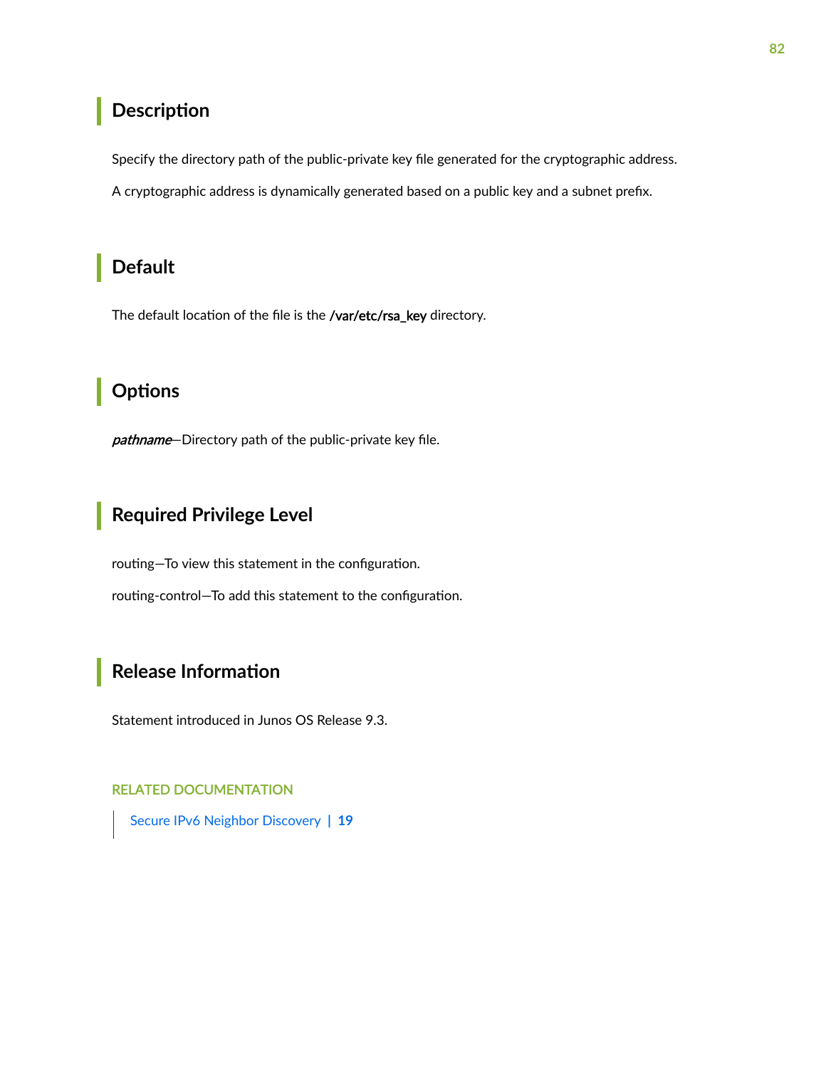## Description

Specify the directory path of the public-private key file generated for the cryptographic address.

A cryptographic address is dynamically generated based on a public key and a subnet prefix.

## Default

The default location of the file is the **/var/etc/rsa_key** directory.

## Options

***pathname***—Directory path of the public-private key file.

## Required Privilege Level

routing—To view this statement in the configuration.

routing-control—To add this statement to the configuration.

## Release Information

Statement introduced in Junos OS Release 9.3.

RELATED DOCUMENTATION

Secure IPv6 Neighbor Discovery | 19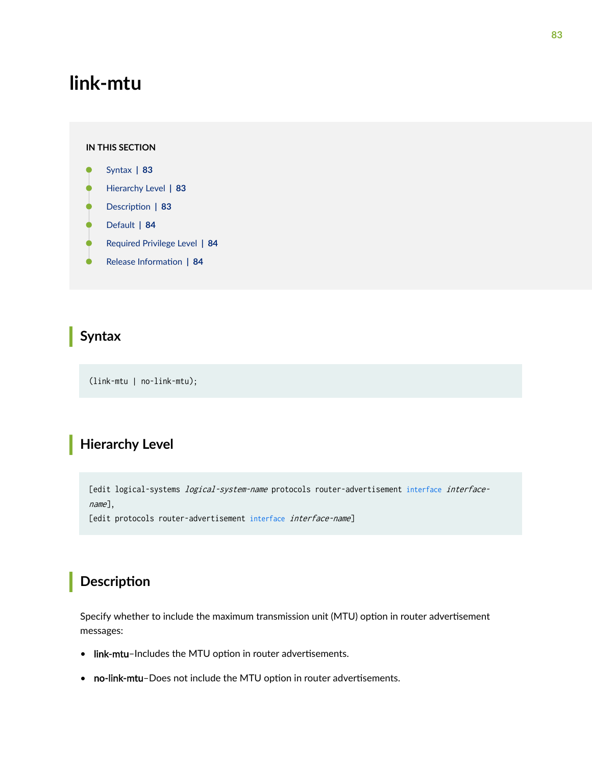# link-mtu

**IN THIS SECTION**

- Syntax | 83
- Hierarchy Level | 83
- Description | 83
- Default | 84
- Required Privilege Level | 84
- Release Information | 84

## Syntax

```
(link-mtu | no-link-mtu);
```

## Hierarchy Level

```
[edit logical-systems logical-system-name protocols router-advertisement interface interface-name],
[edit protocols router-advertisement interface interface-name]
```

## Description

Specify whether to include the maximum transmission unit (MTU) option in router advertisement messages:

- **link-mtu**–Includes the MTU option in router advertisements.
- **no-link-mtu**–Does not include the MTU option in router advertisements.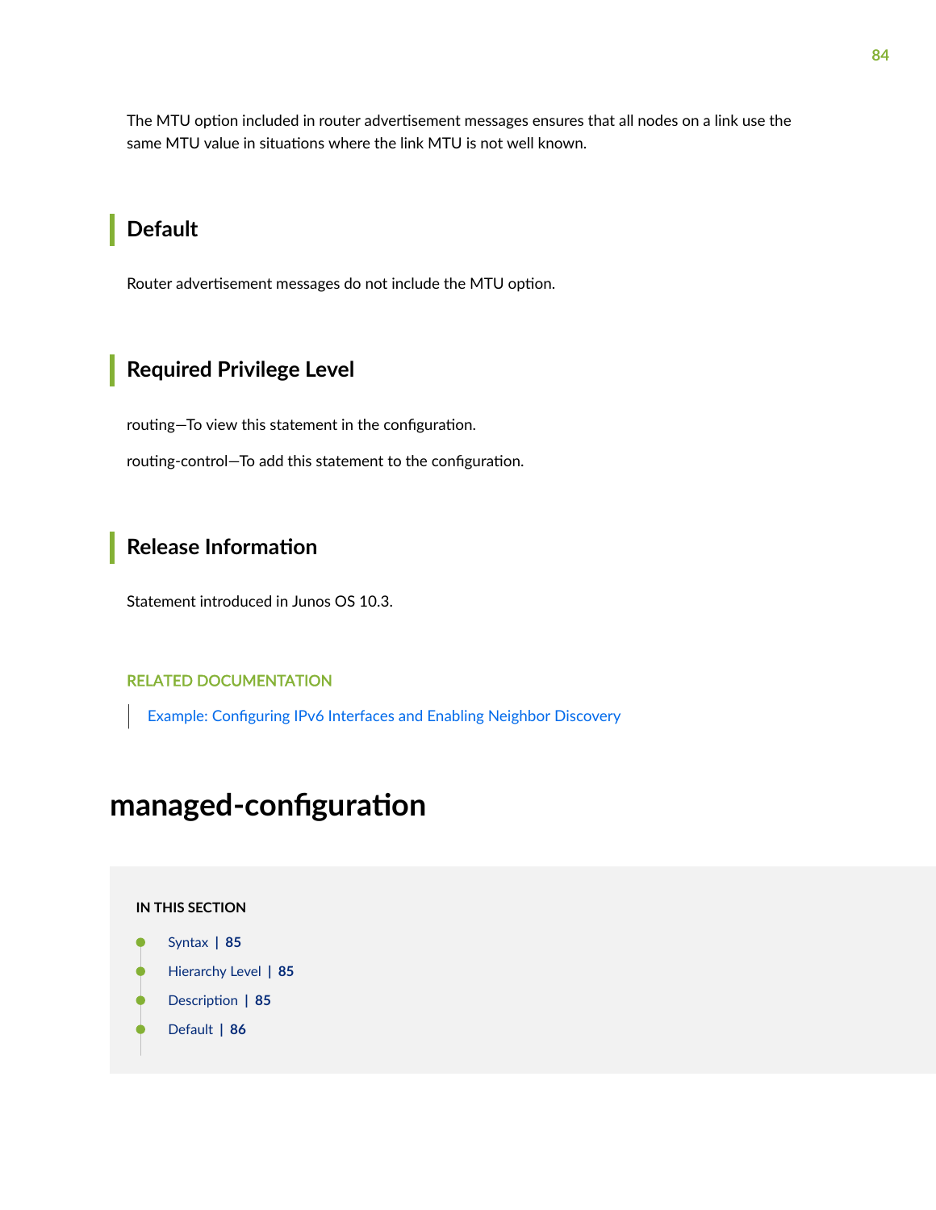The MTU option included in router advertisement messages ensures that all nodes on a link use the same MTU value in situations where the link MTU is not well known.

## Default

Router advertisement messages do not include the MTU option.

## Required Privilege Level

routing—To view this statement in the configuration.

routing-control—To add this statement to the configuration.

## Release Information

Statement introduced in Junos OS 10.3.

RELATED DOCUMENTATION

Example: Configuring IPv6 Interfaces and Enabling Neighbor Discovery

# managed-configuration

IN THIS SECTION

- Syntax | 85
- Hierarchy Level | 85
- Description | 85
- Default | 86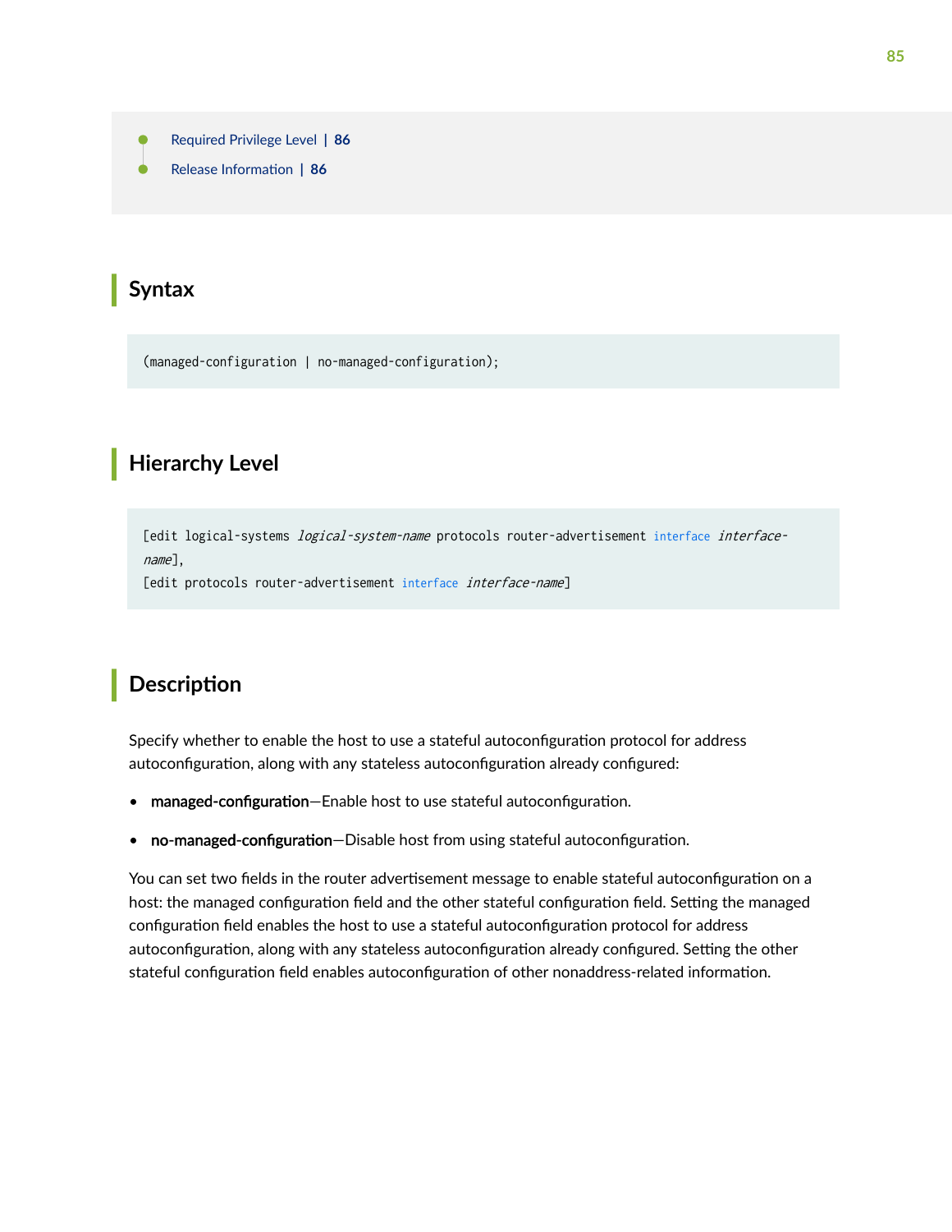- Required Privilege Level | 86
- Release Information | 86

## Syntax

```
(managed-configuration | no-managed-configuration);
```

## Hierarchy Level

```
[edit logical-systems logical-system-name protocols router-advertisement interface interface-name],
[edit protocols router-advertisement interface interface-name]
```

## Description

Specify whether to enable the host to use a stateful autoconfiguration protocol for address autoconfiguration, along with any stateless autoconfiguration already configured:

- **managed-configuration**—Enable host to use stateful autoconfiguration.
- **no-managed-configuration**—Disable host from using stateful autoconfiguration.

You can set two fields in the router advertisement message to enable stateful autoconfiguration on a host: the managed configuration field and the other stateful configuration field. Setting the managed configuration field enables the host to use a stateful autoconfiguration protocol for address autoconfiguration, along with any stateless autoconfiguration already configured. Setting the other stateful configuration field enables autoconfiguration of other nonaddress-related information.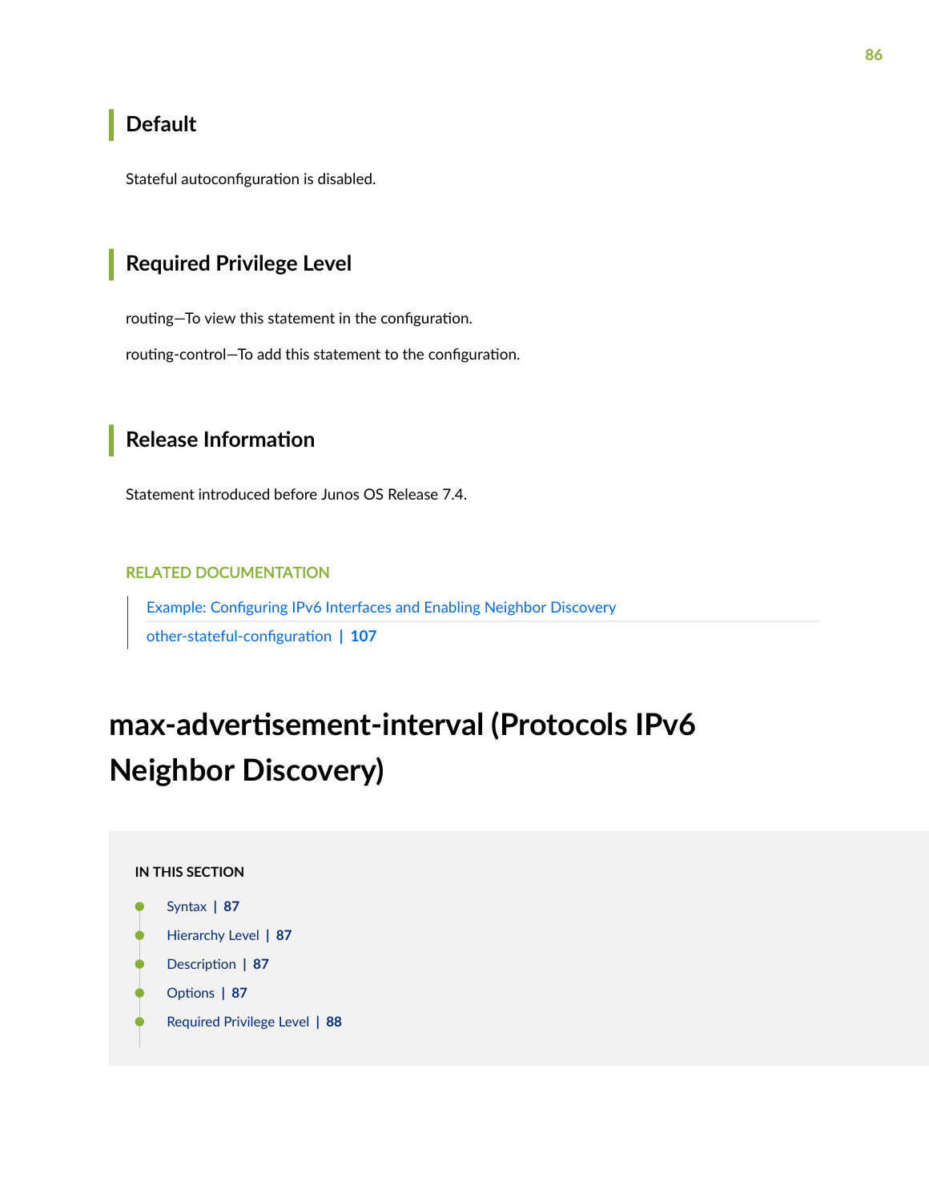## Default

Stateful autoconfiguration is disabled.

## Required Privilege Level

routing—To view this statement in the configuration.

routing-control—To add this statement to the configuration.

## Release Information

Statement introduced before Junos OS Release 7.4.

RELATED DOCUMENTATION

Example: Configuring IPv6 Interfaces and Enabling Neighbor Discovery

other-stateful-configuration | 107

# max-advertisement-interval (Protocols IPv6 Neighbor Discovery)

IN THIS SECTION

- Syntax | 87
- Hierarchy Level | 87
- Description | 87
- Options | 87
- Required Privilege Level | 88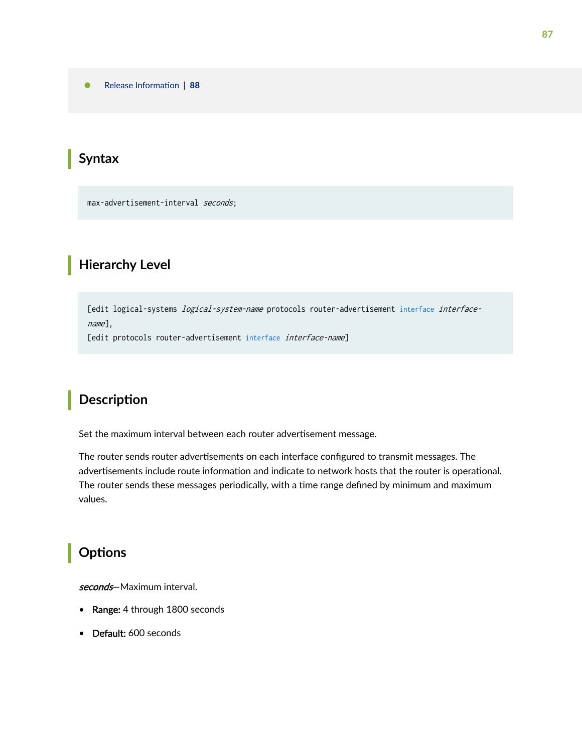- Release Information | 88

## Syntax

```
max-advertisement-interval seconds;
```

## Hierarchy Level

```
[edit logical-systems logical-system-name protocols router-advertisement interface interface-name],
[edit protocols router-advertisement interface interface-name]
```

## Description

Set the maximum interval between each router advertisement message.

The router sends router advertisements on each interface configured to transmit messages. The advertisements include route information and indicate to network hosts that the router is operational. The router sends these messages periodically, with a time range defined by minimum and maximum values.

## Options

*seconds*—Maximum interval.

- **Range:** 4 through 1800 seconds
- **Default:** 600 seconds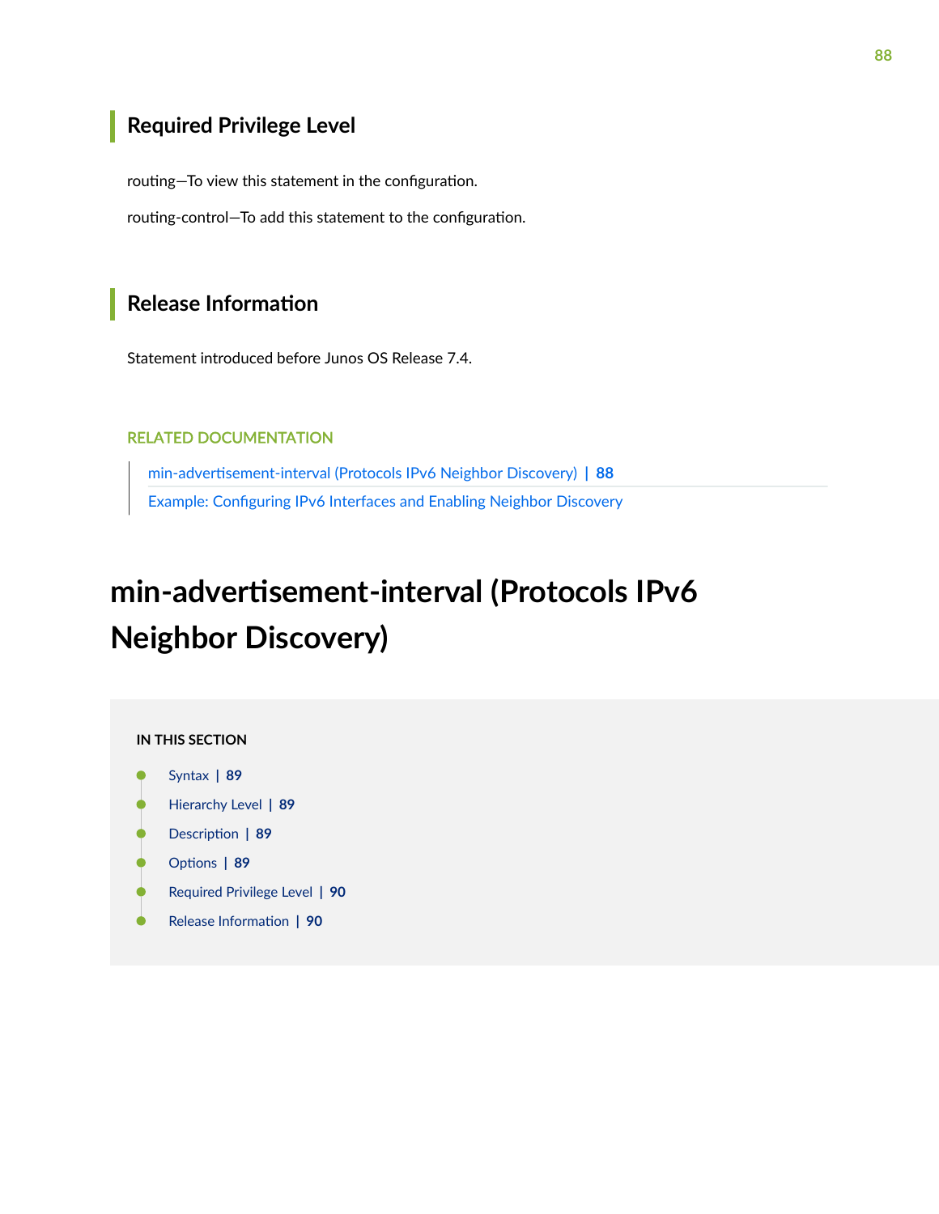## Required Privilege Level

routing—To view this statement in the configuration.

routing-control—To add this statement to the configuration.

## Release Information

Statement introduced before Junos OS Release 7.4.

RELATED DOCUMENTATION

- min-advertisement-interval (Protocols IPv6 Neighbor Discovery) | 88
- Example: Configuring IPv6 Interfaces and Enabling Neighbor Discovery

# min-advertisement-interval (Protocols IPv6 Neighbor Discovery)

IN THIS SECTION

- Syntax | 89
- Hierarchy Level | 89
- Description | 89
- Options | 89
- Required Privilege Level | 90
- Release Information | 90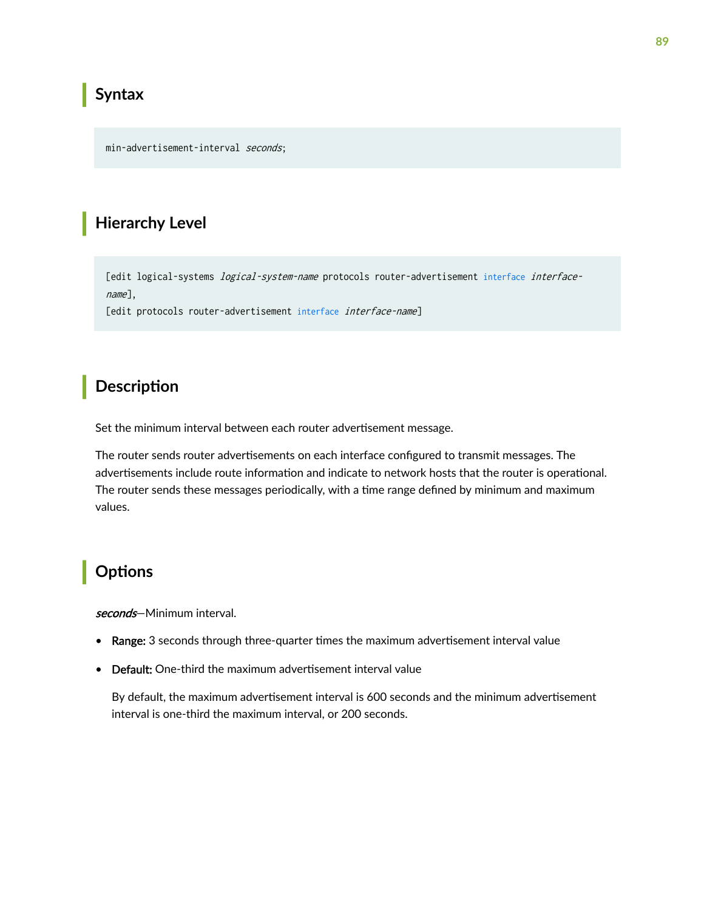## Syntax

```
min-advertisement-interval seconds;
```

## Hierarchy Level

```
[edit logical-systems logical-system-name protocols router-advertisement interface interface-name],
[edit protocols router-advertisement interface interface-name]
```

## Description

Set the minimum interval between each router advertisement message.

The router sends router advertisements on each interface configured to transmit messages. The advertisements include route information and indicate to network hosts that the router is operational. The router sends these messages periodically, with a time range defined by minimum and maximum values.

## Options

*seconds*—Minimum interval.

- **Range:** 3 seconds through three-quarter times the maximum advertisement interval value
- **Default:** One-third the maximum advertisement interval value

  By default, the maximum advertisement interval is 600 seconds and the minimum advertisement interval is one-third the maximum interval, or 200 seconds.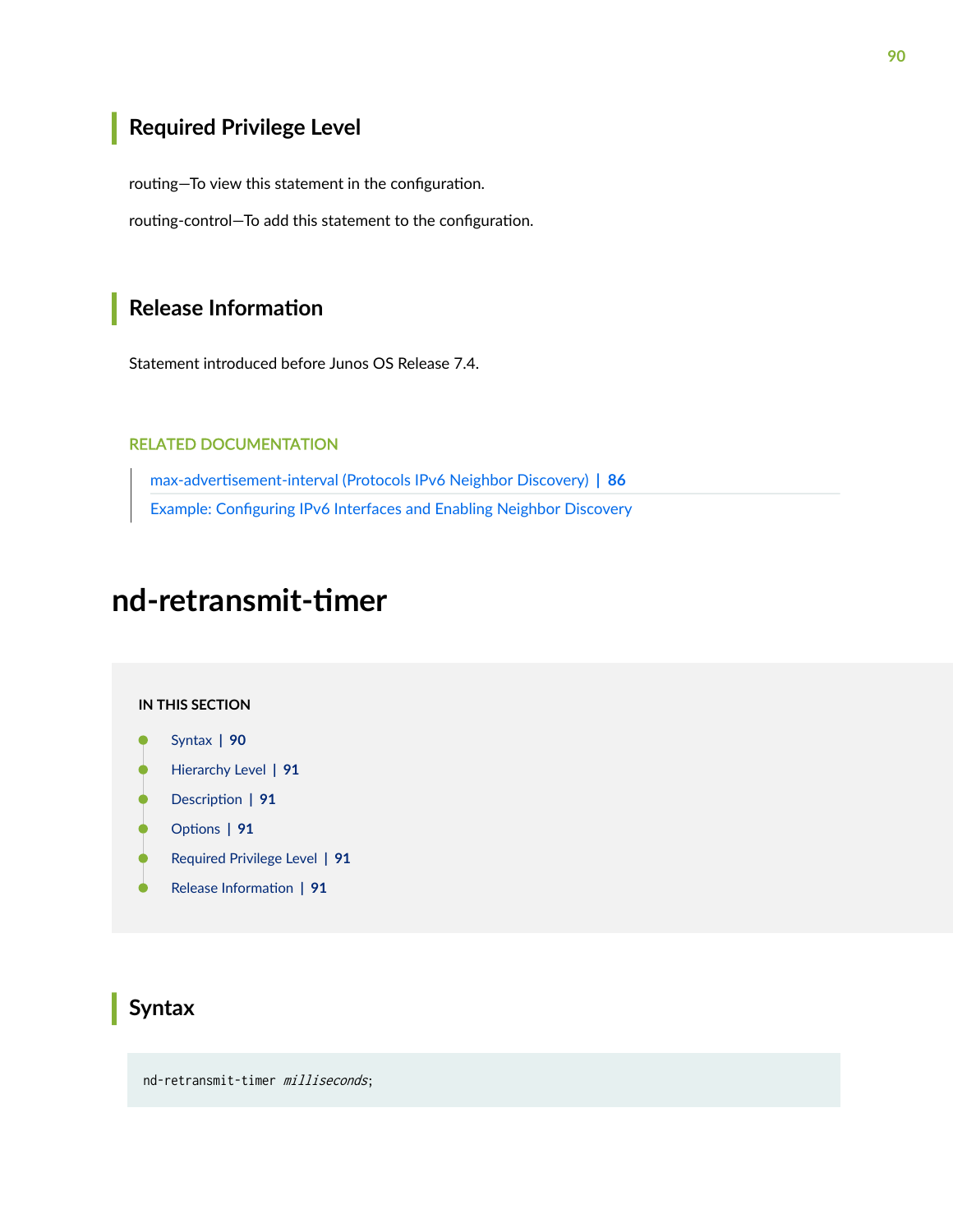## Required Privilege Level

routing—To view this statement in the configuration.

routing-control—To add this statement to the configuration.

## Release Information

Statement introduced before Junos OS Release 7.4.

RELATED DOCUMENTATION

max-advertisement-interval (Protocols IPv6 Neighbor Discovery) | 86

Example: Configuring IPv6 Interfaces and Enabling Neighbor Discovery

# nd-retransmit-timer

IN THIS SECTION

- Syntax | 90
- Hierarchy Level | 91
- Description | 91
- Options | 91
- Required Privilege Level | 91
- Release Information | 91

## Syntax

```
nd-retransmit-timer milliseconds;
```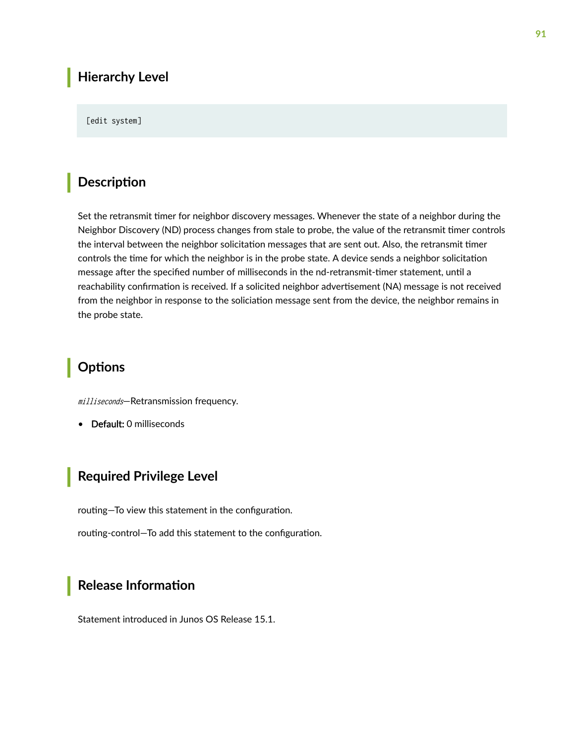## Hierarchy Level

```
[edit system]
```

## Description

Set the retransmit timer for neighbor discovery messages. Whenever the state of a neighbor during the Neighbor Discovery (ND) process changes from stale to probe, the value of the retransmit timer controls the interval between the neighbor solicitation messages that are sent out. Also, the retransmit timer controls the time for which the neighbor is in the probe state. A device sends a neighbor solicitation message after the specified number of milliseconds in the nd-retransmit-timer statement, until a reachability confirmation is received. If a solicited neighbor advertisement (NA) message is not received from the neighbor in response to the soliciation message sent from the device, the neighbor remains in the probe state.

## Options

*milliseconds*—Retransmission frequency.

- **Default:** 0 milliseconds

## Required Privilege Level

routing—To view this statement in the configuration.

routing-control—To add this statement to the configuration.

## Release Information

Statement introduced in Junos OS Release 15.1.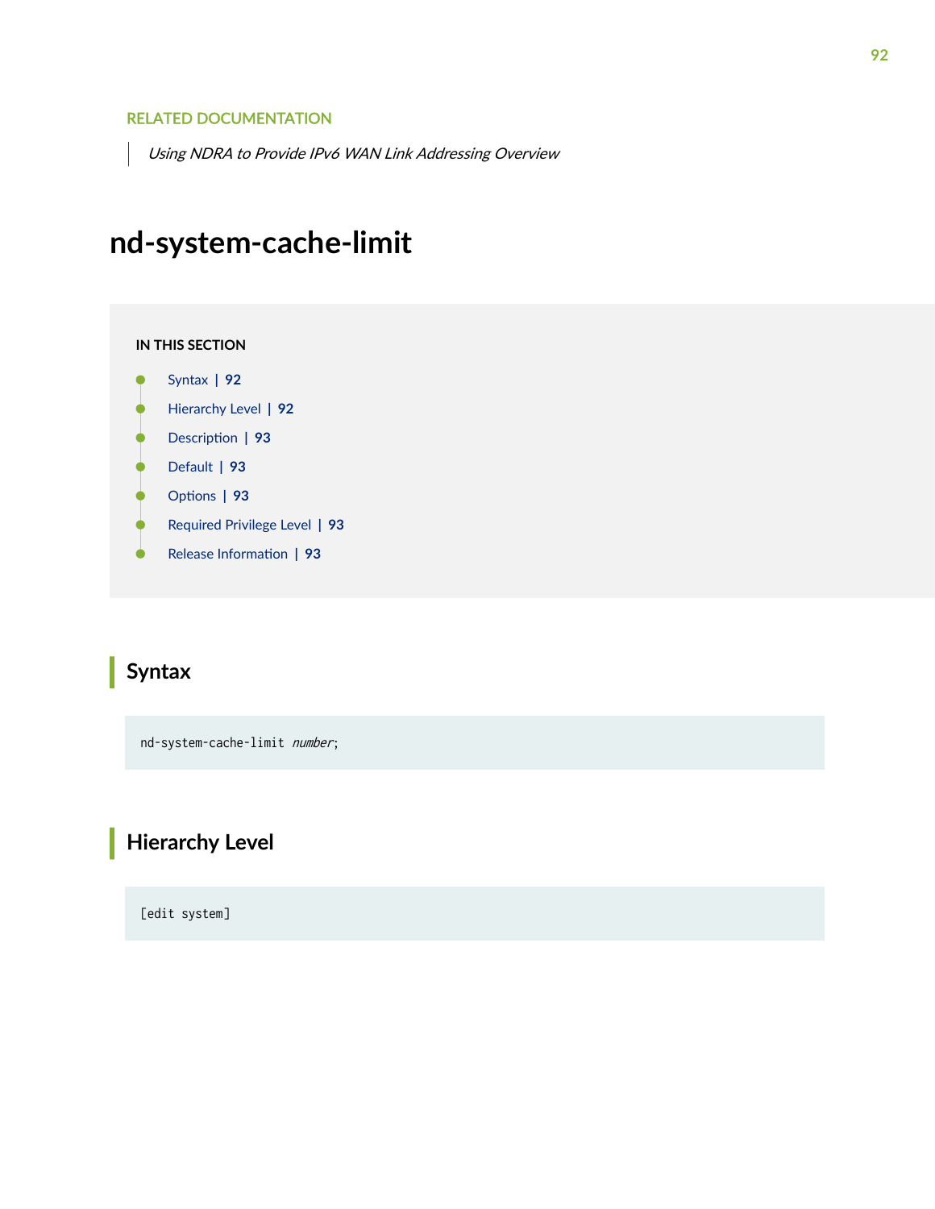RELATED DOCUMENTATION

*Using NDRA to Provide IPv6 WAN Link Addressing Overview*

# nd-system-cache-limit

IN THIS SECTION

- Syntax | 92
- Hierarchy Level | 92
- Description | 93
- Default | 93
- Options | 93
- Required Privilege Level | 93
- Release Information | 93

## Syntax

```
nd-system-cache-limit number;
```

## Hierarchy Level

```
[edit system]
```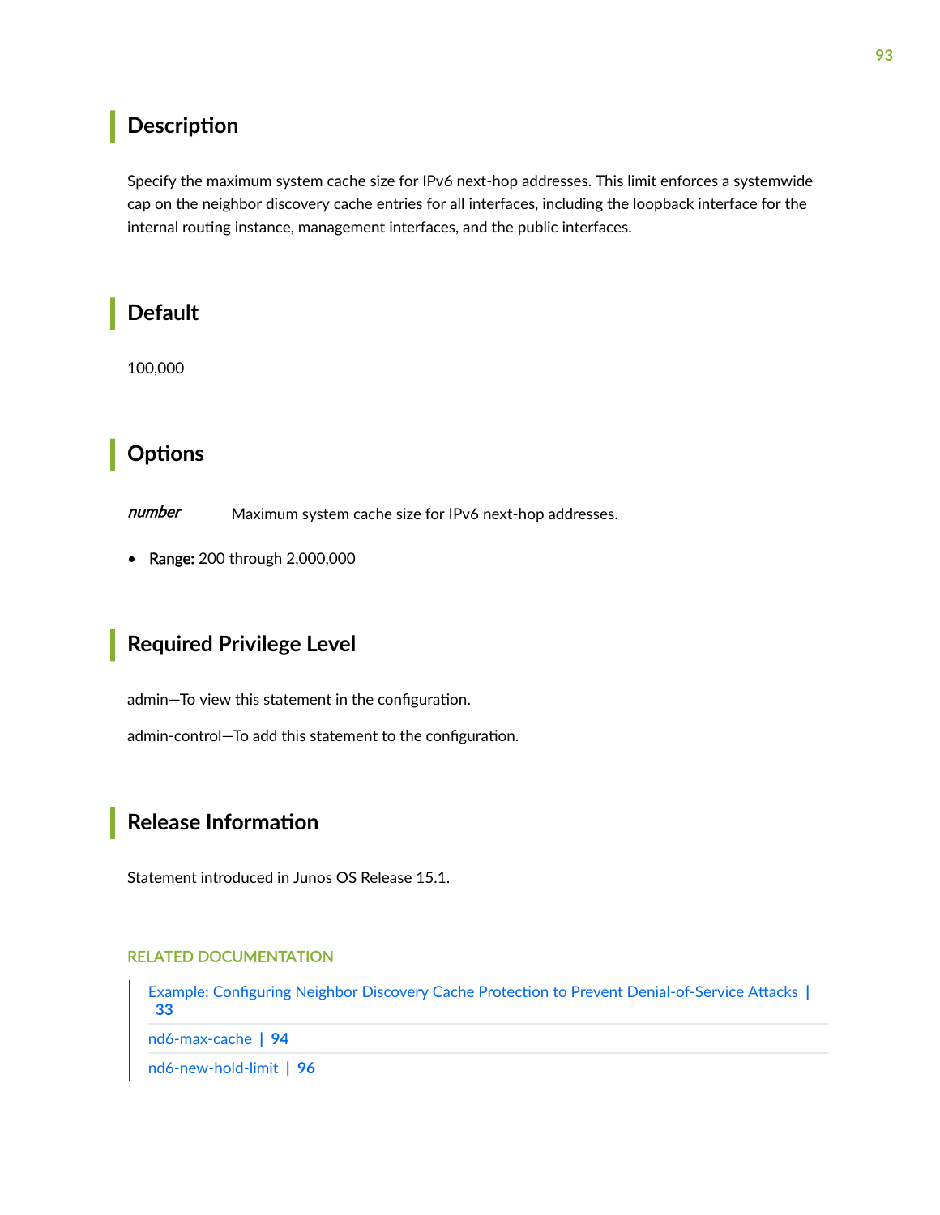## Description

Specify the maximum system cache size for IPv6 next-hop addresses. This limit enforces a systemwide cap on the neighbor discovery cache entries for all interfaces, including the loopback interface for the internal routing instance, management interfaces, and the public interfaces.

## Default

100,000

## Options

*number* Maximum system cache size for IPv6 next-hop addresses.

- **Range:** 200 through 2,000,000

## Required Privilege Level

admin—To view this statement in the configuration.

admin-control—To add this statement to the configuration.

## Release Information

Statement introduced in Junos OS Release 15.1.

RELATED DOCUMENTATION

Example: Configuring Neighbor Discovery Cache Protection to Prevent Denial-of-Service Attacks | 33

nd6-max-cache | 94

nd6-new-hold-limit | 96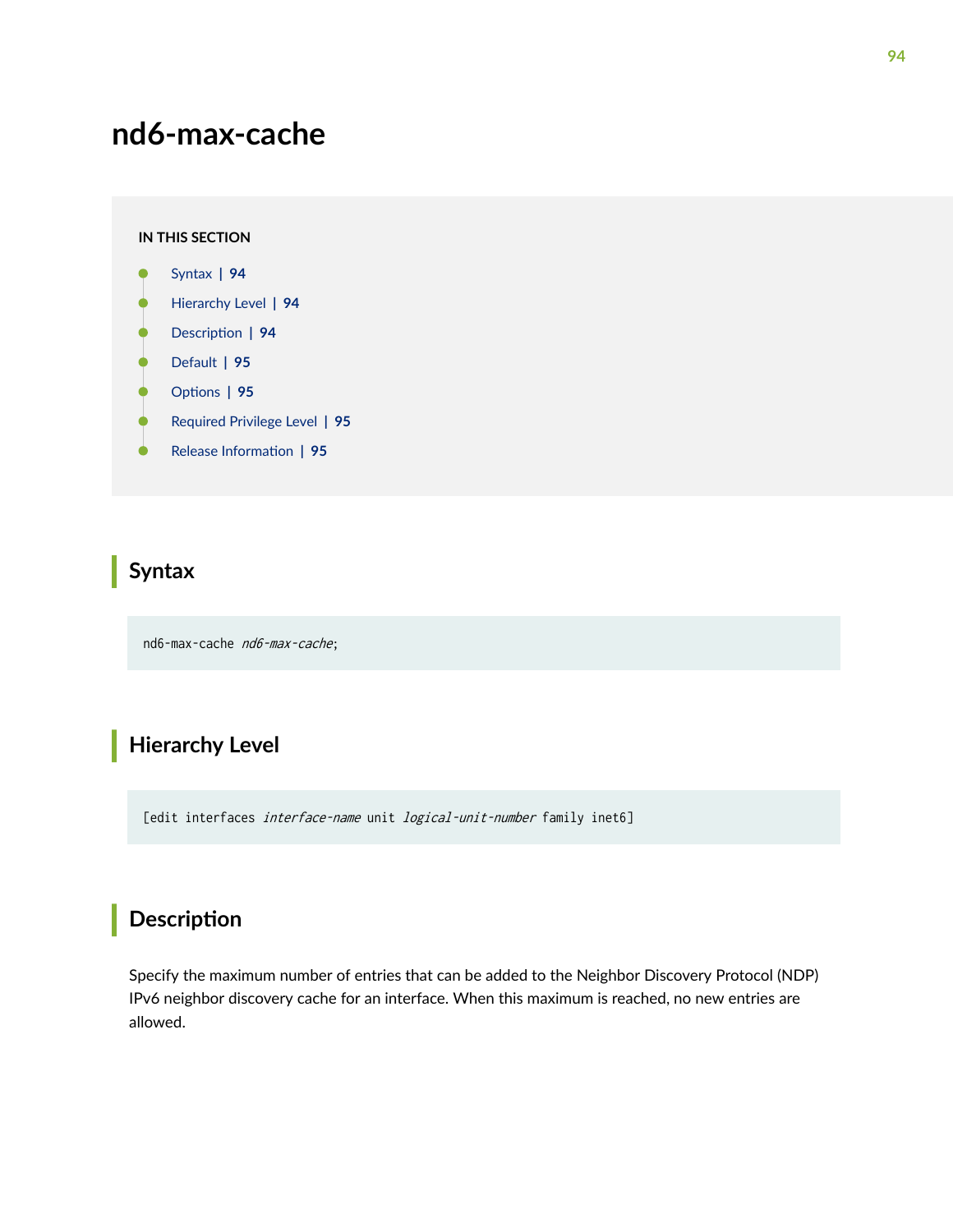# nd6-max-cache

IN THIS SECTION

- Syntax | 94
- Hierarchy Level | 94
- Description | 94
- Default | 95
- Options | 95
- Required Privilege Level | 95
- Release Information | 95

## Syntax

```
nd6-max-cache nd6-max-cache;
```

## Hierarchy Level

```
[edit interfaces interface-name unit logical-unit-number family inet6]
```

## Description

Specify the maximum number of entries that can be added to the Neighbor Discovery Protocol (NDP) IPv6 neighbor discovery cache for an interface. When this maximum is reached, no new entries are allowed.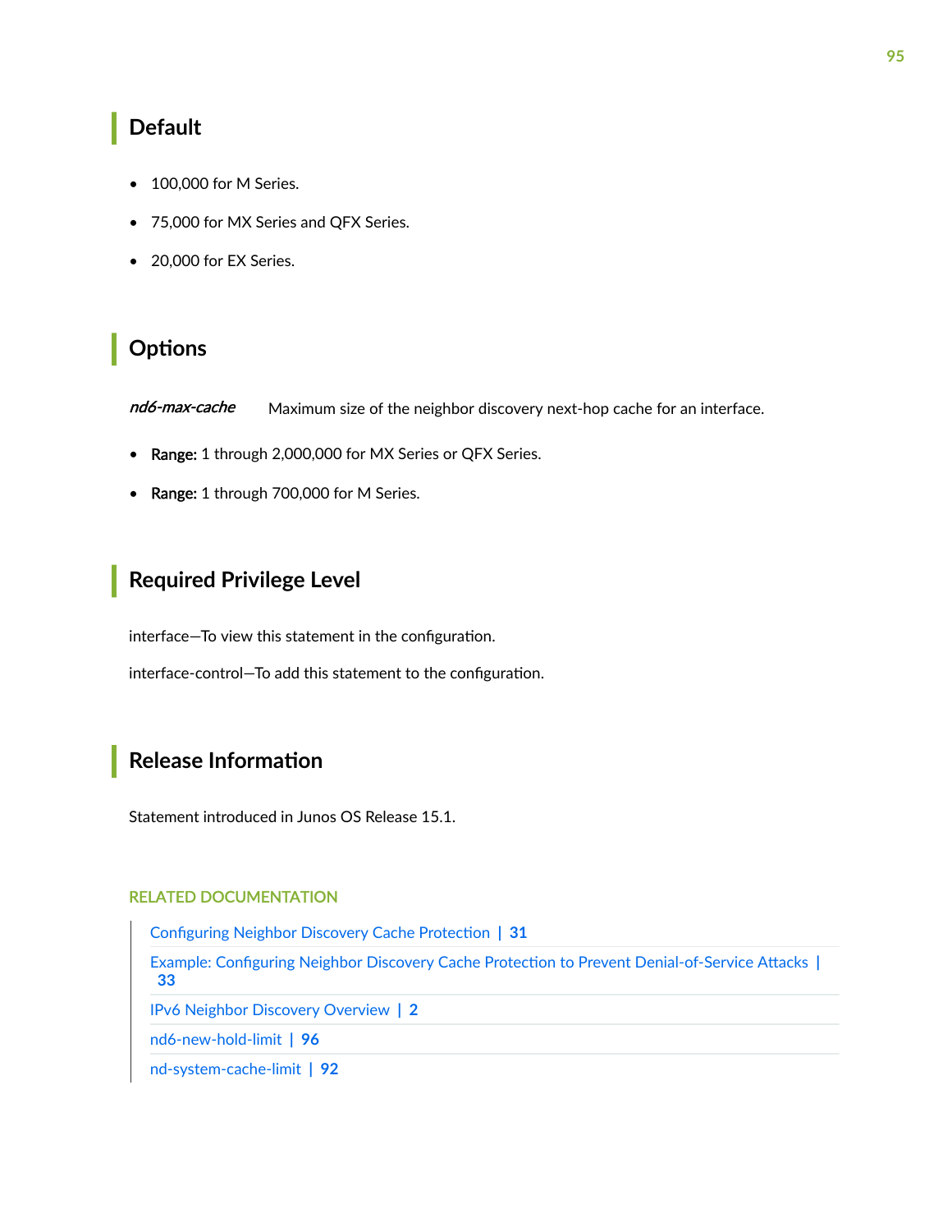## Default

- 100,000 for M Series.
- 75,000 for MX Series and QFX Series.
- 20,000 for EX Series.

## Options

*nd6-max-cache* Maximum size of the neighbor discovery next-hop cache for an interface.

- **Range:** 1 through 2,000,000 for MX Series or QFX Series.
- **Range:** 1 through 700,000 for M Series.

## Required Privilege Level

interface—To view this statement in the configuration.

interface-control—To add this statement to the configuration.

## Release Information

Statement introduced in Junos OS Release 15.1.

RELATED DOCUMENTATION

- Configuring Neighbor Discovery Cache Protection | 31
- Example: Configuring Neighbor Discovery Cache Protection to Prevent Denial-of-Service Attacks | 33
- IPv6 Neighbor Discovery Overview | 2
- nd6-new-hold-limit | 96
- nd-system-cache-limit | 92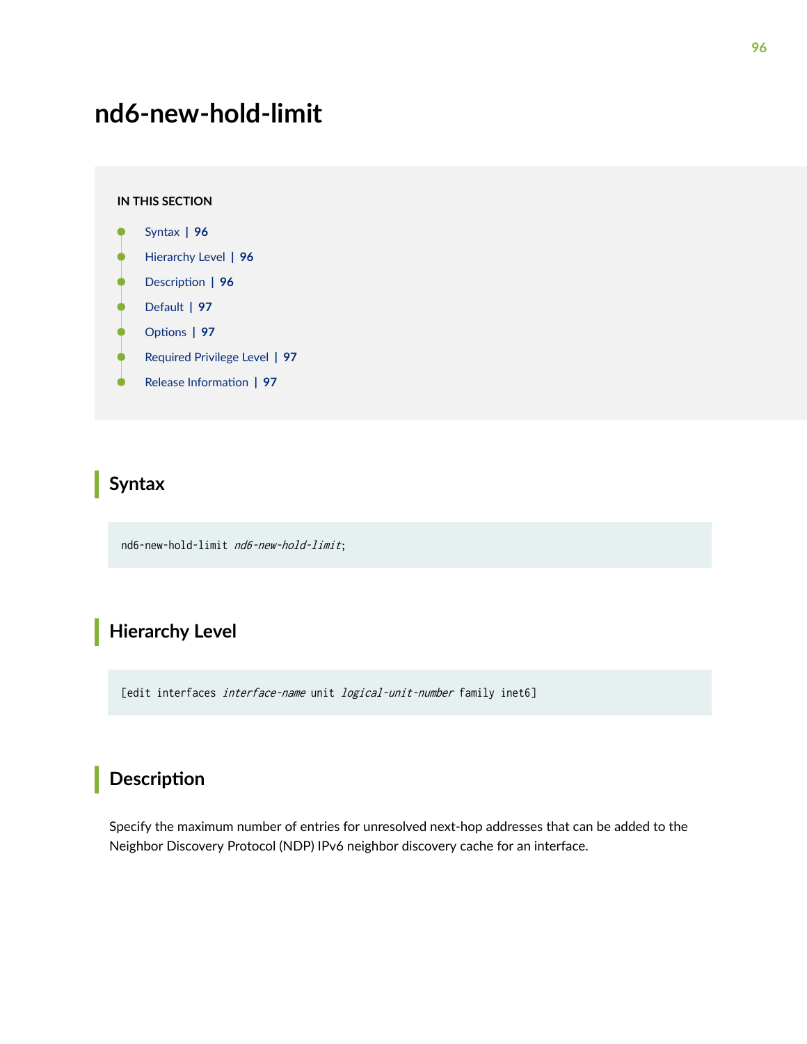# nd6-new-hold-limit

**IN THIS SECTION**

- Syntax | 96
- Hierarchy Level | 96
- Description | 96
- Default | 97
- Options | 97
- Required Privilege Level | 97
- Release Information | 97

## Syntax

```
nd6-new-hold-limit nd6-new-hold-limit;
```

## Hierarchy Level

```
[edit interfaces interface-name unit logical-unit-number family inet6]
```

## Description

Specify the maximum number of entries for unresolved next-hop addresses that can be added to the Neighbor Discovery Protocol (NDP) IPv6 neighbor discovery cache for an interface.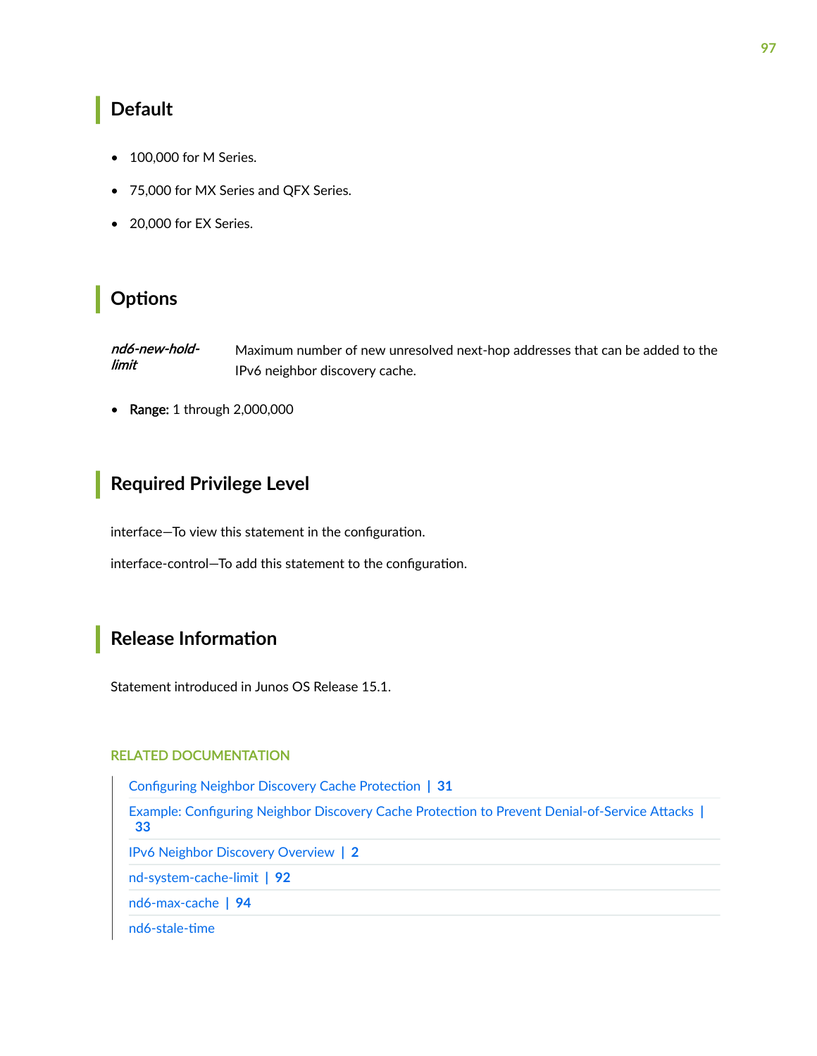## Default

- 100,000 for M Series.
- 75,000 for MX Series and QFX Series.
- 20,000 for EX Series.

## Options

*nd6-new-hold-limit* — Maximum number of new unresolved next-hop addresses that can be added to the IPv6 neighbor discovery cache.

- **Range:** 1 through 2,000,000

## Required Privilege Level

interface—To view this statement in the configuration.

interface-control—To add this statement to the configuration.

## Release Information

Statement introduced in Junos OS Release 15.1.

RELATED DOCUMENTATION

- Configuring Neighbor Discovery Cache Protection | 31
- Example: Configuring Neighbor Discovery Cache Protection to Prevent Denial-of-Service Attacks | 33
- IPv6 Neighbor Discovery Overview | 2
- nd-system-cache-limit | 92
- nd6-max-cache | 94
- nd6-stale-time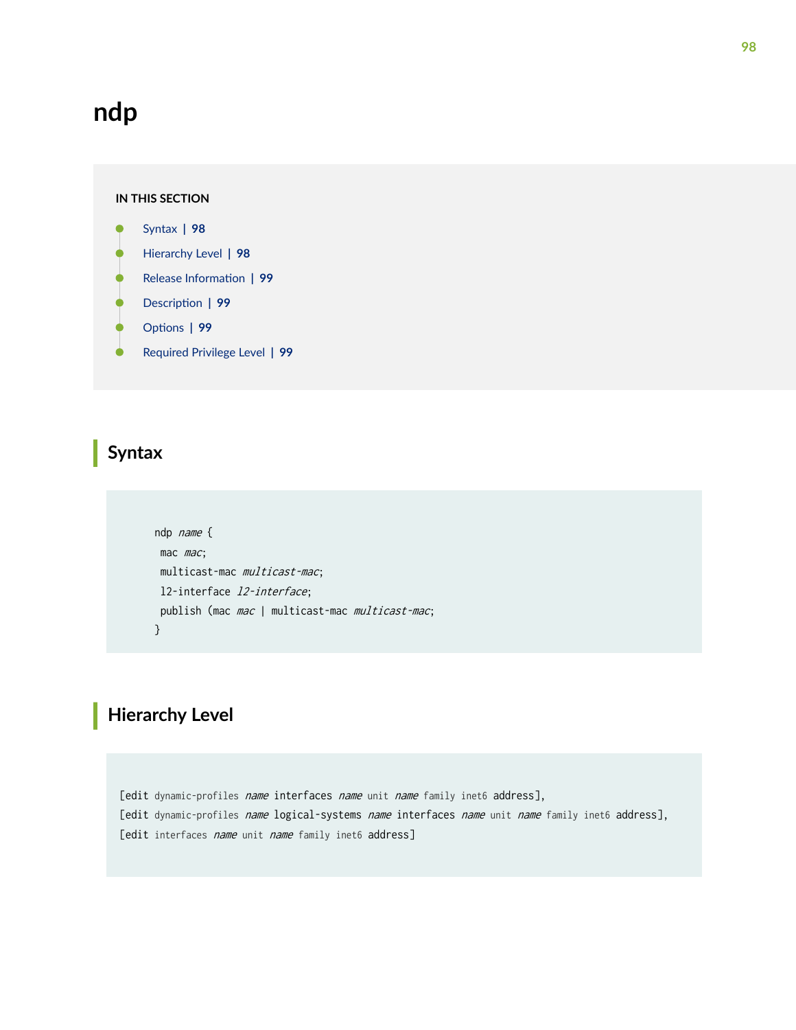# ndp

**IN THIS SECTION**

- Syntax | 98
- Hierarchy Level | 98
- Release Information | 99
- Description | 99
- Options | 99
- Required Privilege Level | 99

## Syntax

```
ndp name {
 mac mac;
 multicast-mac multicast-mac;
 l2-interface l2-interface;
 publish (mac mac | multicast-mac multicast-mac;
}
```

## Hierarchy Level

```
[edit dynamic-profiles name interfaces name unit name family inet6 address],
[edit dynamic-profiles name logical-systems name interfaces name unit name family inet6 address],
[edit interfaces name unit name family inet6 address]
```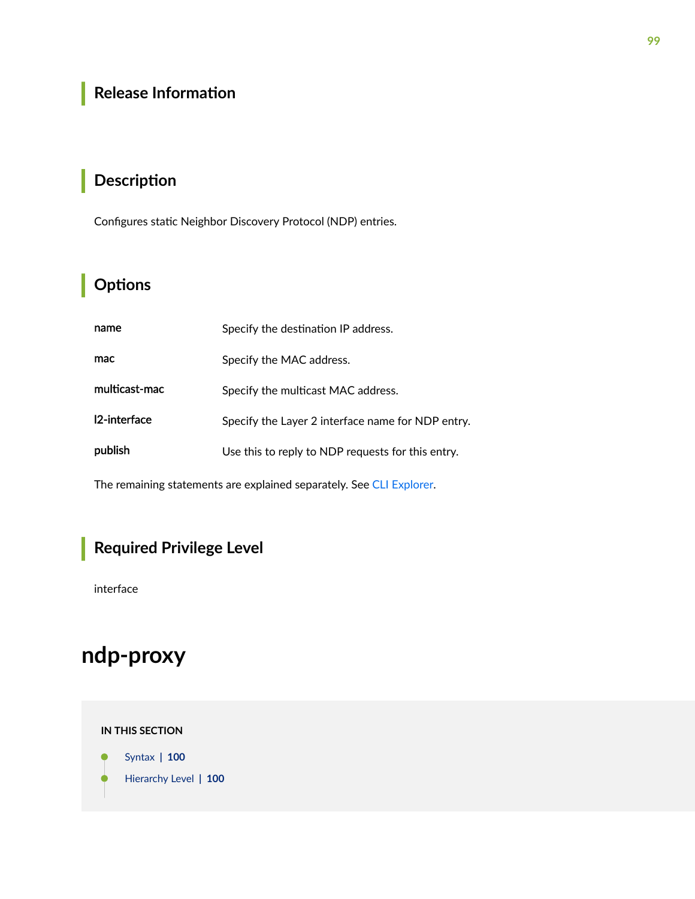## Release Information

## Description

Configures static Neighbor Discovery Protocol (NDP) entries.

## Options

| | |
|---|---|
| **name** | Specify the destination IP address. |
| **mac** | Specify the MAC address. |
| **multicast-mac** | Specify the multicast MAC address. |
| **l2-interface** | Specify the Layer 2 interface name for NDP entry. |
| **publish** | Use this to reply to NDP requests for this entry. |

The remaining statements are explained separately. See CLI Explorer.

## Required Privilege Level

interface

# ndp-proxy

**IN THIS SECTION**

- Syntax | 100
- Hierarchy Level | 100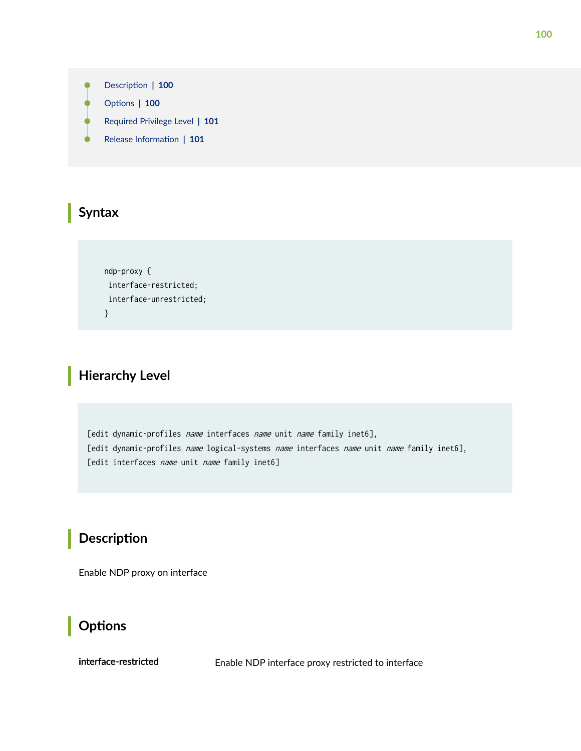- Description | 100
- Options | 100
- Required Privilege Level | 101
- Release Information | 101

## Syntax

```
ndp-proxy {
 interface-restricted;
 interface-unrestricted;
}
```

## Hierarchy Level

```
[edit dynamic-profiles name interfaces name unit name family inet6],
[edit dynamic-profiles name logical-systems name interfaces name unit name family inet6],
[edit interfaces name unit name family inet6]
```

## Description

Enable NDP proxy on interface

## Options

| | |
|---|---|
| **interface-restricted** | Enable NDP interface proxy restricted to interface |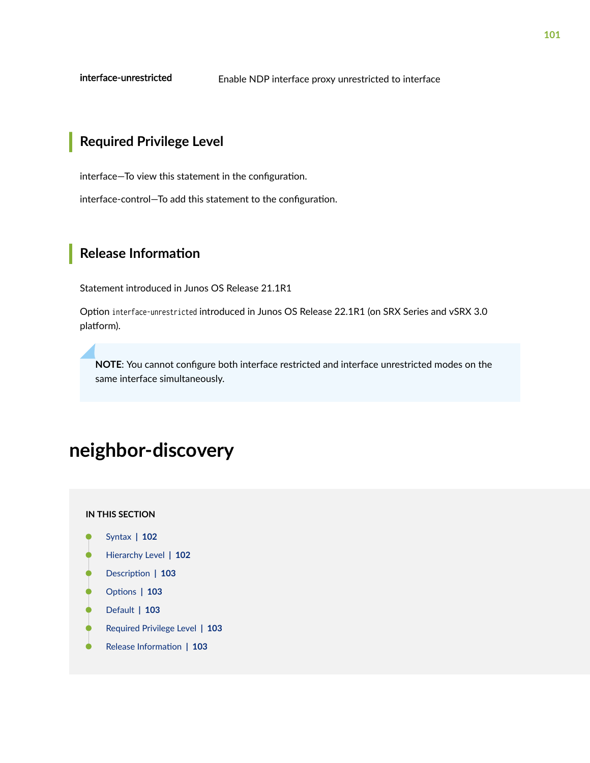| | |
|---|---|
| **interface-unrestricted** | Enable NDP interface proxy unrestricted to interface |

## Required Privilege Level

interface—To view this statement in the configuration.

interface-control—To add this statement to the configuration.

## Release Information

Statement introduced in Junos OS Release 21.1R1

Option `interface-unrestricted` introduced in Junos OS Release 22.1R1 (on SRX Series and vSRX 3.0 platform).

> **NOTE**: You cannot configure both interface restricted and interface unrestricted modes on the same interface simultaneously.

# neighbor-discovery

**IN THIS SECTION**

- Syntax | 102
- Hierarchy Level | 102
- Description | 103
- Options | 103
- Default | 103
- Required Privilege Level | 103
- Release Information | 103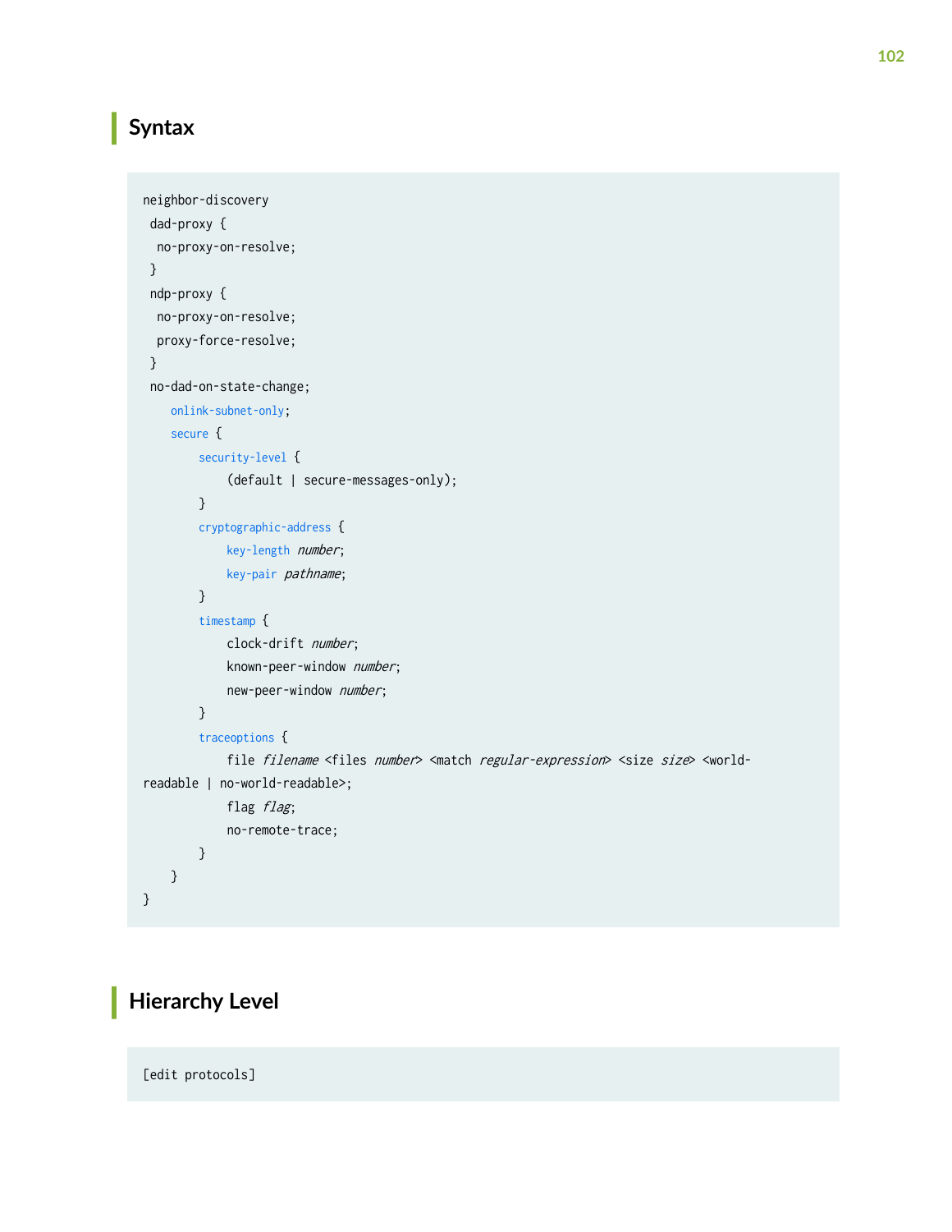## Syntax

```
neighbor-discovery
 dad-proxy {
  no-proxy-on-resolve;
 }
 ndp-proxy {
  no-proxy-on-resolve;
  proxy-force-resolve;
 }
 no-dad-on-state-change;
    onlink-subnet-only;
    secure {
        security-level {
            (default | secure-messages-only);
        }
        cryptographic-address {
            key-length number;
            key-pair pathname;
        }
        timestamp {
            clock-drift number;
            known-peer-window number;
            new-peer-window number;
        }
        traceoptions {
            file filename <files number> <match regular-expression> <size size> <world-
readable | no-world-readable>;
            flag flag;
            no-remote-trace;
        }
    }
}
```

## Hierarchy Level

```
[edit protocols]
```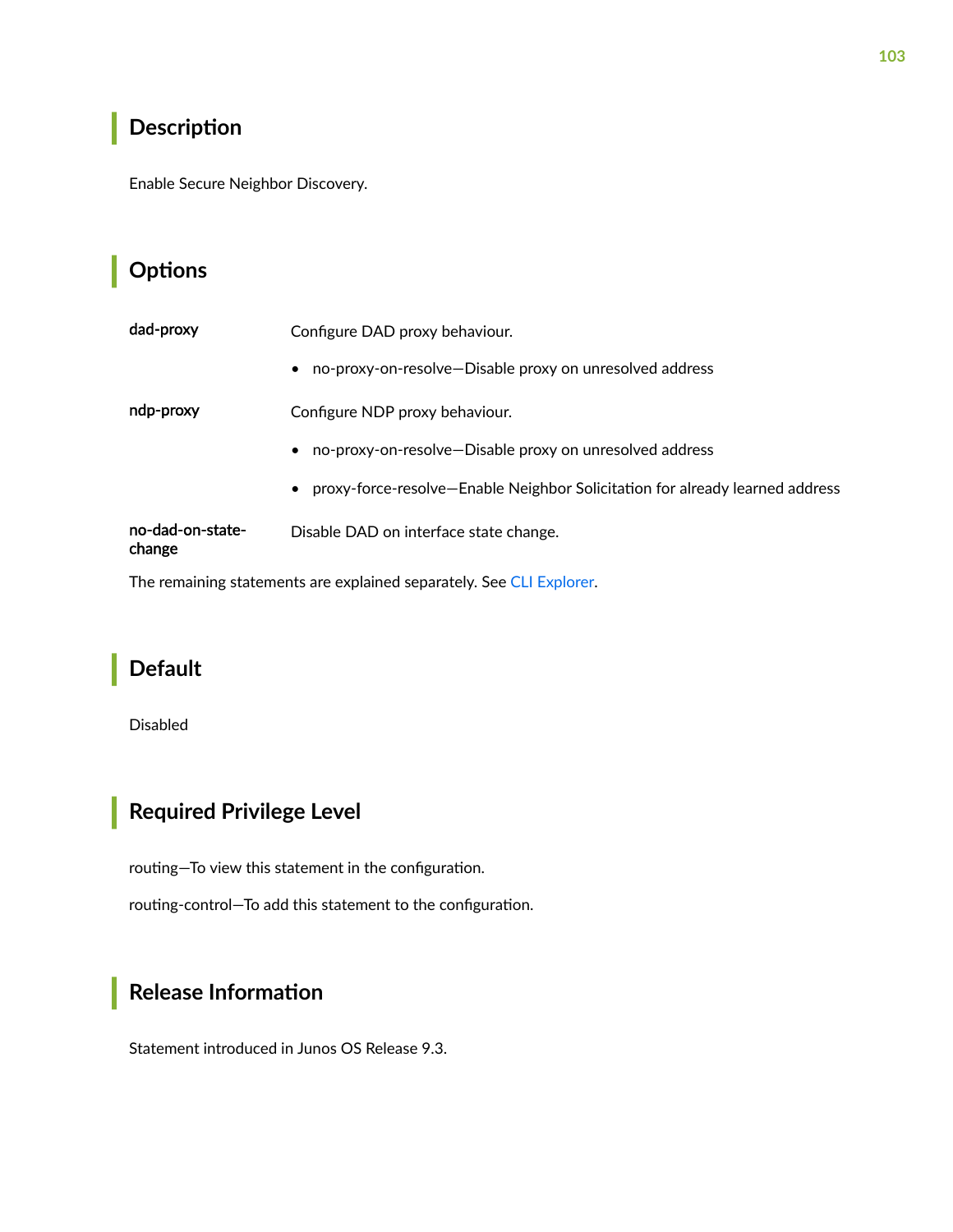## Description

Enable Secure Neighbor Discovery.

## Options

| | |
|---|---|
| **dad-proxy** | Configure DAD proxy behaviour.<br><br>• no-proxy-on-resolve—Disable proxy on unresolved address |
| **ndp-proxy** | Configure NDP proxy behaviour.<br><br>• no-proxy-on-resolve—Disable proxy on unresolved address<br><br>• proxy-force-resolve—Enable Neighbor Solicitation for already learned address |
| **no-dad-on-state-change** | Disable DAD on interface state change. |

The remaining statements are explained separately. See CLI Explorer.

## Default

Disabled

## Required Privilege Level

routing—To view this statement in the configuration.

routing-control—To add this statement to the configuration.

## Release Information

Statement introduced in Junos OS Release 9.3.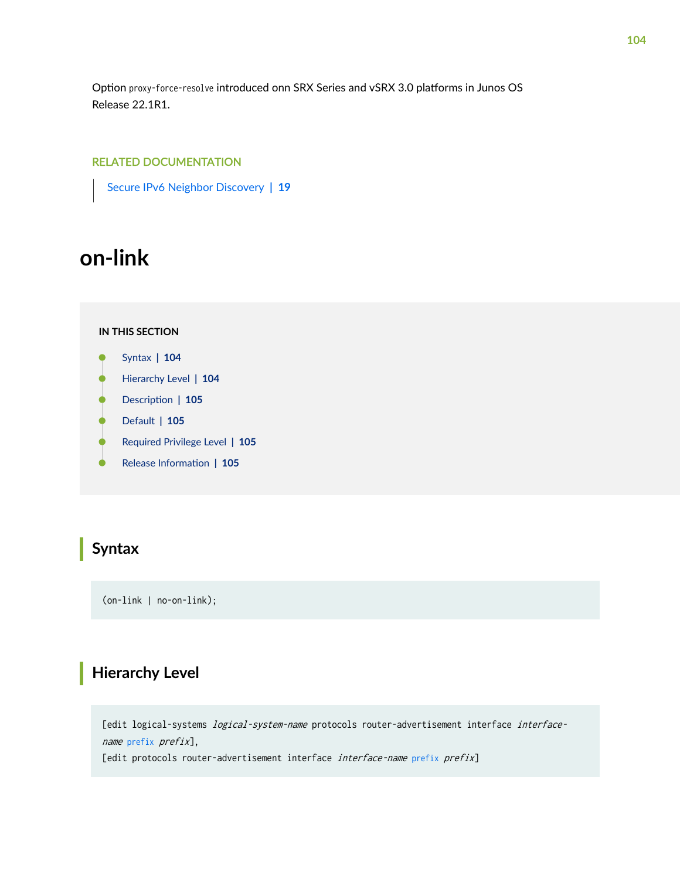Option `proxy-force-resolve` introduced onn SRX Series and vSRX 3.0 platforms in Junos OS Release 22.1R1.

RELATED DOCUMENTATION

Secure IPv6 Neighbor Discovery | 19

# on-link

IN THIS SECTION

- Syntax | 104
- Hierarchy Level | 104
- Description | 105
- Default | 105
- Required Privilege Level | 105
- Release Information | 105

## Syntax

```
(on-link | no-on-link);
```

## Hierarchy Level

```
[edit logical-systems logical-system-name protocols router-advertisement interface interface-name prefix prefix],
[edit protocols router-advertisement interface interface-name prefix prefix]
```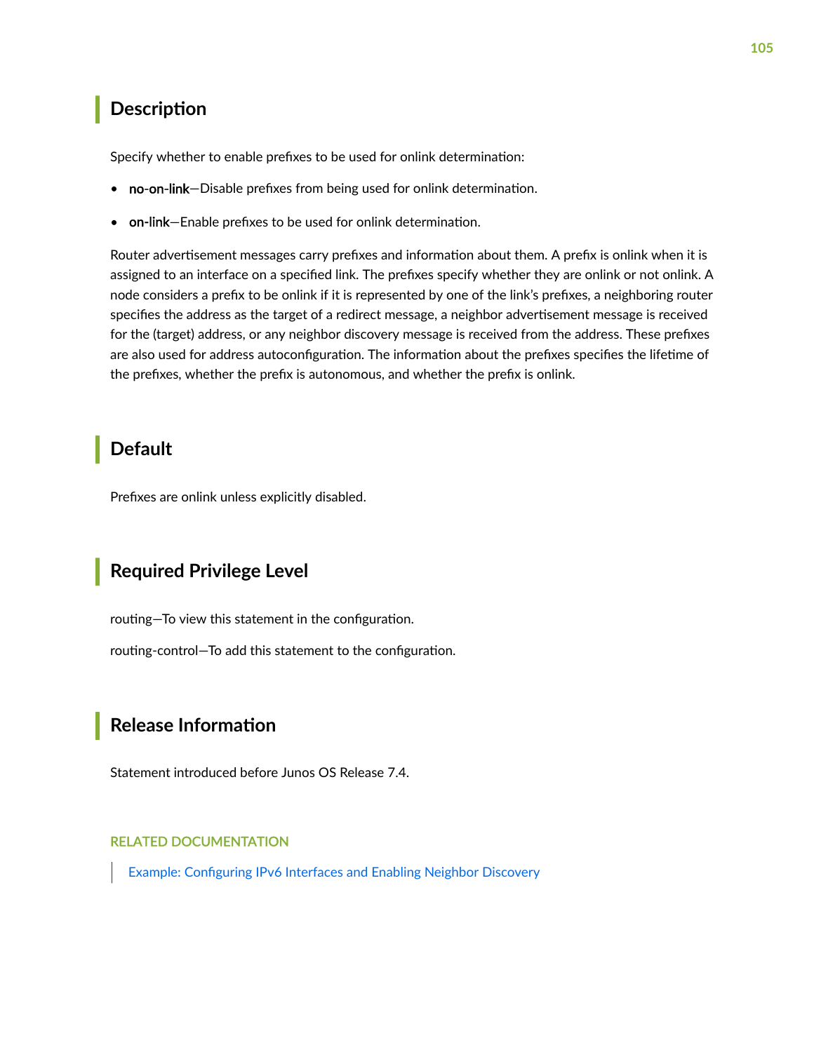## Description

Specify whether to enable prefixes to be used for onlink determination:

- **no-on-link**—Disable prefixes from being used for onlink determination.
- **on-link**—Enable prefixes to be used for onlink determination.

Router advertisement messages carry prefixes and information about them. A prefix is onlink when it is assigned to an interface on a specified link. The prefixes specify whether they are onlink or not onlink. A node considers a prefix to be onlink if it is represented by one of the link's prefixes, a neighboring router specifies the address as the target of a redirect message, a neighbor advertisement message is received for the (target) address, or any neighbor discovery message is received from the address. These prefixes are also used for address autoconfiguration. The information about the prefixes specifies the lifetime of the prefixes, whether the prefix is autonomous, and whether the prefix is onlink.

## Default

Prefixes are onlink unless explicitly disabled.

## Required Privilege Level

routing—To view this statement in the configuration.

routing-control—To add this statement to the configuration.

## Release Information

Statement introduced before Junos OS Release 7.4.

RELATED DOCUMENTATION

Example: Configuring IPv6 Interfaces and Enabling Neighbor Discovery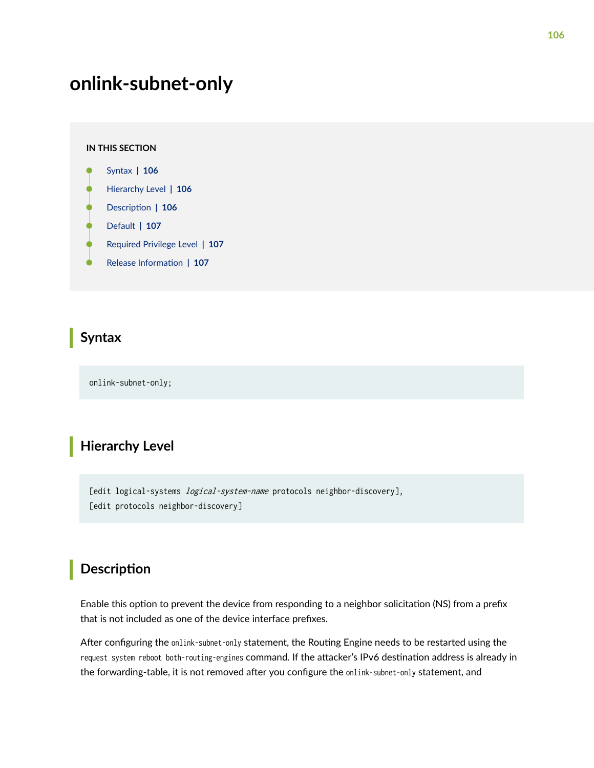# onlink-subnet-only

**IN THIS SECTION**

- Syntax | 106
- Hierarchy Level | 106
- Description | 106
- Default | 107
- Required Privilege Level | 107
- Release Information | 107

## Syntax

```
onlink-subnet-only;
```

## Hierarchy Level

```
[edit logical-systems logical-system-name protocols neighbor-discovery],
[edit protocols neighbor-discovery]
```

## Description

Enable this option to prevent the device from responding to a neighbor solicitation (NS) from a prefix that is not included as one of the device interface prefixes.

After configuring the `onlink-subnet-only` statement, the Routing Engine needs to be restarted using the `request system reboot both-routing-engines` command. If the attacker's IPv6 destination address is already in the forwarding-table, it is not removed after you configure the `onlink-subnet-only` statement, and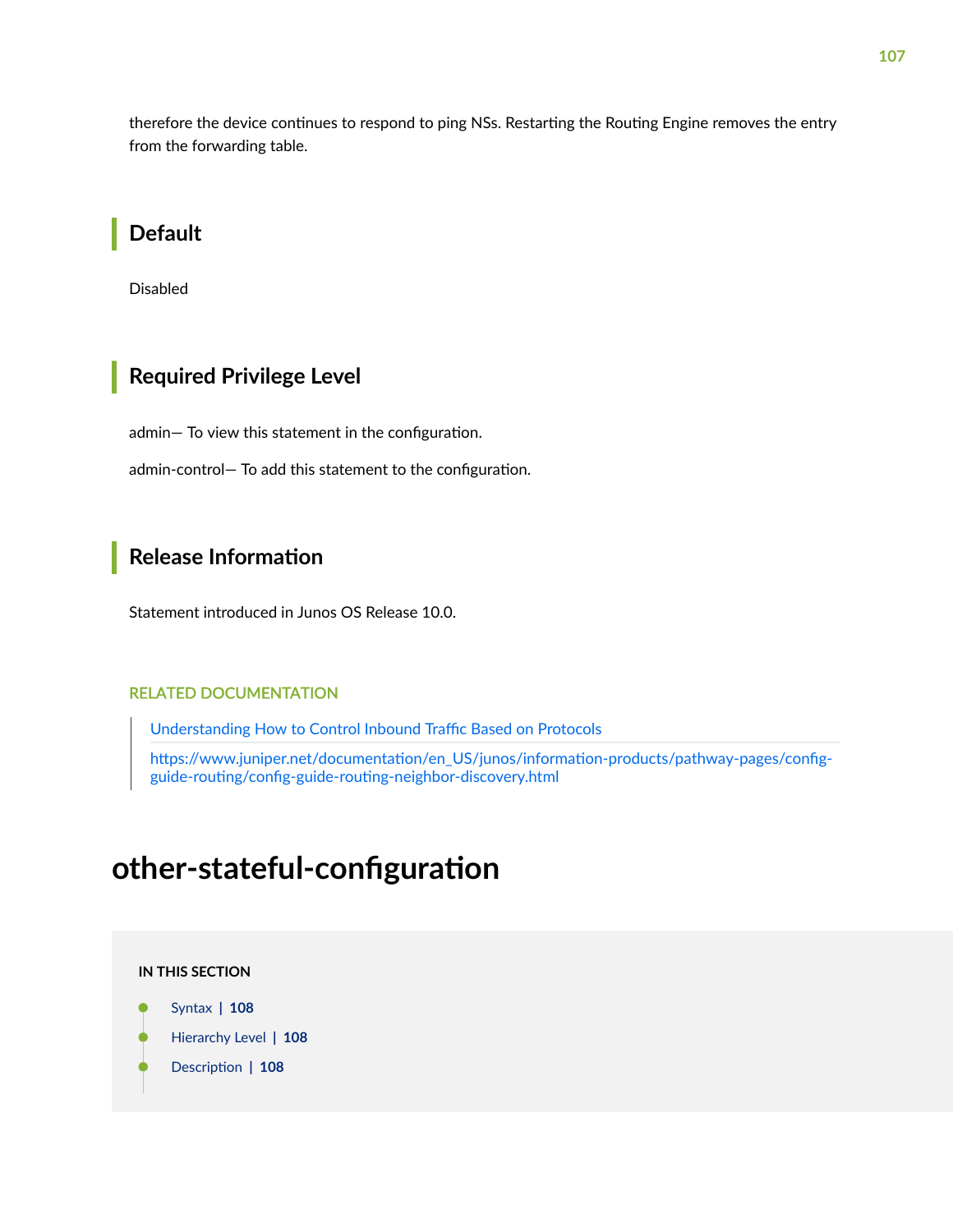therefore the device continues to respond to ping NSs. Restarting the Routing Engine removes the entry from the forwarding table.

## Default

Disabled

## Required Privilege Level

admin— To view this statement in the configuration.

admin-control— To add this statement to the configuration.

## Release Information

Statement introduced in Junos OS Release 10.0.

RELATED DOCUMENTATION

Understanding How to Control Inbound Traffic Based on Protocols

https://www.juniper.net/documentation/en_US/junos/information-products/pathway-pages/config-guide-routing/config-guide-routing-neighbor-discovery.html

# other-stateful-configuration

IN THIS SECTION

- Syntax | 108
- Hierarchy Level | 108
- Description | 108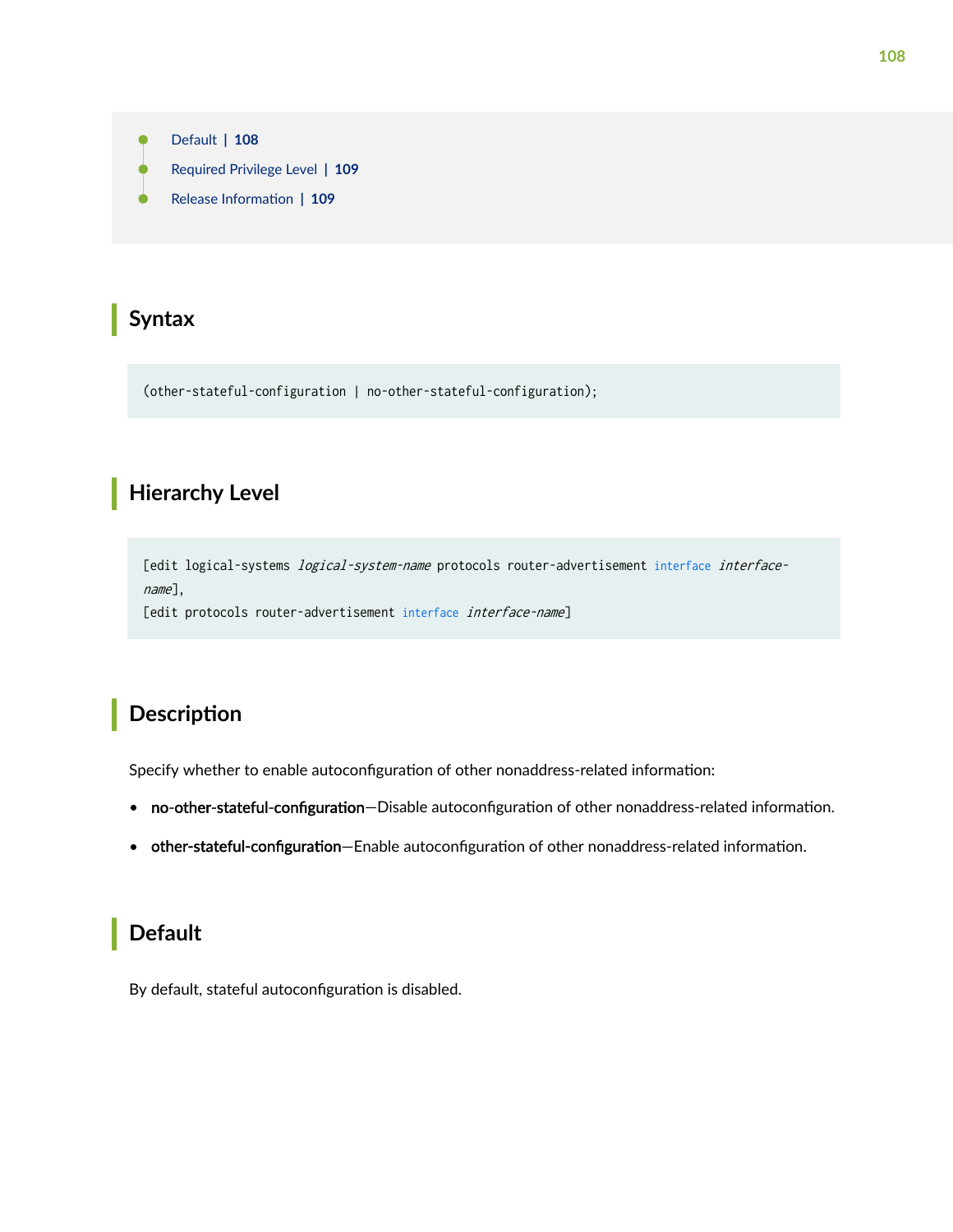- Default | 108
- Required Privilege Level | 109
- Release Information | 109

## Syntax

```
(other-stateful-configuration | no-other-stateful-configuration);
```

## Hierarchy Level

```
[edit logical-systems logical-system-name protocols router-advertisement interface interface-name],
[edit protocols router-advertisement interface interface-name]
```

## Description

Specify whether to enable autoconfiguration of other nonaddress-related information:

- **no-other-stateful-configuration**—Disable autoconfiguration of other nonaddress-related information.
- **other-stateful-configuration**—Enable autoconfiguration of other nonaddress-related information.

## Default

By default, stateful autoconfiguration is disabled.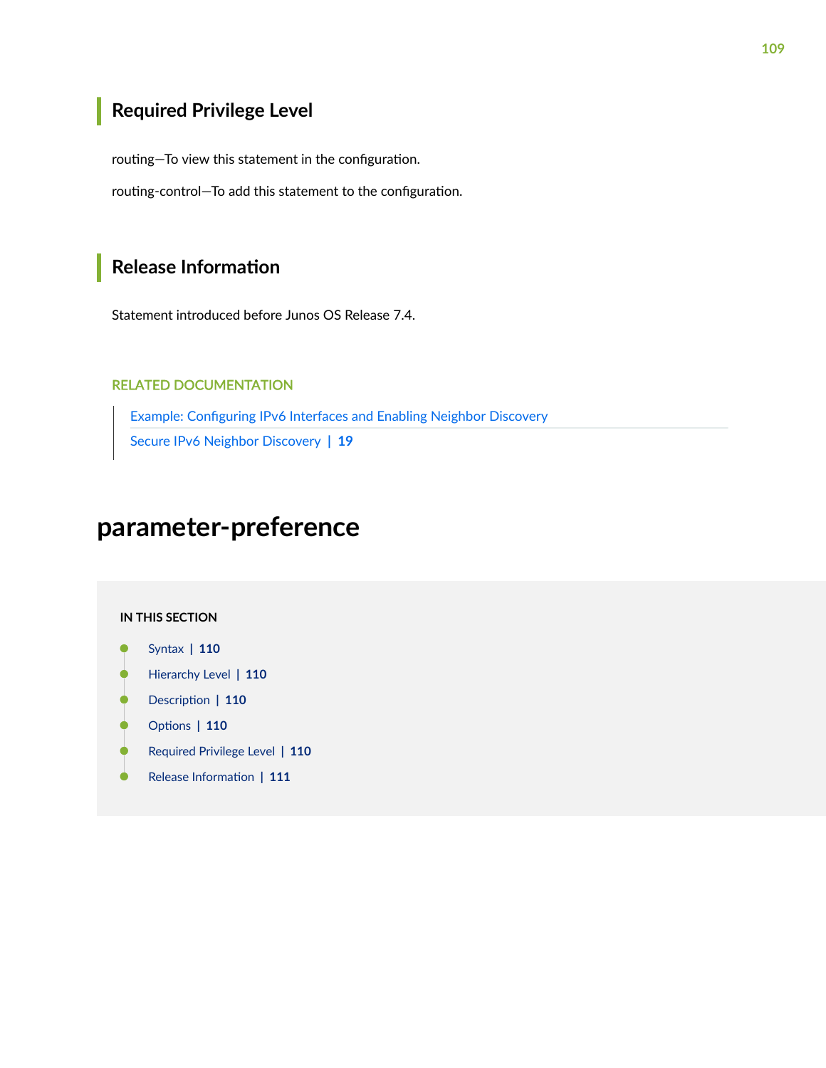## Required Privilege Level

routing—To view this statement in the configuration.

routing-control—To add this statement to the configuration.

## Release Information

Statement introduced before Junos OS Release 7.4.

RELATED DOCUMENTATION

Example: Configuring IPv6 Interfaces and Enabling Neighbor Discovery

Secure IPv6 Neighbor Discovery | 19

# parameter-preference

IN THIS SECTION

- Syntax | 110
- Hierarchy Level | 110
- Description | 110
- Options | 110
- Required Privilege Level | 110
- Release Information | 111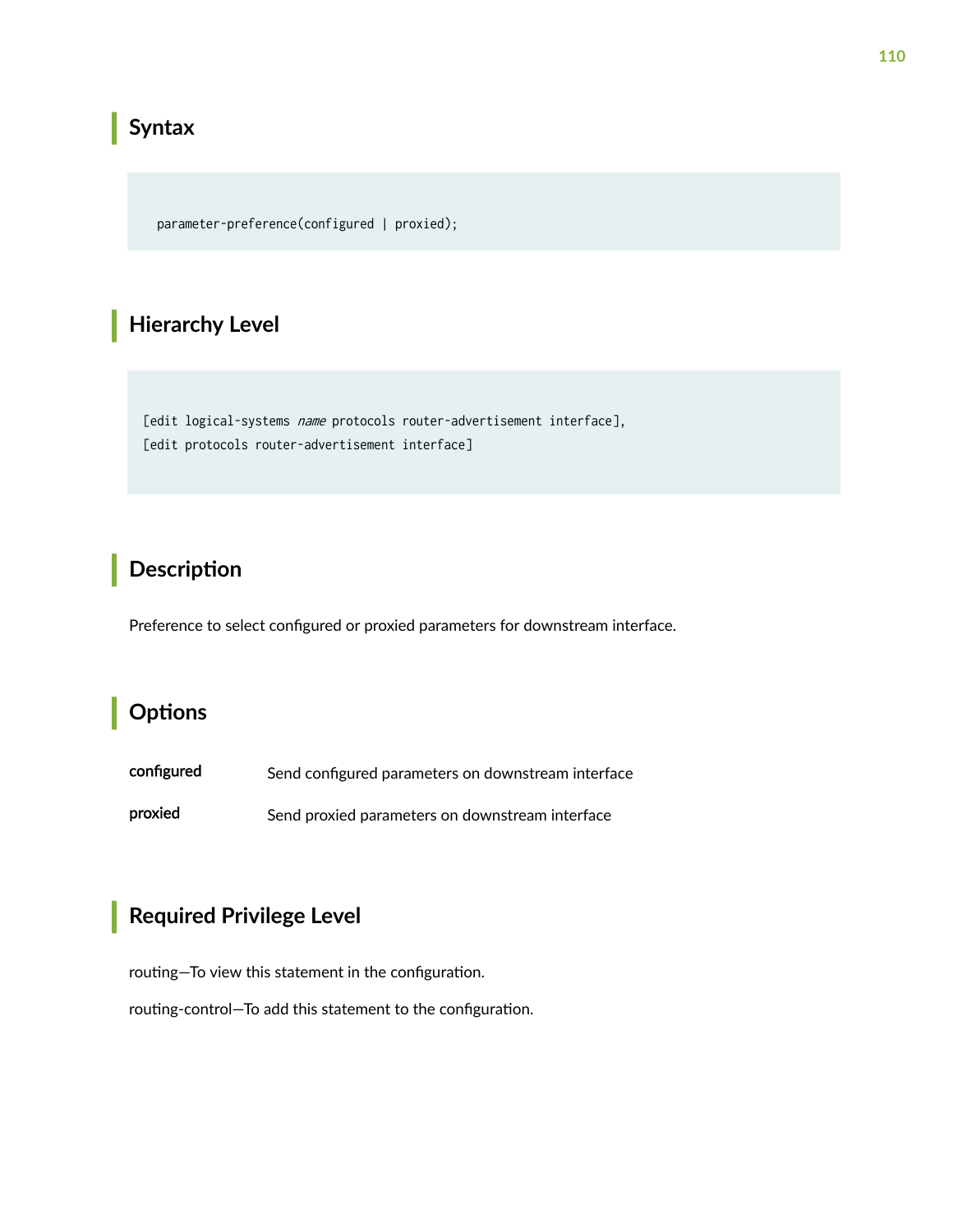## Syntax

```
parameter-preference(configured | proxied);
```

## Hierarchy Level

```
[edit logical-systems name protocols router-advertisement interface],
[edit protocols router-advertisement interface]
```

## Description

Preference to select configured or proxied parameters for downstream interface.

## Options

| | |
|---|---|
| **configured** | Send configured parameters on downstream interface |
| **proxied** | Send proxied parameters on downstream interface |

## Required Privilege Level

routing—To view this statement in the configuration.

routing-control—To add this statement to the configuration.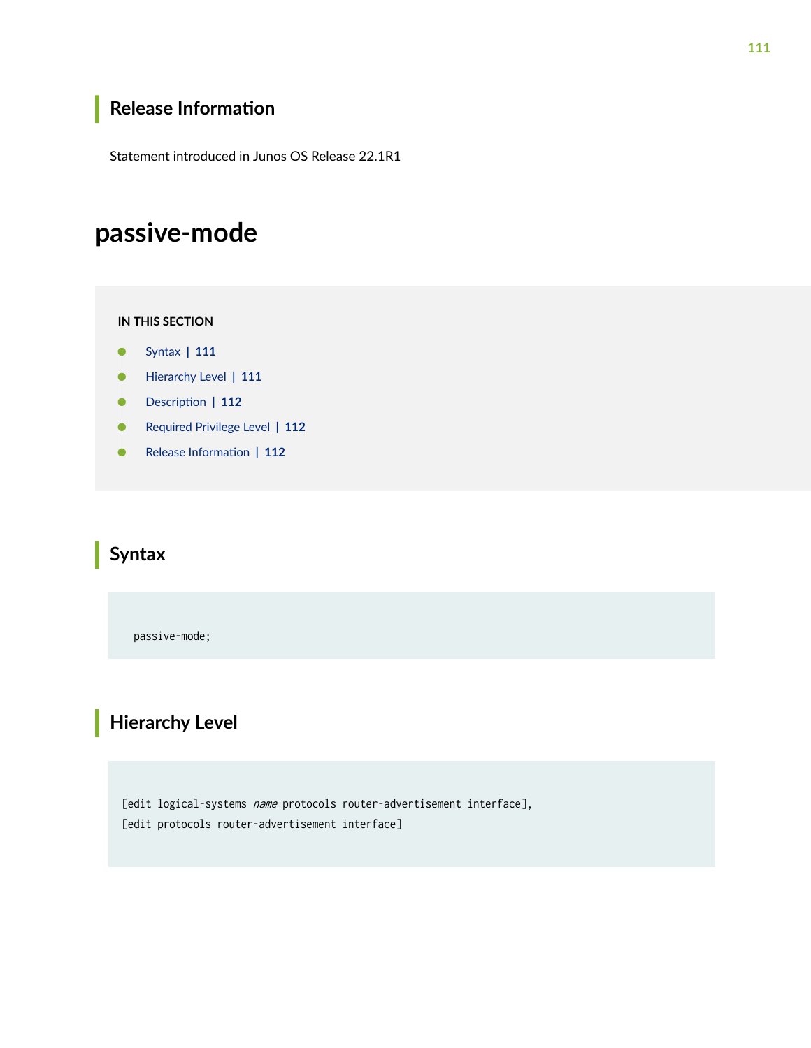## Release Information

Statement introduced in Junos OS Release 22.1R1

# passive-mode

**IN THIS SECTION**

- Syntax | 111
- Hierarchy Level | 111
- Description | 112
- Required Privilege Level | 112
- Release Information | 112

## Syntax

```
passive-mode;
```

## Hierarchy Level

```
[edit logical-systems name protocols router-advertisement interface],
[edit protocols router-advertisement interface]
```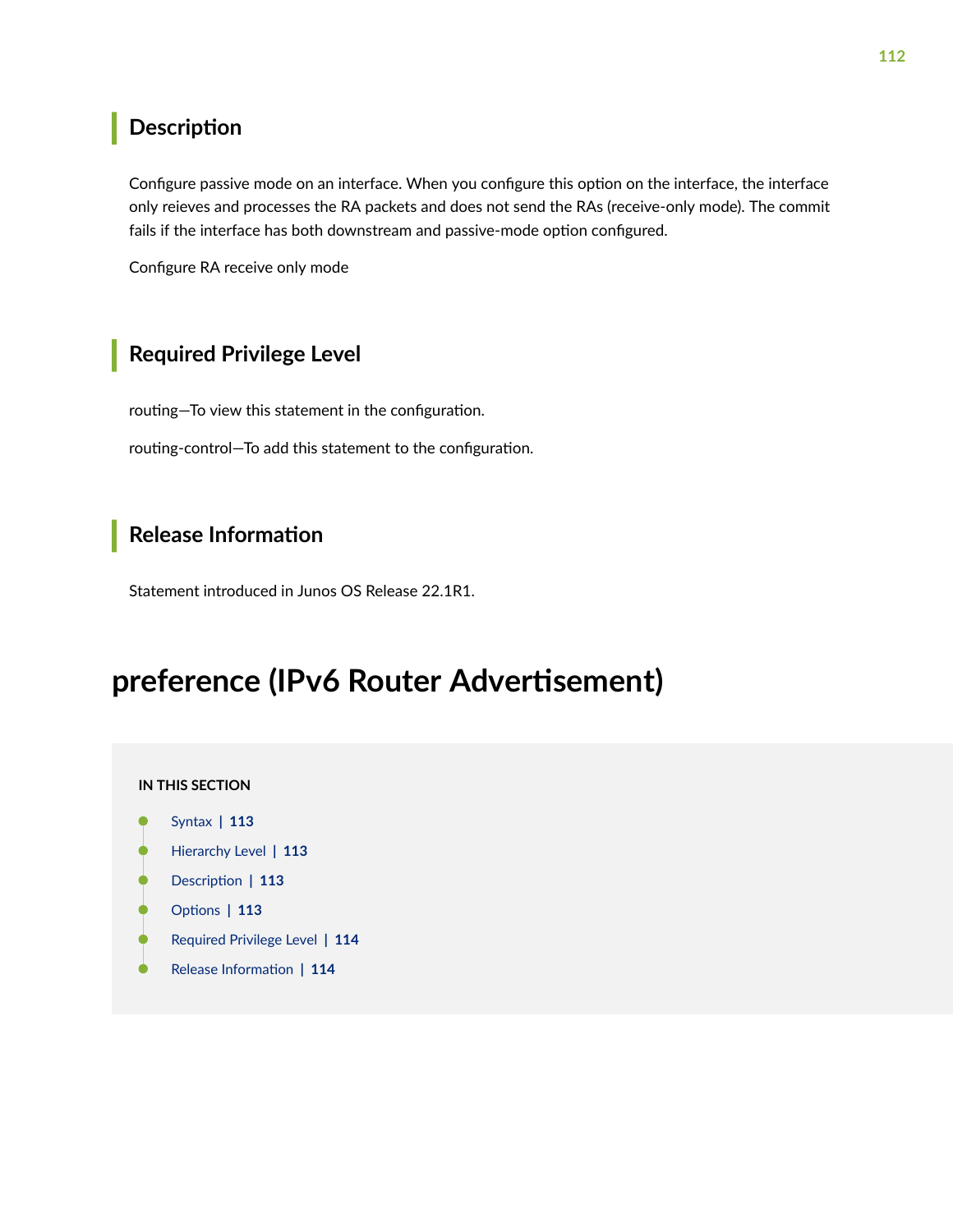## Description

Configure passive mode on an interface. When you configure this option on the interface, the interface only reieves and processes the RA packets and does not send the RAs (receive-only mode). The commit fails if the interface has both downstream and passive-mode option configured.

Configure RA receive only mode

## Required Privilege Level

routing—To view this statement in the configuration.

routing-control—To add this statement to the configuration.

## Release Information

Statement introduced in Junos OS Release 22.1R1.

# preference (IPv6 Router Advertisement)

**IN THIS SECTION**

- Syntax | 113
- Hierarchy Level | 113
- Description | 113
- Options | 113
- Required Privilege Level | 114
- Release Information | 114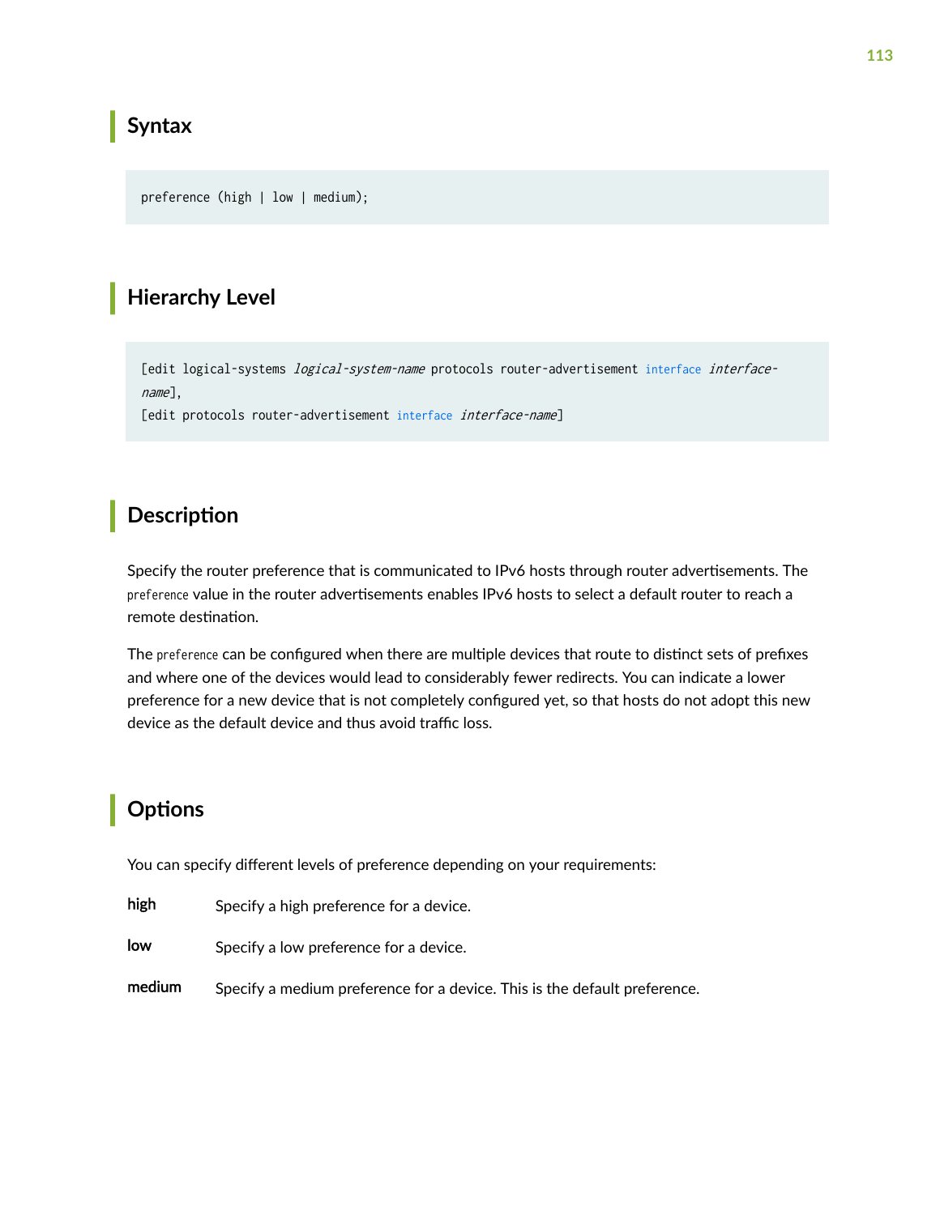## Syntax

```
preference (high | low | medium);
```

## Hierarchy Level

```
[edit logical-systems logical-system-name protocols router-advertisement interface interface-name],
[edit protocols router-advertisement interface interface-name]
```

## Description

Specify the router preference that is communicated to IPv6 hosts through router advertisements. The `preference` value in the router advertisements enables IPv6 hosts to select a default router to reach a remote destination.

The `preference` can be configured when there are multiple devices that route to distinct sets of prefixes and where one of the devices would lead to considerably fewer redirects. You can indicate a lower preference for a new device that is not completely configured yet, so that hosts do not adopt this new device as the default device and thus avoid traffic loss.

## Options

You can specify different levels of preference depending on your requirements:

**high** Specify a high preference for a device.

**low** Specify a low preference for a device.

**medium** Specify a medium preference for a device. This is the default preference.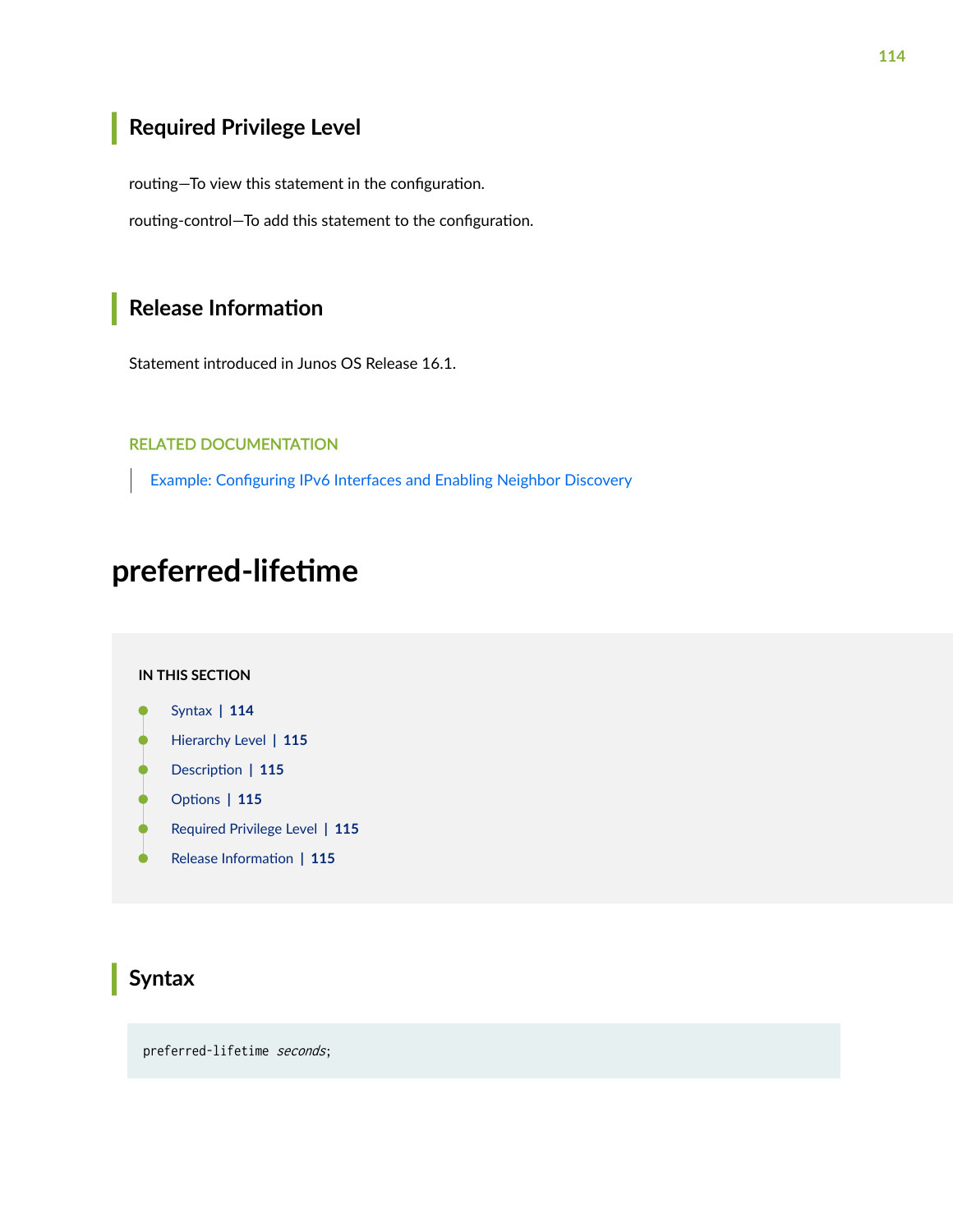## Required Privilege Level

routing—To view this statement in the configuration.

routing-control—To add this statement to the configuration.

## Release Information

Statement introduced in Junos OS Release 16.1.

RELATED DOCUMENTATION

Example: Configuring IPv6 Interfaces and Enabling Neighbor Discovery

# preferred-lifetime

**IN THIS SECTION**

- Syntax | 114
- Hierarchy Level | 115
- Description | 115
- Options | 115
- Required Privilege Level | 115
- Release Information | 115

## Syntax

```
preferred-lifetime seconds;
```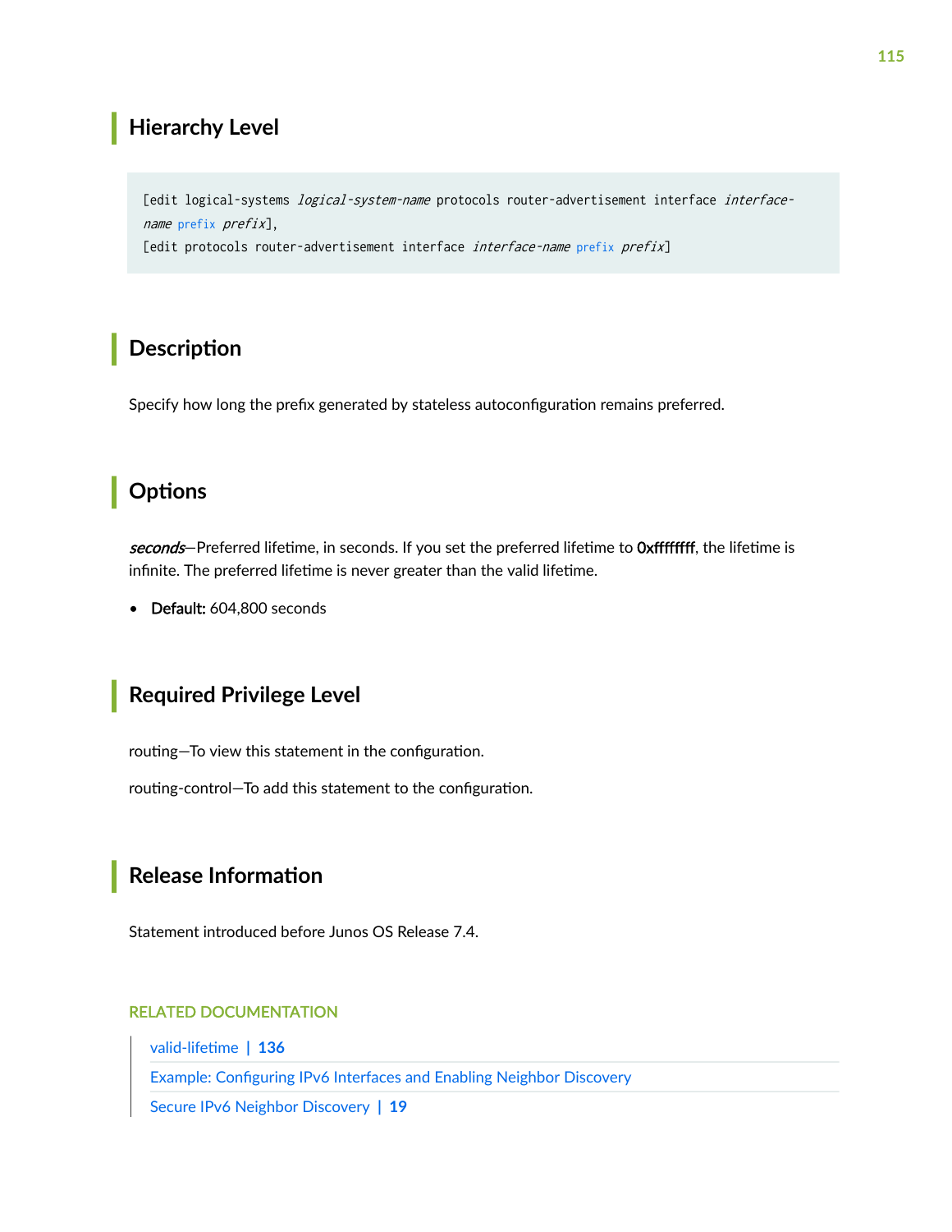## Hierarchy Level

```
[edit logical-systems logical-system-name protocols router-advertisement interface interface-name prefix prefix],
[edit protocols router-advertisement interface interface-name prefix prefix]
```

## Description

Specify how long the prefix generated by stateless autoconfiguration remains preferred.

## Options

*seconds*—Preferred lifetime, in seconds. If you set the preferred lifetime to **0xffffffff**, the lifetime is infinite. The preferred lifetime is never greater than the valid lifetime.

- **Default:** 604,800 seconds

## Required Privilege Level

routing—To view this statement in the configuration.

routing-control—To add this statement to the configuration.

## Release Information

Statement introduced before Junos OS Release 7.4.

RELATED DOCUMENTATION

valid-lifetime | 136

Example: Configuring IPv6 Interfaces and Enabling Neighbor Discovery

Secure IPv6 Neighbor Discovery | 19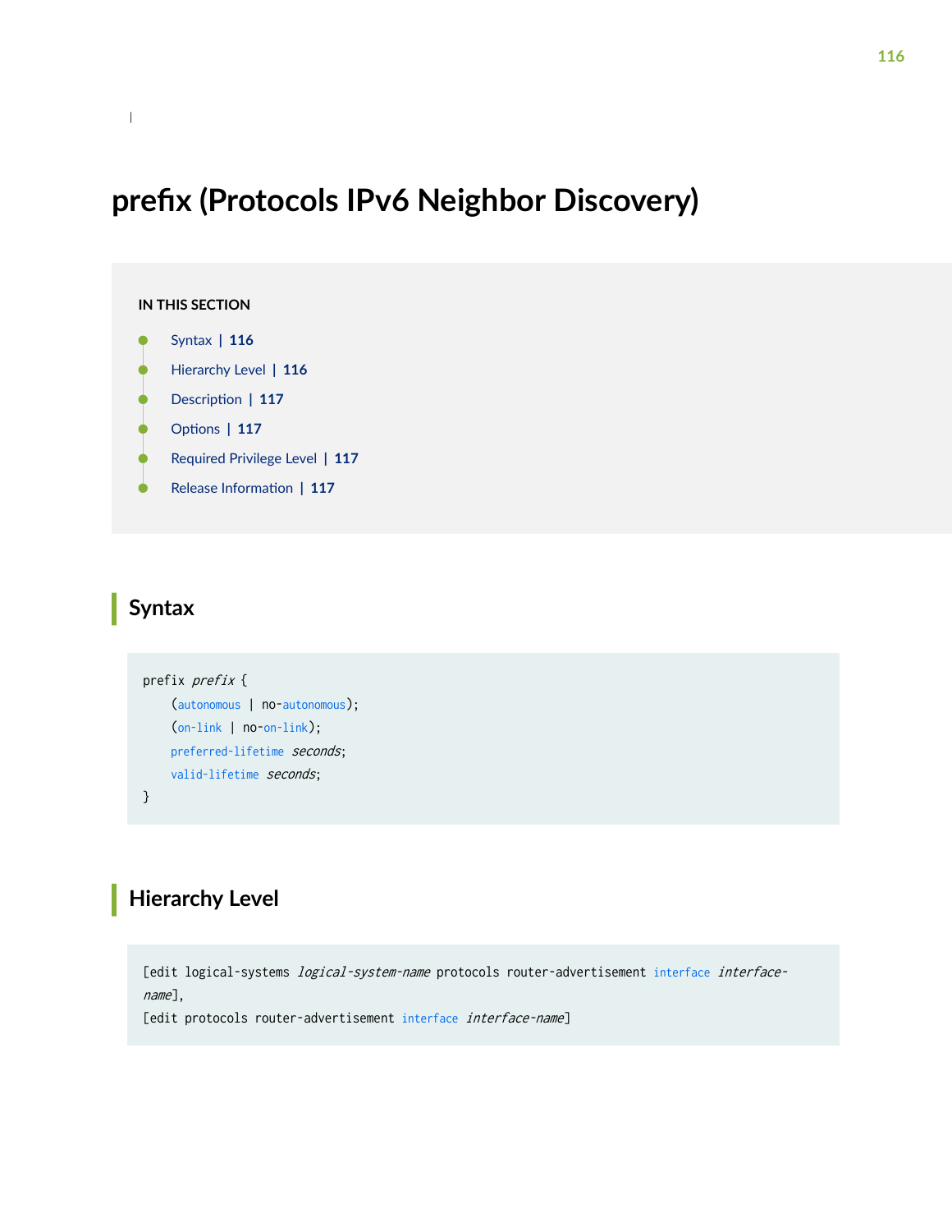# prefix (Protocols IPv6 Neighbor Discovery)

**IN THIS SECTION**

- Syntax | 116
- Hierarchy Level | 116
- Description | 117
- Options | 117
- Required Privilege Level | 117
- Release Information | 117

## Syntax

```
prefix prefix {
    (autonomous | no-autonomous);
    (on-link | no-on-link);
    preferred-lifetime seconds;
    valid-lifetime seconds;
}
```

## Hierarchy Level

```
[edit logical-systems logical-system-name protocols router-advertisement interface interface-name],
[edit protocols router-advertisement interface interface-name]
```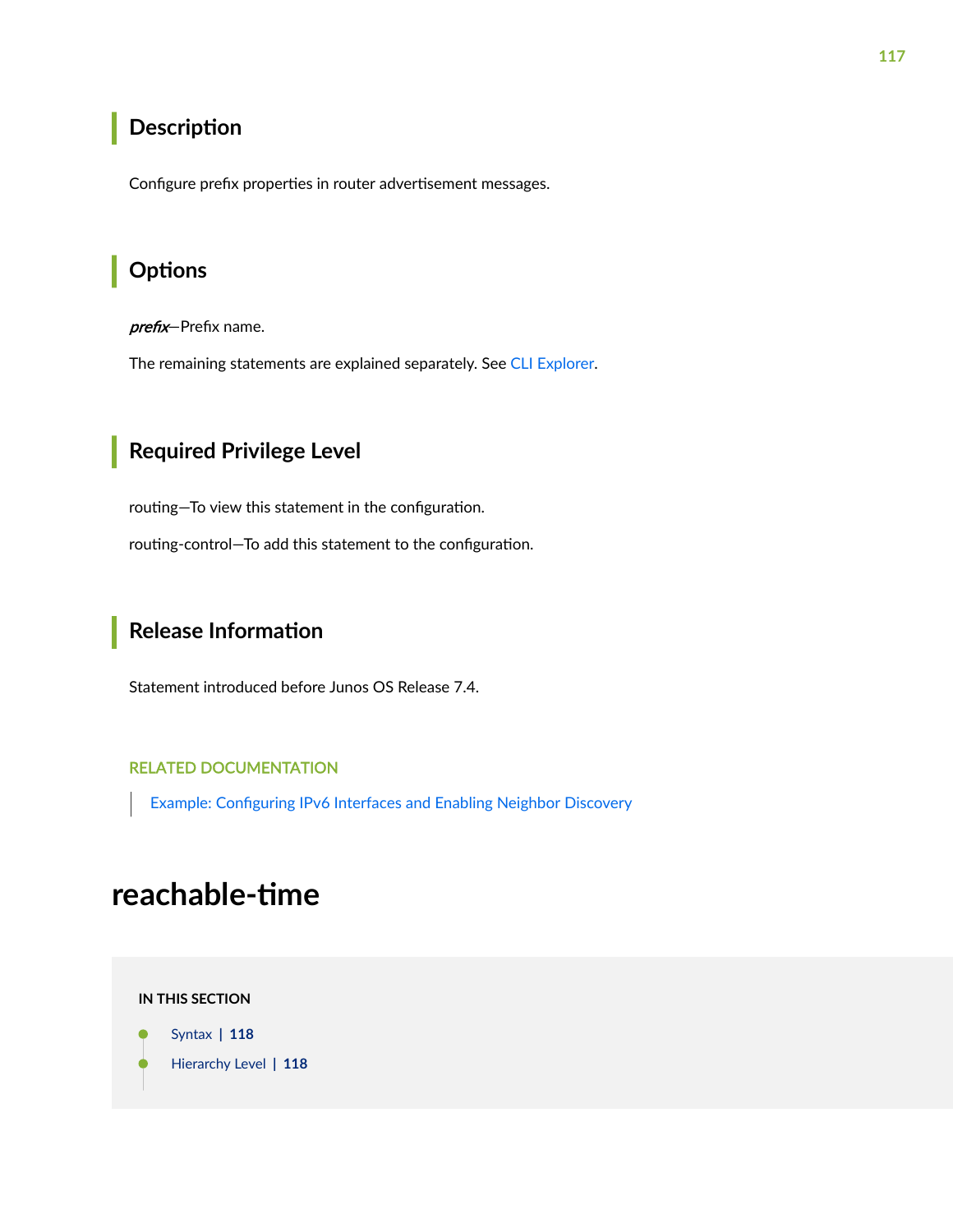## Description

Configure prefix properties in router advertisement messages.

## Options

***prefix***—Prefix name.

The remaining statements are explained separately. See CLI Explorer.

## Required Privilege Level

routing—To view this statement in the configuration.

routing-control—To add this statement to the configuration.

## Release Information

Statement introduced before Junos OS Release 7.4.

RELATED DOCUMENTATION

Example: Configuring IPv6 Interfaces and Enabling Neighbor Discovery

# reachable-time

**IN THIS SECTION**

- Syntax | 118
- Hierarchy Level | 118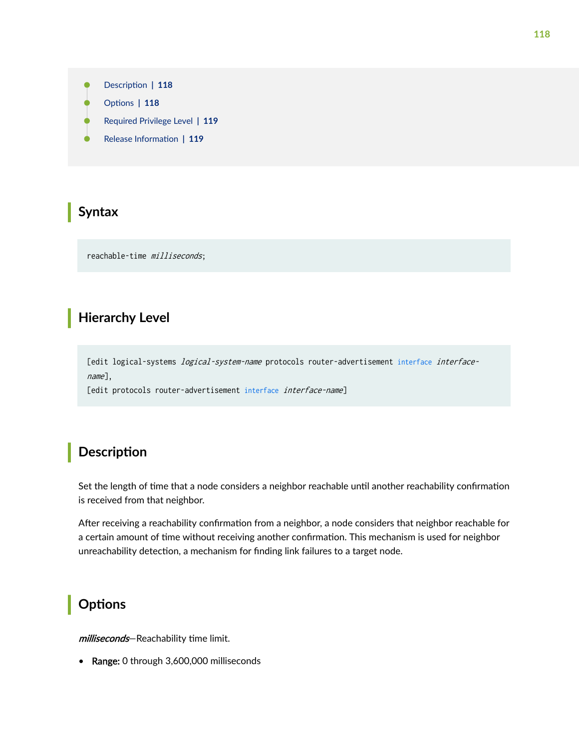- Description | 118
- Options | 118
- Required Privilege Level | 119
- Release Information | 119

## Syntax

```
reachable-time milliseconds;
```

## Hierarchy Level

```
[edit logical-systems logical-system-name protocols router-advertisement interface interface-name],
[edit protocols router-advertisement interface interface-name]
```

## Description

Set the length of time that a node considers a neighbor reachable until another reachability confirmation is received from that neighbor.

After receiving a reachability confirmation from a neighbor, a node considers that neighbor reachable for a certain amount of time without receiving another confirmation. This mechanism is used for neighbor unreachability detection, a mechanism for finding link failures to a target node.

## Options

***milliseconds***—Reachability time limit.

- **Range:** 0 through 3,600,000 milliseconds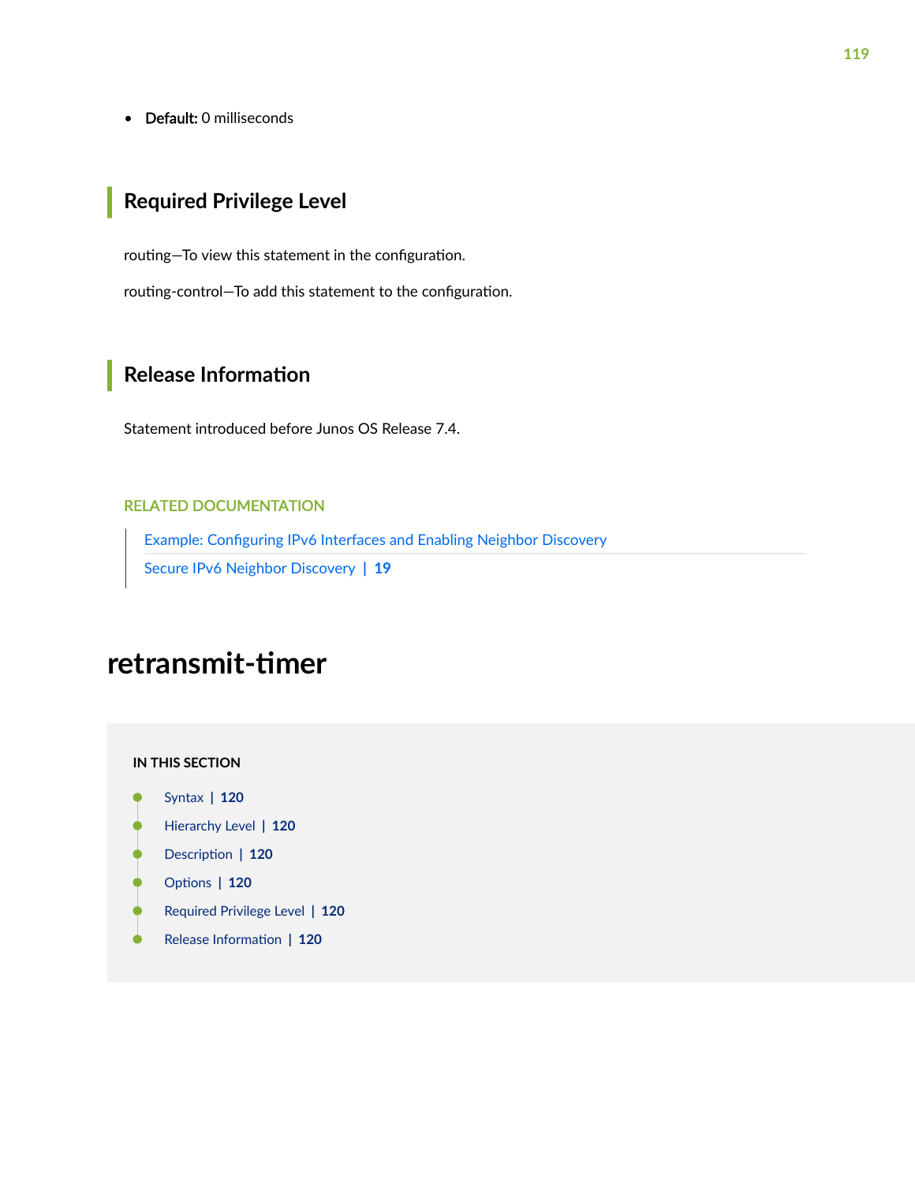- **Default:** 0 milliseconds

## Required Privilege Level

routing—To view this statement in the configuration.

routing-control—To add this statement to the configuration.

## Release Information

Statement introduced before Junos OS Release 7.4.

RELATED DOCUMENTATION

Example: Configuring IPv6 Interfaces and Enabling Neighbor Discovery

Secure IPv6 Neighbor Discovery | 19

# retransmit-timer

IN THIS SECTION

- Syntax | 120
- Hierarchy Level | 120
- Description | 120
- Options | 120
- Required Privilege Level | 120
- Release Information | 120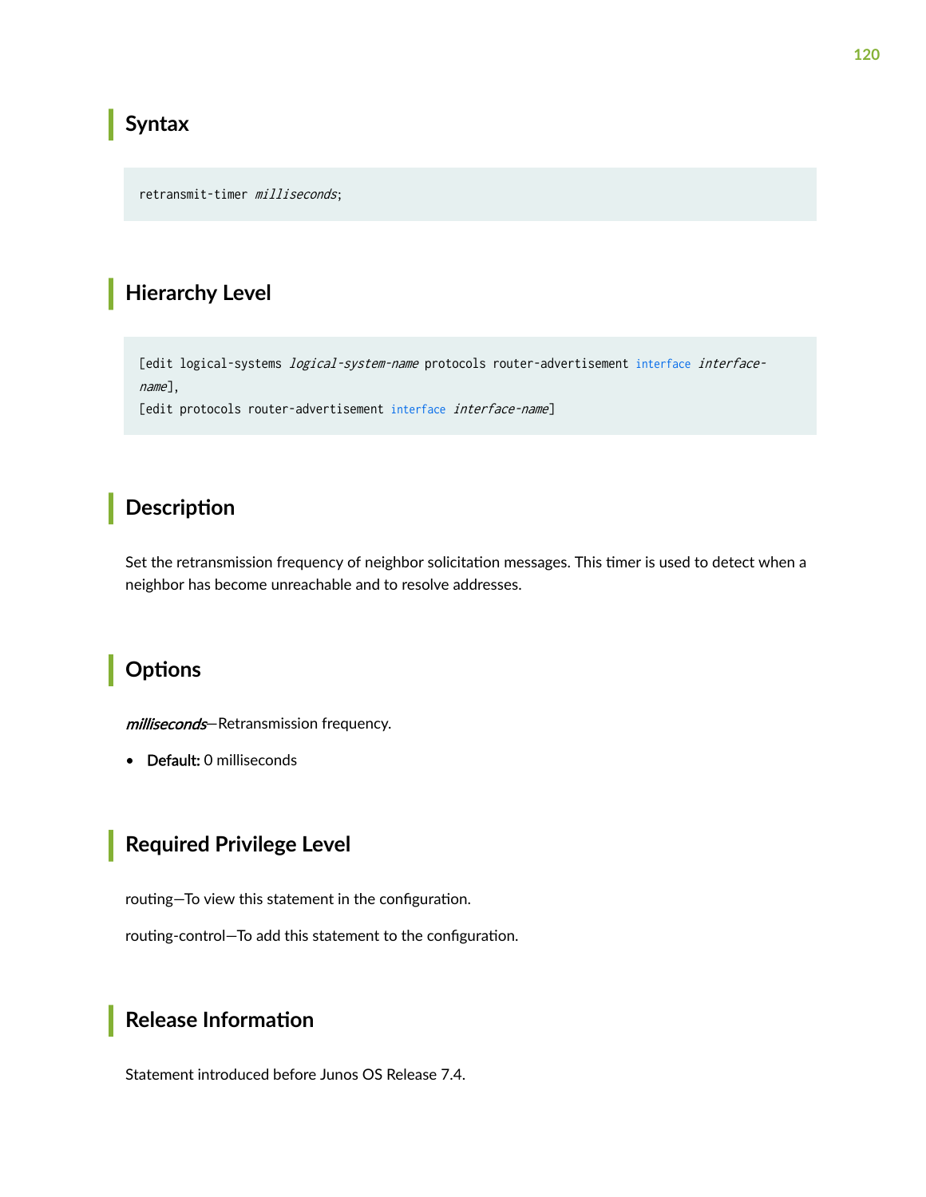## Syntax

```
retransmit-timer milliseconds;
```

## Hierarchy Level

```
[edit logical-systems logical-system-name protocols router-advertisement interface interface-name],
[edit protocols router-advertisement interface interface-name]
```

## Description

Set the retransmission frequency of neighbor solicitation messages. This timer is used to detect when a neighbor has become unreachable and to resolve addresses.

## Options

*milliseconds*—Retransmission frequency.

- **Default:** 0 milliseconds

## Required Privilege Level

routing—To view this statement in the configuration.

routing-control—To add this statement to the configuration.

## Release Information

Statement introduced before Junos OS Release 7.4.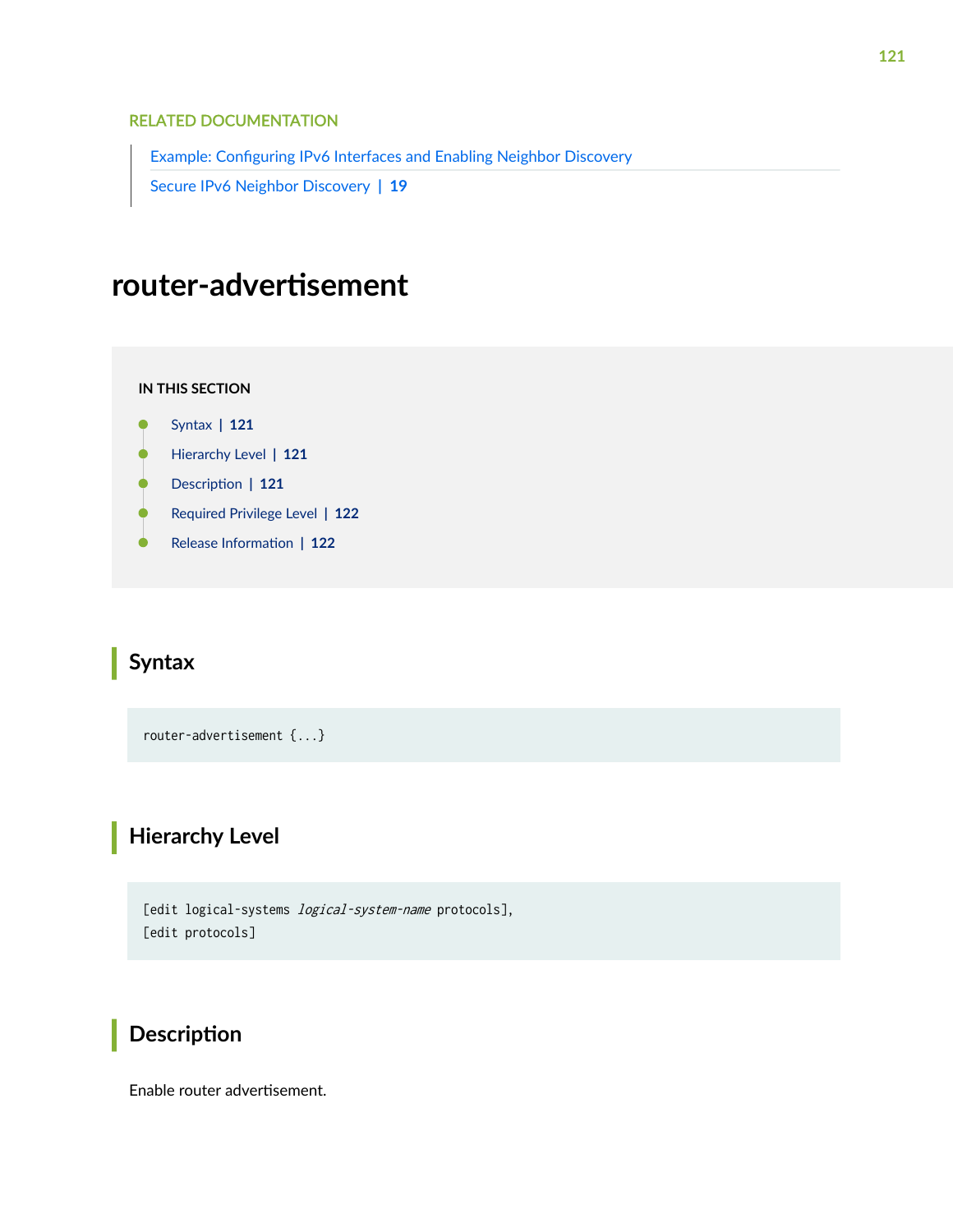RELATED DOCUMENTATION

Example: Configuring IPv6 Interfaces and Enabling Neighbor Discovery

Secure IPv6 Neighbor Discovery | 19

# router-advertisement

IN THIS SECTION

- Syntax | 121
- Hierarchy Level | 121
- Description | 121
- Required Privilege Level | 122
- Release Information | 122

## Syntax

```
router-advertisement {...}
```

## Hierarchy Level

```
[edit logical-systems logical-system-name protocols],
[edit protocols]
```

## Description

Enable router advertisement.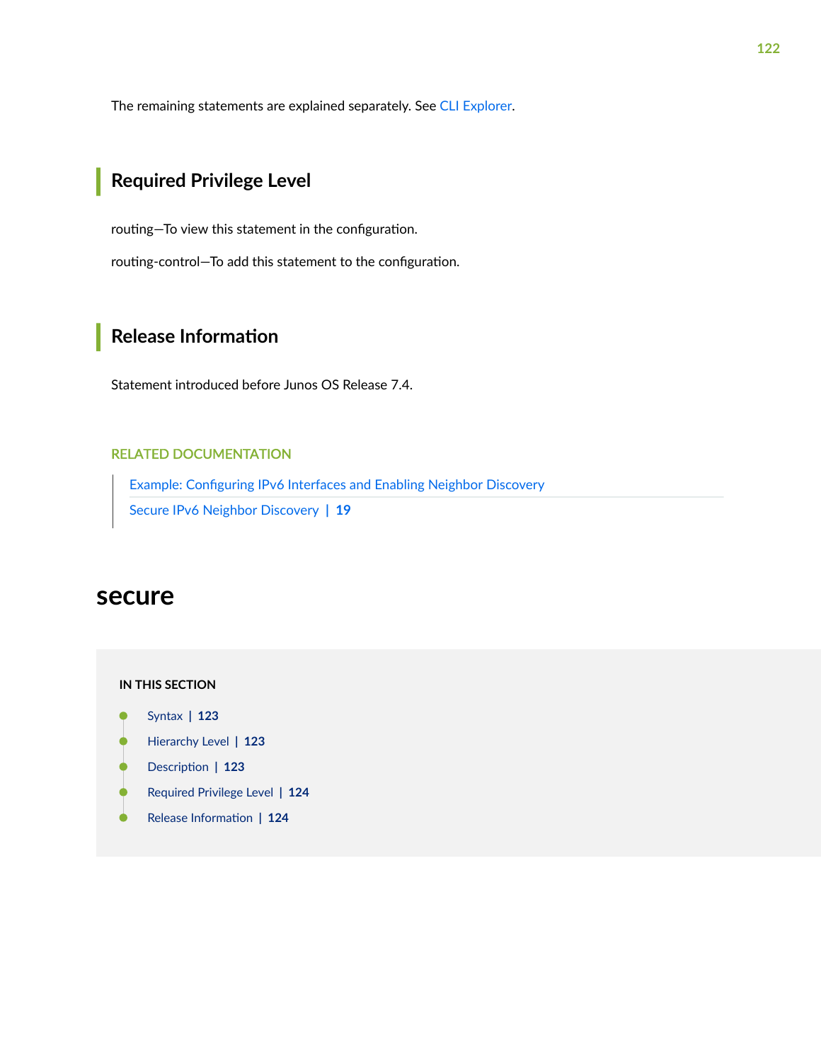The remaining statements are explained separately. See CLI Explorer.

## Required Privilege Level

routing—To view this statement in the configuration.

routing-control—To add this statement to the configuration.

## Release Information

Statement introduced before Junos OS Release 7.4.

RELATED DOCUMENTATION

- Example: Configuring IPv6 Interfaces and Enabling Neighbor Discovery
- Secure IPv6 Neighbor Discovery | 19

# secure

**IN THIS SECTION**

- Syntax | 123
- Hierarchy Level | 123
- Description | 123
- Required Privilege Level | 124
- Release Information | 124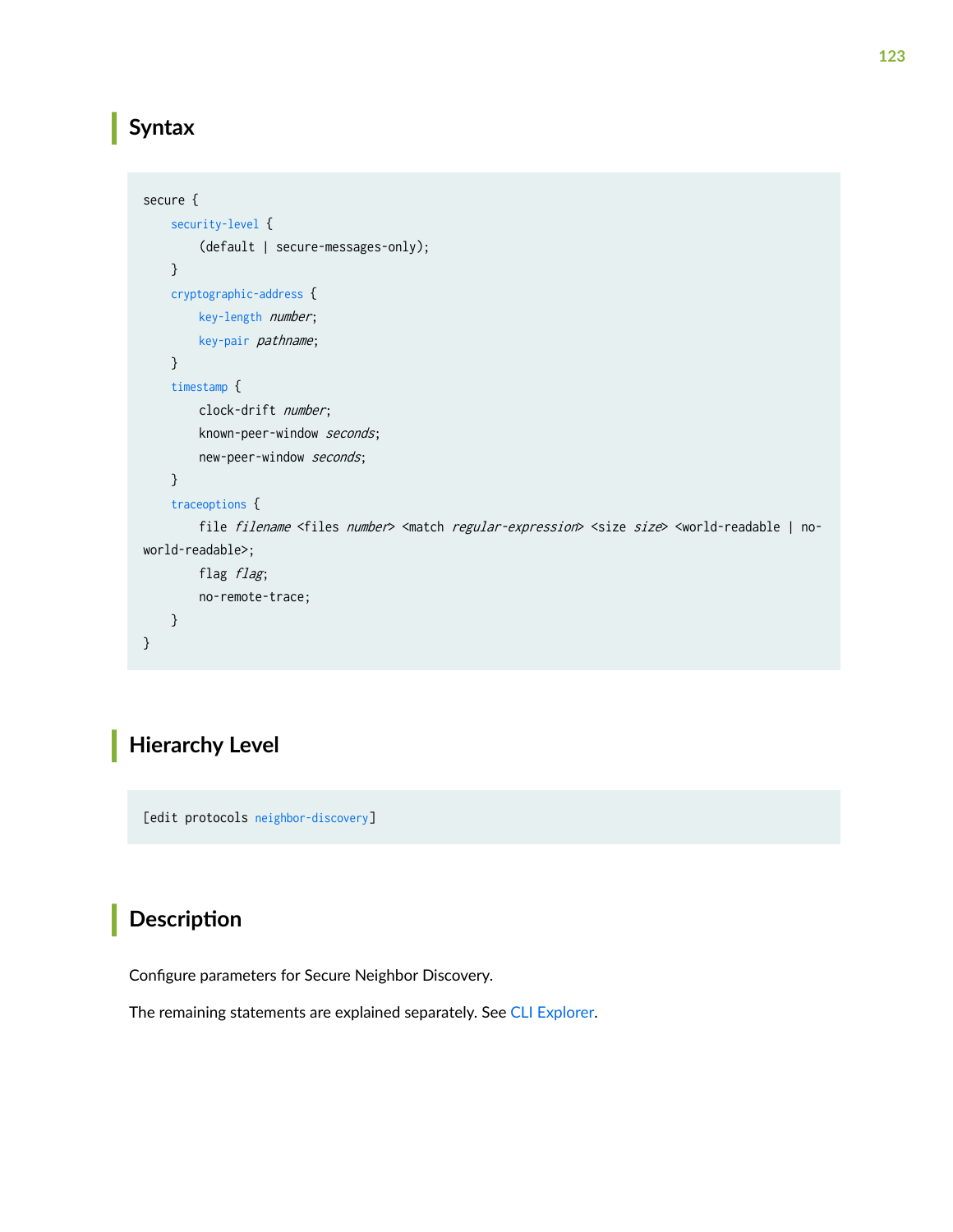## Syntax

```
secure {
    security-level {
        (default | secure-messages-only);
    }
    cryptographic-address {
        key-length number;
        key-pair pathname;
    }
    timestamp {
        clock-drift number;
        known-peer-window seconds;
        new-peer-window seconds;
    }
    traceoptions {
        file filename <files number> <match regular-expression> <size size> <world-readable | no-
world-readable>;
        flag flag;
        no-remote-trace;
    }
}
```

## Hierarchy Level

```
[edit protocols neighbor-discovery]
```

## Description

Configure parameters for Secure Neighbor Discovery.

The remaining statements are explained separately. See CLI Explorer.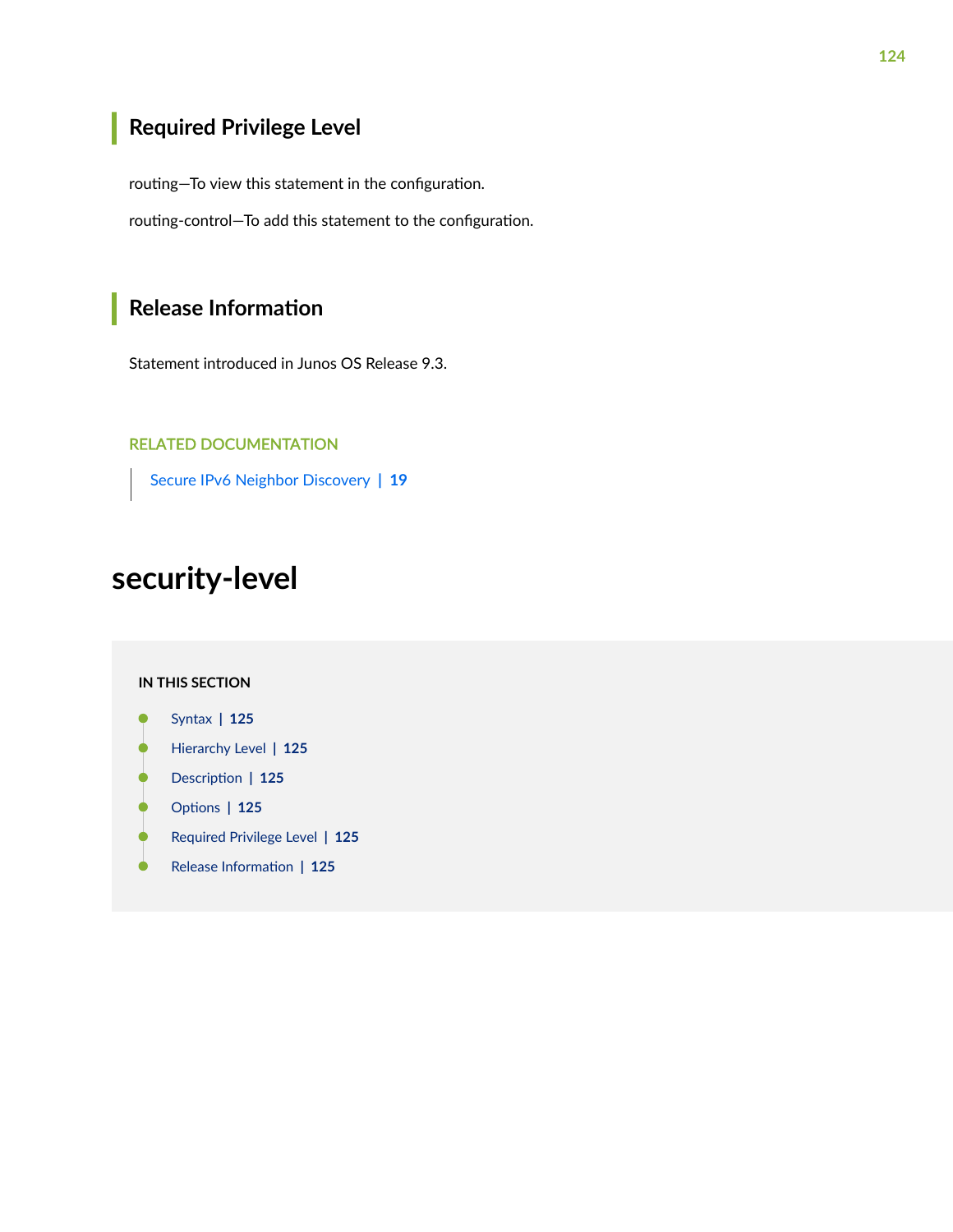## Required Privilege Level

routing—To view this statement in the configuration.

routing-control—To add this statement to the configuration.

## Release Information

Statement introduced in Junos OS Release 9.3.

RELATED DOCUMENTATION

Secure IPv6 Neighbor Discovery | 19

# security-level

IN THIS SECTION

- Syntax | 125
- Hierarchy Level | 125
- Description | 125
- Options | 125
- Required Privilege Level | 125
- Release Information | 125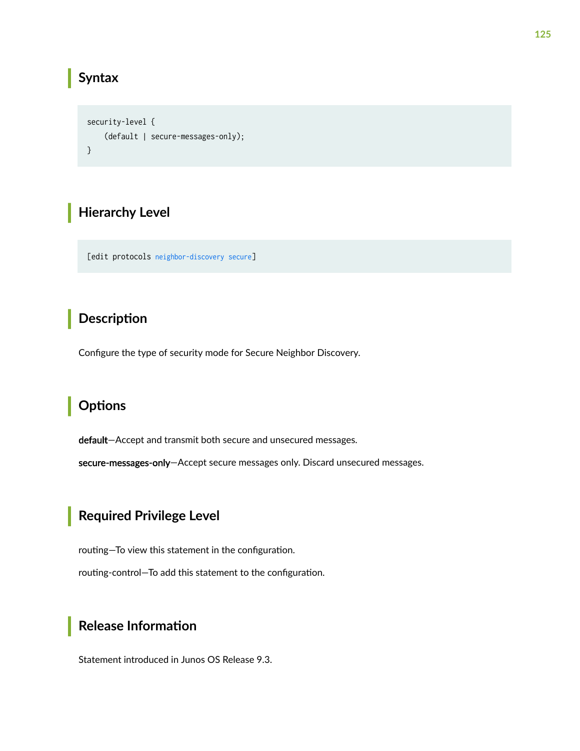## Syntax

```
security-level {
    (default | secure-messages-only);
}
```

## Hierarchy Level

```
[edit protocols neighbor-discovery secure]
```

## Description

Configure the type of security mode for Secure Neighbor Discovery.

## Options

**default**—Accept and transmit both secure and unsecured messages.

**secure-messages-only**—Accept secure messages only. Discard unsecured messages.

## Required Privilege Level

routing—To view this statement in the configuration.

routing-control—To add this statement to the configuration.

## Release Information

Statement introduced in Junos OS Release 9.3.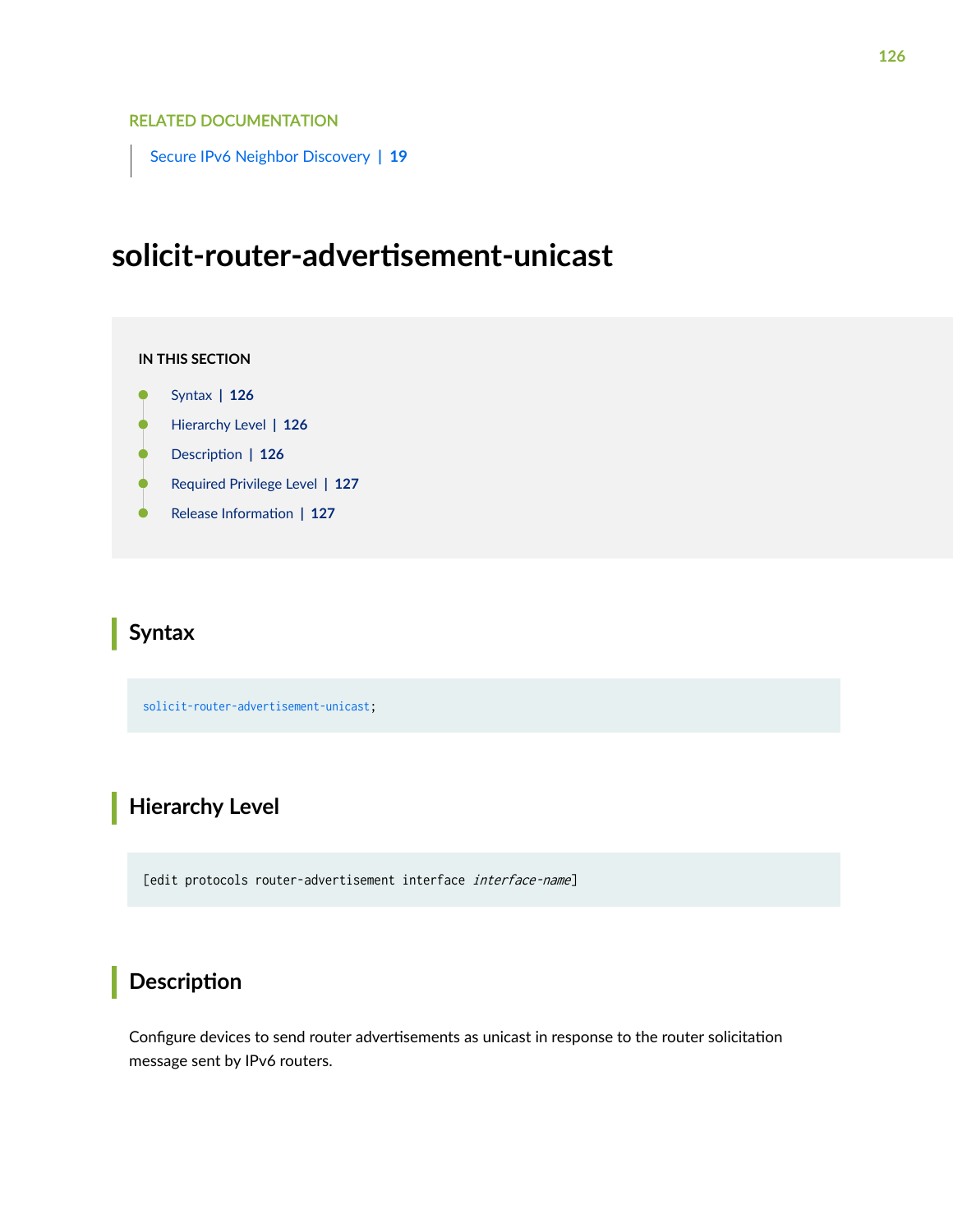RELATED DOCUMENTATION

Secure IPv6 Neighbor Discovery | 19

# solicit-router-advertisement-unicast

IN THIS SECTION

- Syntax | 126
- Hierarchy Level | 126
- Description | 126
- Required Privilege Level | 127
- Release Information | 127

## Syntax

```
solicit-router-advertisement-unicast;
```

## Hierarchy Level

```
[edit protocols router-advertisement interface interface-name]
```

## Description

Configure devices to send router advertisements as unicast in response to the router solicitation message sent by IPv6 routers.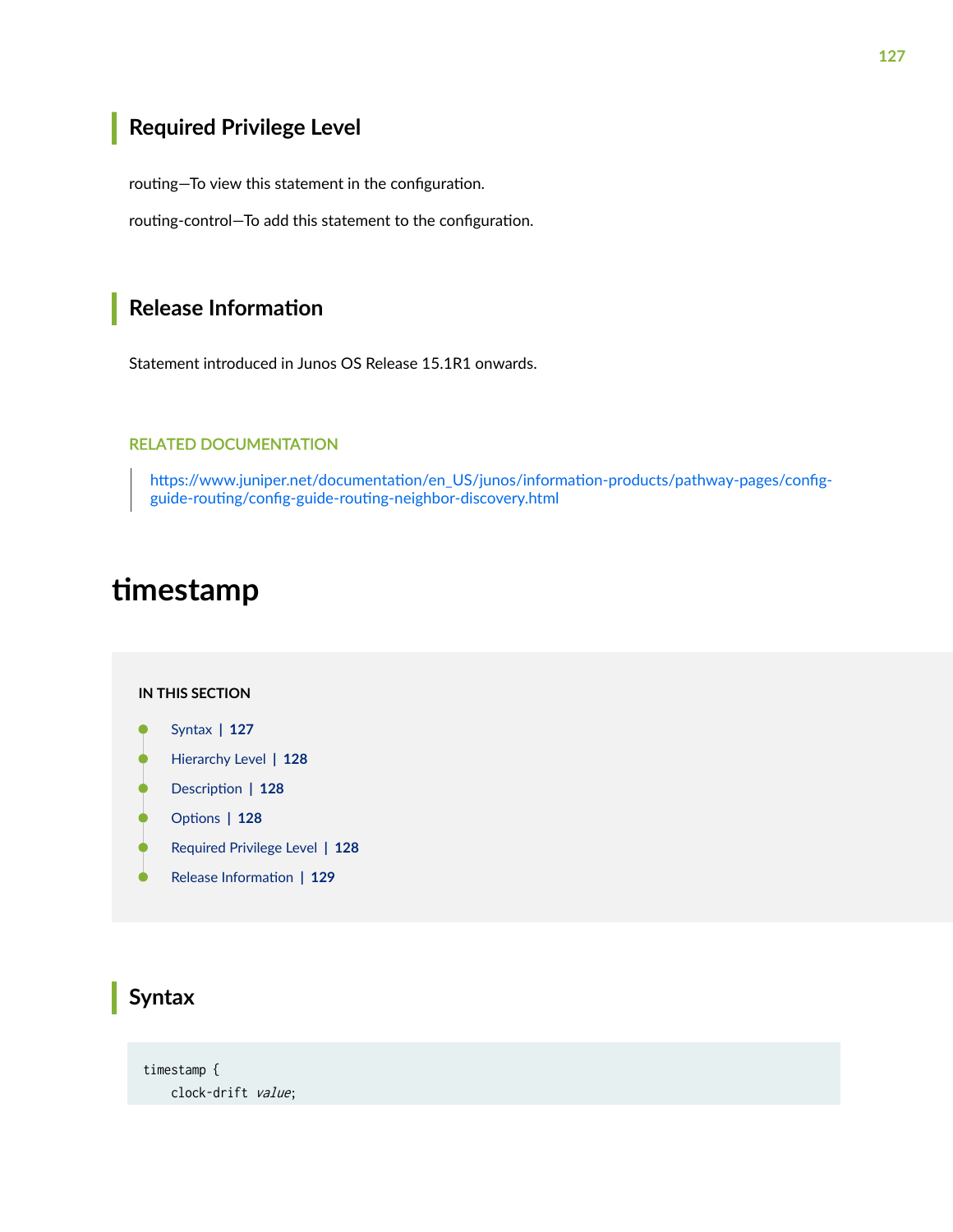## Required Privilege Level

routing—To view this statement in the configuration.

routing-control—To add this statement to the configuration.

## Release Information

Statement introduced in Junos OS Release 15.1R1 onwards.

RELATED DOCUMENTATION

https://www.juniper.net/documentation/en_US/junos/information-products/pathway-pages/config-guide-routing/config-guide-routing-neighbor-discovery.html

# timestamp

IN THIS SECTION

- Syntax | 127
- Hierarchy Level | 128
- Description | 128
- Options | 128
- Required Privilege Level | 128
- Release Information | 129

## Syntax

```
timestamp {
    clock-drift value;
```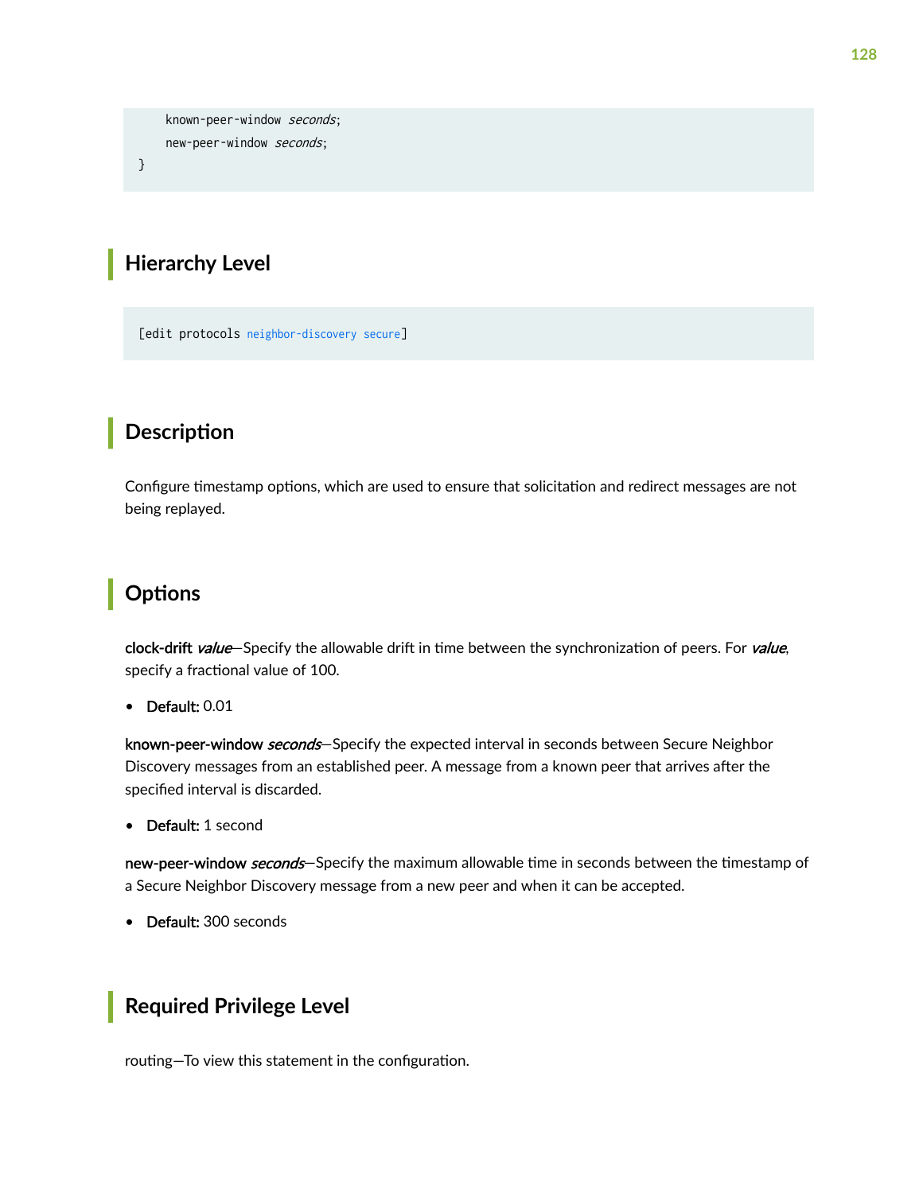```
    known-peer-window seconds;
    new-peer-window seconds;
}
```

## Hierarchy Level

```
[edit protocols neighbor-discovery secure]
```

## Description

Configure timestamp options, which are used to ensure that solicitation and redirect messages are not being replayed.

## Options

**clock-drift** ***value***—Specify the allowable drift in time between the synchronization of peers. For ***value***, specify a fractional value of 100.

- **Default:** 0.01

**known-peer-window** ***seconds***—Specify the expected interval in seconds between Secure Neighbor Discovery messages from an established peer. A message from a known peer that arrives after the specified interval is discarded.

- **Default:** 1 second

**new-peer-window** ***seconds***—Specify the maximum allowable time in seconds between the timestamp of a Secure Neighbor Discovery message from a new peer and when it can be accepted.

- **Default:** 300 seconds

## Required Privilege Level

routing—To view this statement in the configuration.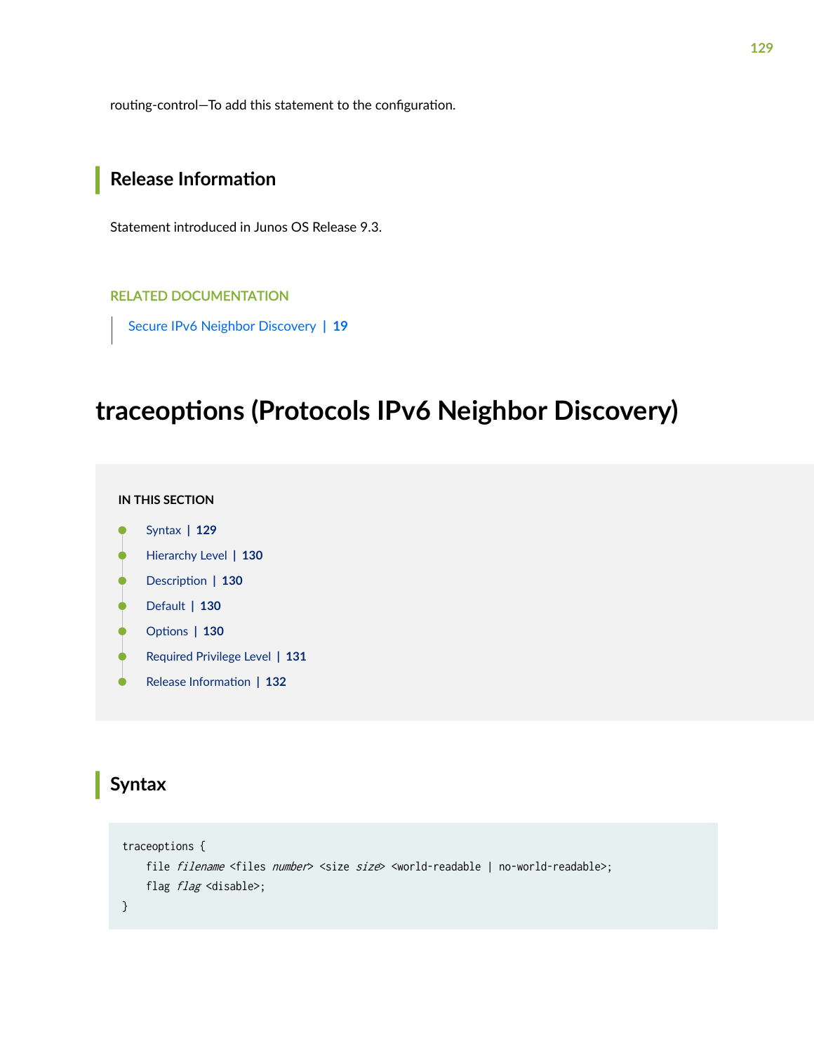routing-control—To add this statement to the configuration.

## Release Information

Statement introduced in Junos OS Release 9.3.

RELATED DOCUMENTATION

Secure IPv6 Neighbor Discovery | 19

# traceoptions (Protocols IPv6 Neighbor Discovery)

IN THIS SECTION

- Syntax | 129
- Hierarchy Level | 130
- Description | 130
- Default | 130
- Options | 130
- Required Privilege Level | 131
- Release Information | 132

## Syntax

```
traceoptions {
    file filename <files number> <size size> <world-readable | no-world-readable>;
    flag flag <disable>;
}
```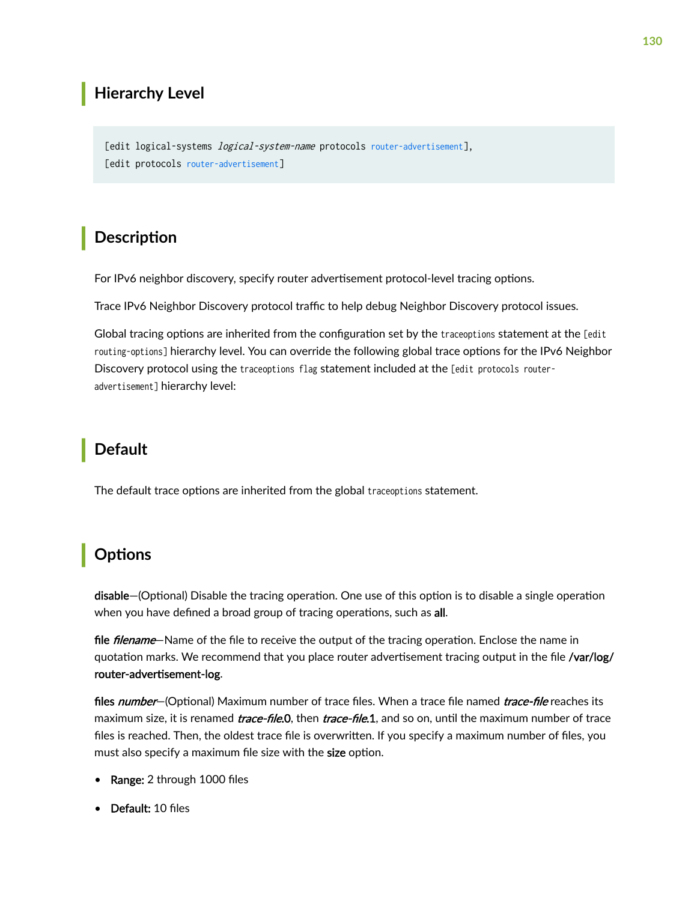## Hierarchy Level

```
[edit logical-systems logical-system-name protocols router-advertisement],
[edit protocols router-advertisement]
```

## Description

For IPv6 neighbor discovery, specify router advertisement protocol-level tracing options.

Trace IPv6 Neighbor Discovery protocol traffic to help debug Neighbor Discovery protocol issues.

Global tracing options are inherited from the configuration set by the `traceoptions` statement at the `[edit routing-options]` hierarchy level. You can override the following global trace options for the IPv6 Neighbor Discovery protocol using the `traceoptions flag` statement included at the `[edit protocols router-advertisement]` hierarchy level:

## Default

The default trace options are inherited from the global `traceoptions` statement.

## Options

**disable**—(Optional) Disable the tracing operation. One use of this option is to disable a single operation when you have defined a broad group of tracing operations, such as **all**.

**file** ***filename***—Name of the file to receive the output of the tracing operation. Enclose the name in quotation marks. We recommend that you place router advertisement tracing output in the file **/var/log/router-advertisement-log**.

**files** ***number***—(Optional) Maximum number of trace files. When a trace file named ***trace-file*** reaches its maximum size, it is renamed ***trace-file*.0**, then ***trace-file*.1**, and so on, until the maximum number of trace files is reached. Then, the oldest trace file is overwritten. If you specify a maximum number of files, you must also specify a maximum file size with the **size** option.

- **Range:** 2 through 1000 files
- **Default:** 10 files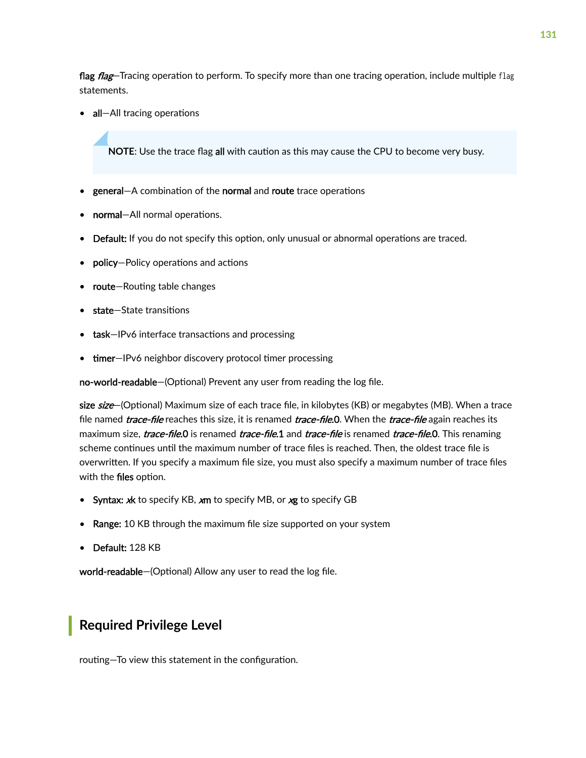**flag** ***flag***—Tracing operation to perform. To specify more than one tracing operation, include multiple `flag` statements.

- **all**—All tracing operations

> **NOTE**: Use the trace flag **all** with caution as this may cause the CPU to become very busy.

- **general**—A combination of the **normal** and **route** trace operations
- **normal**—All normal operations.
- **Default:** If you do not specify this option, only unusual or abnormal operations are traced.
- **policy**—Policy operations and actions
- **route**—Routing table changes
- **state**—State transitions
- **task**—IPv6 interface transactions and processing
- **timer**—IPv6 neighbor discovery protocol timer processing

**no-world-readable**—(Optional) Prevent any user from reading the log file.

**size** ***size***—(Optional) Maximum size of each trace file, in kilobytes (KB) or megabytes (MB). When a trace file named ***trace-file*** reaches this size, it is renamed ***trace-file*.0**. When the ***trace-file*** again reaches its maximum size, ***trace-file*.0** is renamed ***trace-file*.1** and ***trace-file*** is renamed ***trace-file*.0**. This renaming scheme continues until the maximum number of trace files is reached. Then, the oldest trace file is overwritten. If you specify a maximum file size, you must also specify a maximum number of trace files with the **files** option.

- **Syntax:** ***x*k** to specify KB, ***x*m** to specify MB, or ***x*g** to specify GB
- **Range:** 10 KB through the maximum file size supported on your system
- **Default:** 128 KB

**world-readable**—(Optional) Allow any user to read the log file.

## Required Privilege Level

routing—To view this statement in the configuration.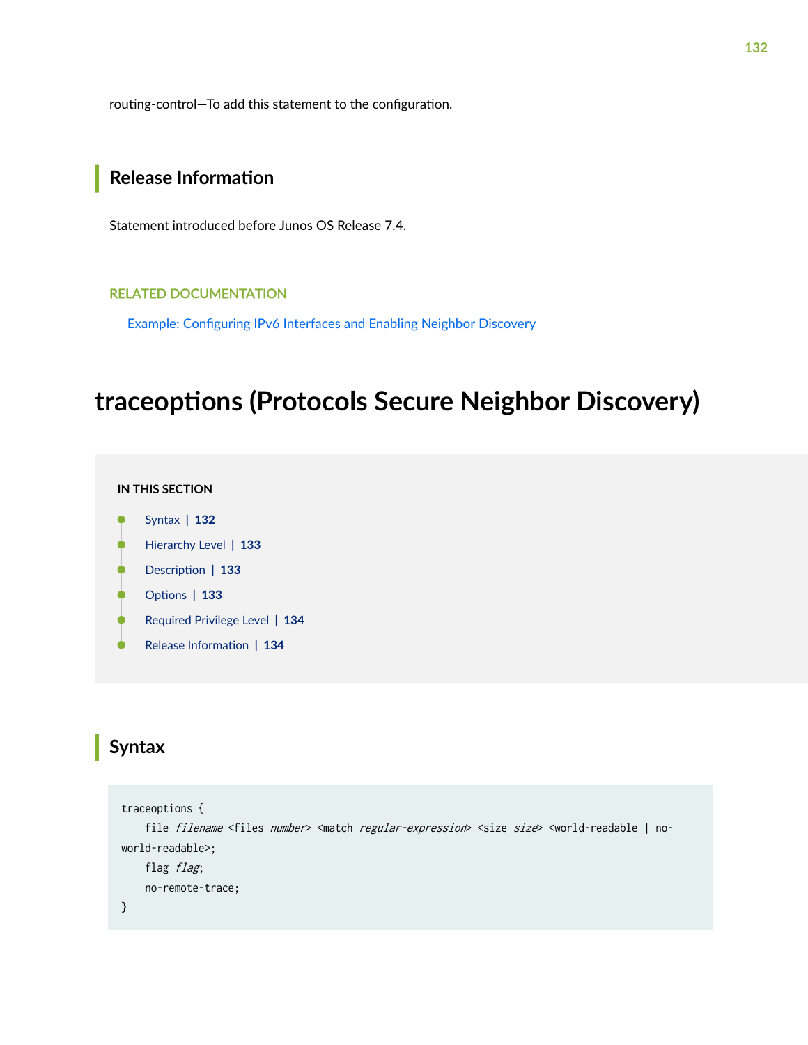routing-control—To add this statement to the configuration.

## Release Information

Statement introduced before Junos OS Release 7.4.

RELATED DOCUMENTATION

Example: Configuring IPv6 Interfaces and Enabling Neighbor Discovery

# traceoptions (Protocols Secure Neighbor Discovery)

**IN THIS SECTION**

- Syntax | 132
- Hierarchy Level | 133
- Description | 133
- Options | 133
- Required Privilege Level | 134
- Release Information | 134

## Syntax

```
traceoptions {
    file filename <files number> <match regular-expression> <size size> <world-readable | no-world-readable>;
    flag flag;
    no-remote-trace;
}
```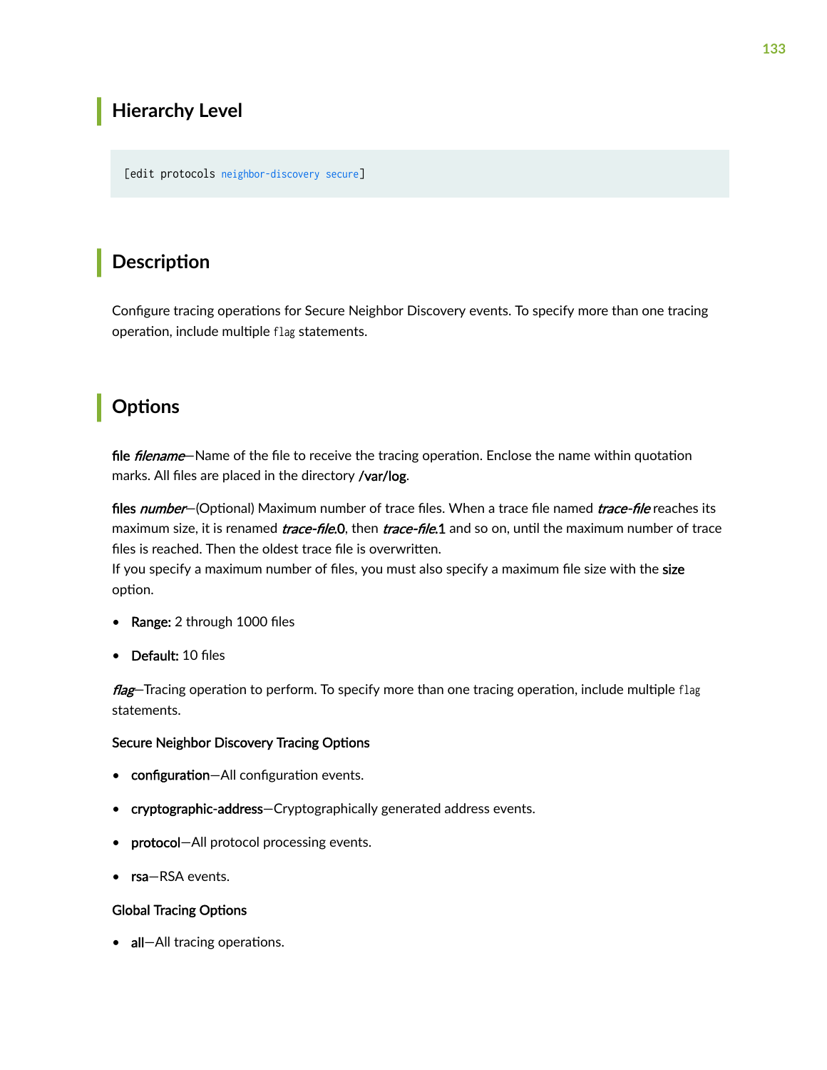## Hierarchy Level

```
[edit protocols neighbor-discovery secure]
```

## Description

Configure tracing operations for Secure Neighbor Discovery events. To specify more than one tracing operation, include multiple `flag` statements.

## Options

**file** ***filename***—Name of the file to receive the tracing operation. Enclose the name within quotation marks. All files are placed in the directory **/var/log**.

**files** ***number***—(Optional) Maximum number of trace files. When a trace file named ***trace-file*** reaches its maximum size, it is renamed ***trace-file*.0**, then ***trace-file*.1** and so on, until the maximum number of trace files is reached. Then the oldest trace file is overwritten.
If you specify a maximum number of files, you must also specify a maximum file size with the **size** option.

- **Range:** 2 through 1000 files
- **Default:** 10 files

***flag***—Tracing operation to perform. To specify more than one tracing operation, include multiple `flag` statements.

**Secure Neighbor Discovery Tracing Options**

- **configuration**—All configuration events.
- **cryptographic-address**—Cryptographically generated address events.
- **protocol**—All protocol processing events.
- **rsa**—RSA events.

**Global Tracing Options**

- **all**—All tracing operations.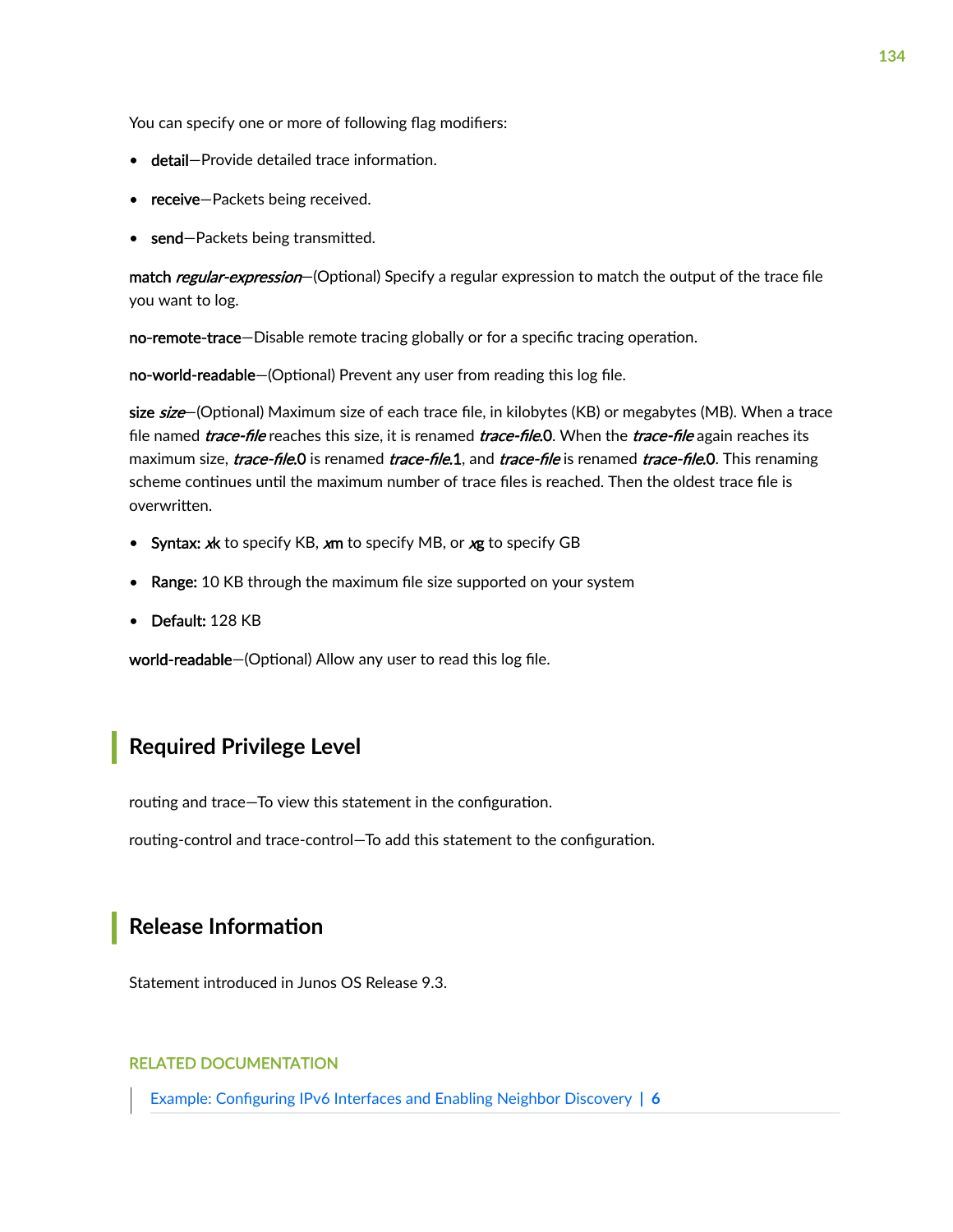You can specify one or more of following flag modifiers:

- **detail**—Provide detailed trace information.
- **receive**—Packets being received.
- **send**—Packets being transmitted.

**match** ***regular-expression***—(Optional) Specify a regular expression to match the output of the trace file you want to log.

**no-remote-trace**—Disable remote tracing globally or for a specific tracing operation.

**no-world-readable**—(Optional) Prevent any user from reading this log file.

**size** ***size***—(Optional) Maximum size of each trace file, in kilobytes (KB) or megabytes (MB). When a trace file named ***trace-file*** reaches this size, it is renamed ***trace-file*.0**. When the ***trace-file*** again reaches its maximum size, ***trace-file*.0** is renamed ***trace-file*.1**, and ***trace-file*** is renamed ***trace-file*.0**. This renaming scheme continues until the maximum number of trace files is reached. Then the oldest trace file is overwritten.

- **Syntax:** ***x*k** to specify KB, ***x*m** to specify MB, or ***x*g** to specify GB
- **Range:** 10 KB through the maximum file size supported on your system
- **Default:** 128 KB

**world-readable**—(Optional) Allow any user to read this log file.

## Required Privilege Level

routing and trace—To view this statement in the configuration.

routing-control and trace-control—To add this statement to the configuration.

## Release Information

Statement introduced in Junos OS Release 9.3.

RELATED DOCUMENTATION

Example: Configuring IPv6 Interfaces and Enabling Neighbor Discovery | 6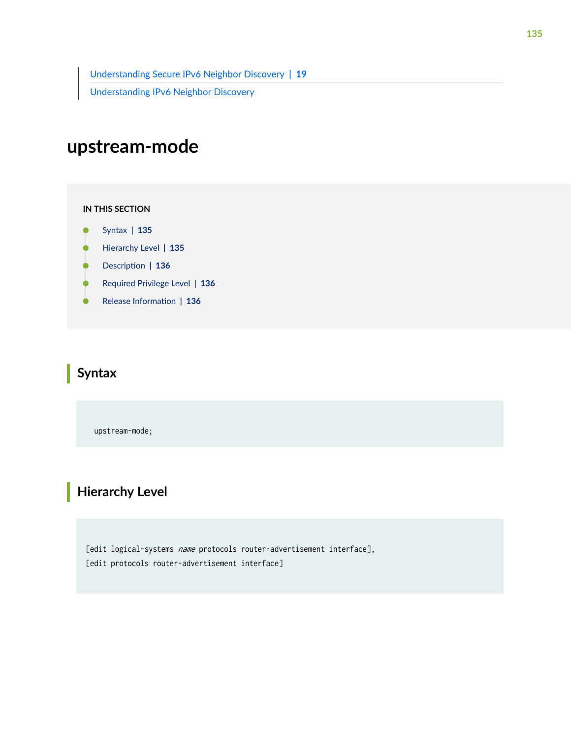Understanding Secure IPv6 Neighbor Discovery | 19

Understanding IPv6 Neighbor Discovery

# upstream-mode

**IN THIS SECTION**

- Syntax | 135
- Hierarchy Level | 135
- Description | 136
- Required Privilege Level | 136
- Release Information | 136

## Syntax

```
upstream-mode;
```

## Hierarchy Level

```
[edit logical-systems name protocols router-advertisement interface],
[edit protocols router-advertisement interface]
```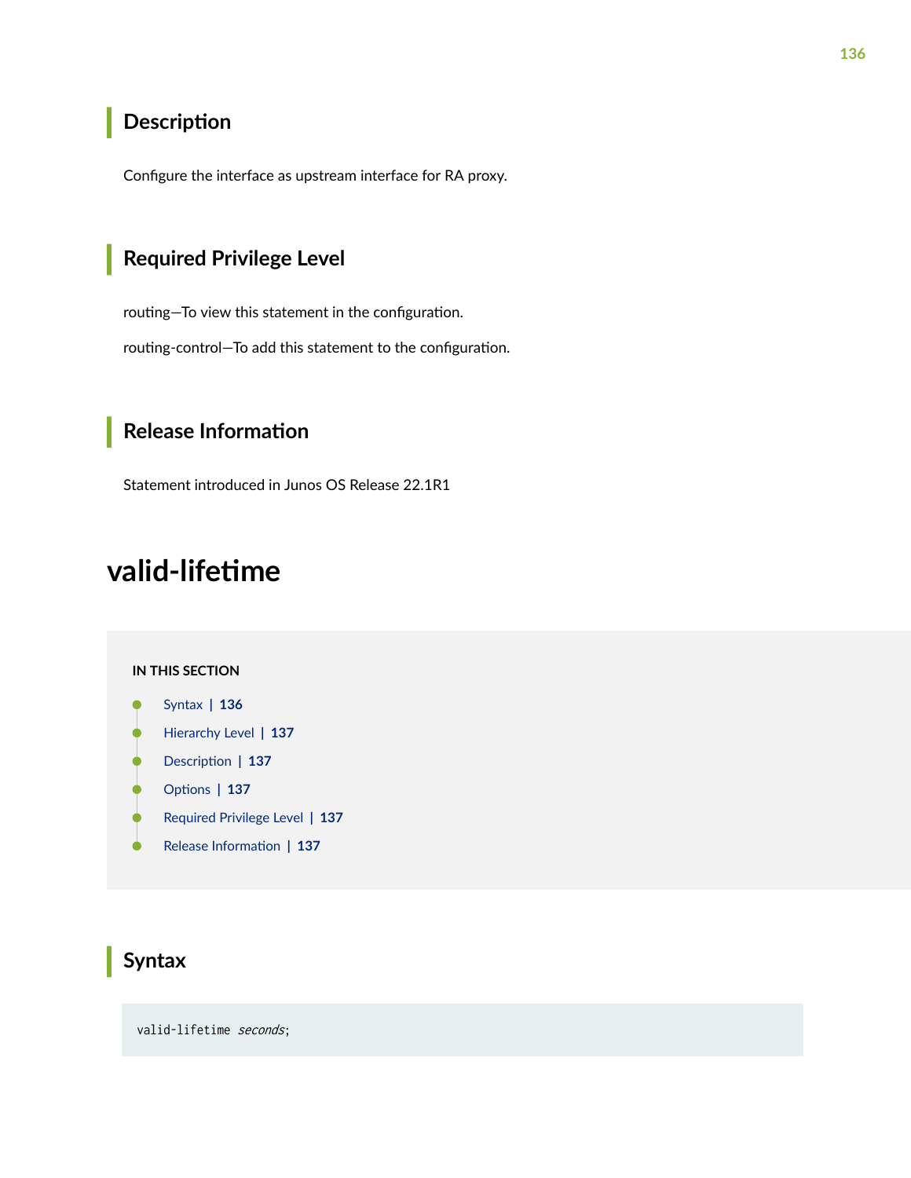## Description

Configure the interface as upstream interface for RA proxy.

## Required Privilege Level

routing—To view this statement in the configuration.

routing-control—To add this statement to the configuration.

## Release Information

Statement introduced in Junos OS Release 22.1R1

# valid-lifetime

**IN THIS SECTION**

- Syntax | **136**
- Hierarchy Level | **137**
- Description | **137**
- Options | **137**
- Required Privilege Level | **137**
- Release Information | **137**

## Syntax

```
valid-lifetime seconds;
```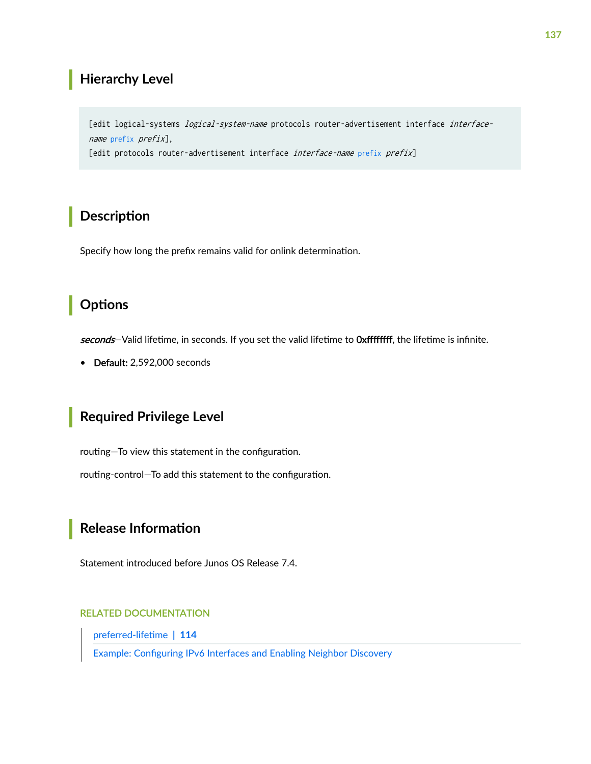## Hierarchy Level

```
[edit logical-systems logical-system-name protocols router-advertisement interface interface-name prefix prefix],
[edit protocols router-advertisement interface interface-name prefix prefix]
```

## Description

Specify how long the prefix remains valid for onlink determination.

## Options

*seconds*—Valid lifetime, in seconds. If you set the valid lifetime to **0xffffffff**, the lifetime is infinite.

- **Default:** 2,592,000 seconds

## Required Privilege Level

routing—To view this statement in the configuration.

routing-control—To add this statement to the configuration.

## Release Information

Statement introduced before Junos OS Release 7.4.

RELATED DOCUMENTATION

preferred-lifetime | **114**

Example: Configuring IPv6 Interfaces and Enabling Neighbor Discovery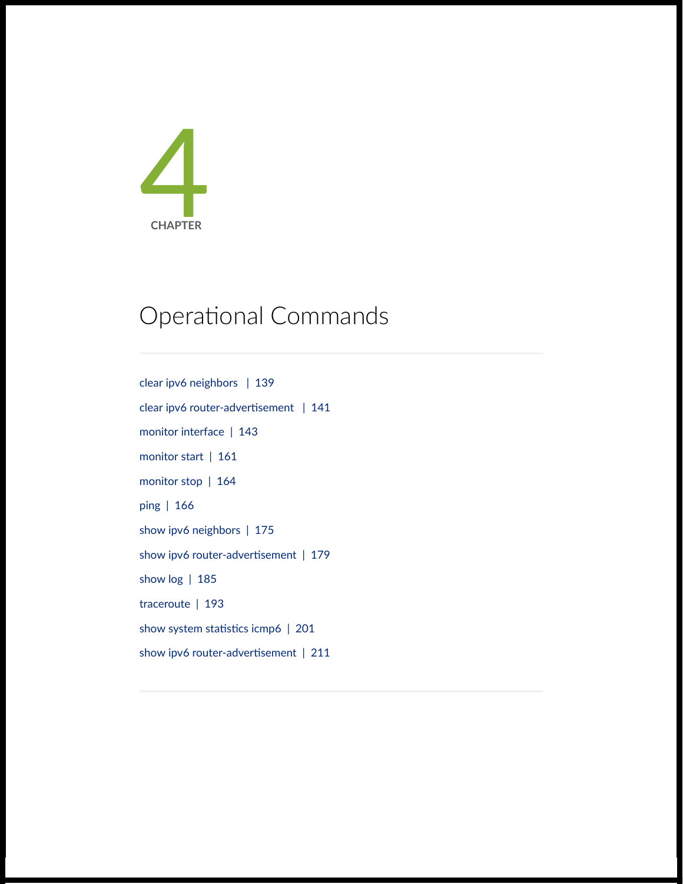4

CHAPTER

# Operational Commands

clear ipv6 neighbors | 139

clear ipv6 router-advertisement | 141

monitor interface | 143

monitor start | 161

monitor stop | 164

ping | 166

show ipv6 neighbors | 175

show ipv6 router-advertisement | 179

show log | 185

traceroute | 193

show system statistics icmp6 | 201

show ipv6 router-advertisement | 211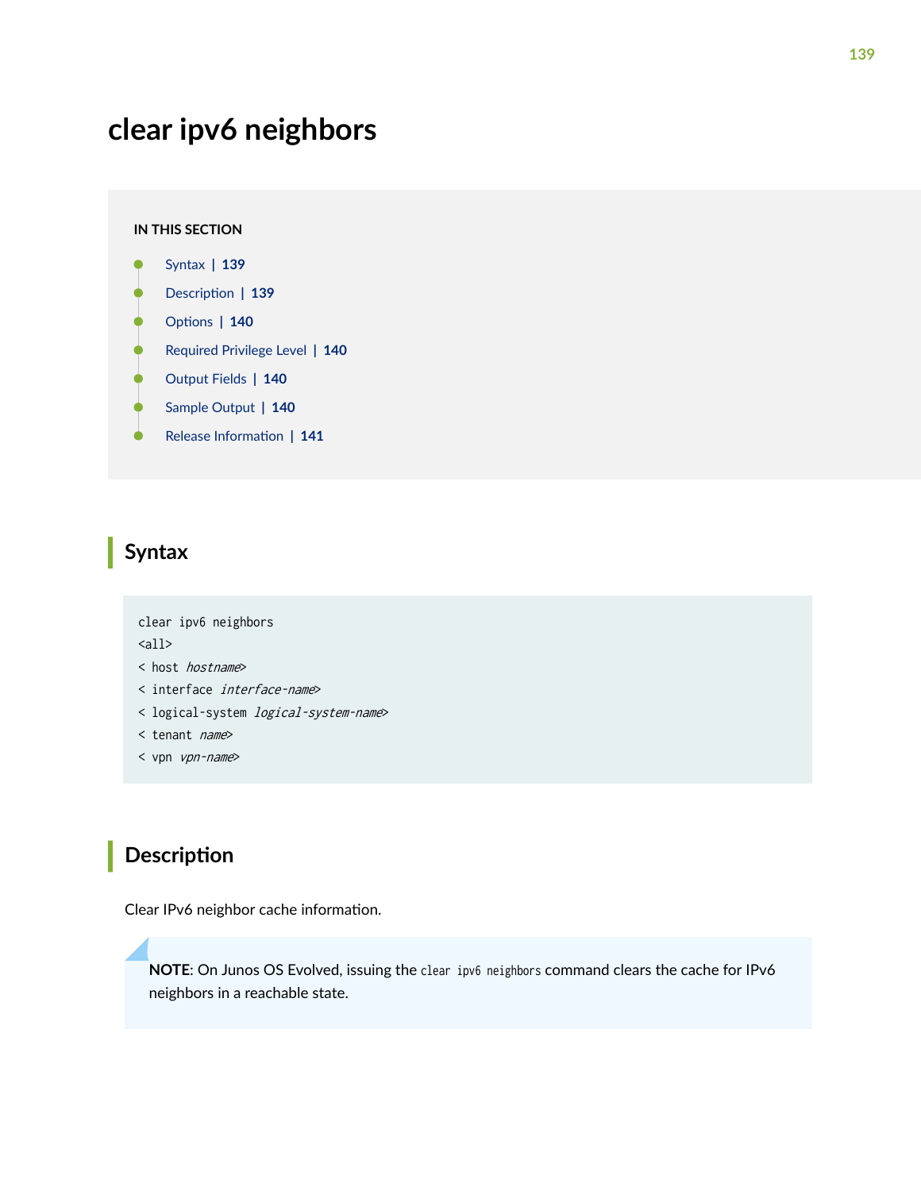# clear ipv6 neighbors

IN THIS SECTION

- Syntax | 139
- Description | 139
- Options | 140
- Required Privilege Level | 140
- Output Fields | 140
- Sample Output | 140
- Release Information | 141

## Syntax

```
clear ipv6 neighbors
<all>
< host hostname>
< interface interface-name>
< logical-system logical-system-name>
< tenant name>
< vpn vpn-name>
```

## Description

Clear IPv6 neighbor cache information.

> **NOTE**: On Junos OS Evolved, issuing the `clear ipv6 neighbors` command clears the cache for IPv6 neighbors in a reachable state.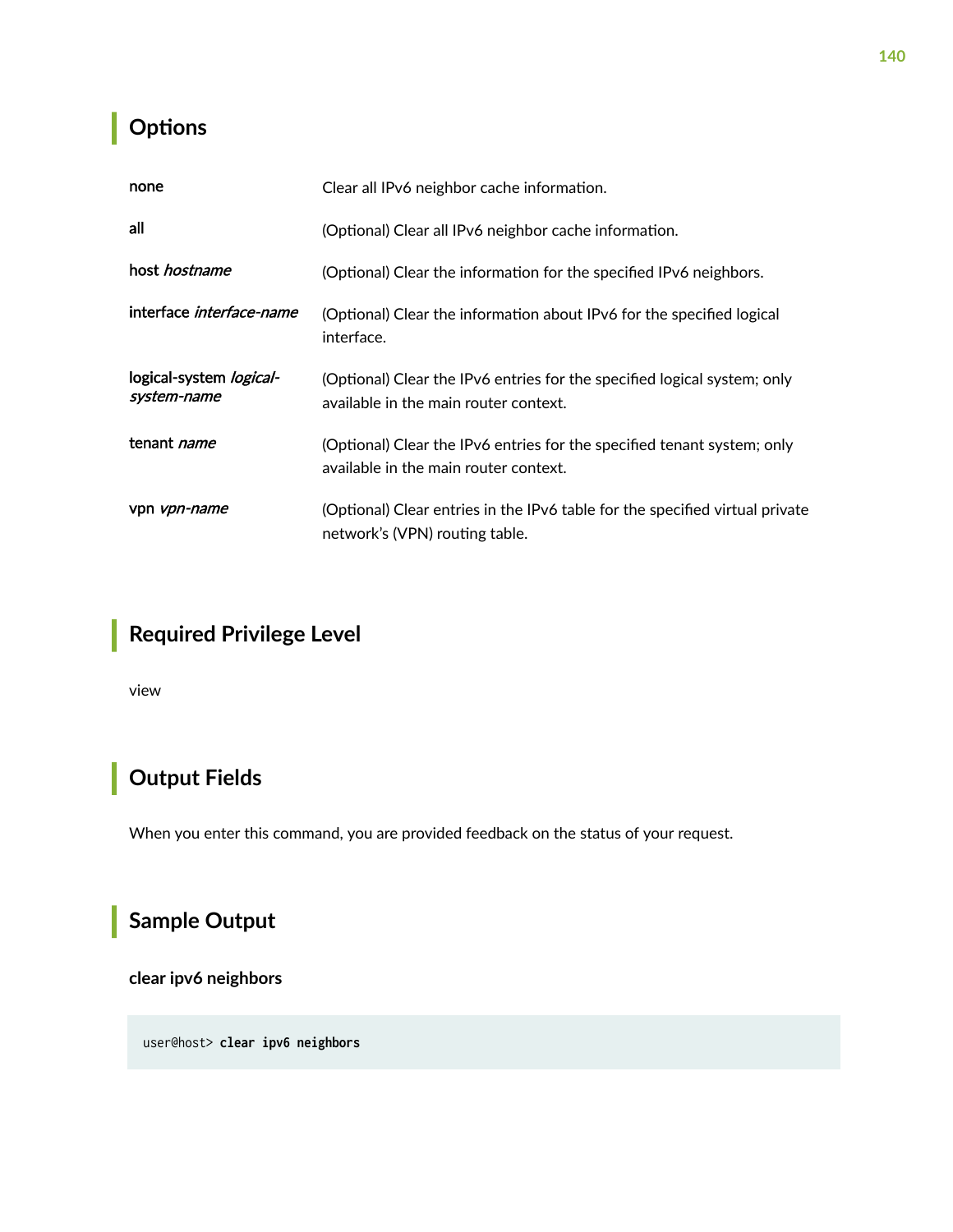## Options

| | |
|---|---|
| none | Clear all IPv6 neighbor cache information. |
| all | (Optional) Clear all IPv6 neighbor cache information. |
| host *hostname* | (Optional) Clear the information for the specified IPv6 neighbors. |
| interface *interface-name* | (Optional) Clear the information about IPv6 for the specified logical interface. |
| logical-system *logical-system-name* | (Optional) Clear the IPv6 entries for the specified logical system; only available in the main router context. |
| tenant *name* | (Optional) Clear the IPv6 entries for the specified tenant system; only available in the main router context. |
| vpn *vpn-name* | (Optional) Clear entries in the IPv6 table for the specified virtual private network's (VPN) routing table. |

## Required Privilege Level

view

## Output Fields

When you enter this command, you are provided feedback on the status of your request.

## Sample Output

### clear ipv6 neighbors

```
user@host> clear ipv6 neighbors
```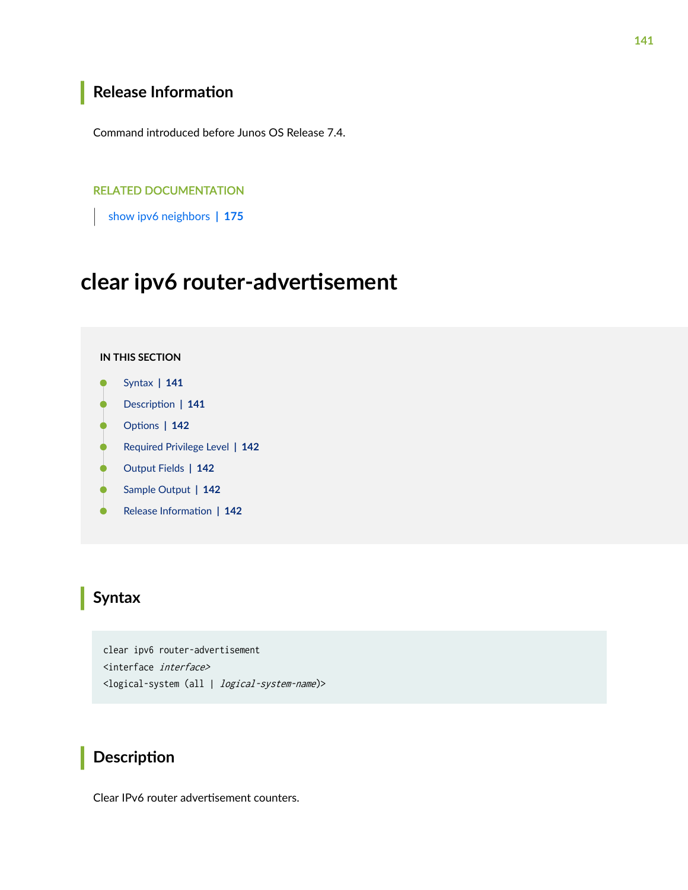## Release Information

Command introduced before Junos OS Release 7.4.

RELATED DOCUMENTATION

show ipv6 neighbors | 175

# clear ipv6 router-advertisement

IN THIS SECTION

- Syntax | 141
- Description | 141
- Options | 142
- Required Privilege Level | 142
- Output Fields | 142
- Sample Output | 142
- Release Information | 142

## Syntax

```
clear ipv6 router-advertisement
<interface interface>
<logical-system (all | logical-system-name)>
```

## Description

Clear IPv6 router advertisement counters.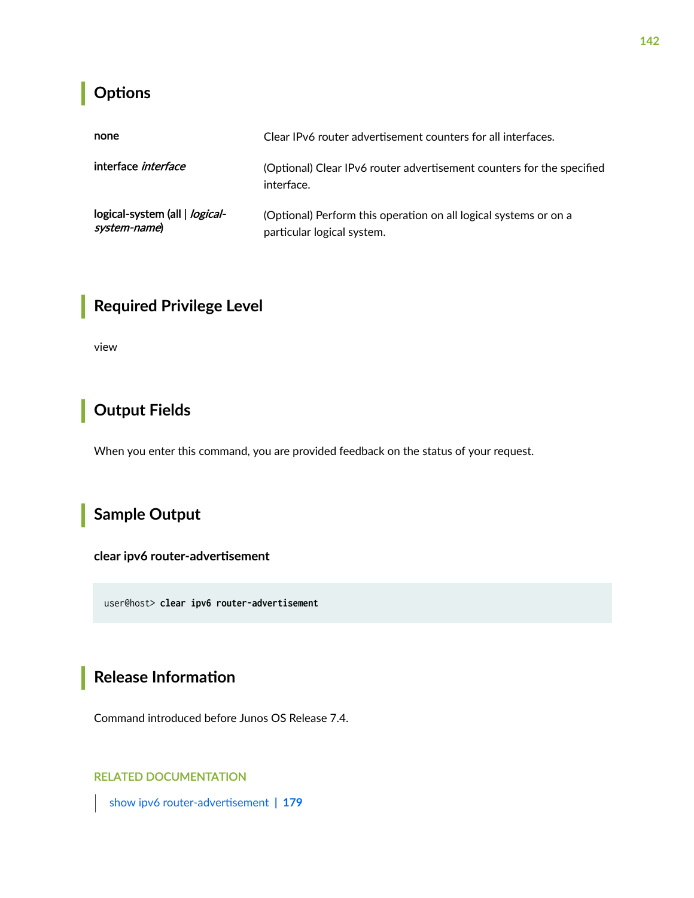## Options

| | |
|---|---|
| **none** | Clear IPv6 router advertisement counters for all interfaces. |
| **interface** *interface* | (Optional) Clear IPv6 router advertisement counters for the specified interface. |
| **logical-system (all \|** *logical-system-name***)** | (Optional) Perform this operation on all logical systems or on a particular logical system. |

## Required Privilege Level

view

## Output Fields

When you enter this command, you are provided feedback on the status of your request.

## Sample Output

**clear ipv6 router-advertisement**

```
user@host> clear ipv6 router-advertisement
```

## Release Information

Command introduced before Junos OS Release 7.4.

RELATED DOCUMENTATION

show ipv6 router-advertisement | 179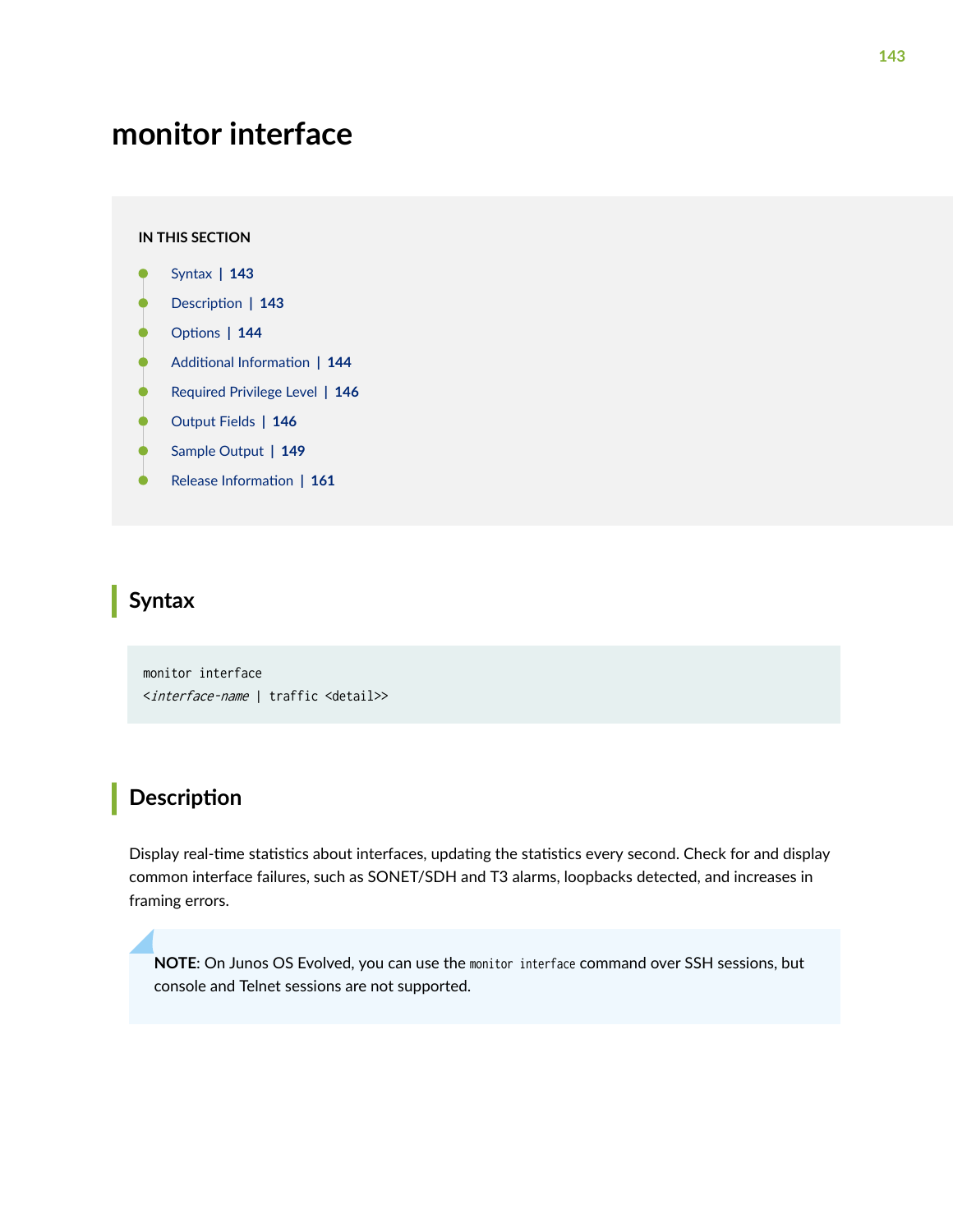# monitor interface

IN THIS SECTION

- Syntax | 143
- Description | 143
- Options | 144
- Additional Information | 144
- Required Privilege Level | 146
- Output Fields | 146
- Sample Output | 149
- Release Information | 161

## Syntax

```
monitor interface
<interface-name | traffic <detail>>
```

## Description

Display real-time statistics about interfaces, updating the statistics every second. Check for and display common interface failures, such as SONET/SDH and T3 alarms, loopbacks detected, and increases in framing errors.

> **NOTE**: On Junos OS Evolved, you can use the `monitor interface` command over SSH sessions, but console and Telnet sessions are not supported.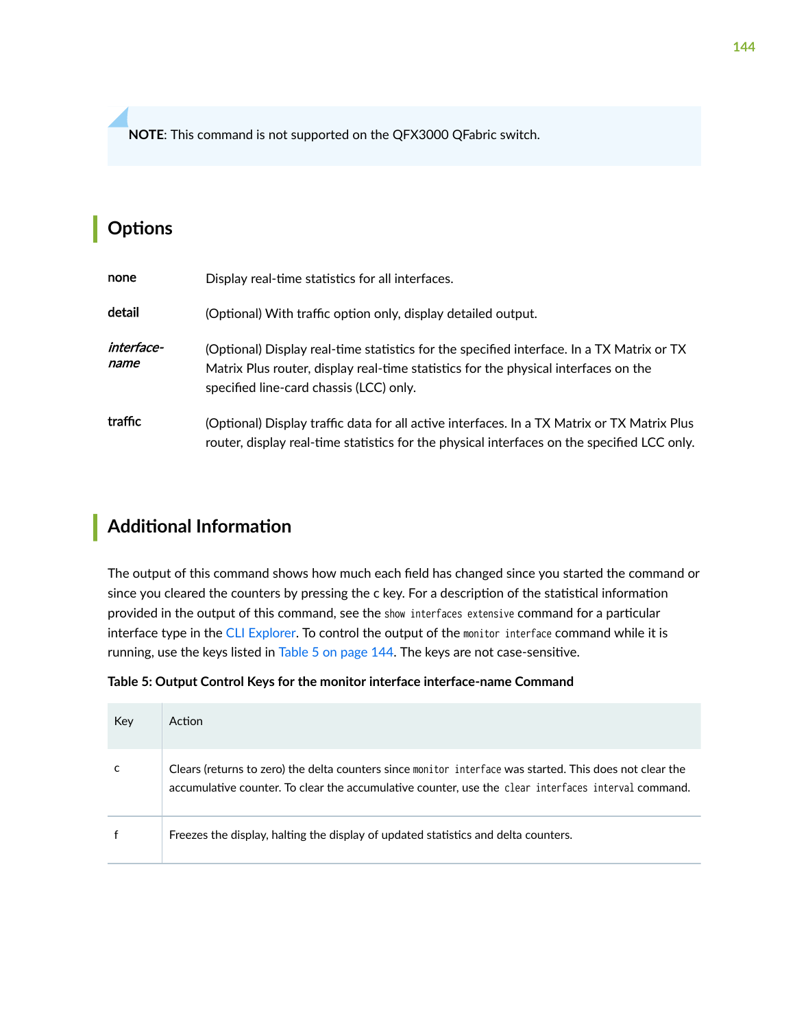**NOTE**: This command is not supported on the QFX3000 QFabric switch.

## Options

**none** Display real-time statistics for all interfaces.

**detail** (Optional) With traffic option only, display detailed output.

***interface-name*** (Optional) Display real-time statistics for the specified interface. In a TX Matrix or TX Matrix Plus router, display real-time statistics for the physical interfaces on the specified line-card chassis (LCC) only.

**traffic** (Optional) Display traffic data for all active interfaces. In a TX Matrix or TX Matrix Plus router, display real-time statistics for the physical interfaces on the specified LCC only.

## Additional Information

The output of this command shows how much each field has changed since you started the command or since you cleared the counters by pressing the c key. For a description of the statistical information provided in the output of this command, see the `show interfaces extensive` command for a particular interface type in the CLI Explorer. To control the output of the `monitor interface` command while it is running, use the keys listed in Table 5 on page 144. The keys are not case-sensitive.

**Table 5: Output Control Keys for the monitor interface interface-name Command**

| Key | Action |
|---|---|
| c | Clears (returns to zero) the delta counters since `monitor interface` was started. This does not clear the accumulative counter. To clear the accumulative counter, use the `clear interfaces interval` command. |
| f | Freezes the display, halting the display of updated statistics and delta counters. |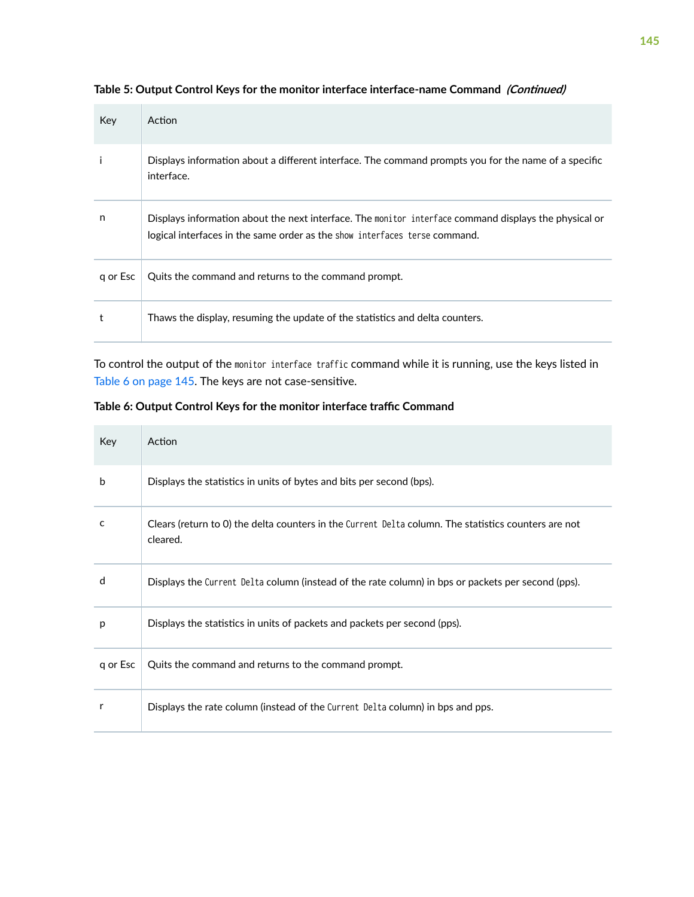**Table 5: Output Control Keys for the monitor interface interface-name Command *(Continued)***

| Key | Action |
|---|---|
| i | Displays information about a different interface. The command prompts you for the name of a specific interface. |
| n | Displays information about the next interface. The `monitor interface` command displays the physical or logical interfaces in the same order as the `show interfaces terse` command. |
| q or Esc | Quits the command and returns to the command prompt. |
| t | Thaws the display, resuming the update of the statistics and delta counters. |

To control the output of the `monitor interface traffic` command while it is running, use the keys listed in Table 6 on page 145. The keys are not case-sensitive.

**Table 6: Output Control Keys for the monitor interface traffic Command**

| Key | Action |
|---|---|
| b | Displays the statistics in units of bytes and bits per second (bps). |
| c | Clears (return to 0) the delta counters in the `Current Delta` column. The statistics counters are not cleared. |
| d | Displays the `Current Delta` column (instead of the rate column) in bps or packets per second (pps). |
| p | Displays the statistics in units of packets and packets per second (pps). |
| q or Esc | Quits the command and returns to the command prompt. |
| r | Displays the rate column (instead of the `Current Delta` column) in bps and pps. |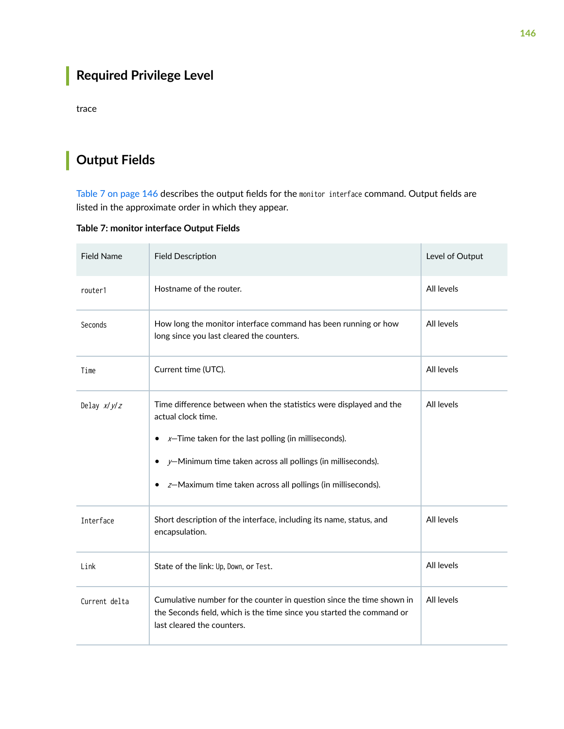## Required Privilege Level

trace

## Output Fields

Table 7 on page 146 describes the output fields for the `monitor interface` command. Output fields are listed in the approximate order in which they appear.

**Table 7: monitor interface Output Fields**

| Field Name | Field Description | Level of Output |
| --- | --- | --- |
| `router1` | Hostname of the router. | All levels |
| `Seconds` | How long the monitor interface command has been running or how long since you last cleared the counters. | All levels |
| `Time` | Current time (UTC). | All levels |
| `Delay` *x*/*y*/*z* | Time difference between when the statistics were displayed and the actual clock time. <br>• *x*—Time taken for the last polling (in milliseconds). <br>• *y*—Minimum time taken across all pollings (in milliseconds). <br>• *z*—Maximum time taken across all pollings (in milliseconds). | All levels |
| `Interface` | Short description of the interface, including its name, status, and encapsulation. | All levels |
| `Link` | State of the link: `Up`, `Down`, or `Test`. | All levels |
| `Current delta` | Cumulative number for the counter in question since the time shown in the Seconds field, which is the time since you started the command or last cleared the counters. | All levels |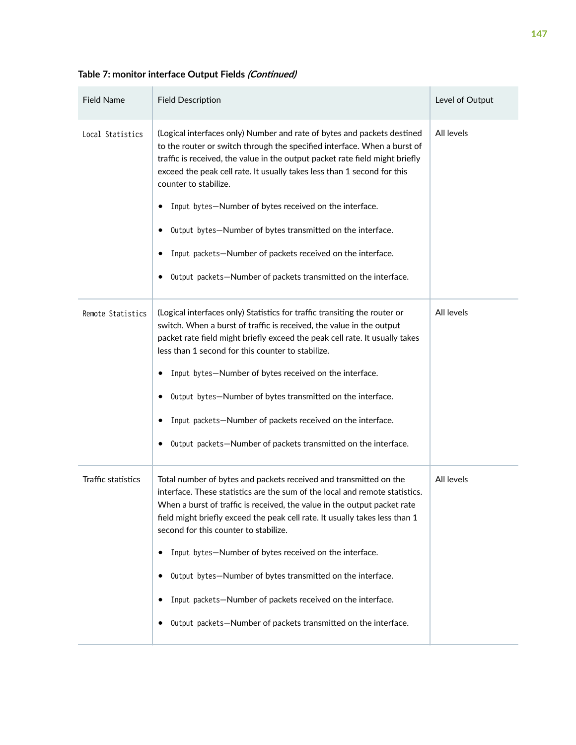**Table 7: monitor interface Output Fields *(Continued)***

| Field Name | Field Description | Level of Output |
|---|---|---|
| `Local Statistics` | (Logical interfaces only) Number and rate of bytes and packets destined to the router or switch through the specified interface. When a burst of traffic is received, the value in the output packet rate field might briefly exceed the peak cell rate. It usually takes less than 1 second for this counter to stabilize.<br><br>• `Input bytes`—Number of bytes received on the interface.<br>• `Output bytes`—Number of bytes transmitted on the interface.<br>• `Input packets`—Number of packets received on the interface.<br>• `Output packets`—Number of packets transmitted on the interface. | All levels |
| `Remote Statistics` | (Logical interfaces only) Statistics for traffic transiting the router or switch. When a burst of traffic is received, the value in the output packet rate field might briefly exceed the peak cell rate. It usually takes less than 1 second for this counter to stabilize.<br><br>• `Input bytes`—Number of bytes received on the interface.<br>• `Output bytes`—Number of bytes transmitted on the interface.<br>• `Input packets`—Number of packets received on the interface.<br>• `Output packets`—Number of packets transmitted on the interface. | All levels |
| Traffic statistics | Total number of bytes and packets received and transmitted on the interface. These statistics are the sum of the local and remote statistics. When a burst of traffic is received, the value in the output packet rate field might briefly exceed the peak cell rate. It usually takes less than 1 second for this counter to stabilize.<br><br>• `Input bytes`—Number of bytes received on the interface.<br>• `Output bytes`—Number of bytes transmitted on the interface.<br>• `Input packets`—Number of packets received on the interface.<br>• `Output packets`—Number of packets transmitted on the interface. | All levels |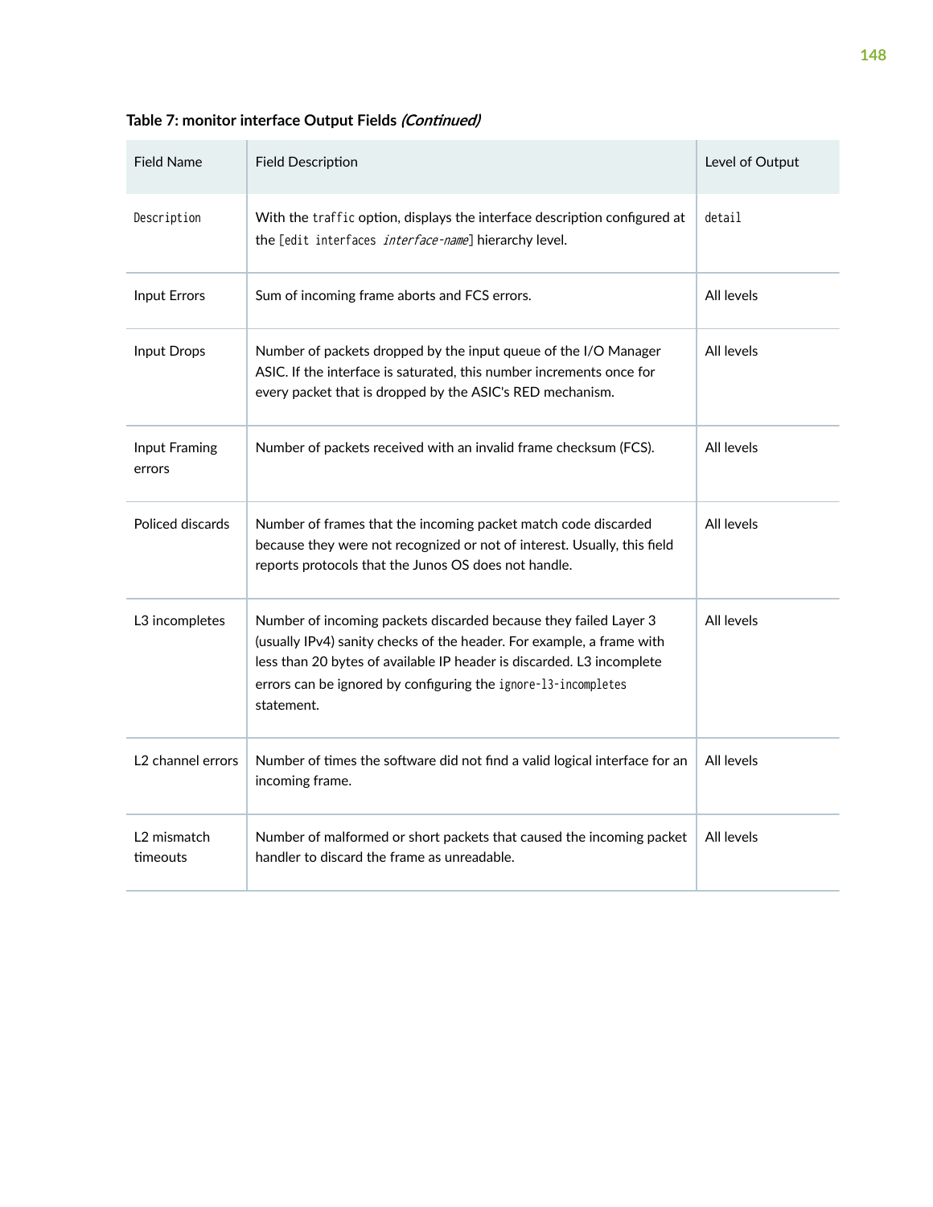**Table 7: monitor interface Output Fields *(Continued)***

| Field Name | Field Description | Level of Output |
| --- | --- | --- |
| `Description` | With the `traffic` option, displays the interface description configured at the `[edit interfaces` *`interface-name`*`]` hierarchy level. | `detail` |
| Input Errors | Sum of incoming frame aborts and FCS errors. | All levels |
| Input Drops | Number of packets dropped by the input queue of the I/O Manager ASIC. If the interface is saturated, this number increments once for every packet that is dropped by the ASIC's RED mechanism. | All levels |
| Input Framing errors | Number of packets received with an invalid frame checksum (FCS). | All levels |
| Policed discards | Number of frames that the incoming packet match code discarded because they were not recognized or not of interest. Usually, this field reports protocols that the Junos OS does not handle. | All levels |
| L3 incompletes | Number of incoming packets discarded because they failed Layer 3 (usually IPv4) sanity checks of the header. For example, a frame with less than 20 bytes of available IP header is discarded. L3 incomplete errors can be ignored by configuring the `ignore-l3-incompletes` statement. | All levels |
| L2 channel errors | Number of times the software did not find a valid logical interface for an incoming frame. | All levels |
| L2 mismatch timeouts | Number of malformed or short packets that caused the incoming packet handler to discard the frame as unreadable. | All levels |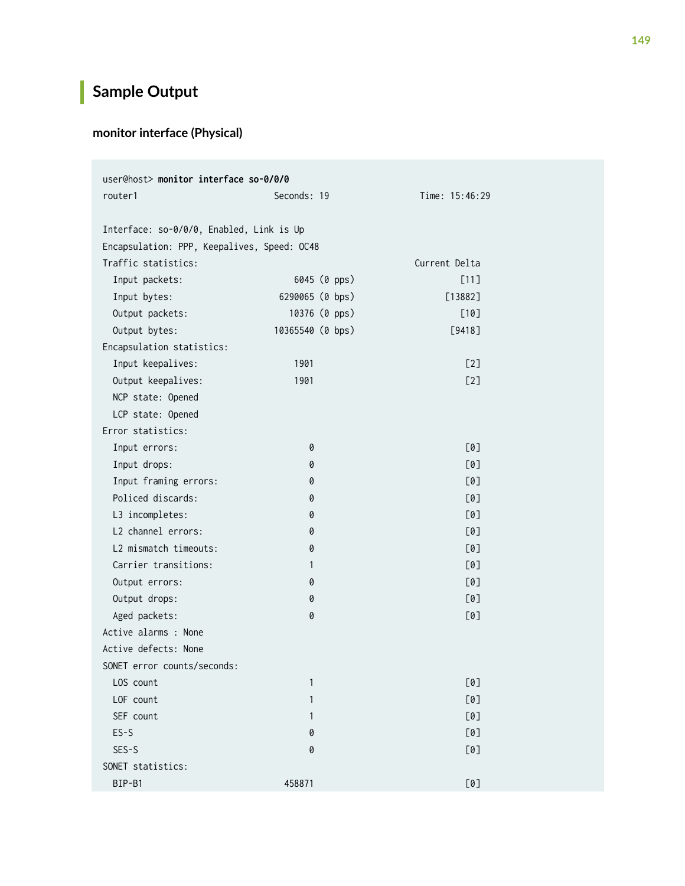## Sample Output

### monitor interface (Physical)

```
user@host> monitor interface so-0/0/0
router1                          Seconds: 19                 Time: 15:46:29

Interface: so-0/0/0, Enabled, Link is Up
Encapsulation: PPP, Keepalives, Speed: OC48
Traffic statistics:                                         Current Delta
  Input packets:                     6045 (0 pps)                   [11]
  Input bytes:                    6290065 (0 bps)                [13882]
  Output packets:                   10376 (0 pps)                   [10]
  Output bytes:                  10365540 (0 bps)                 [9418]
Encapsulation statistics:
  Input keepalives:                  1901                            [2]
  Output keepalives:                 1901                            [2]
  NCP state: Opened
  LCP state: Opened
Error statistics:
  Input errors:                         0                            [0]
  Input drops:                          0                            [0]
  Input framing errors:                 0                            [0]
  Policed discards:                     0                            [0]
  L3 incompletes:                       0                            [0]
  L2 channel errors:                    0                            [0]
  L2 mismatch timeouts:                 0                            [0]
  Carrier transitions:                  1                            [0]
  Output errors:                        0                            [0]
  Output drops:                         0                            [0]
  Aged packets:                         0                            [0]
Active alarms : None
Active defects: None
SONET error counts/seconds:
  LOS count                             1                            [0]
  LOF count                             1                            [0]
  SEF count                             1                            [0]
  ES-S                                  0                            [0]
  SES-S                                 0                            [0]
SONET statistics:
  BIP-B1                           458871                            [0]
```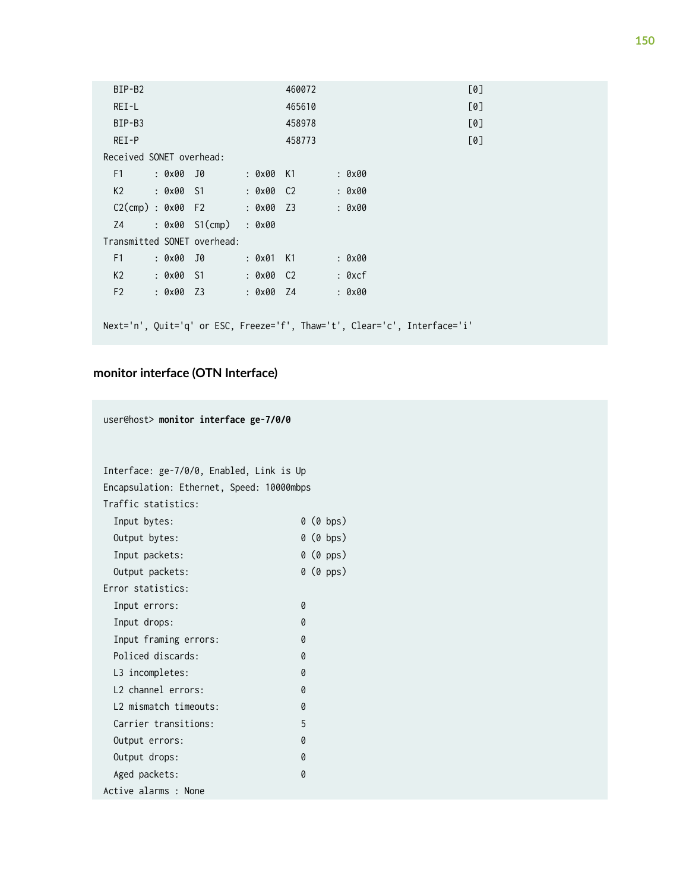```
  BIP-B2                            460072                              [0]
  REI-L                             465610                              [0]
  BIP-B3                            458978                              [0]
  REI-P                             458773                              [0]
Received SONET overhead:
  F1      : 0x00  J0       : 0x00  K1       : 0x00
  K2      : 0x00  S1       : 0x00  C2       : 0x00
  C2(cmp) : 0x00  F2       : 0x00  Z3       : 0x00
  Z4      : 0x00  S1(cmp)  : 0x00
Transmitted SONET overhead:
  F1      : 0x00  J0       : 0x01  K1       : 0x00
  K2      : 0x00  S1       : 0x00  C2       : 0xcf
  F2      : 0x00  Z3       : 0x00  Z4       : 0x00

Next='n', Quit='q' or ESC, Freeze='f', Thaw='t', Clear='c', Interface='i'
```

### monitor interface (OTN Interface)

```
user@host> monitor interface ge-7/0/0



Interface: ge-7/0/0, Enabled, Link is Up
Encapsulation: Ethernet, Speed: 10000mbps
Traffic statistics:
  Input bytes:                        0 (0 bps)
  Output bytes:                       0 (0 bps)
  Input packets:                      0 (0 pps)
  Output packets:                     0 (0 pps)
Error statistics:
  Input errors:                       0
  Input drops:                        0
  Input framing errors:               0
  Policed discards:                   0
  L3 incompletes:                     0
  L2 channel errors:                  0
  L2 mismatch timeouts:               0
  Carrier transitions:                5
  Output errors:                      0
  Output drops:                       0
  Aged packets:                       0
Active alarms : None
```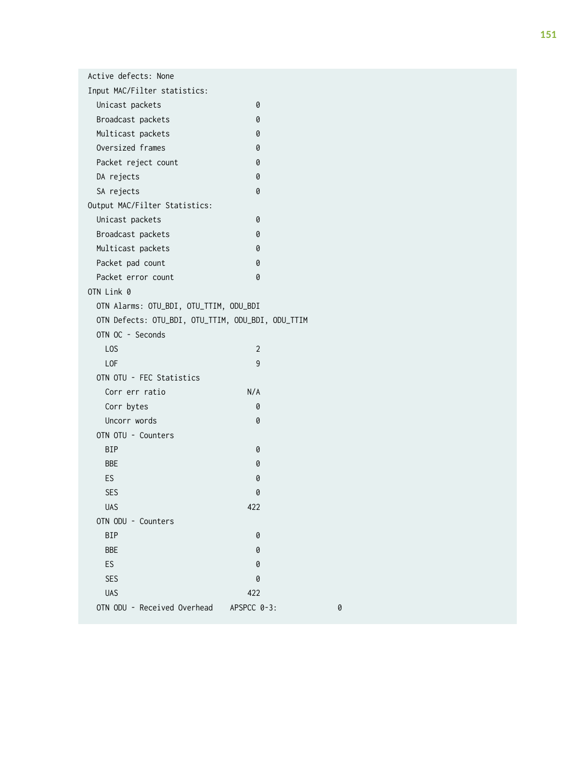```
Active defects: None
Input MAC/Filter statistics:
  Unicast packets                    0
  Broadcast packets                  0
  Multicast packets                  0
  Oversized frames                   0
  Packet reject count                0
  DA rejects                         0
  SA rejects                         0
Output MAC/Filter Statistics:
  Unicast packets                    0
  Broadcast packets                  0
  Multicast packets                  0
  Packet pad count                   0
  Packet error count                 0
OTN Link 0
  OTN Alarms: OTU_BDI, OTU_TTIM, ODU_BDI
  OTN Defects: OTU_BDI, OTU_TTIM, ODU_BDI, ODU_TTIM
  OTN OC - Seconds
    LOS                              2
    LOF                              9
  OTN OTU - FEC Statistics
    Corr err ratio                 N/A
    Corr bytes                       0
    Uncorr words                     0
  OTN OTU - Counters
    BIP                              0
    BBE                              0
    ES                               0
    SES                              0
    UAS                            422
  OTN ODU - Counters
    BIP                              0
    BBE                              0
    ES                               0
    SES                              0
    UAS                            422
  OTN ODU - Received Overhead    APSPCC 0-3:              0
```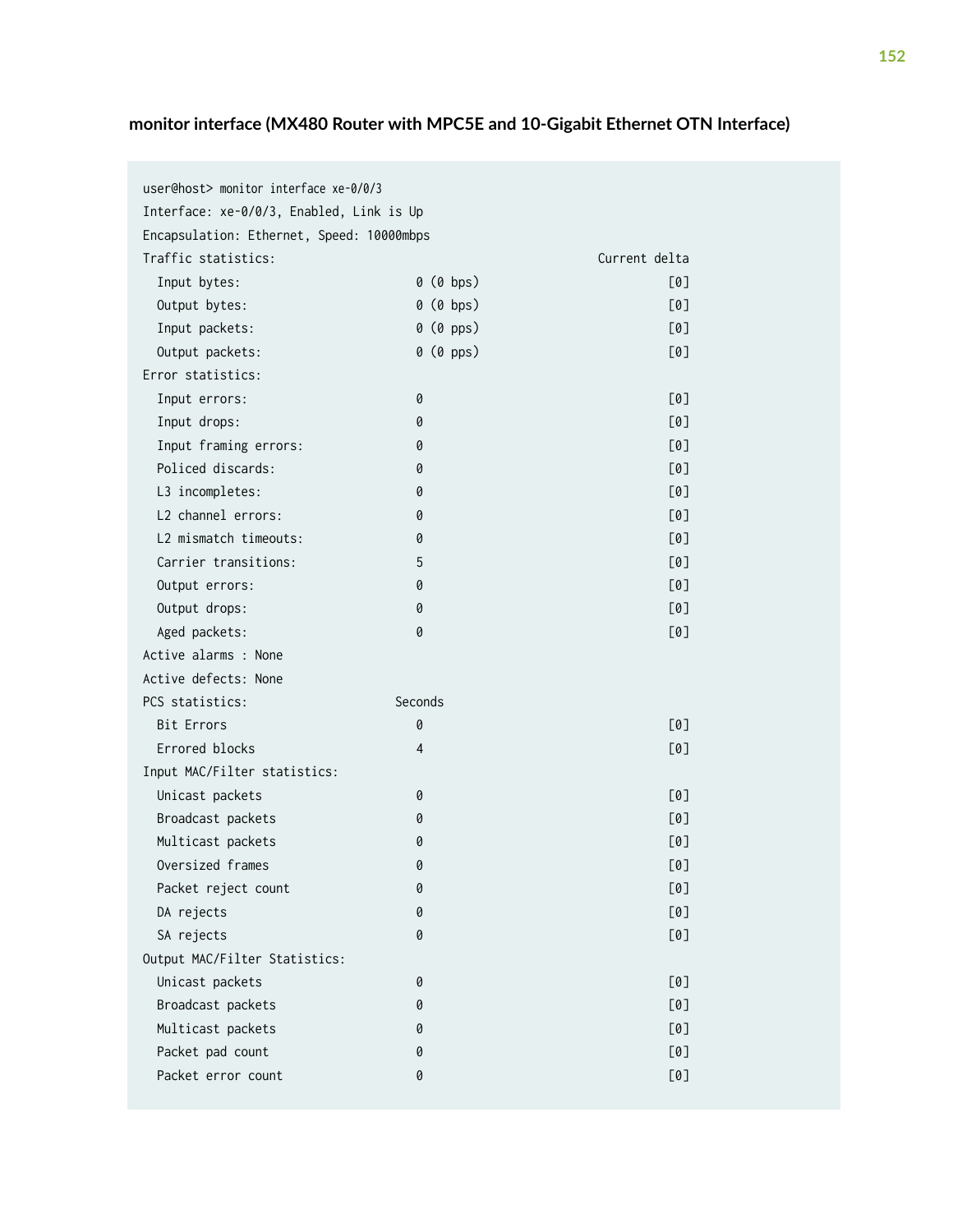#### monitor interface (MX480 Router with MPC5E and 10-Gigabit Ethernet OTN Interface)

```
user@host> monitor interface xe-0/0/3
Interface: xe-0/0/3, Enabled, Link is Up
Encapsulation: Ethernet, Speed: 10000mbps
Traffic statistics:                                            Current delta
  Input bytes:                        0 (0 bps)                         [0]
  Output bytes:                       0 (0 bps)                         [0]
  Input packets:                      0 (0 pps)                         [0]
  Output packets:                     0 (0 pps)                         [0]
Error statistics:
  Input errors:                       0                                 [0]
  Input drops:                        0                                 [0]
  Input framing errors:               0                                 [0]
  Policed discards:                   0                                 [0]
  L3 incompletes:                     0                                 [0]
  L2 channel errors:                  0                                 [0]
  L2 mismatch timeouts:               0                                 [0]
  Carrier transitions:                5                                 [0]
  Output errors:                      0                                 [0]
  Output drops:                       0                                 [0]
  Aged packets:                       0                                 [0]
Active alarms : None
Active defects: None
PCS statistics:                    Seconds
  Bit Errors                          0                                 [0]
  Errored blocks                      4                                 [0]
Input MAC/Filter statistics:
  Unicast packets                     0                                 [0]
  Broadcast packets                   0                                 [0]
  Multicast packets                   0                                 [0]
  Oversized frames                    0                                 [0]
  Packet reject count                 0                                 [0]
  DA rejects                          0                                 [0]
  SA rejects                          0                                 [0]
Output MAC/Filter Statistics:
  Unicast packets                     0                                 [0]
  Broadcast packets                   0                                 [0]
  Multicast packets                   0                                 [0]
  Packet pad count                    0                                 [0]
  Packet error count                  0                                 [0]
```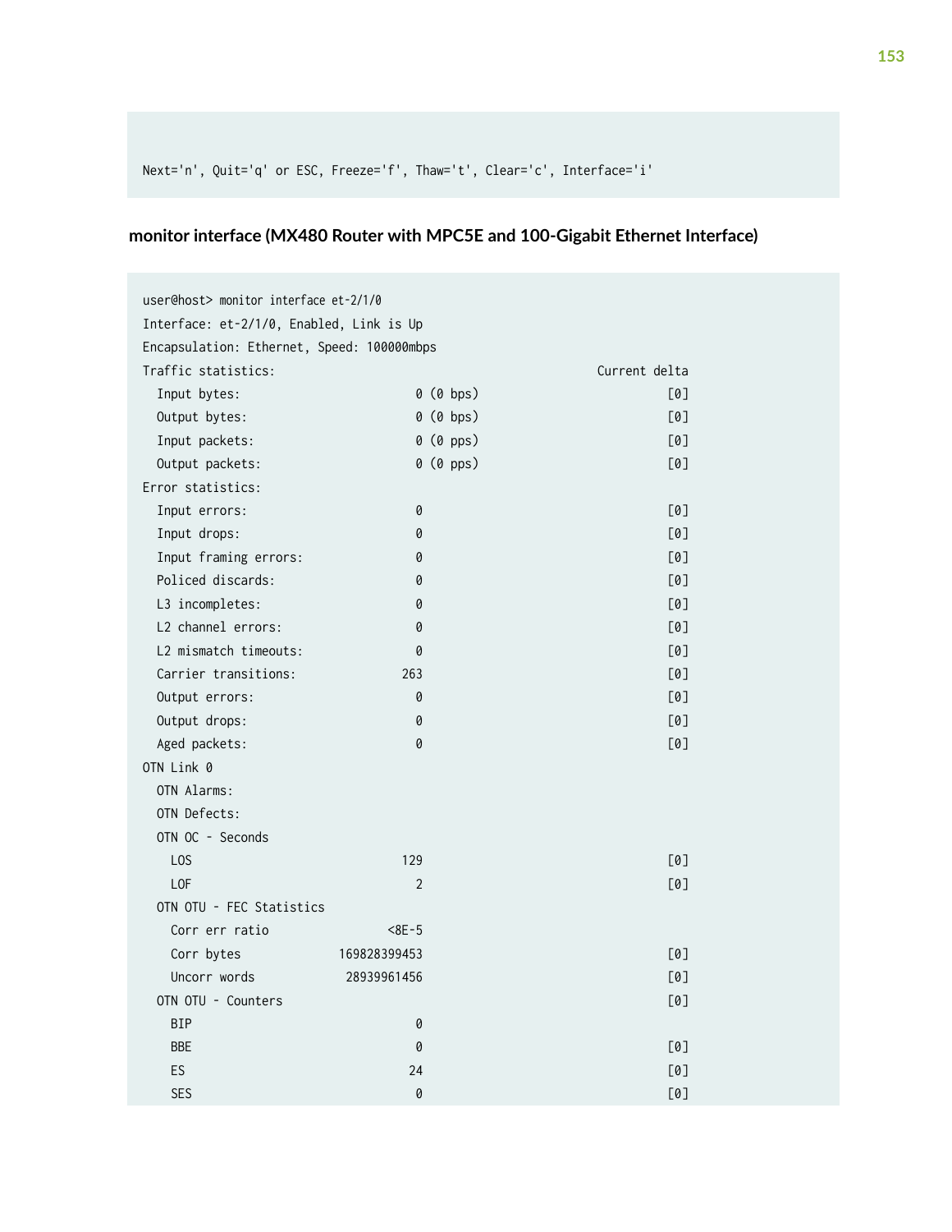```
Next='n', Quit='q' or ESC, Freeze='f', Thaw='t', Clear='c', Interface='i'
```

### monitor interface (MX480 Router with MPC5E and 100-Gigabit Ethernet Interface)

```
user@host> monitor interface et-2/1/0
Interface: et-2/1/0, Enabled, Link is Up
Encapsulation: Ethernet, Speed: 100000mbps
Traffic statistics:                                         Current delta
  Input bytes:                      0 (0 bps)                        [0]
  Output bytes:                     0 (0 bps)                        [0]
  Input packets:                    0 (0 pps)                        [0]
  Output packets:                   0 (0 pps)                        [0]
Error statistics:
  Input errors:                     0                                [0]
  Input drops:                      0                                [0]
  Input framing errors:             0                                [0]
  Policed discards:                 0                                [0]
  L3 incompletes:                   0                                [0]
  L2 channel errors:                0                                [0]
  L2 mismatch timeouts:             0                                [0]
  Carrier transitions:            263                                [0]
  Output errors:                    0                                [0]
  Output drops:                     0                                [0]
  Aged packets:                     0                                [0]
OTN Link 0
  OTN Alarms:
  OTN Defects:
  OTN OC - Seconds
    LOS                           129                                [0]
    LOF                             2                                [0]
  OTN OTU - FEC Statistics
    Corr err ratio               <8E-5
    Corr bytes            169828399453                               [0]
    Uncorr words           28939961456                               [0]
  OTN OTU - Counters                                                 [0]
    BIP                             0
    BBE                             0                                [0]
    ES                             24                                [0]
    SES                             0                                [0]
```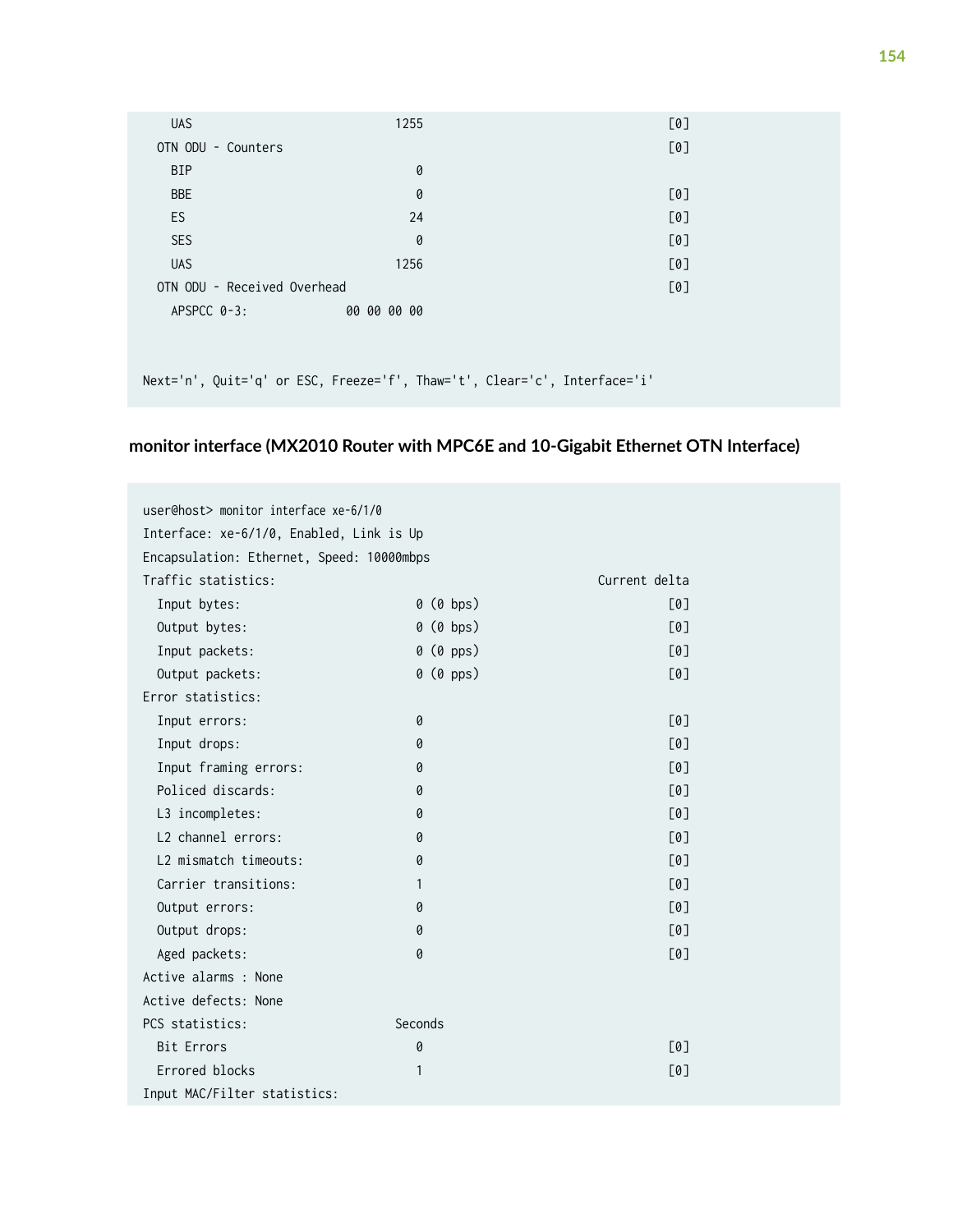```
    UAS                          1255                                   [0]
  OTN ODU - Counters                                                    [0]
    BIP                             0
    BBE                             0                                   [0]
    ES                             24                                   [0]
    SES                             0                                   [0]
    UAS                          1256                                   [0]
  OTN ODU - Received Overhead                                           [0]
    APSPCC 0-3:            00 00 00 00


Next='n', Quit='q' or ESC, Freeze='f', Thaw='t', Clear='c', Interface='i'
```

### monitor interface (MX2010 Router with MPC6E and 10-Gigabit Ethernet OTN Interface)

```
user@host> monitor interface xe-6/1/0
Interface: xe-6/1/0, Enabled, Link is Up
Encapsulation: Ethernet, Speed: 10000mbps
Traffic statistics:                                           Current delta
  Input bytes:                      0 (0 bps)                           [0]
  Output bytes:                     0 (0 bps)                           [0]
  Input packets:                    0 (0 pps)                           [0]
  Output packets:                   0 (0 pps)                           [0]
Error statistics:
  Input errors:                     0                                   [0]
  Input drops:                      0                                   [0]
  Input framing errors:             0                                   [0]
  Policed discards:                 0                                   [0]
  L3 incompletes:                   0                                   [0]
  L2 channel errors:                0                                   [0]
  L2 mismatch timeouts:             0                                   [0]
  Carrier transitions:              1                                   [0]
  Output errors:                    0                                   [0]
  Output drops:                     0                                   [0]
  Aged packets:                     0                                   [0]
Active alarms : None
Active defects: None
PCS statistics:                  Seconds
  Bit Errors                        0                                   [0]
  Errored blocks                    1                                   [0]
Input MAC/Filter statistics:
```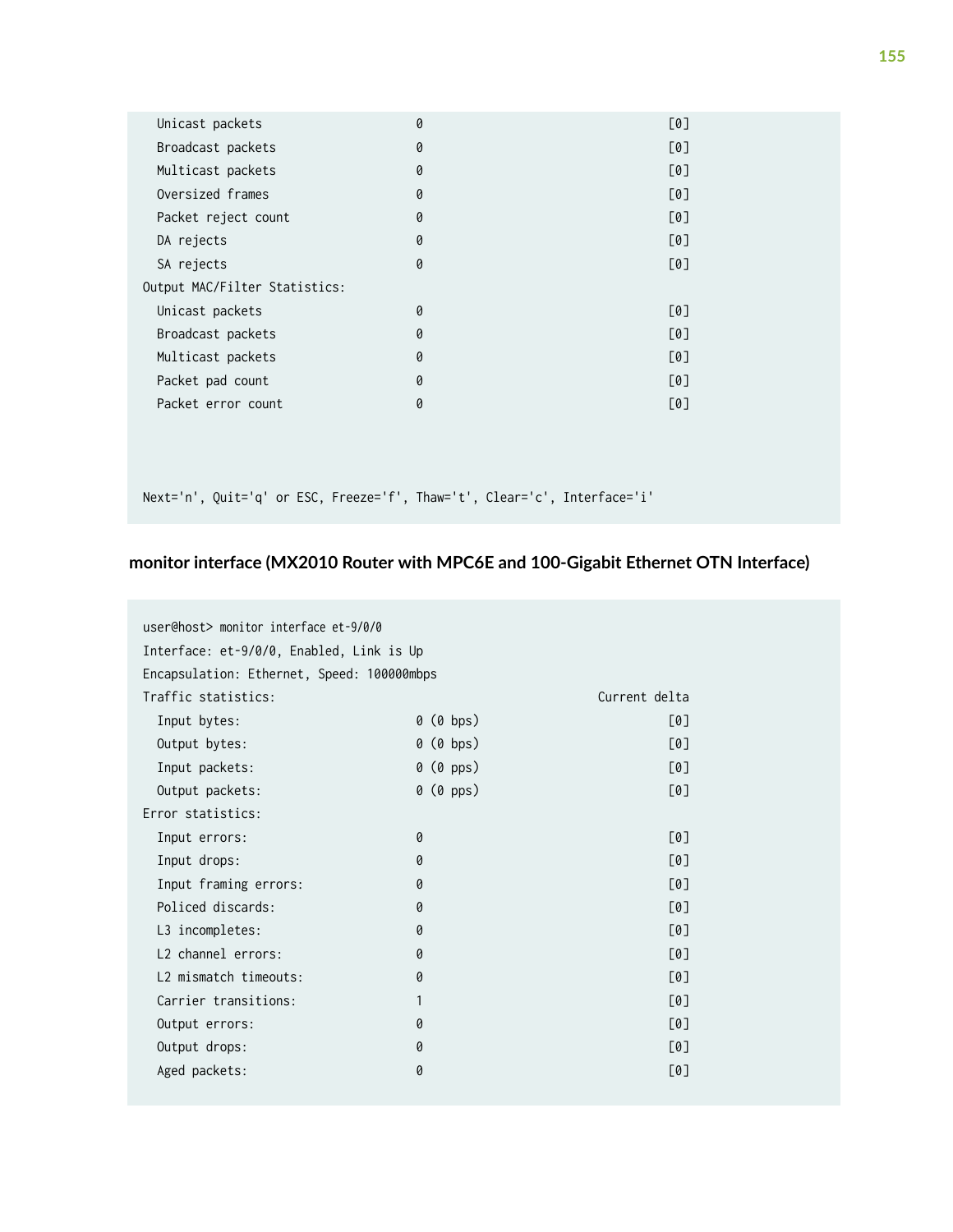```
  Unicast packets                    0                                    [0]
  Broadcast packets                  0                                    [0]
  Multicast packets                  0                                    [0]
  Oversized frames                   0                                    [0]
  Packet reject count                0                                    [0]
  DA rejects                         0                                    [0]
  SA rejects                         0                                    [0]
Output MAC/Filter Statistics:
  Unicast packets                    0                                    [0]
  Broadcast packets                  0                                    [0]
  Multicast packets                  0                                    [0]
  Packet pad count                   0                                    [0]
  Packet error count                 0                                    [0]



Next='n', Quit='q' or ESC, Freeze='f', Thaw='t', Clear='c', Interface='i'
```

### monitor interface (MX2010 Router with MPC6E and 100-Gigabit Ethernet OTN Interface)

```
user@host> monitor interface et-9/0/0
Interface: et-9/0/0, Enabled, Link is Up
Encapsulation: Ethernet, Speed: 100000mbps
Traffic statistics:                                              Current delta
  Input bytes:                       0 (0 bps)                            [0]
  Output bytes:                      0 (0 bps)                            [0]
  Input packets:                     0 (0 pps)                            [0]
  Output packets:                    0 (0 pps)                            [0]
Error statistics:
  Input errors:                      0                                    [0]
  Input drops:                       0                                    [0]
  Input framing errors:              0                                    [0]
  Policed discards:                  0                                    [0]
  L3 incompletes:                    0                                    [0]
  L2 channel errors:                 0                                    [0]
  L2 mismatch timeouts:              0                                    [0]
  Carrier transitions:               1                                    [0]
  Output errors:                     0                                    [0]
  Output drops:                      0                                    [0]
  Aged packets:                      0                                    [0]
```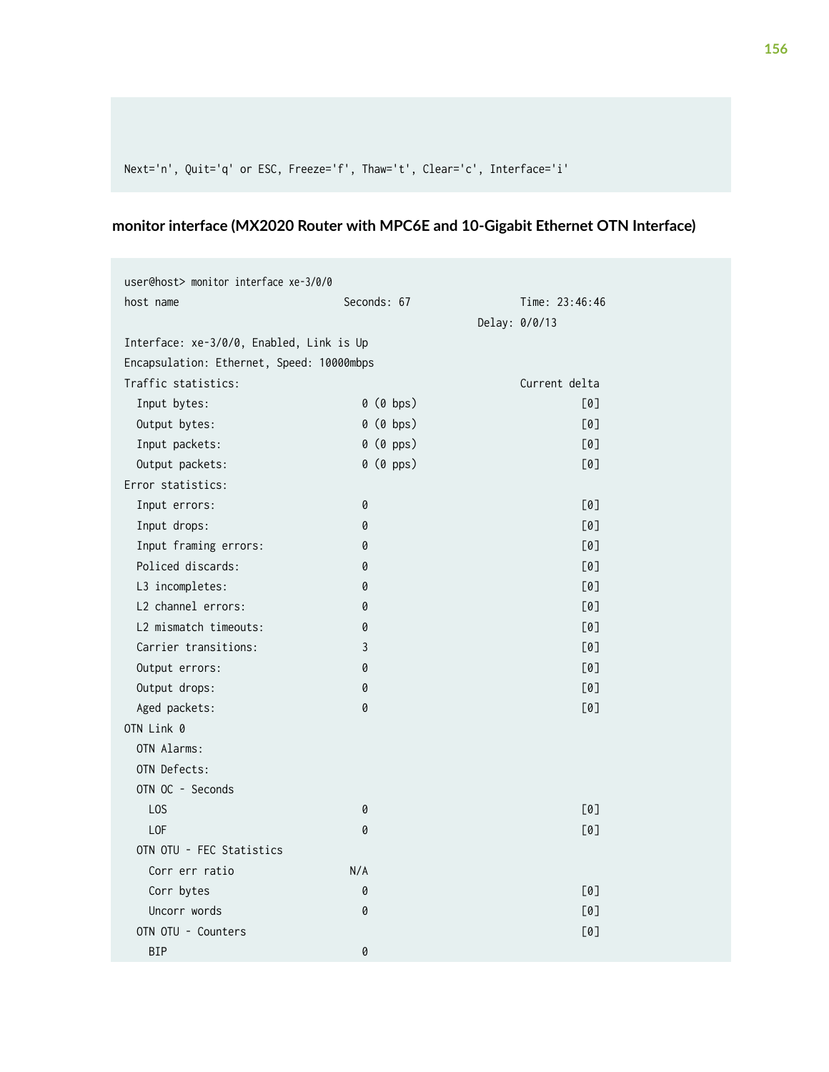```
Next='n', Quit='q' or ESC, Freeze='f', Thaw='t', Clear='c', Interface='i'
```

### monitor interface (MX2020 Router with MPC6E and 10-Gigabit Ethernet OTN Interface)

```
user@host> monitor interface xe-3/0/0
host name                           Seconds: 67                 Time: 23:46:46
                                                            Delay: 0/0/13
Interface: xe-3/0/0, Enabled, Link is Up
Encapsulation: Ethernet, Speed: 10000mbps
Traffic statistics:                                             Current delta
  Input bytes:                         0 (0 bps)                          [0]
  Output bytes:                        0 (0 bps)                          [0]
  Input packets:                       0 (0 pps)                          [0]
  Output packets:                      0 (0 pps)                          [0]
Error statistics:
  Input errors:                        0                                  [0]
  Input drops:                         0                                  [0]
  Input framing errors:                0                                  [0]
  Policed discards:                    0                                  [0]
  L3 incompletes:                      0                                  [0]
  L2 channel errors:                   0                                  [0]
  L2 mismatch timeouts:                0                                  [0]
  Carrier transitions:                 3                                  [0]
  Output errors:                       0                                  [0]
  Output drops:                        0                                  [0]
  Aged packets:                        0                                  [0]
OTN Link 0
  OTN Alarms:
  OTN Defects:
  OTN OC - Seconds
    LOS                                0                                  [0]
    LOF                                0                                  [0]
  OTN OTU - FEC Statistics
    Corr err ratio                   N/A
    Corr bytes                         0                                  [0]
    Uncorr words                       0                                  [0]
  OTN OTU - Counters                                                      [0]
    BIP                                0
```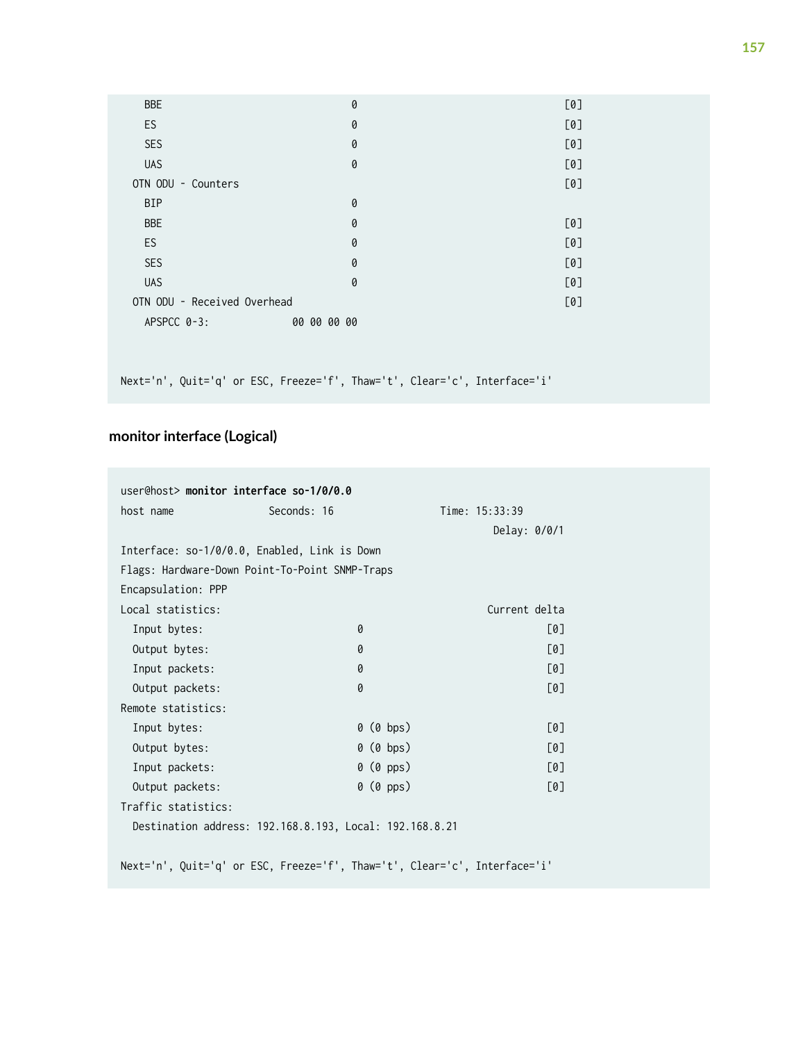```
    BBE                              0                                    [0]
    ES                               0                                    [0]
    SES                              0                                    [0]
    UAS                              0                                    [0]
  OTN ODU - Counters                                                      [0]
    BIP                              0
    BBE                              0                                    [0]
    ES                               0                                    [0]
    SES                              0                                    [0]
    UAS                              0                                    [0]
  OTN ODU - Received Overhead                                             [0]
    APSPCC 0-3:             00 00 00 00


Next='n', Quit='q' or ESC, Freeze='f', Thaw='t', Clear='c', Interface='i'
```

## monitor interface (Logical)

```
user@host> monitor interface so-1/0/0.0
host name                Seconds: 16                 Time: 15:33:39
                                                              Delay: 0/0/1
Interface: so-1/0/0.0, Enabled, Link is Down
Flags: Hardware-Down Point-To-Point SNMP-Traps
Encapsulation: PPP
Local statistics:                                             Current delta
  Input bytes:                        0                                [0]
  Output bytes:                       0                                [0]
  Input packets:                      0                                [0]
  Output packets:                     0                                [0]
Remote statistics:
  Input bytes:                        0 (0 bps)                        [0]
  Output bytes:                       0 (0 bps)                        [0]
  Input packets:                      0 (0 pps)                        [0]
  Output packets:                     0 (0 pps)                        [0]
Traffic statistics:
  Destination address: 192.168.8.193, Local: 192.168.8.21

Next='n', Quit='q' or ESC, Freeze='f', Thaw='t', Clear='c', Interface='i'
```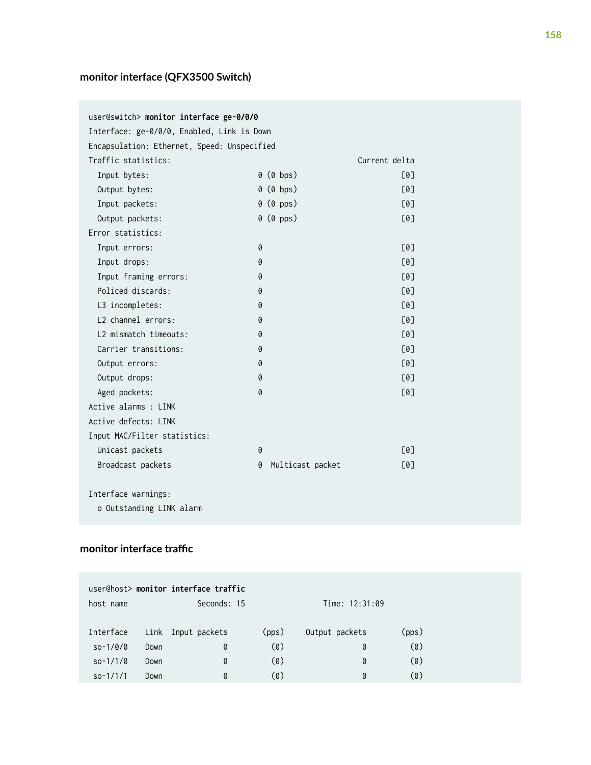### monitor interface (QFX3500 Switch)

```
user@switch> monitor interface ge-0/0/0
Interface: ge-0/0/0, Enabled, Link is Down
Encapsulation: Ethernet, Speed: Unspecified
Traffic statistics:                                          Current delta
  Input bytes:                      0 (0 bps)                          [0]
  Output bytes:                     0 (0 bps)                          [0]
  Input packets:                    0 (0 pps)                          [0]
  Output packets:                   0 (0 pps)                          [0]
Error statistics:
  Input errors:                     0                                  [0]
  Input drops:                      0                                  [0]
  Input framing errors:             0                                  [0]
  Policed discards:                 0                                  [0]
  L3 incompletes:                   0                                  [0]
  L2 channel errors:                0                                  [0]
  L2 mismatch timeouts:             0                                  [0]
  Carrier transitions:              0                                  [0]
  Output errors:                    0                                  [0]
  Output drops:                     0                                  [0]
  Aged packets:                     0                                  [0]
Active alarms : LINK
Active defects: LINK
Input MAC/Filter statistics:
  Unicast packets                   0                                  [0]
  Broadcast packets                 0  Multicast packet                [0]

Interface warnings:
  o Outstanding LINK alarm
```

### monitor interface traffic

```
user@host> monitor interface traffic
host name                Seconds: 15                Time: 12:31:09

Interface     Link  Input packets        (pps)     Output packets        (pps)
 so-1/0/0     Down              0          (0)                  0          (0)
 so-1/1/0     Down              0          (0)                  0          (0)
 so-1/1/1     Down              0          (0)                  0          (0)
```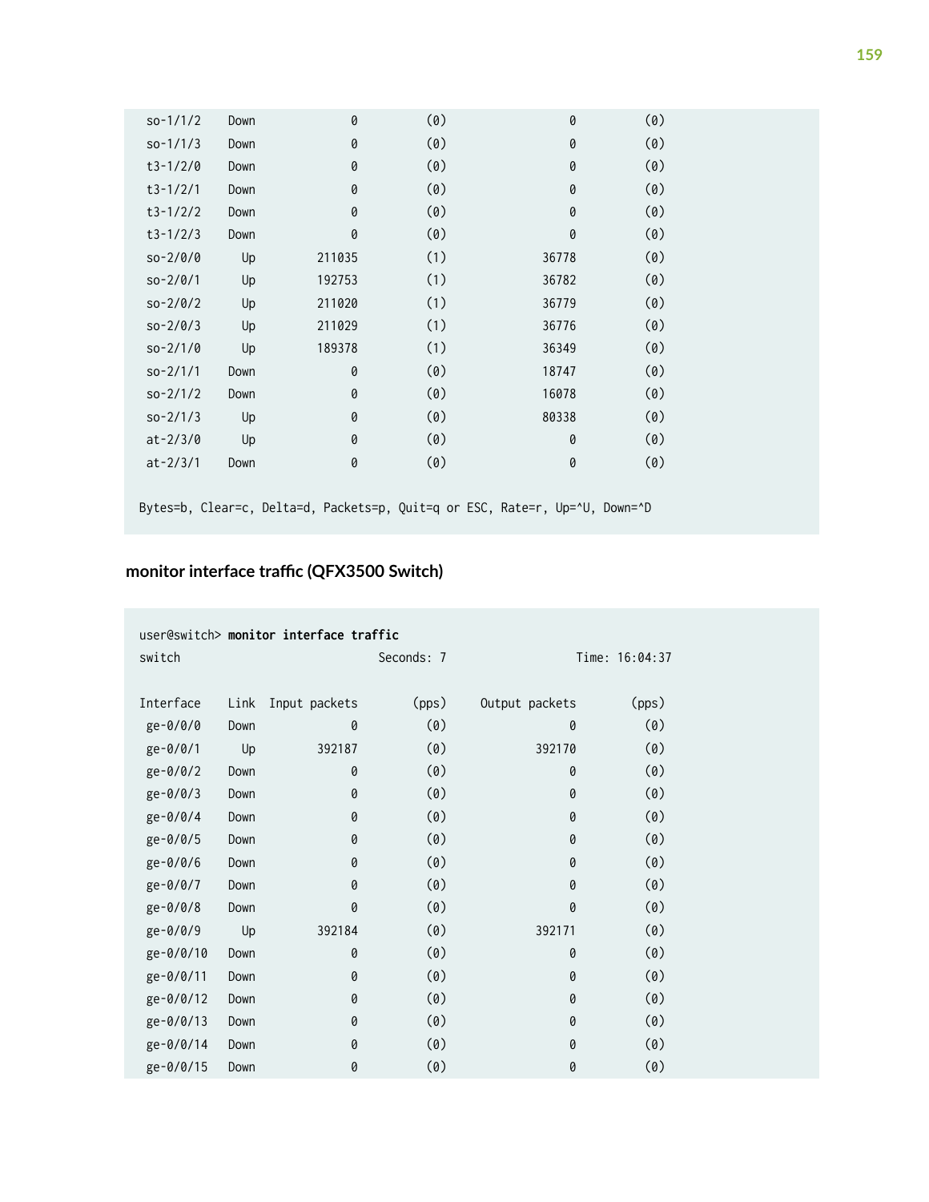```
 so-1/1/2     Down            0          (0)              0          (0)
 so-1/1/3     Down            0          (0)              0          (0)
 t3-1/2/0     Down            0          (0)              0          (0)
 t3-1/2/1     Down            0          (0)              0          (0)
 t3-1/2/2     Down            0          (0)              0          (0)
 t3-1/2/3     Down            0          (0)              0          (0)
 so-2/0/0       Up       211035          (1)          36778          (0)
 so-2/0/1       Up       192753          (1)          36782          (0)
 so-2/0/2       Up       211020          (1)          36779          (0)
 so-2/0/3       Up       211029          (1)          36776          (0)
 so-2/1/0       Up       189378          (1)          36349          (0)
 so-2/1/1     Down            0          (0)          18747          (0)
 so-2/1/2     Down            0          (0)          16078          (0)
 so-2/1/3       Up            0          (0)          80338          (0)
 at-2/3/0       Up            0          (0)              0          (0)
 at-2/3/1     Down            0          (0)              0          (0)

Bytes=b, Clear=c, Delta=d, Packets=p, Quit=q or ESC, Rate=r, Up=^U, Down=^D
```

### monitor interface traffic (QFX3500 Switch)

```
user@switch> monitor interface traffic
switch                           Seconds: 7                   Time: 16:04:37

Interface     Link  Input packets        (pps)    Output packets        (pps)
 ge-0/0/0     Down              0          (0)                 0          (0)
 ge-0/0/1       Up         392187          (0)            392170          (0)
 ge-0/0/2     Down              0          (0)                 0          (0)
 ge-0/0/3     Down              0          (0)                 0          (0)
 ge-0/0/4     Down              0          (0)                 0          (0)
 ge-0/0/5     Down              0          (0)                 0          (0)
 ge-0/0/6     Down              0          (0)                 0          (0)
 ge-0/0/7     Down              0          (0)                 0          (0)
 ge-0/0/8     Down              0          (0)                 0          (0)
 ge-0/0/9       Up         392184          (0)            392171          (0)
 ge-0/0/10    Down              0          (0)                 0          (0)
 ge-0/0/11    Down              0          (0)                 0          (0)
 ge-0/0/12    Down              0          (0)                 0          (0)
 ge-0/0/13    Down              0          (0)                 0          (0)
 ge-0/0/14    Down              0          (0)                 0          (0)
 ge-0/0/15    Down              0          (0)                 0          (0)
```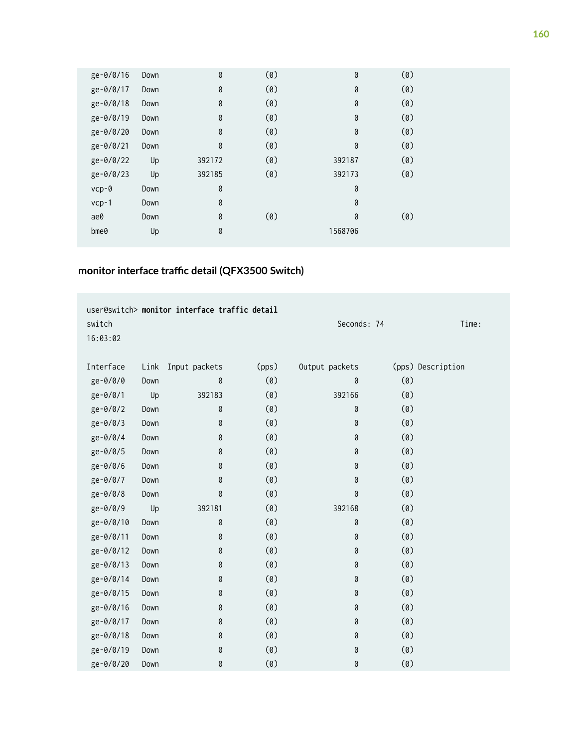```
 ge-0/0/16    Down           0         (0)            0          (0)
 ge-0/0/17    Down           0         (0)            0          (0)
 ge-0/0/18    Down           0         (0)            0          (0)
 ge-0/0/19    Down           0         (0)            0          (0)
 ge-0/0/20    Down           0         (0)            0          (0)
 ge-0/0/21    Down           0         (0)            0          (0)
 ge-0/0/22      Up      392172         (0)       392187          (0)
 ge-0/0/23      Up      392185         (0)       392173          (0)
 vcp-0        Down           0                        0
 vcp-1        Down           0                        0
 ae0          Down           0         (0)            0          (0)
 bme0           Up           0                  1568706
```

### monitor interface traffic detail (QFX3500 Switch)

```
user@switch> monitor interface traffic detail
switch                                                      Seconds: 74                 Time:
16:03:02

Interface     Link  Input packets        (pps)     Output packets         (pps) Description
 ge-0/0/0     Down           0         (0)            0          (0)
 ge-0/0/1       Up      392183         (0)       392166          (0)
 ge-0/0/2     Down           0         (0)            0          (0)
 ge-0/0/3     Down           0         (0)            0          (0)
 ge-0/0/4     Down           0         (0)            0          (0)
 ge-0/0/5     Down           0         (0)            0          (0)
 ge-0/0/6     Down           0         (0)            0          (0)
 ge-0/0/7     Down           0         (0)            0          (0)
 ge-0/0/8     Down           0         (0)            0          (0)
 ge-0/0/9       Up      392181         (0)       392168          (0)
 ge-0/0/10    Down           0         (0)            0          (0)
 ge-0/0/11    Down           0         (0)            0          (0)
 ge-0/0/12    Down           0         (0)            0          (0)
 ge-0/0/13    Down           0         (0)            0          (0)
 ge-0/0/14    Down           0         (0)            0          (0)
 ge-0/0/15    Down           0         (0)            0          (0)
 ge-0/0/16    Down           0         (0)            0          (0)
 ge-0/0/17    Down           0         (0)            0          (0)
 ge-0/0/18    Down           0         (0)            0          (0)
 ge-0/0/19    Down           0         (0)            0          (0)
 ge-0/0/20    Down           0         (0)            0          (0)
```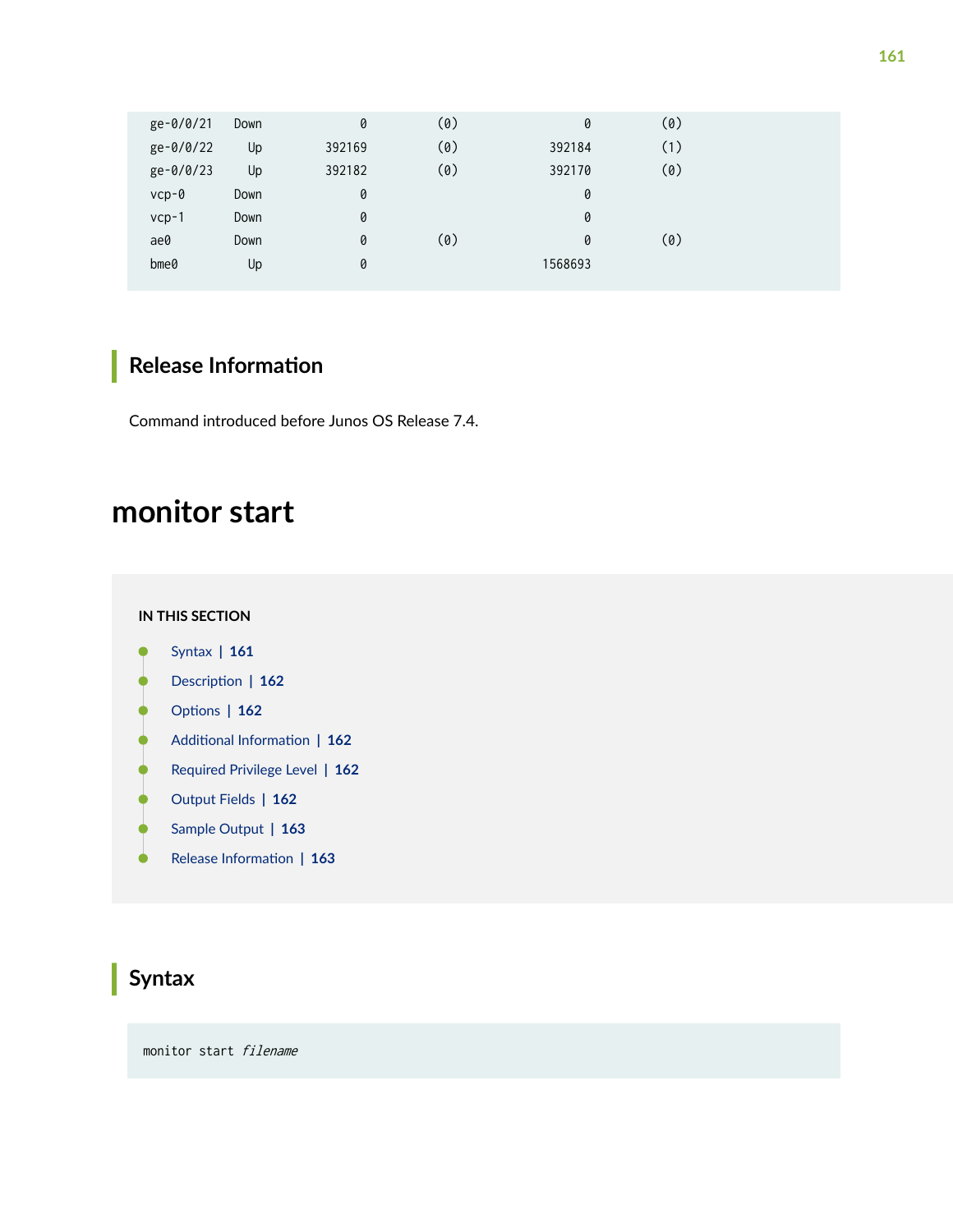```
ge-0/0/21   Down         0      (0)          0       (0)
ge-0/0/22     Up    392169      (0)     392184       (1)
ge-0/0/23     Up    392182      (0)     392170       (0)
vcp-0       Down         0                   0
vcp-1       Down         0                   0
ae0         Down         0      (0)          0       (0)
bme0          Up         0             1568693
```

## Release Information

Command introduced before Junos OS Release 7.4.

# monitor start

**IN THIS SECTION**

- Syntax | 161
- Description | 162
- Options | 162
- Additional Information | 162
- Required Privilege Level | 162
- Output Fields | 162
- Sample Output | 163
- Release Information | 163

## Syntax

```
monitor start filename
```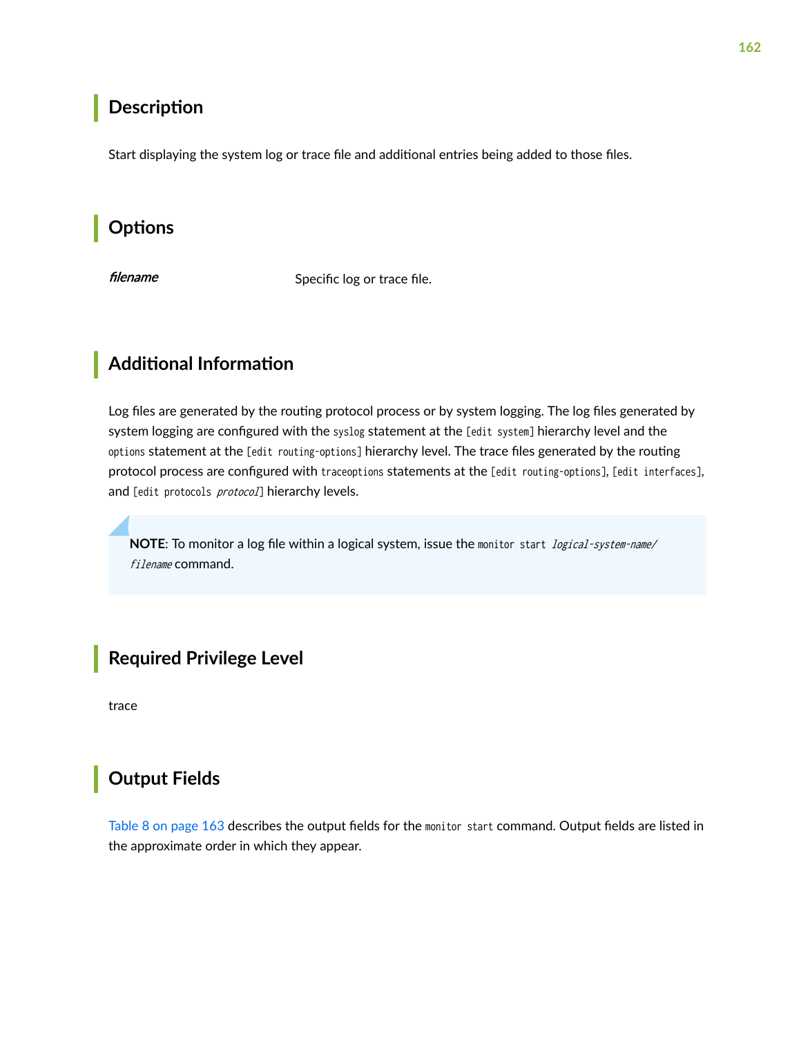## Description

Start displaying the system log or trace file and additional entries being added to those files.

## Options

*filename* Specific log or trace file.

## Additional Information

Log files are generated by the routing protocol process or by system logging. The log files generated by system logging are configured with the `syslog` statement at the `[edit system]` hierarchy level and the `options` statement at the `[edit routing-options]` hierarchy level. The trace files generated by the routing protocol process are configured with `traceoptions` statements at the `[edit routing-options]`, `[edit interfaces]`, and `[edit protocols *protocol*]` hierarchy levels.

> **NOTE**: To monitor a log file within a logical system, issue the `monitor start` *`logical-system-name/filename`* command.

## Required Privilege Level

trace

## Output Fields

Table 8 on page 163 describes the output fields for the `monitor start` command. Output fields are listed in the approximate order in which they appear.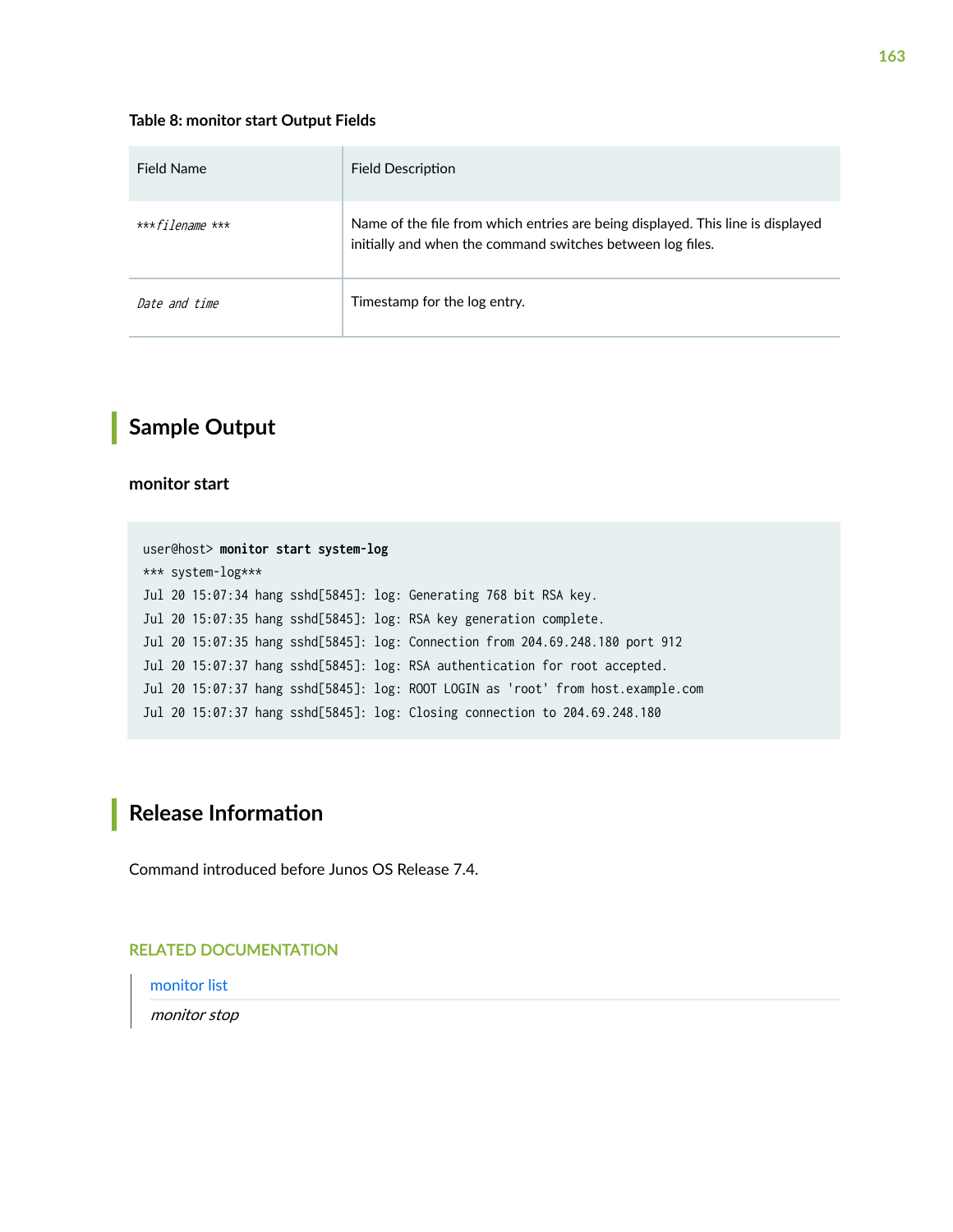**Table 8: monitor start Output Fields**

| Field Name | Field Description |
|---|---|
| *\*\*\*filename \*\*\** | Name of the file from which entries are being displayed. This line is displayed initially and when the command switches between log files. |
| *Date and time* | Timestamp for the log entry. |

## Sample Output

### monitor start

```
user@host> monitor start system-log
*** system-log***
Jul 20 15:07:34 hang sshd[5845]: log: Generating 768 bit RSA key.
Jul 20 15:07:35 hang sshd[5845]: log: RSA key generation complete.
Jul 20 15:07:35 hang sshd[5845]: log: Connection from 204.69.248.180 port 912
Jul 20 15:07:37 hang sshd[5845]: log: RSA authentication for root accepted.
Jul 20 15:07:37 hang sshd[5845]: log: ROOT LOGIN as 'root' from host.example.com
Jul 20 15:07:37 hang sshd[5845]: log: Closing connection to 204.69.248.180
```

## Release Information

Command introduced before Junos OS Release 7.4.

RELATED DOCUMENTATION

monitor list

*monitor stop*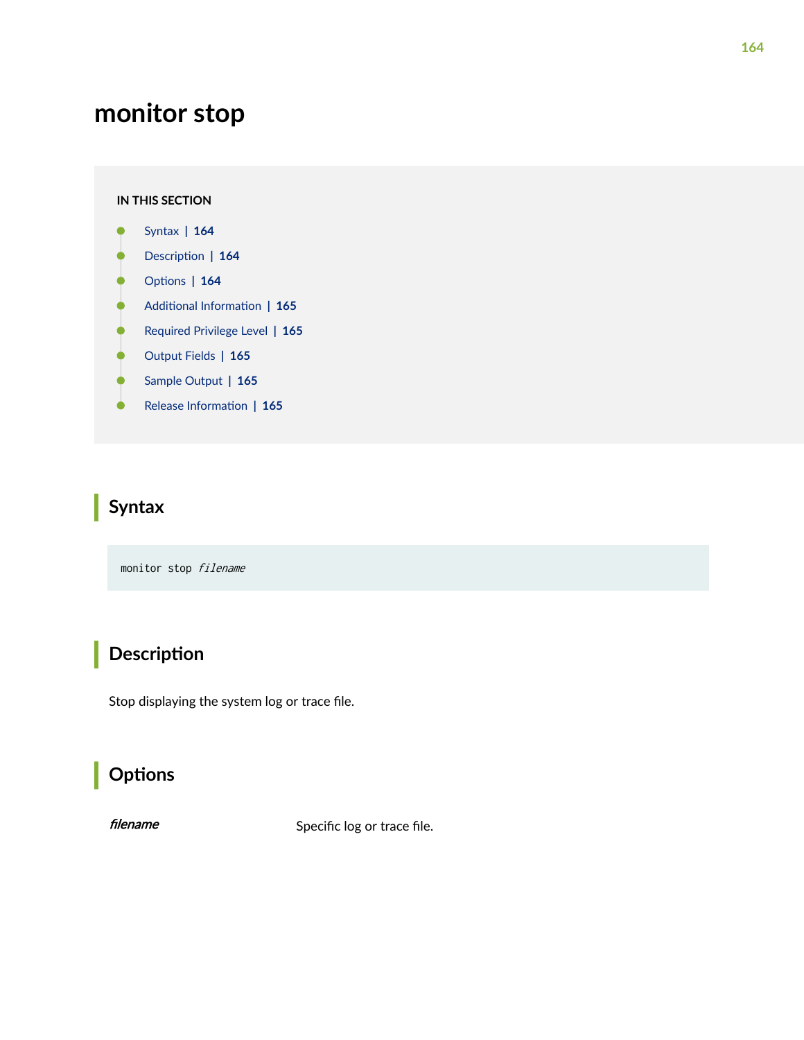# monitor stop

**IN THIS SECTION**

- Syntax | **164**
- Description | **164**
- Options | **164**
- Additional Information | **165**
- Required Privilege Level | **165**
- Output Fields | **165**
- Sample Output | **165**
- Release Information | **165**

## Syntax

```
monitor stop filename
```

## Description

Stop displaying the system log or trace file.

## Options

| | |
|---|---|
| *filename* | Specific log or trace file. |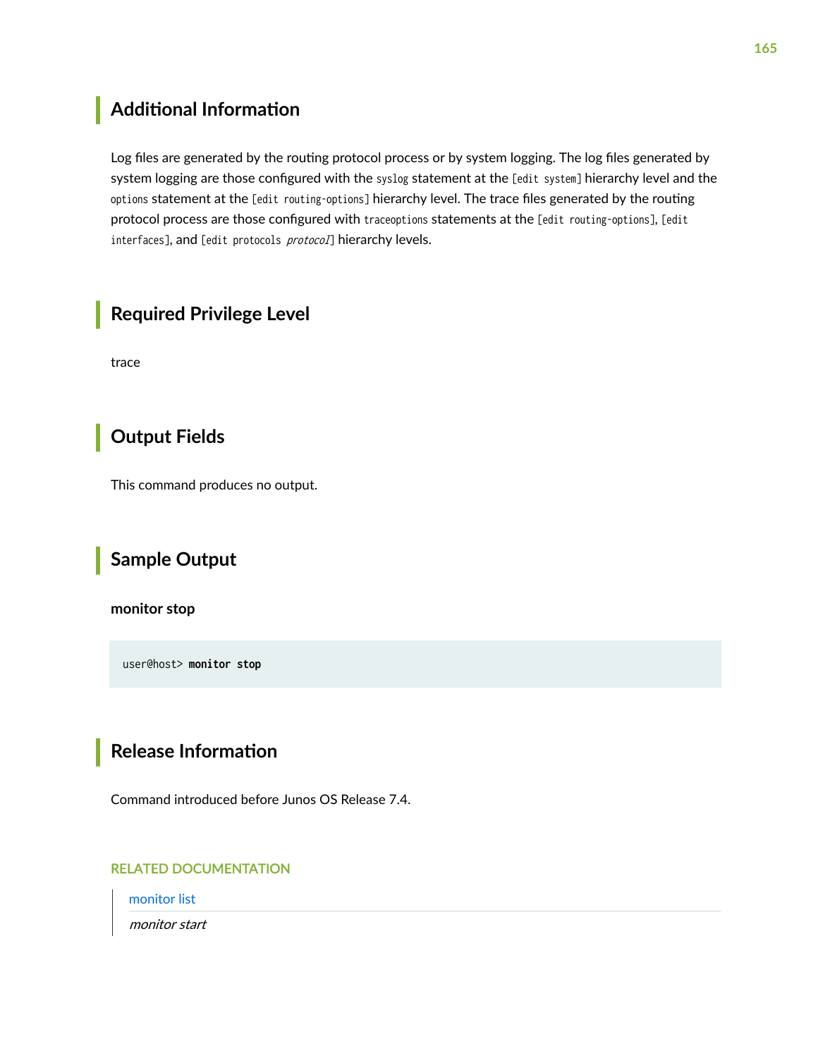## Additional Information

Log files are generated by the routing protocol process or by system logging. The log files generated by system logging are those configured with the `syslog` statement at the `[edit system]` hierarchy level and the `options` statement at the `[edit routing-options]` hierarchy level. The trace files generated by the routing protocol process are those configured with `traceoptions` statements at the `[edit routing-options]`, `[edit interfaces]`, and `[edit protocols` *`protocol`*`]` hierarchy levels.

## Required Privilege Level

trace

## Output Fields

This command produces no output.

## Sample Output

### monitor stop

```
user@host> monitor stop
```

## Release Information

Command introduced before Junos OS Release 7.4.

**RELATED DOCUMENTATION**

monitor list

*monitor start*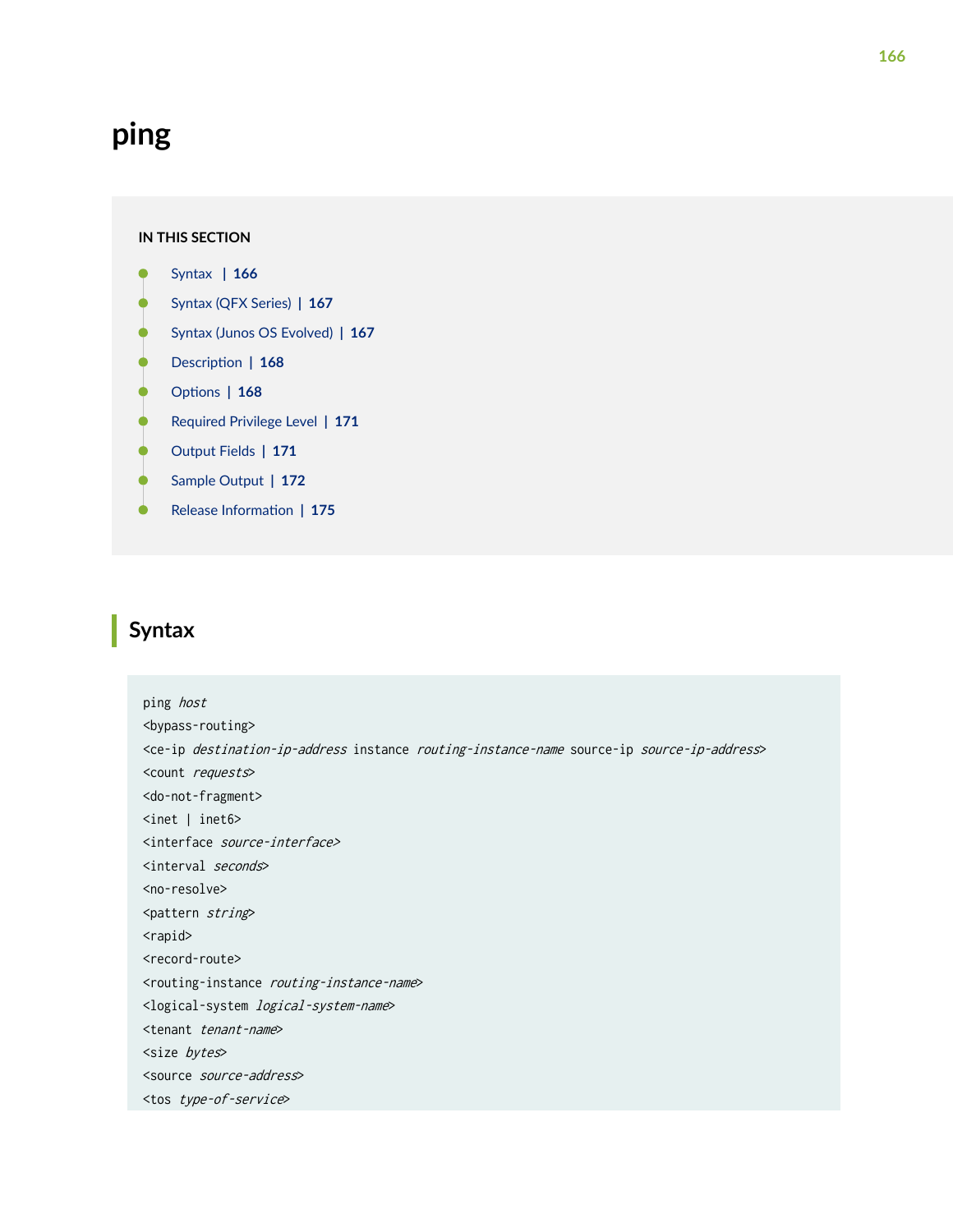# ping

**IN THIS SECTION**

- Syntax | 166
- Syntax (QFX Series) | 167
- Syntax (Junos OS Evolved) | 167
- Description | 168
- Options | 168
- Required Privilege Level | 171
- Output Fields | 171
- Sample Output | 172
- Release Information | 175

## Syntax

```
ping host
<bypass-routing>
<ce-ip destination-ip-address instance routing-instance-name source-ip source-ip-address>
<count requests>
<do-not-fragment>
<inet | inet6>
<interface source-interface>
<interval seconds>
<no-resolve>
<pattern string>
<rapid>
<record-route>
<routing-instance routing-instance-name>
<logical-system logical-system-name>
<tenant tenant-name>
<size bytes>
<source source-address>
<tos type-of-service>
```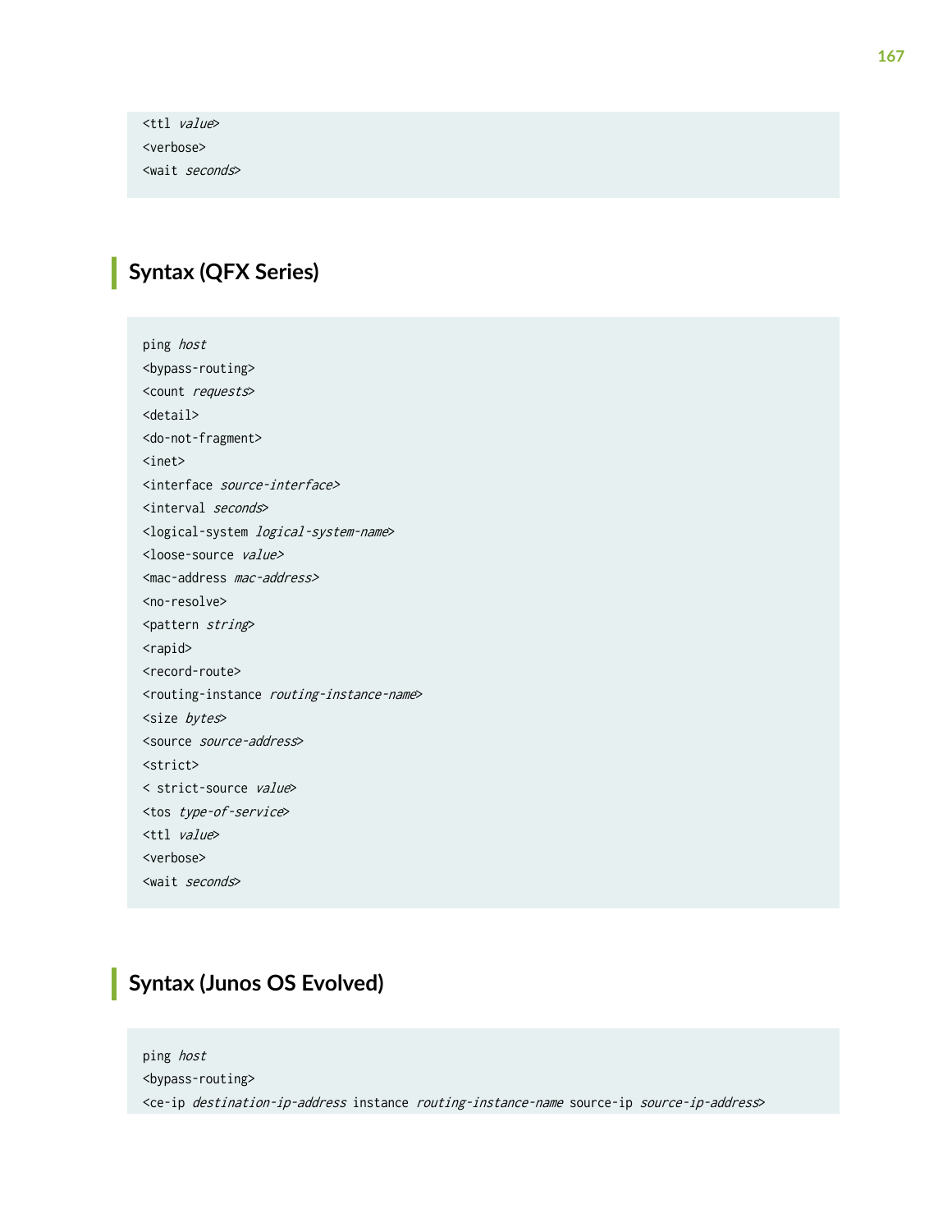```
<ttl value>
<verbose>
<wait seconds>
```

## Syntax (QFX Series)

```
ping host
<bypass-routing>
<count requests>
<detail>
<do-not-fragment>
<inet>
<interface source-interface>
<interval seconds>
<logical-system logical-system-name>
<loose-source value>
<mac-address mac-address>
<no-resolve>
<pattern string>
<rapid>
<record-route>
<routing-instance routing-instance-name>
<size bytes>
<source source-address>
<strict>
< strict-source value>
<tos type-of-service>
<ttl value>
<verbose>
<wait seconds>
```

## Syntax (Junos OS Evolved)

```
ping host
<bypass-routing>
<ce-ip destination-ip-address instance routing-instance-name source-ip source-ip-address>
```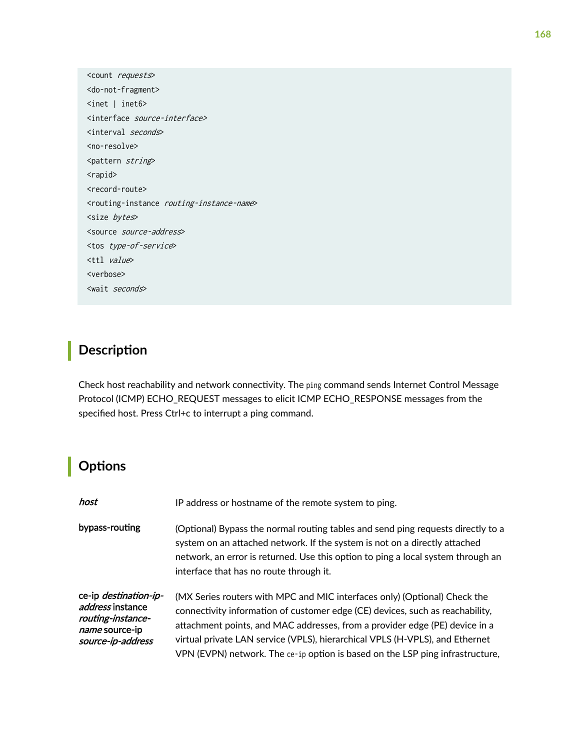```
<count requests>
<do-not-fragment>
<inet | inet6>
<interface source-interface>
<interval seconds>
<no-resolve>
<pattern string>
<rapid>
<record-route>
<routing-instance routing-instance-name>
<size bytes>
<source source-address>
<tos type-of-service>
<ttl value>
<verbose>
<wait seconds>
```

## Description

Check host reachability and network connectivity. The `ping` command sends Internet Control Message Protocol (ICMP) ECHO_REQUEST messages to elicit ICMP ECHO_RESPONSE messages from the specified host. Press Ctrl+c to interrupt a ping command.

## Options

| | |
|---|---|
| ***host*** | IP address or hostname of the remote system to ping. |
| **bypass-routing** | (Optional) Bypass the normal routing tables and send ping requests directly to a system on an attached network. If the system is not on a directly attached network, an error is returned. Use this option to ping a local system through an interface that has no route through it. |
| **ce-ip *destination-ip-address* instance *routing-instance-name* source-ip *source-ip-address*** | (MX Series routers with MPC and MIC interfaces only) (Optional) Check the connectivity information of customer edge (CE) devices, such as reachability, attachment points, and MAC addresses, from a provider edge (PE) device in a virtual private LAN service (VPLS), hierarchical VPLS (H-VPLS), and Ethernet VPN (EVPN) network. The `ce-ip` option is based on the LSP ping infrastructure, |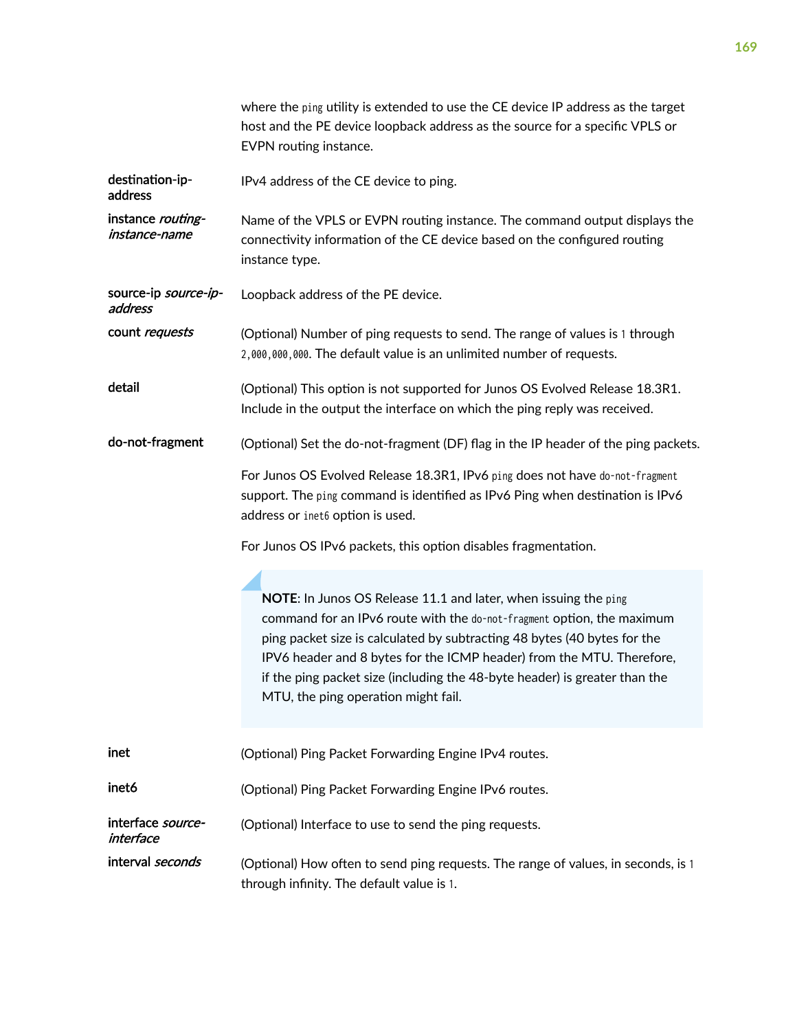where the `ping` utility is extended to use the CE device IP address as the target host and the PE device loopback address as the source for a specific VPLS or EVPN routing instance.

**destination-ip-address**

IPv4 address of the CE device to ping.

**instance *routing-instance-name***

Name of the VPLS or EVPN routing instance. The command output displays the connectivity information of the CE device based on the configured routing instance type.

**source-ip *source-ip-address***

Loopback address of the PE device.

**count *requests***

(Optional) Number of ping requests to send. The range of values is `1` through `2,000,000,000`. The default value is an unlimited number of requests.

**detail**

(Optional) This option is not supported for Junos OS Evolved Release 18.3R1. Include in the output the interface on which the ping reply was received.

**do-not-fragment**

(Optional) Set the do-not-fragment (DF) flag in the IP header of the ping packets.

For Junos OS Evolved Release 18.3R1, IPv6 `ping` does not have `do-not-fragment` support. The `ping` command is identified as IPv6 Ping when destination is IPv6 address or `inet6` option is used.

For Junos OS IPv6 packets, this option disables fragmentation.

> **NOTE**: In Junos OS Release 11.1 and later, when issuing the `ping` command for an IPv6 route with the `do-not-fragment` option, the maximum ping packet size is calculated by subtracting 48 bytes (40 bytes for the IPV6 header and 8 bytes for the ICMP header) from the MTU. Therefore, if the ping packet size (including the 48-byte header) is greater than the MTU, the ping operation might fail.

**inet**

(Optional) Ping Packet Forwarding Engine IPv4 routes.

**inet6**

(Optional) Ping Packet Forwarding Engine IPv6 routes.

**interface *source-interface***

(Optional) Interface to use to send the ping requests.

**interval *seconds***

(Optional) How often to send ping requests. The range of values, in seconds, is `1` through infinity. The default value is `1`.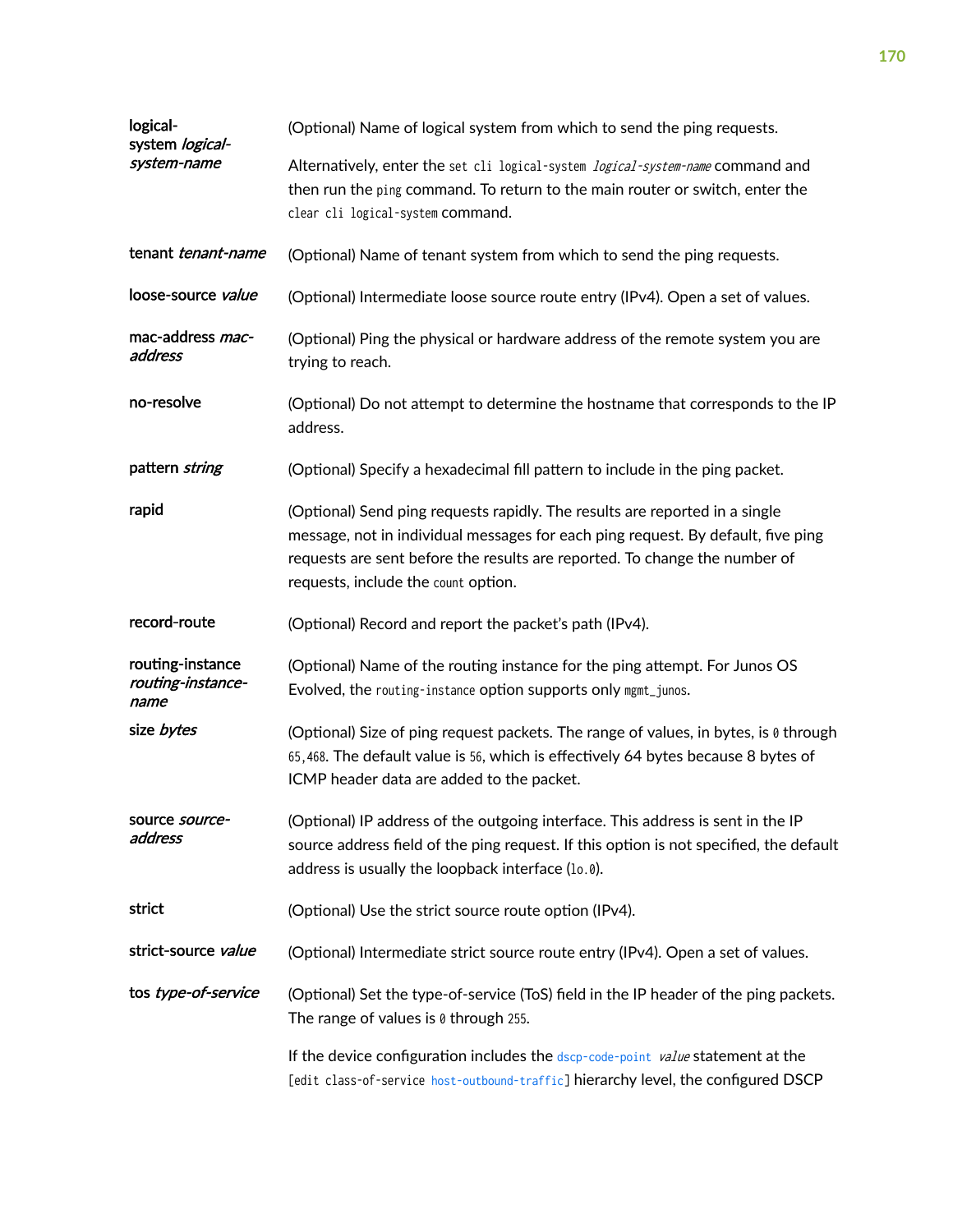| | |
|---|---|
| **logical-system *logical-system-name*** | (Optional) Name of logical system from which to send the ping requests.<br><br>Alternatively, enter the `set cli logical-system` *`logical-system-name`* command and then run the `ping` command. To return to the main router or switch, enter the `clear cli logical-system` command. |
| **tenant *tenant-name*** | (Optional) Name of tenant system from which to send the ping requests. |
| **loose-source *value*** | (Optional) Intermediate loose source route entry (IPv4). Open a set of values. |
| **mac-address *mac-address*** | (Optional) Ping the physical or hardware address of the remote system you are trying to reach. |
| **no-resolve** | (Optional) Do not attempt to determine the hostname that corresponds to the IP address. |
| **pattern *string*** | (Optional) Specify a hexadecimal fill pattern to include in the ping packet. |
| **rapid** | (Optional) Send ping requests rapidly. The results are reported in a single message, not in individual messages for each ping request. By default, five ping requests are sent before the results are reported. To change the number of requests, include the `count` option. |
| **record-route** | (Optional) Record and report the packet's path (IPv4). |
| **routing-instance *routing-instance-name*** | (Optional) Name of the routing instance for the ping attempt. For Junos OS Evolved, the `routing-instance` option supports only `mgmt_junos`. |
| **size *bytes*** | (Optional) Size of ping request packets. The range of values, in bytes, is `0` through `65,468`. The default value is `56`, which is effectively 64 bytes because 8 bytes of ICMP header data are added to the packet. |
| **source *source-address*** | (Optional) IP address of the outgoing interface. This address is sent in the IP source address field of the ping request. If this option is not specified, the default address is usually the loopback interface (`lo.0`). |
| **strict** | (Optional) Use the strict source route option (IPv4). |
| **strict-source *value*** | (Optional) Intermediate strict source route entry (IPv4). Open a set of values. |
| **tos *type-of-service*** | (Optional) Set the type-of-service (ToS) field in the IP header of the ping packets. The range of values is `0` through `255`.<br><br>If the device configuration includes the `dscp-code-point` *`value`* statement at the `[edit class-of-service host-outbound-traffic]` hierarchy level, the configured DSCP |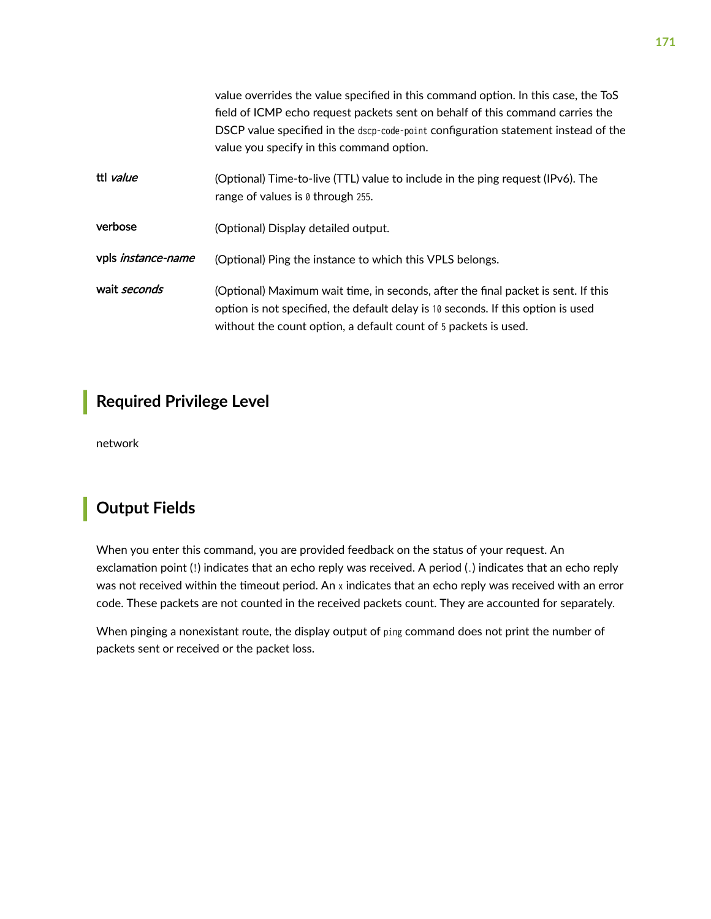| | |
|---|---|
| | value overrides the value specified in this command option. In this case, the ToS field of ICMP echo request packets sent on behalf of this command carries the DSCP value specified in the `dscp-code-point` configuration statement instead of the value you specify in this command option. |
| **ttl** *value* | (Optional) Time-to-live (TTL) value to include in the ping request (IPv6). The range of values is `0` through `255`. |
| **verbose** | (Optional) Display detailed output. |
| **vpls** *instance-name* | (Optional) Ping the instance to which this VPLS belongs. |
| **wait** *seconds* | (Optional) Maximum wait time, in seconds, after the final packet is sent. If this option is not specified, the default delay is `10` seconds. If this option is used without the count option, a default count of `5` packets is used. |

## Required Privilege Level

network

## Output Fields

When you enter this command, you are provided feedback on the status of your request. An exclamation point (`!`) indicates that an echo reply was received. A period (`.`) indicates that an echo reply was not received within the timeout period. An `x` indicates that an echo reply was received with an error code. These packets are not counted in the received packets count. They are accounted for separately.

When pinging a nonexistant route, the display output of `ping` command does not print the number of packets sent or received or the packet loss.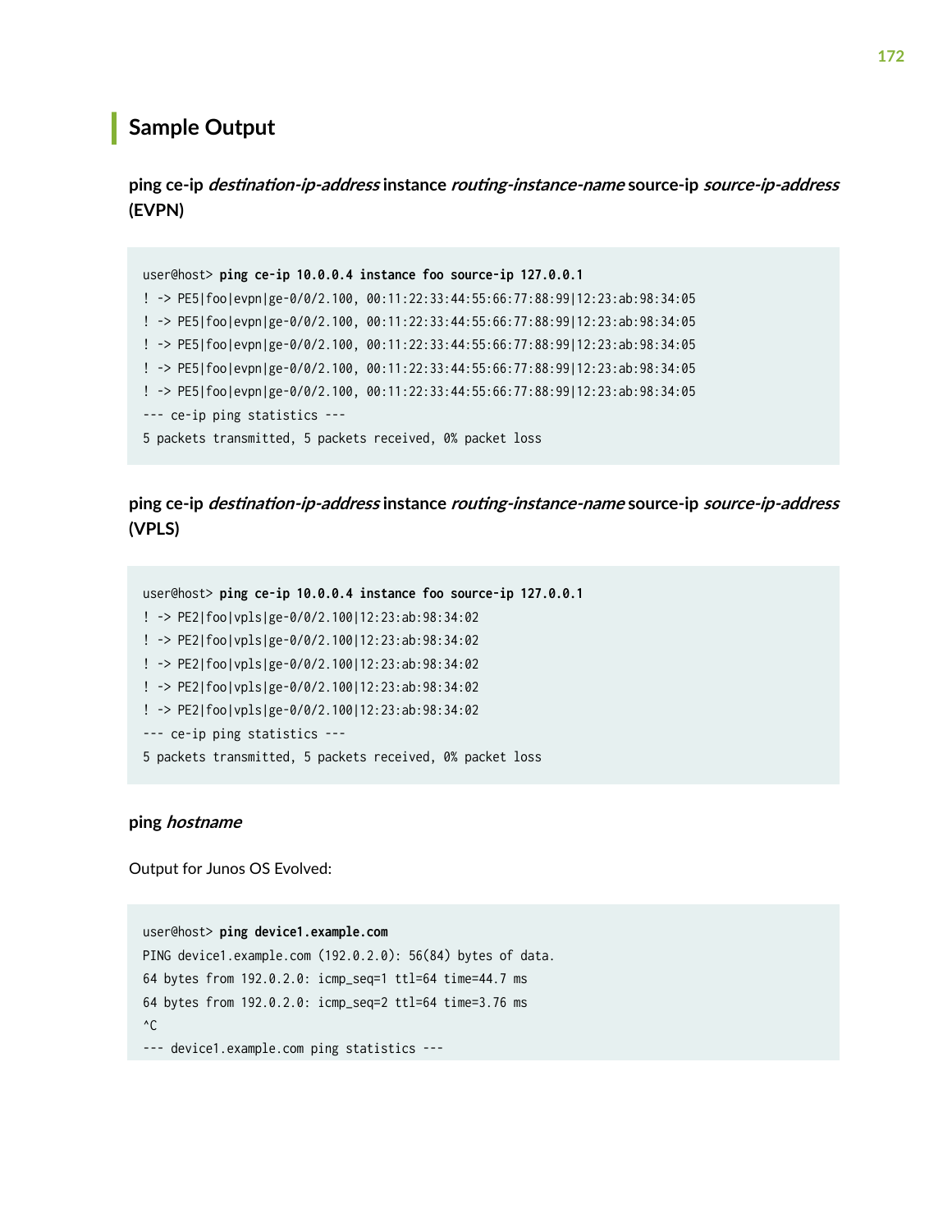## Sample Output

**ping ce-ip *destination-ip-address* instance *routing-instance-name* source-ip *source-ip-address* (EVPN)**

```
user@host> ping ce-ip 10.0.0.4 instance foo source-ip 127.0.0.1
! -> PE5|foo|evpn|ge-0/0/2.100, 00:11:22:33:44:55:66:77:88:99|12:23:ab:98:34:05
! -> PE5|foo|evpn|ge-0/0/2.100, 00:11:22:33:44:55:66:77:88:99|12:23:ab:98:34:05
! -> PE5|foo|evpn|ge-0/0/2.100, 00:11:22:33:44:55:66:77:88:99|12:23:ab:98:34:05
! -> PE5|foo|evpn|ge-0/0/2.100, 00:11:22:33:44:55:66:77:88:99|12:23:ab:98:34:05
! -> PE5|foo|evpn|ge-0/0/2.100, 00:11:22:33:44:55:66:77:88:99|12:23:ab:98:34:05
--- ce-ip ping statistics ---
5 packets transmitted, 5 packets received, 0% packet loss
```

**ping ce-ip *destination-ip-address* instance *routing-instance-name* source-ip *source-ip-address* (VPLS)**

```
user@host> ping ce-ip 10.0.0.4 instance foo source-ip 127.0.0.1
! -> PE2|foo|vpls|ge-0/0/2.100|12:23:ab:98:34:02
! -> PE2|foo|vpls|ge-0/0/2.100|12:23:ab:98:34:02
! -> PE2|foo|vpls|ge-0/0/2.100|12:23:ab:98:34:02
! -> PE2|foo|vpls|ge-0/0/2.100|12:23:ab:98:34:02
! -> PE2|foo|vpls|ge-0/0/2.100|12:23:ab:98:34:02
--- ce-ip ping statistics ---
5 packets transmitted, 5 packets received, 0% packet loss
```

**ping *hostname***

Output for Junos OS Evolved:

```
user@host> ping device1.example.com
PING device1.example.com (192.0.2.0): 56(84) bytes of data.
64 bytes from 192.0.2.0: icmp_seq=1 ttl=64 time=44.7 ms
64 bytes from 192.0.2.0: icmp_seq=2 ttl=64 time=3.76 ms
^C
--- device1.example.com ping statistics ---
```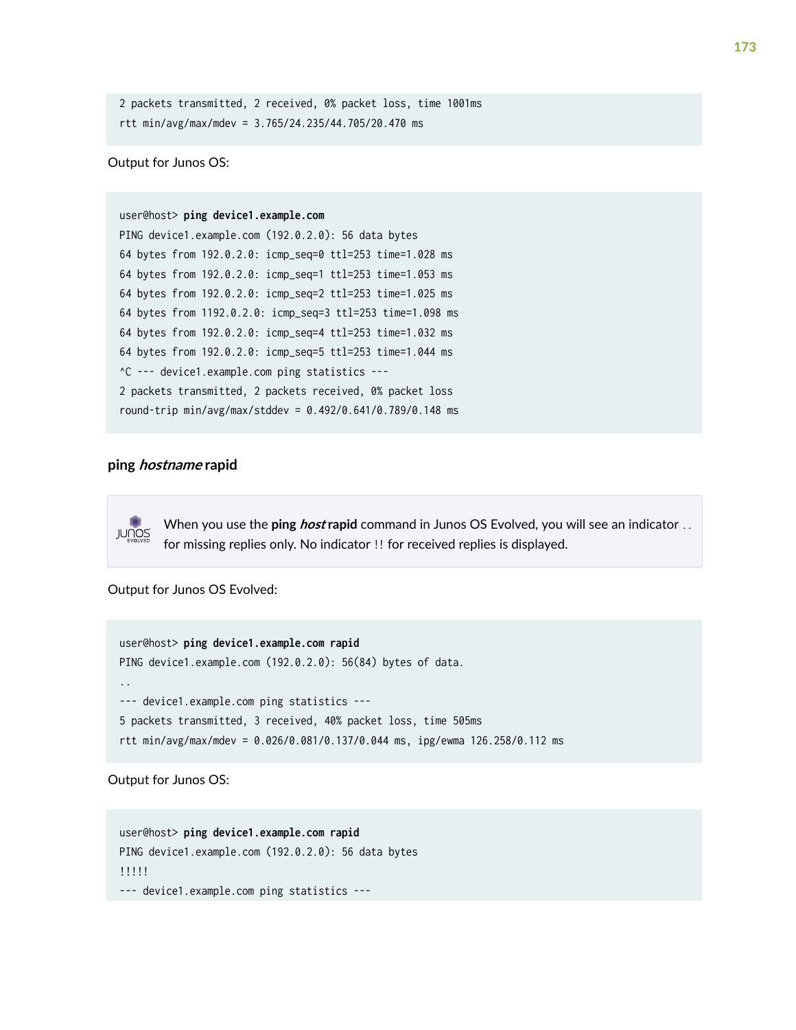```
2 packets transmitted, 2 received, 0% packet loss, time 1001ms
rtt min/avg/max/mdev = 3.765/24.235/44.705/20.470 ms
```

Output for Junos OS:

```
user@host> ping device1.example.com
PING device1.example.com (192.0.2.0): 56 data bytes
64 bytes from 192.0.2.0: icmp_seq=0 ttl=253 time=1.028 ms
64 bytes from 192.0.2.0: icmp_seq=1 ttl=253 time=1.053 ms
64 bytes from 192.0.2.0: icmp_seq=2 ttl=253 time=1.025 ms
64 bytes from 1192.0.2.0: icmp_seq=3 ttl=253 time=1.098 ms
64 bytes from 192.0.2.0: icmp_seq=4 ttl=253 time=1.032 ms
64 bytes from 192.0.2.0: icmp_seq=5 ttl=253 time=1.044 ms
^C --- device1.example.com ping statistics ---
2 packets transmitted, 2 packets received, 0% packet loss
round-trip min/avg/max/stddev = 0.492/0.641/0.789/0.148 ms
```

### ping *hostname* rapid

When you use the **ping *host* rapid** command in Junos OS Evolved, you will see an indicator `..` for missing replies only. No indicator `!!` for received replies is displayed.

Output for Junos OS Evolved:

```
user@host> ping device1.example.com rapid
PING device1.example.com (192.0.2.0): 56(84) bytes of data.
..
--- device1.example.com ping statistics ---
5 packets transmitted, 3 received, 40% packet loss, time 505ms
rtt min/avg/max/mdev = 0.026/0.081/0.137/0.044 ms, ipg/ewma 126.258/0.112 ms
```

Output for Junos OS:

```
user@host> ping device1.example.com rapid
PING device1.example.com (192.0.2.0): 56 data bytes
!!!!!
--- device1.example.com ping statistics ---
```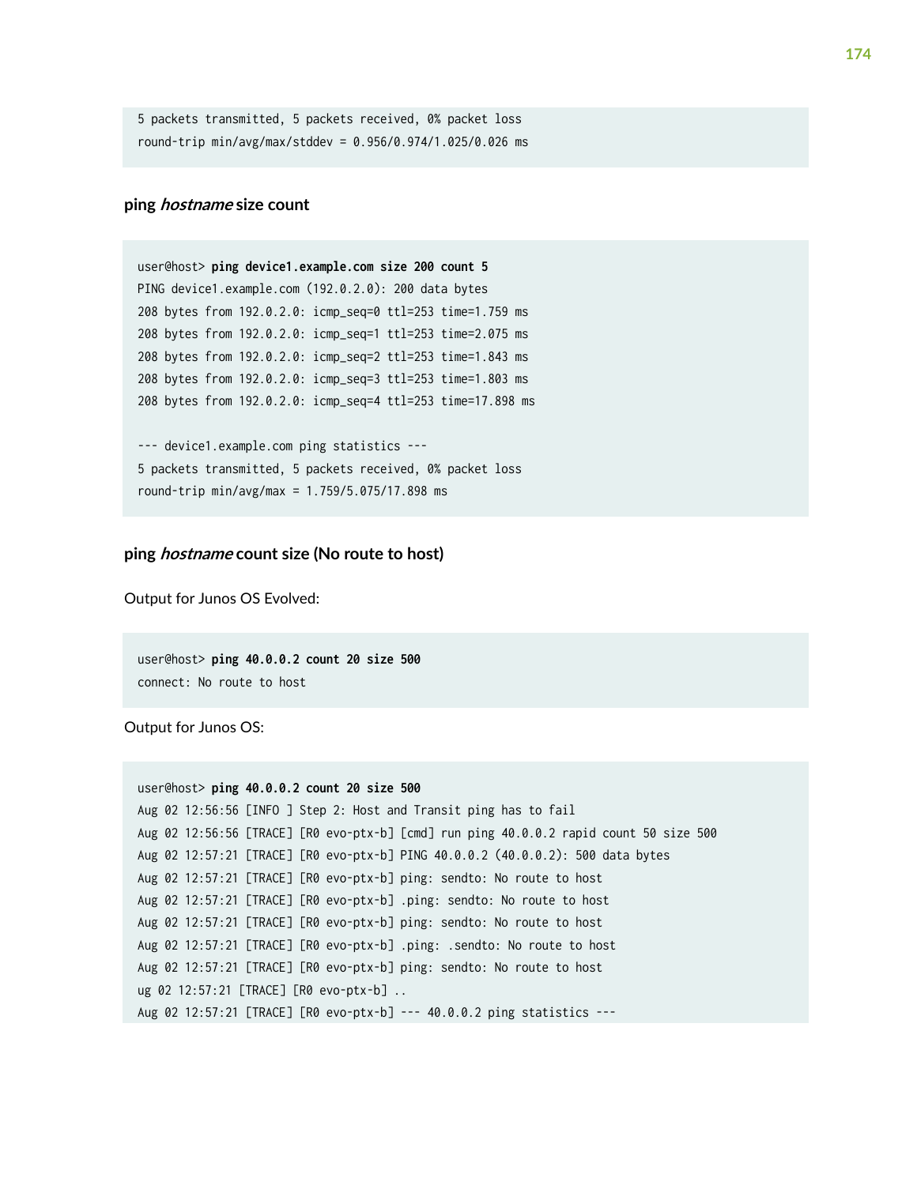```
5 packets transmitted, 5 packets received, 0% packet loss
round-trip min/avg/max/stddev = 0.956/0.974/1.025/0.026 ms
```

#### ping *hostname* size count

```
user@host> ping device1.example.com size 200 count 5
PING device1.example.com (192.0.2.0): 200 data bytes
208 bytes from 192.0.2.0: icmp_seq=0 ttl=253 time=1.759 ms
208 bytes from 192.0.2.0: icmp_seq=1 ttl=253 time=2.075 ms
208 bytes from 192.0.2.0: icmp_seq=2 ttl=253 time=1.843 ms
208 bytes from 192.0.2.0: icmp_seq=3 ttl=253 time=1.803 ms
208 bytes from 192.0.2.0: icmp_seq=4 ttl=253 time=17.898 ms

--- device1.example.com ping statistics ---
5 packets transmitted, 5 packets received, 0% packet loss
round-trip min/avg/max = 1.759/5.075/17.898 ms
```

#### ping *hostname* count size (No route to host)

Output for Junos OS Evolved:

```
user@host> ping 40.0.0.2 count 20 size 500
connect: No route to host
```

Output for Junos OS:

```
user@host> ping 40.0.0.2 count 20 size 500
Aug 02 12:56:56 [INFO ] Step 2: Host and Transit ping has to fail
Aug 02 12:56:56 [TRACE] [R0 evo-ptx-b] [cmd] run ping 40.0.0.2 rapid count 50 size 500
Aug 02 12:57:21 [TRACE] [R0 evo-ptx-b] PING 40.0.0.2 (40.0.0.2): 500 data bytes
Aug 02 12:57:21 [TRACE] [R0 evo-ptx-b] ping: sendto: No route to host
Aug 02 12:57:21 [TRACE] [R0 evo-ptx-b] .ping: sendto: No route to host
Aug 02 12:57:21 [TRACE] [R0 evo-ptx-b] ping: sendto: No route to host
Aug 02 12:57:21 [TRACE] [R0 evo-ptx-b] .ping: .sendto: No route to host
Aug 02 12:57:21 [TRACE] [R0 evo-ptx-b] ping: sendto: No route to host
ug 02 12:57:21 [TRACE] [R0 evo-ptx-b] ..
Aug 02 12:57:21 [TRACE] [R0 evo-ptx-b] --- 40.0.0.2 ping statistics ---
```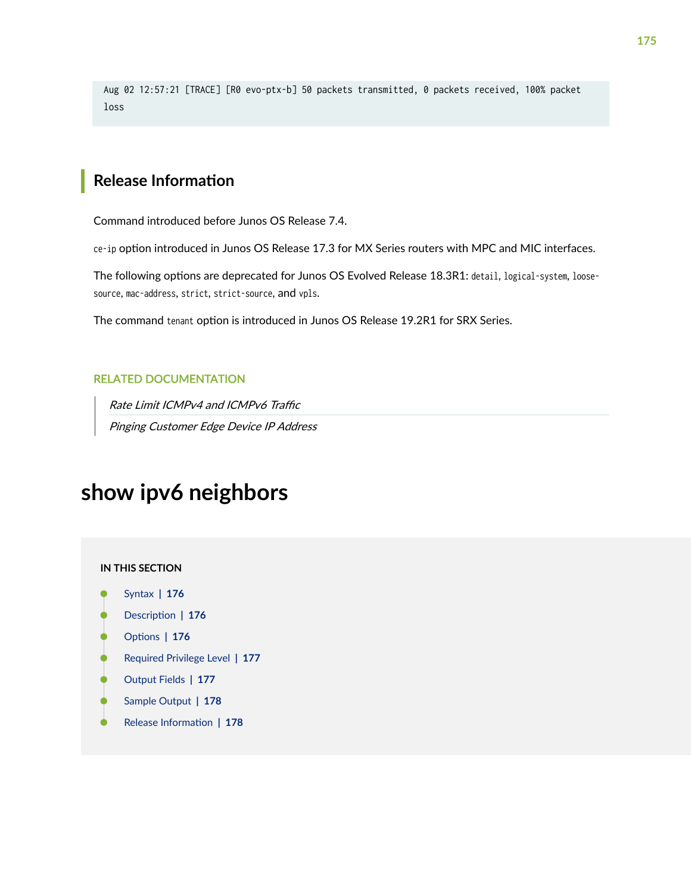```
Aug 02 12:57:21 [TRACE] [R0 evo-ptx-b] 50 packets transmitted, 0 packets received, 100% packet
loss
```

## Release Information

Command introduced before Junos OS Release 7.4.

`ce-ip` option introduced in Junos OS Release 17.3 for MX Series routers with MPC and MIC interfaces.

The following options are deprecated for Junos OS Evolved Release 18.3R1: `detail`, `logical-system`, `loose-source`, `mac-address`, `strict`, `strict-source`, and `vpls`.

The command `tenant` option is introduced in Junos OS Release 19.2R1 for SRX Series.

RELATED DOCUMENTATION

*Rate Limit ICMPv4 and ICMPv6 Traffic*

*Pinging Customer Edge Device IP Address*

# show ipv6 neighbors

**IN THIS SECTION**

- Syntax | 176
- Description | 176
- Options | 176
- Required Privilege Level | 177
- Output Fields | 177
- Sample Output | 178
- Release Information | 178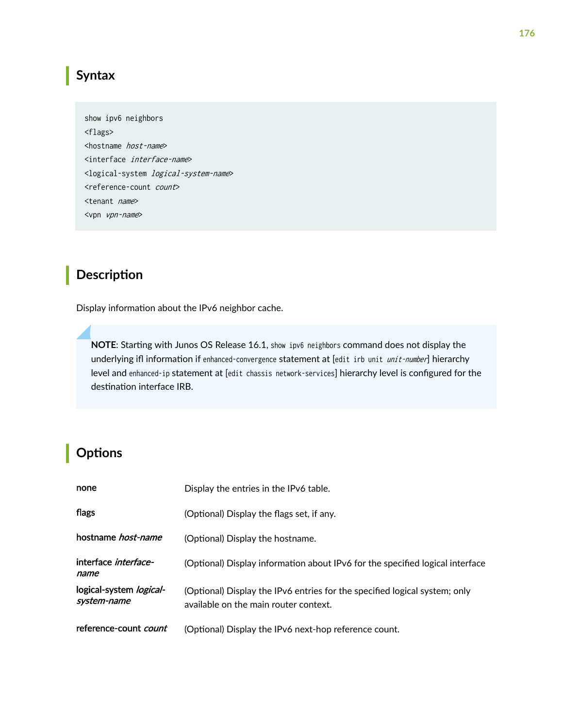## Syntax

```
show ipv6 neighbors
<flags>
<hostname host-name>
<interface interface-name>
<logical-system logical-system-name>
<reference-count count>
<tenant name>
<vpn vpn-name>
```

## Description

Display information about the IPv6 neighbor cache.

> **NOTE**: Starting with Junos OS Release 16.1, `show ipv6 neighbors` command does not display the underlying ifl information if `enhanced-convergence` statement at [`edit irb unit` *unit-number*] hierarchy level and `enhanced-ip` statement at [`edit chassis network-services`] hierarchy level is configured for the destination interface IRB.

## Options

| | |
|---|---|
| **none** | Display the entries in the IPv6 table. |
| **flags** | (Optional) Display the flags set, if any. |
| **hostname** *host-name* | (Optional) Display the hostname. |
| **interface** *interface-name* | (Optional) Display information about IPv6 for the specified logical interface |
| **logical-system** *logical-system-name* | (Optional) Display the IPv6 entries for the specified logical system; only available on the main router context. |
| **reference-count** *count* | (Optional) Display the IPv6 next-hop reference count. |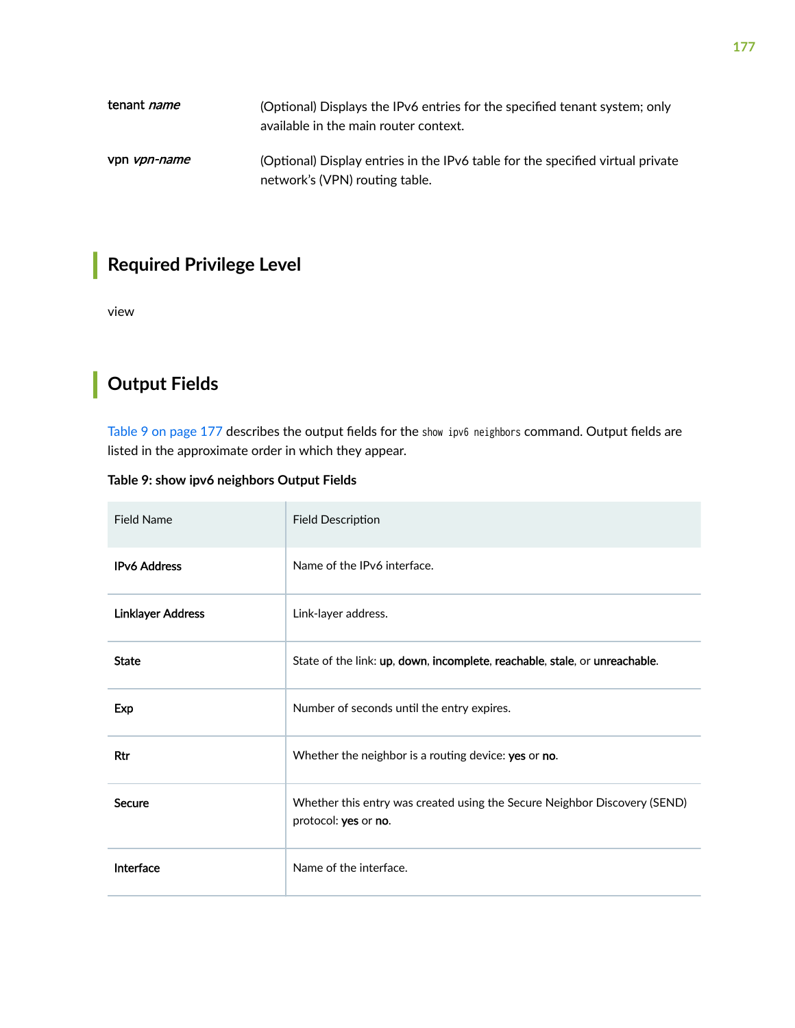| | |
|---|---|
| tenant *name* | (Optional) Displays the IPv6 entries for the specified tenant system; only available in the main router context. |
| vpn *vpn-name* | (Optional) Display entries in the IPv6 table for the specified virtual private network's (VPN) routing table. |

## Required Privilege Level

view

## Output Fields

Table 9 on page 177 describes the output fields for the `show ipv6 neighbors` command. Output fields are listed in the approximate order in which they appear.

**Table 9: show ipv6 neighbors Output Fields**

| Field Name | Field Description |
|---|---|
| **IPv6 Address** | Name of the IPv6 interface. |
| **Linklayer Address** | Link-layer address. |
| **State** | State of the link: **up**, **down**, **incomplete**, **reachable**, **stale**, or **unreachable**. |
| **Exp** | Number of seconds until the entry expires. |
| **Rtr** | Whether the neighbor is a routing device: **yes** or **no**. |
| **Secure** | Whether this entry was created using the Secure Neighbor Discovery (SEND) protocol: **yes** or **no**. |
| **Interface** | Name of the interface. |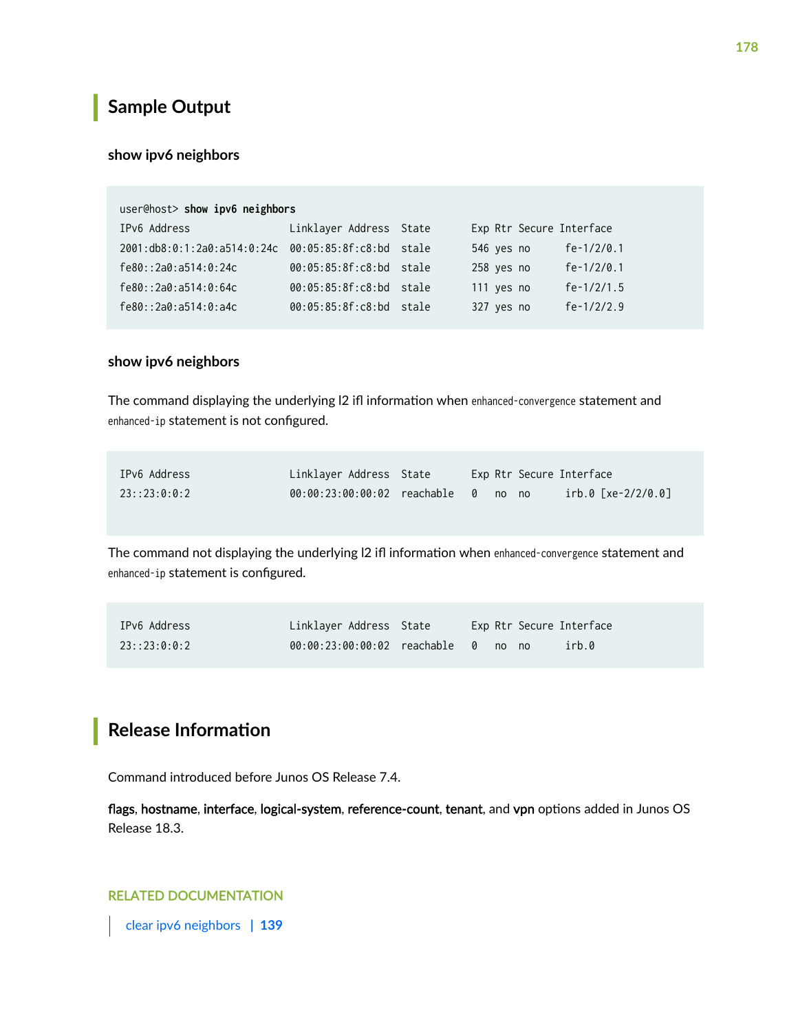## Sample Output

### show ipv6 neighbors

```
user@host> show ipv6 neighbors
IPv6 Address                 Linklayer Address  State       Exp Rtr Secure Interface
2001:db8:0:1:2a0:a514:0:24c  00:05:85:8f:c8:bd  stale       546 yes no      fe-1/2/0.1
fe80::2a0:a514:0:24c         00:05:85:8f:c8:bd  stale       258 yes no      fe-1/2/0.1
fe80::2a0:a514:0:64c         00:05:85:8f:c8:bd  stale       111 yes no      fe-1/2/1.5
fe80::2a0:a514:0:a4c         00:05:85:8f:c8:bd  stale       327 yes no      fe-1/2/2.9
```

### show ipv6 neighbors

The command displaying the underlying l2 ifl information when `enhanced-convergence` statement and `enhanced-ip` statement is not configured.

```
IPv6 Address                 Linklayer Address  State       Exp Rtr Secure Interface
23::23:0:0:2                 00:00:23:00:00:02  reachable   0   no  no      irb.0 [xe-2/2/0.0]
```

The command not displaying the underlying l2 ifl information when `enhanced-convergence` statement and `enhanced-ip` statement is configured.

```
IPv6 Address                 Linklayer Address  State       Exp Rtr Secure Interface
23::23:0:0:2                 00:00:23:00:00:02  reachable   0   no  no      irb.0
```

## Release Information

Command introduced before Junos OS Release 7.4.

**flags**, **hostname**, **interface**, **logical-system**, **reference-count**, **tenant**, and **vpn** options added in Junos OS Release 18.3.

RELATED DOCUMENTATION

clear ipv6 neighbors | 139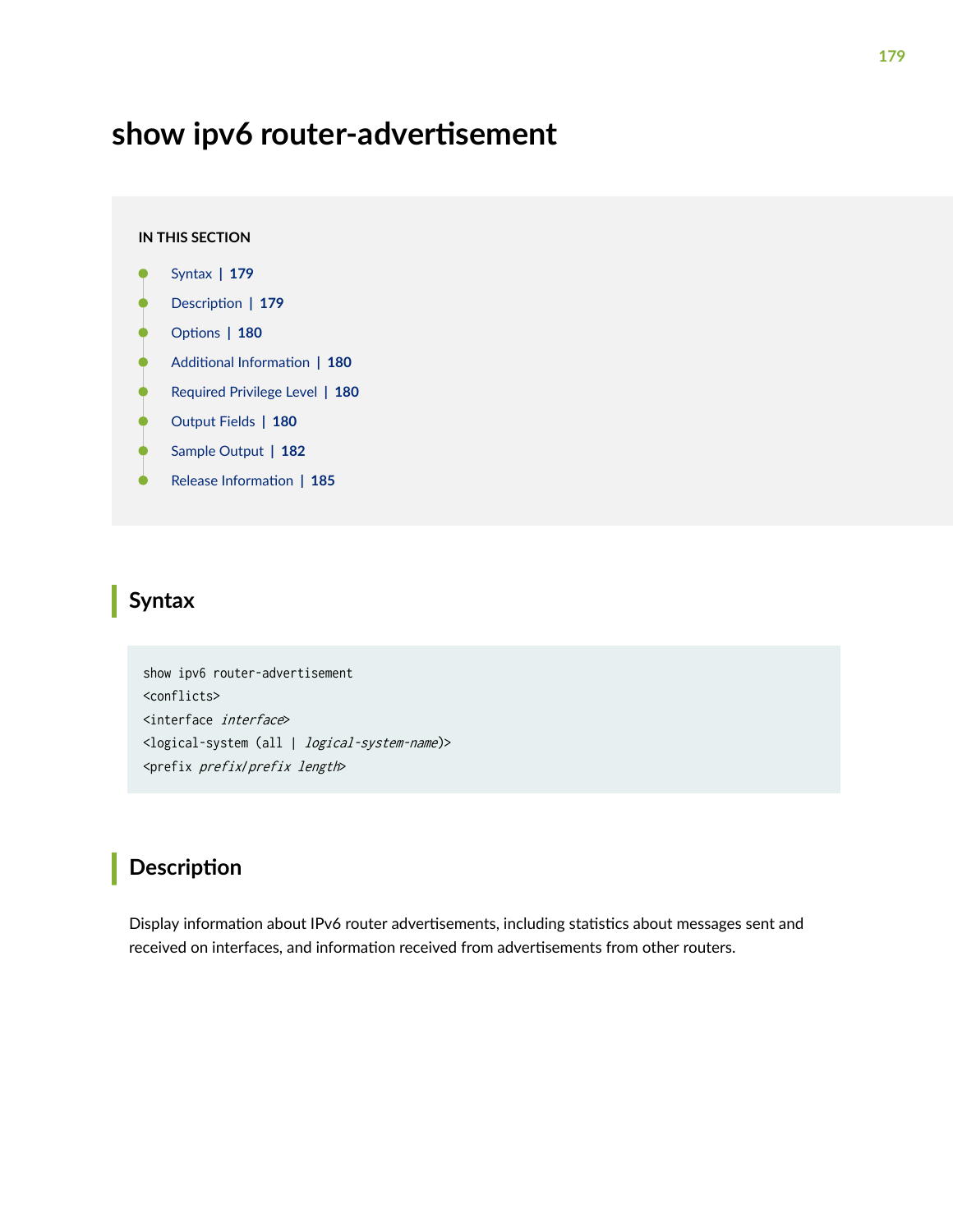# show ipv6 router-advertisement

**IN THIS SECTION**

- Syntax | 179
- Description | 179
- Options | 180
- Additional Information | 180
- Required Privilege Level | 180
- Output Fields | 180
- Sample Output | 182
- Release Information | 185

## Syntax

```
show ipv6 router-advertisement
<conflicts>
<interface interface>
<logical-system (all | logical-system-name)>
<prefix prefix/prefix length>
```

## Description

Display information about IPv6 router advertisements, including statistics about messages sent and received on interfaces, and information received from advertisements from other routers.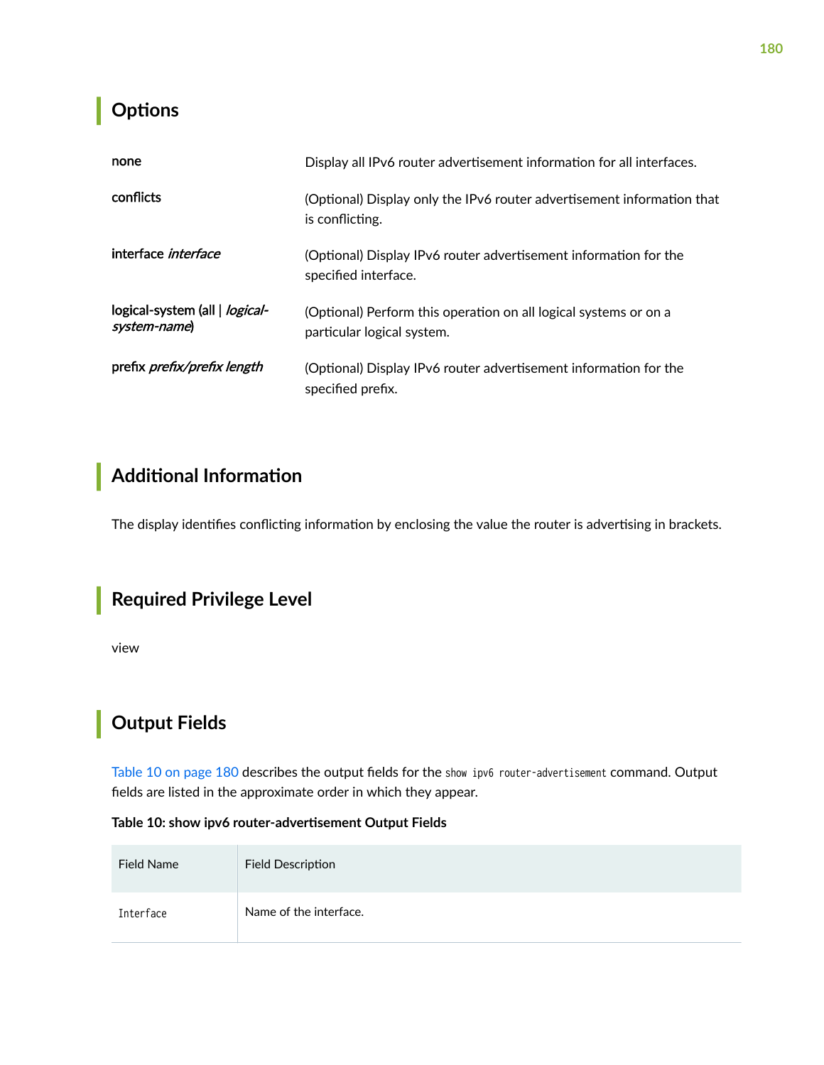## Options

| | |
|---|---|
| none | Display all IPv6 router advertisement information for all interfaces. |
| conflicts | (Optional) Display only the IPv6 router advertisement information that is conflicting. |
| interface *interface* | (Optional) Display IPv6 router advertisement information for the specified interface. |
| logical-system (all \| *logical-system-name*) | (Optional) Perform this operation on all logical systems or on a particular logical system. |
| prefix *prefix/prefix length* | (Optional) Display IPv6 router advertisement information for the specified prefix. |

## Additional Information

The display identifies conflicting information by enclosing the value the router is advertising in brackets.

## Required Privilege Level

view

## Output Fields

Table 10 on page 180 describes the output fields for the `show ipv6 router-advertisement` command. Output fields are listed in the approximate order in which they appear.

**Table 10: show ipv6 router-advertisement Output Fields**

| Field Name | Field Description |
|---|---|
| `Interface` | Name of the interface. |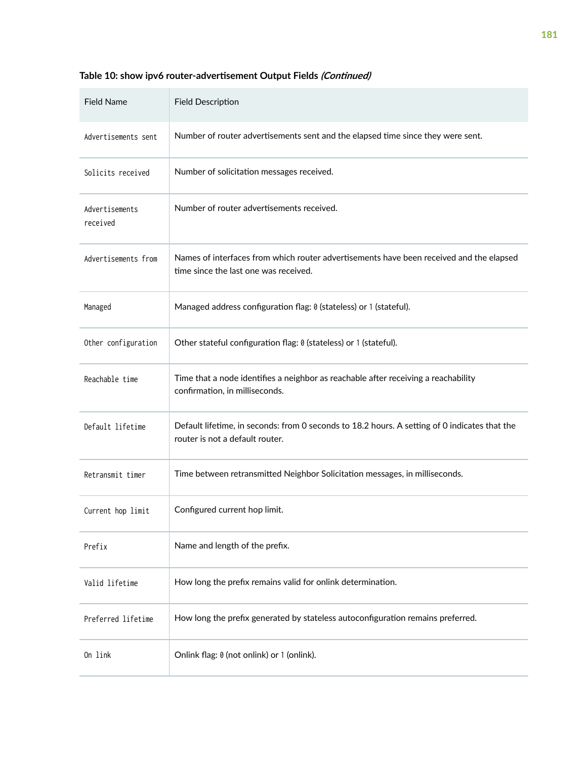**Table 10: show ipv6 router-advertisement Output Fields *(Continued)***

| Field Name | Field Description |
|---|---|
| `Advertisements sent` | Number of router advertisements sent and the elapsed time since they were sent. |
| `Solicits received` | Number of solicitation messages received. |
| `Advertisements received` | Number of router advertisements received. |
| `Advertisements from` | Names of interfaces from which router advertisements have been received and the elapsed time since the last one was received. |
| `Managed` | Managed address configuration flag: `0` (stateless) or `1` (stateful). |
| `Other configuration` | Other stateful configuration flag: `0` (stateless) or `1` (stateful). |
| `Reachable time` | Time that a node identifies a neighbor as reachable after receiving a reachability confirmation, in milliseconds. |
| `Default lifetime` | Default lifetime, in seconds: from 0 seconds to 18.2 hours. A setting of 0 indicates that the router is not a default router. |
| `Retransmit timer` | Time between retransmitted Neighbor Solicitation messages, in milliseconds. |
| `Current hop limit` | Configured current hop limit. |
| `Prefix` | Name and length of the prefix. |
| `Valid lifetime` | How long the prefix remains valid for onlink determination. |
| `Preferred lifetime` | How long the prefix generated by stateless autoconfiguration remains preferred. |
| `On link` | Onlink flag: `0` (not onlink) or `1` (onlink). |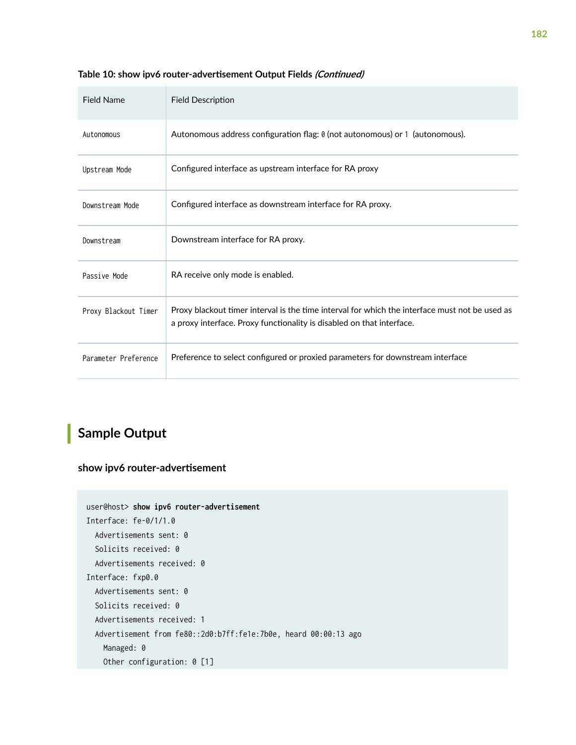**Table 10: show ipv6 router-advertisement Output Fields *(Continued)***

| Field Name | Field Description |
|---|---|
| `Autonomous` | Autonomous address configuration flag: `0` (not autonomous) or `1` (autonomous). |
| `Upstream Mode` | Configured interface as upstream interface for RA proxy |
| `Downstream Mode` | Configured interface as downstream interface for RA proxy. |
| `Downstream` | Downstream interface for RA proxy. |
| `Passive Mode` | RA receive only mode is enabled. |
| `Proxy Blackout Timer` | Proxy blackout timer interval is the time interval for which the interface must not be used as a proxy interface. Proxy functionality is disabled on that interface. |
| `Parameter Preference` | Preference to select configured or proxied parameters for downstream interface |

## Sample Output

### show ipv6 router-advertisement

```
user@host> show ipv6 router-advertisement
Interface: fe-0/1/1.0
  Advertisements sent: 0
  Solicits received: 0
  Advertisements received: 0
Interface: fxp0.0
  Advertisements sent: 0
  Solicits received: 0
  Advertisements received: 1
  Advertisement from fe80::2d0:b7ff:fe1e:7b0e, heard 00:00:13 ago
    Managed: 0
    Other configuration: 0 [1]
```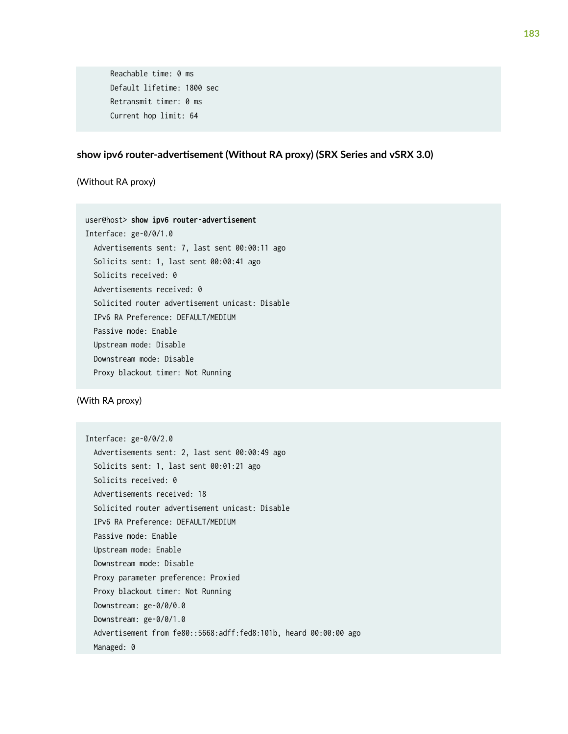```
      Reachable time: 0 ms
      Default lifetime: 1800 sec
      Retransmit timer: 0 ms
      Current hop limit: 64
```

### show ipv6 router-advertisement (Without RA proxy) (SRX Series and vSRX 3.0)

(Without RA proxy)

```
user@host> show ipv6 router-advertisement
Interface: ge-0/0/1.0
  Advertisements sent: 7, last sent 00:00:11 ago
  Solicits sent: 1, last sent 00:00:41 ago
  Solicits received: 0
  Advertisements received: 0
  Solicited router advertisement unicast: Disable
  IPv6 RA Preference: DEFAULT/MEDIUM
  Passive mode: Enable
  Upstream mode: Disable
  Downstream mode: Disable
  Proxy blackout timer: Not Running
```

(With RA proxy)

```
Interface: ge-0/0/2.0
  Advertisements sent: 2, last sent 00:00:49 ago
  Solicits sent: 1, last sent 00:01:21 ago
  Solicits received: 0
  Advertisements received: 18
  Solicited router advertisement unicast: Disable
  IPv6 RA Preference: DEFAULT/MEDIUM
  Passive mode: Enable
  Upstream mode: Enable
  Downstream mode: Disable
  Proxy parameter preference: Proxied
  Proxy blackout timer: Not Running
  Downstream: ge-0/0/0.0
  Downstream: ge-0/0/1.0
  Advertisement from fe80::5668:adff:fed8:101b, heard 00:00:00 ago
  Managed: 0
```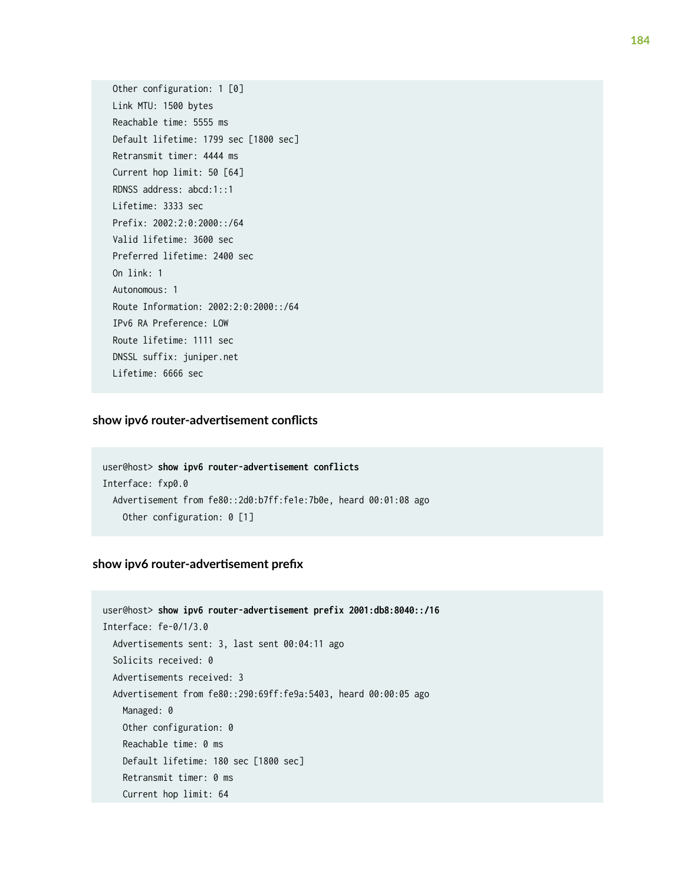```
  Other configuration: 1 [0]
  Link MTU: 1500 bytes
  Reachable time: 5555 ms
  Default lifetime: 1799 sec [1800 sec]
  Retransmit timer: 4444 ms
  Current hop limit: 50 [64]
  RDNSS address: abcd:1::1
  Lifetime: 3333 sec
  Prefix: 2002:2:0:2000::/64
  Valid lifetime: 3600 sec
  Preferred lifetime: 2400 sec
  On link: 1
  Autonomous: 1
  Route Information: 2002:2:0:2000::/64
  IPv6 RA Preference: LOW
  Route lifetime: 1111 sec
  DNSSL suffix: juniper.net
  Lifetime: 6666 sec
```

### show ipv6 router-advertisement conflicts

```
user@host> show ipv6 router-advertisement conflicts
Interface: fxp0.0
  Advertisement from fe80::2d0:b7ff:fe1e:7b0e, heard 00:01:08 ago
    Other configuration: 0 [1]
```

### show ipv6 router-advertisement prefix

```
user@host> show ipv6 router-advertisement prefix 2001:db8:8040::/16
Interface: fe-0/1/3.0
  Advertisements sent: 3, last sent 00:04:11 ago
  Solicits received: 0
  Advertisements received: 3
  Advertisement from fe80::290:69ff:fe9a:5403, heard 00:00:05 ago
    Managed: 0
    Other configuration: 0
    Reachable time: 0 ms
    Default lifetime: 180 sec [1800 sec]
    Retransmit timer: 0 ms
    Current hop limit: 64
```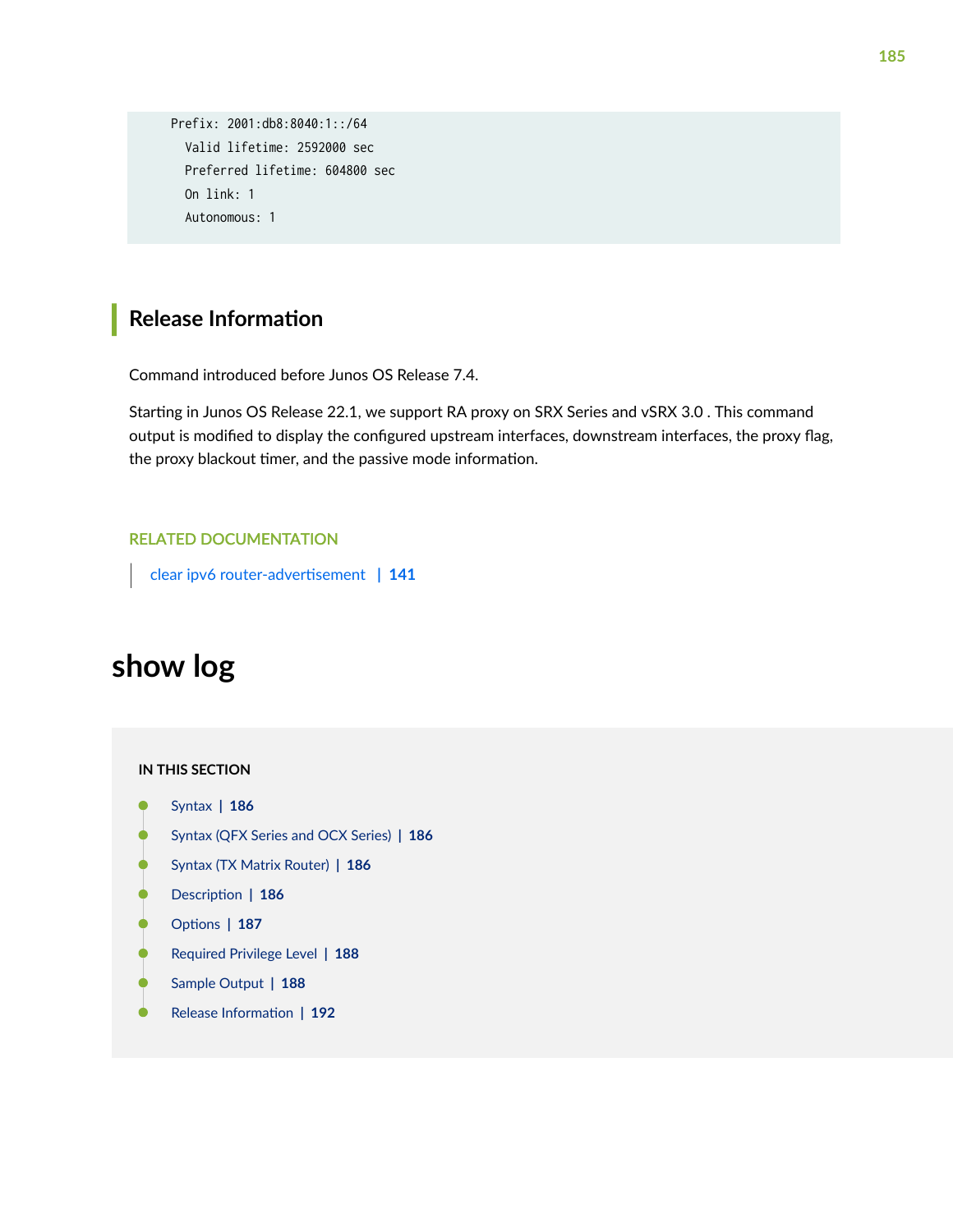```
    Prefix: 2001:db8:8040:1::/64
      Valid lifetime: 2592000 sec
      Preferred lifetime: 604800 sec
      On link: 1
      Autonomous: 1
```

## Release Information

Command introduced before Junos OS Release 7.4.

Starting in Junos OS Release 22.1, we support RA proxy on SRX Series and vSRX 3.0 . This command output is modified to display the configured upstream interfaces, downstream interfaces, the proxy flag, the proxy blackout timer, and the passive mode information.

RELATED DOCUMENTATION

clear ipv6 router-advertisement | 141

# show log

**IN THIS SECTION**

- Syntax | 186
- Syntax (QFX Series and OCX Series) | 186
- Syntax (TX Matrix Router) | 186
- Description | 186
- Options | 187
- Required Privilege Level | 188
- Sample Output | 188
- Release Information | 192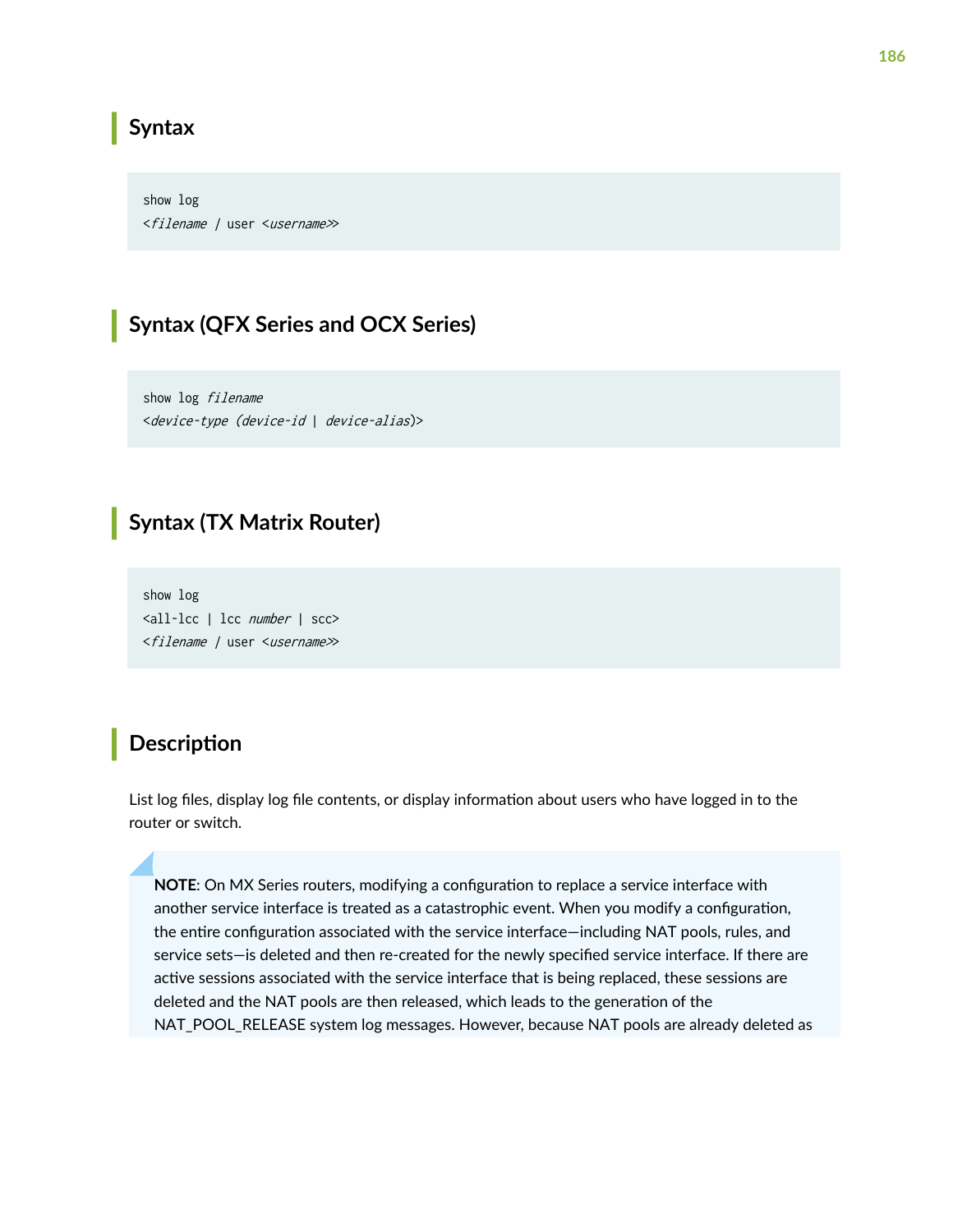## Syntax

```
show log
<filename | user <username>>
```

## Syntax (QFX Series and OCX Series)

```
show log filename
<device-type (device-id | device-alias)>
```

## Syntax (TX Matrix Router)

```
show log
<all-lcc | lcc number | scc>
<filename | user <username>>
```

## Description

List log files, display log file contents, or display information about users who have logged in to the router or switch.

> **NOTE**: On MX Series routers, modifying a configuration to replace a service interface with another service interface is treated as a catastrophic event. When you modify a configuration, the entire configuration associated with the service interface—including NAT pools, rules, and service sets—is deleted and then re-created for the newly specified service interface. If there are active sessions associated with the service interface that is being replaced, these sessions are deleted and the NAT pools are then released, which leads to the generation of the NAT_POOL_RELEASE system log messages. However, because NAT pools are already deleted as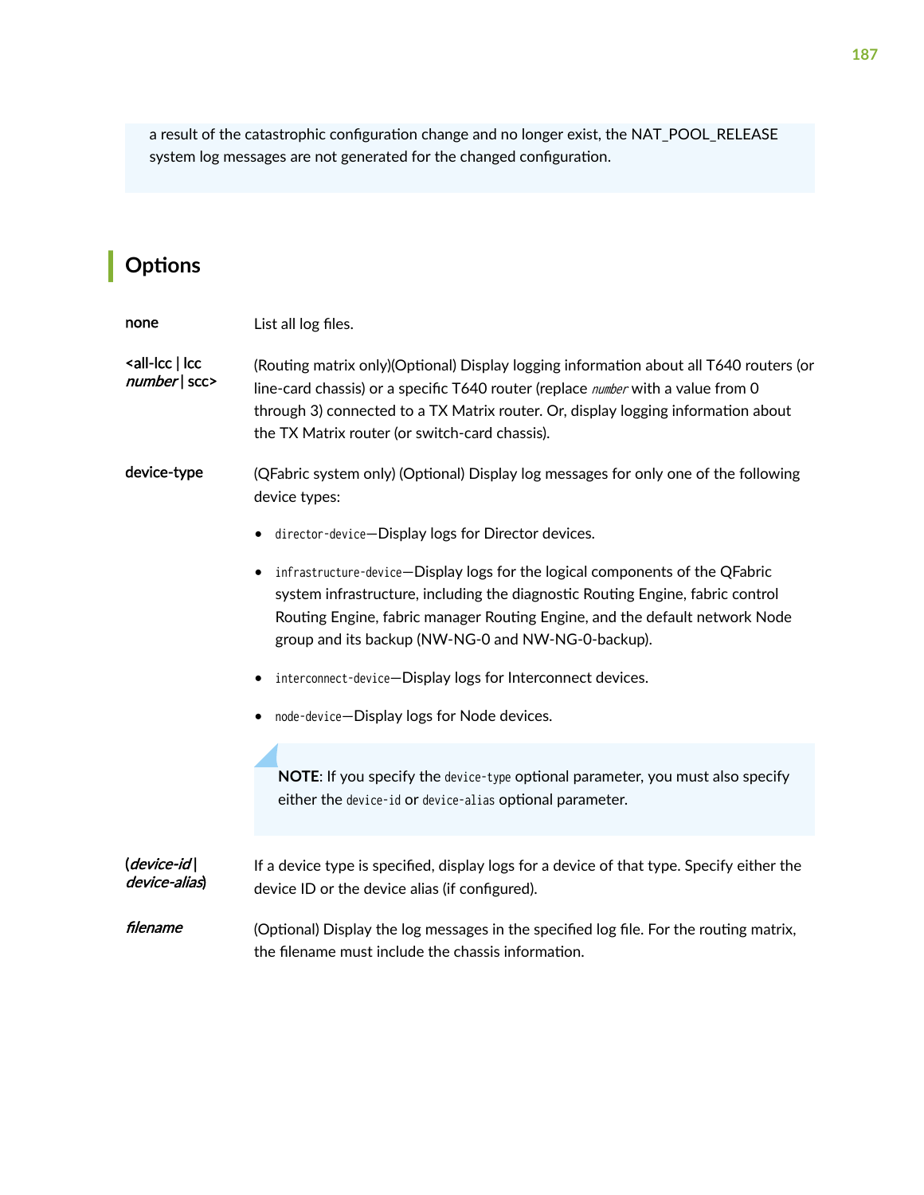a result of the catastrophic configuration change and no longer exist, the NAT_POOL_RELEASE system log messages are not generated for the changed configuration.

## Options

**none**

List all log files.

**<all-lcc | lcc *number* | scc>**

(Routing matrix only)(Optional) Display logging information about all T640 routers (or line-card chassis) or a specific T640 router (replace *number* with a value from 0 through 3) connected to a TX Matrix router. Or, display logging information about the TX Matrix router (or switch-card chassis).

**device-type**

(QFabric system only) (Optional) Display log messages for only one of the following device types:

- `director-device`—Display logs for Director devices.
- `infrastructure-device`—Display logs for the logical components of the QFabric system infrastructure, including the diagnostic Routing Engine, fabric control Routing Engine, fabric manager Routing Engine, and the default network Node group and its backup (NW-NG-0 and NW-NG-0-backup).
- `interconnect-device`—Display logs for Interconnect devices.
- `node-device`—Display logs for Node devices.

> **NOTE**: If you specify the `device-type` optional parameter, you must also specify either the `device-id` or `device-alias` optional parameter.

**(*device-id* | *device-alias*)**

If a device type is specified, display logs for a device of that type. Specify either the device ID or the device alias (if configured).

***filename***

(Optional) Display the log messages in the specified log file. For the routing matrix, the filename must include the chassis information.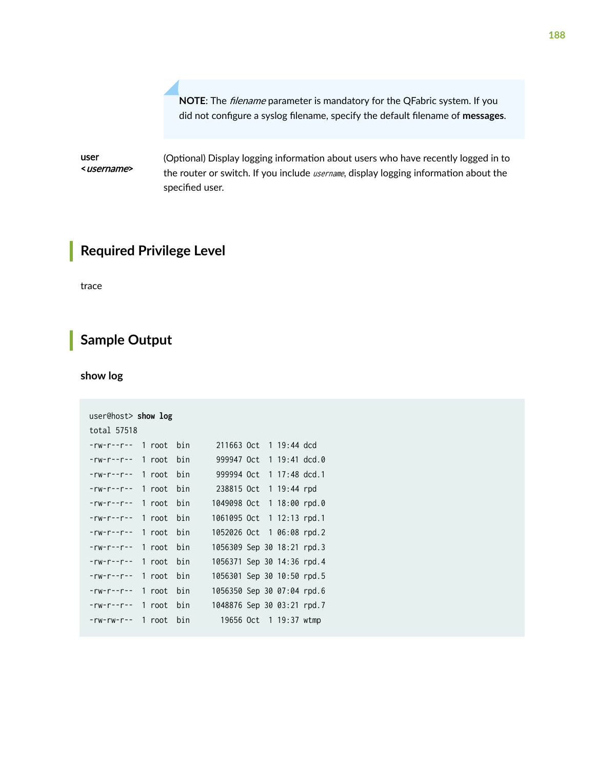> **NOTE**: The *filename* parameter is mandatory for the QFabric system. If you did not configure a syslog filename, specify the default filename of **messages**.

**user <*username*>** — (Optional) Display logging information about users who have recently logged in to the router or switch. If you include *username*, display logging information about the specified user.

## Required Privilege Level

trace

## Sample Output

### show log

```
user@host> show log
total 57518
-rw-r--r--  1 root  bin      211663 Oct  1 19:44 dcd
-rw-r--r--  1 root  bin      999947 Oct  1 19:41 dcd.0
-rw-r--r--  1 root  bin      999994 Oct  1 17:48 dcd.1
-rw-r--r--  1 root  bin      238815 Oct  1 19:44 rpd
-rw-r--r--  1 root  bin     1049098 Oct  1 18:00 rpd.0
-rw-r--r--  1 root  bin     1061095 Oct  1 12:13 rpd.1
-rw-r--r--  1 root  bin     1052026 Oct  1 06:08 rpd.2
-rw-r--r--  1 root  bin     1056309 Sep 30 18:21 rpd.3
-rw-r--r--  1 root  bin     1056371 Sep 30 14:36 rpd.4
-rw-r--r--  1 root  bin     1056301 Sep 30 10:50 rpd.5
-rw-r--r--  1 root  bin     1056350 Sep 30 07:04 rpd.6
-rw-r--r--  1 root  bin     1048876 Sep 30 03:21 rpd.7
-rw-rw-r--  1 root  bin       19656 Oct  1 19:37 wtmp
```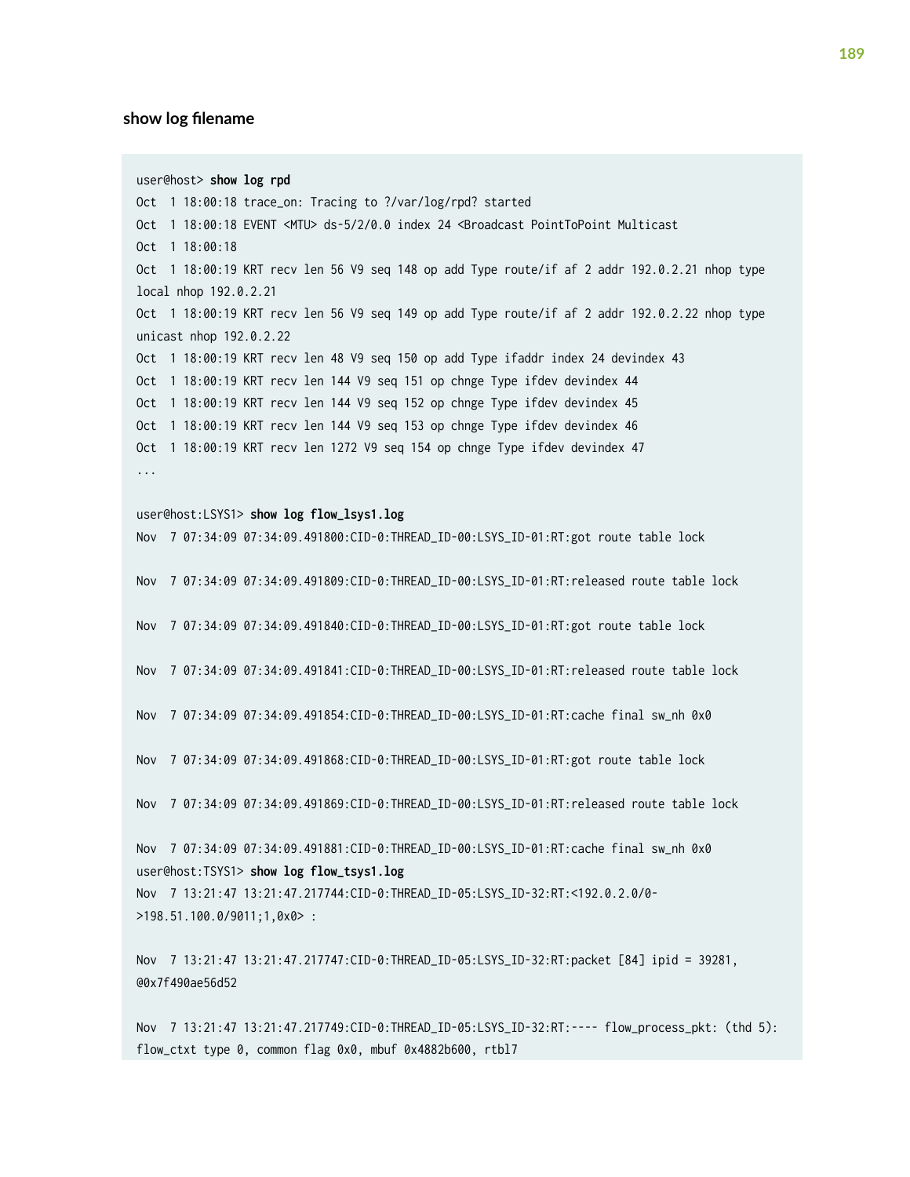### show log filename

```
user@host> show log rpd
Oct  1 18:00:18 trace_on: Tracing to ?/var/log/rpd? started
Oct  1 18:00:18 EVENT <MTU> ds-5/2/0.0 index 24 <Broadcast PointToPoint Multicast
Oct  1 18:00:18
Oct  1 18:00:19 KRT recv len 56 V9 seq 148 op add Type route/if af 2 addr 192.0.2.21 nhop type
local nhop 192.0.2.21
Oct  1 18:00:19 KRT recv len 56 V9 seq 149 op add Type route/if af 2 addr 192.0.2.22 nhop type
unicast nhop 192.0.2.22
Oct  1 18:00:19 KRT recv len 48 V9 seq 150 op add Type ifaddr index 24 devindex 43
Oct  1 18:00:19 KRT recv len 144 V9 seq 151 op chnge Type ifdev devindex 44
Oct  1 18:00:19 KRT recv len 144 V9 seq 152 op chnge Type ifdev devindex 45
Oct  1 18:00:19 KRT recv len 144 V9 seq 153 op chnge Type ifdev devindex 46
Oct  1 18:00:19 KRT recv len 1272 V9 seq 154 op chnge Type ifdev devindex 47
...

user@host:LSYS1> show log flow_lsys1.log
Nov  7 07:34:09 07:34:09.491800:CID-0:THREAD_ID-00:LSYS_ID-01:RT:got route table lock

Nov  7 07:34:09 07:34:09.491809:CID-0:THREAD_ID-00:LSYS_ID-01:RT:released route table lock

Nov  7 07:34:09 07:34:09.491840:CID-0:THREAD_ID-00:LSYS_ID-01:RT:got route table lock

Nov  7 07:34:09 07:34:09.491841:CID-0:THREAD_ID-00:LSYS_ID-01:RT:released route table lock

Nov  7 07:34:09 07:34:09.491854:CID-0:THREAD_ID-00:LSYS_ID-01:RT:cache final sw_nh 0x0

Nov  7 07:34:09 07:34:09.491868:CID-0:THREAD_ID-00:LSYS_ID-01:RT:got route table lock

Nov  7 07:34:09 07:34:09.491869:CID-0:THREAD_ID-00:LSYS_ID-01:RT:released route table lock

Nov  7 07:34:09 07:34:09.491881:CID-0:THREAD_ID-00:LSYS_ID-01:RT:cache final sw_nh 0x0
user@host:TSYS1> show log flow_tsys1.log
Nov  7 13:21:47 13:21:47.217744:CID-0:THREAD_ID-05:LSYS_ID-32:RT:<192.0.2.0/0-
>198.51.100.0/9011;1,0x0> :

Nov  7 13:21:47 13:21:47.217747:CID-0:THREAD_ID-05:LSYS_ID-32:RT:packet [84] ipid = 39281,
@0x7f490ae56d52

Nov  7 13:21:47 13:21:47.217749:CID-0:THREAD_ID-05:LSYS_ID-32:RT:---- flow_process_pkt: (thd 5):
flow_ctxt type 0, common flag 0x0, mbuf 0x4882b600, rtbl7
```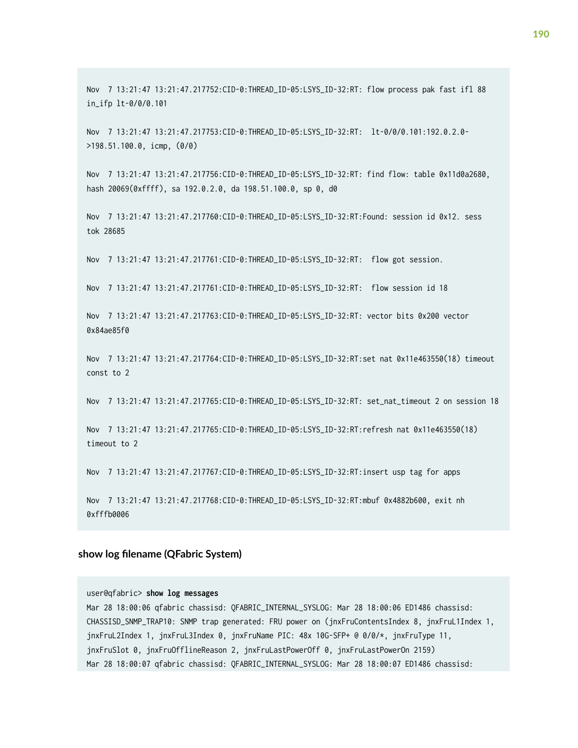```
Nov  7 13:21:47 13:21:47.217752:CID-0:THREAD_ID-05:LSYS_ID-32:RT: flow process pak fast ifl 88
in_ifp lt-0/0/0.101

Nov  7 13:21:47 13:21:47.217753:CID-0:THREAD_ID-05:LSYS_ID-32:RT:  lt-0/0/0.101:192.0.2.0-
>198.51.100.0, icmp, (0/0)

Nov  7 13:21:47 13:21:47.217756:CID-0:THREAD_ID-05:LSYS_ID-32:RT: find flow: table 0x11d0a2680,
hash 20069(0xffff), sa 192.0.2.0, da 198.51.100.0, sp 0, d0

Nov  7 13:21:47 13:21:47.217760:CID-0:THREAD_ID-05:LSYS_ID-32:RT:Found: session id 0x12. sess
tok 28685

Nov  7 13:21:47 13:21:47.217761:CID-0:THREAD_ID-05:LSYS_ID-32:RT:  flow got session.

Nov  7 13:21:47 13:21:47.217761:CID-0:THREAD_ID-05:LSYS_ID-32:RT:  flow session id 18

Nov  7 13:21:47 13:21:47.217763:CID-0:THREAD_ID-05:LSYS_ID-32:RT: vector bits 0x200 vector
0x84ae85f0

Nov  7 13:21:47 13:21:47.217764:CID-0:THREAD_ID-05:LSYS_ID-32:RT:set nat 0x11e463550(18) timeout
const to 2

Nov  7 13:21:47 13:21:47.217765:CID-0:THREAD_ID-05:LSYS_ID-32:RT: set_nat_timeout 2 on session 18

Nov  7 13:21:47 13:21:47.217765:CID-0:THREAD_ID-05:LSYS_ID-32:RT:refresh nat 0x11e463550(18)
timeout to 2

Nov  7 13:21:47 13:21:47.217767:CID-0:THREAD_ID-05:LSYS_ID-32:RT:insert usp tag for apps

Nov  7 13:21:47 13:21:47.217768:CID-0:THREAD_ID-05:LSYS_ID-32:RT:mbuf 0x4882b600, exit nh
0xfffb0006
```

### show log filename (QFabric System)

```
user@qfabric> show log messages
Mar 28 18:00:06 qfabric chassisd: QFABRIC_INTERNAL_SYSLOG: Mar 28 18:00:06 ED1486 chassisd:
CHASSISD_SNMP_TRAP10: SNMP trap generated: FRU power on (jnxFruContentsIndex 8, jnxFruL1Index 1,
jnxFruL2Index 1, jnxFruL3Index 0, jnxFruName PIC: 48x 10G-SFP+ @ 0/0/*, jnxFruType 11,
jnxFruSlot 0, jnxFruOfflineReason 2, jnxFruLastPowerOff 0, jnxFruLastPowerOn 2159)
Mar 28 18:00:07 qfabric chassisd: QFABRIC_INTERNAL_SYSLOG: Mar 28 18:00:07 ED1486 chassisd:
```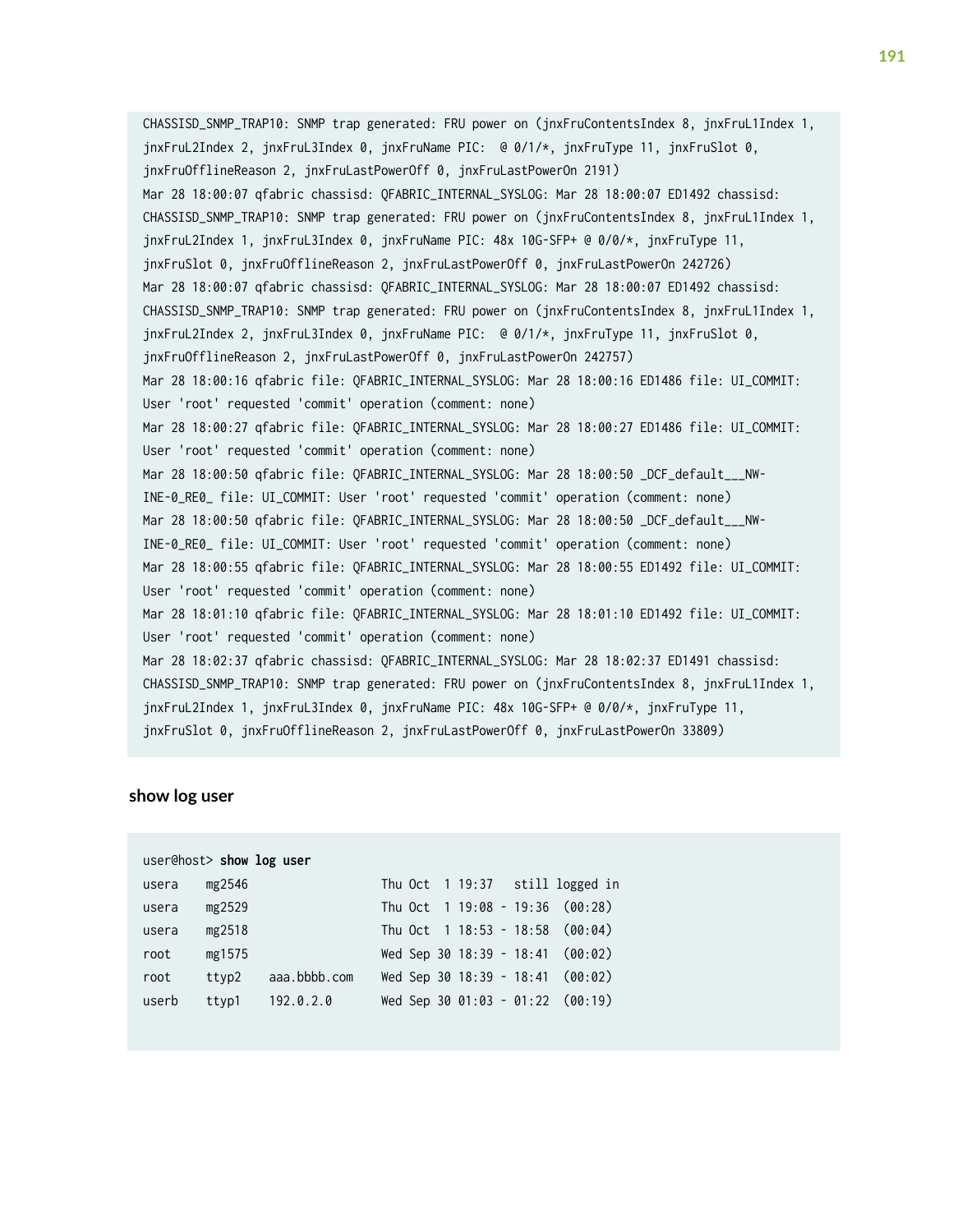```
CHASSISD_SNMP_TRAP10: SNMP trap generated: FRU power on (jnxFruContentsIndex 8, jnxFruL1Index 1,
jnxFruL2Index 2, jnxFruL3Index 0, jnxFruName PIC:  @ 0/1/*, jnxFruType 11, jnxFruSlot 0,
jnxFruOfflineReason 2, jnxFruLastPowerOff 0, jnxFruLastPowerOn 2191)
Mar 28 18:00:07 qfabric chassisd: QFABRIC_INTERNAL_SYSLOG: Mar 28 18:00:07 ED1492 chassisd:
CHASSISD_SNMP_TRAP10: SNMP trap generated: FRU power on (jnxFruContentsIndex 8, jnxFruL1Index 1,
jnxFruL2Index 1, jnxFruL3Index 0, jnxFruName PIC: 48x 10G-SFP+ @ 0/0/*, jnxFruType 11,
jnxFruSlot 0, jnxFruOfflineReason 2, jnxFruLastPowerOff 0, jnxFruLastPowerOn 242726)
Mar 28 18:00:07 qfabric chassisd: QFABRIC_INTERNAL_SYSLOG: Mar 28 18:00:07 ED1492 chassisd:
CHASSISD_SNMP_TRAP10: SNMP trap generated: FRU power on (jnxFruContentsIndex 8, jnxFruL1Index 1,
jnxFruL2Index 2, jnxFruL3Index 0, jnxFruName PIC:  @ 0/1/*, jnxFruType 11, jnxFruSlot 0,
jnxFruOfflineReason 2, jnxFruLastPowerOff 0, jnxFruLastPowerOn 242757)
Mar 28 18:00:16 qfabric file: QFABRIC_INTERNAL_SYSLOG: Mar 28 18:00:16 ED1486 file: UI_COMMIT:
User 'root' requested 'commit' operation (comment: none)
Mar 28 18:00:27 qfabric file: QFABRIC_INTERNAL_SYSLOG: Mar 28 18:00:27 ED1486 file: UI_COMMIT:
User 'root' requested 'commit' operation (comment: none)
Mar 28 18:00:50 qfabric file: QFABRIC_INTERNAL_SYSLOG: Mar 28 18:00:50 _DCF_default___NW-
INE-0_RE0_ file: UI_COMMIT: User 'root' requested 'commit' operation (comment: none)
Mar 28 18:00:50 qfabric file: QFABRIC_INTERNAL_SYSLOG: Mar 28 18:00:50 _DCF_default___NW-
INE-0_RE0_ file: UI_COMMIT: User 'root' requested 'commit' operation (comment: none)
Mar 28 18:00:55 qfabric file: QFABRIC_INTERNAL_SYSLOG: Mar 28 18:00:55 ED1492 file: UI_COMMIT:
User 'root' requested 'commit' operation (comment: none)
Mar 28 18:01:10 qfabric file: QFABRIC_INTERNAL_SYSLOG: Mar 28 18:01:10 ED1492 file: UI_COMMIT:
User 'root' requested 'commit' operation (comment: none)
Mar 28 18:02:37 qfabric chassisd: QFABRIC_INTERNAL_SYSLOG: Mar 28 18:02:37 ED1491 chassisd:
CHASSISD_SNMP_TRAP10: SNMP trap generated: FRU power on (jnxFruContentsIndex 8, jnxFruL1Index 1,
jnxFruL2Index 1, jnxFruL3Index 0, jnxFruName PIC: 48x 10G-SFP+ @ 0/0/*, jnxFruType 11,
jnxFruSlot 0, jnxFruOfflineReason 2, jnxFruLastPowerOff 0, jnxFruLastPowerOn 33809)
```

### show log user

```
user@host> show log user
usera    mg2546                   Thu Oct  1 19:37   still logged in
usera    mg2529                   Thu Oct  1 19:08 - 19:36  (00:28)
usera    mg2518                   Thu Oct  1 18:53 - 18:58  (00:04)
root     mg1575                   Wed Sep 30 18:39 - 18:41  (00:02)
root     ttyp2    aaa.bbbb.com    Wed Sep 30 18:39 - 18:41  (00:02)
userb    ttyp1    192.0.2.0       Wed Sep 30 01:03 - 01:22  (00:19)
```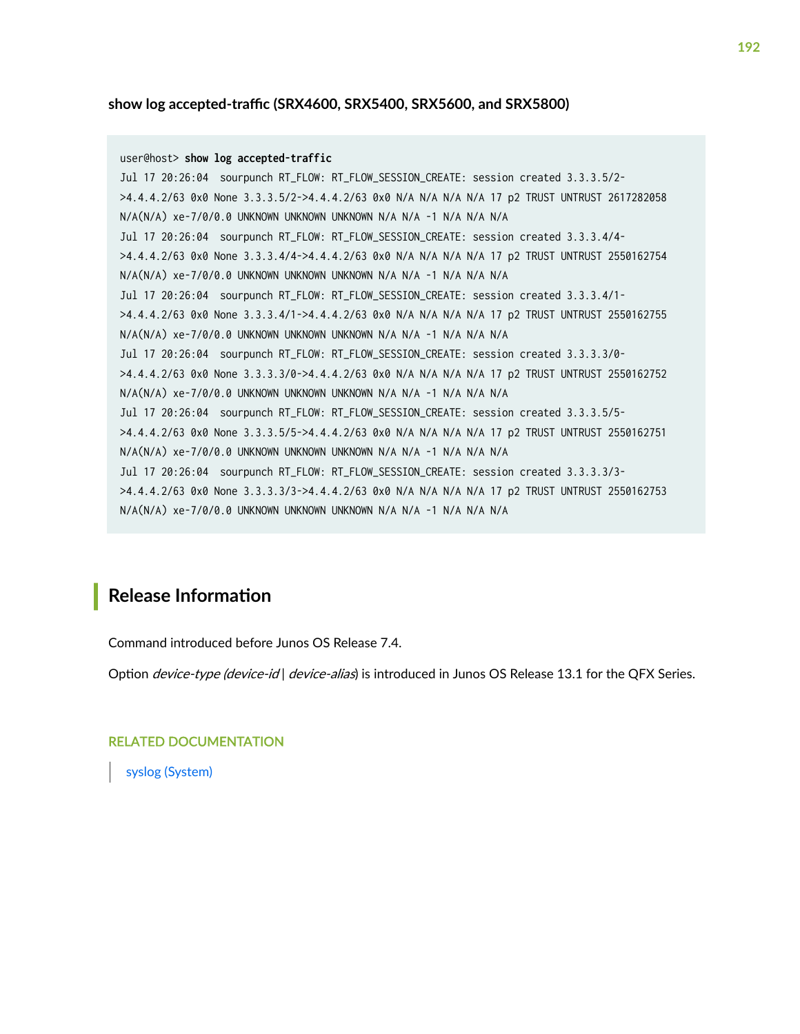**show log accepted-traffic (SRX4600, SRX5400, SRX5600, and SRX5800)**

```
user@host> show log accepted-traffic
Jul 17 20:26:04  sourpunch RT_FLOW: RT_FLOW_SESSION_CREATE: session created 3.3.3.5/2-
>4.4.4.2/63 0x0 None 3.3.3.5/2->4.4.4.2/63 0x0 N/A N/A N/A N/A 17 p2 TRUST UNTRUST 2617282058
N/A(N/A) xe-7/0/0.0 UNKNOWN UNKNOWN UNKNOWN N/A N/A -1 N/A N/A N/A
Jul 17 20:26:04  sourpunch RT_FLOW: RT_FLOW_SESSION_CREATE: session created 3.3.3.4/4-
>4.4.4.2/63 0x0 None 3.3.3.4/4->4.4.4.2/63 0x0 N/A N/A N/A N/A 17 p2 TRUST UNTRUST 2550162754
N/A(N/A) xe-7/0/0.0 UNKNOWN UNKNOWN UNKNOWN N/A N/A -1 N/A N/A N/A
Jul 17 20:26:04  sourpunch RT_FLOW: RT_FLOW_SESSION_CREATE: session created 3.3.3.4/1-
>4.4.4.2/63 0x0 None 3.3.3.4/1->4.4.4.2/63 0x0 N/A N/A N/A N/A 17 p2 TRUST UNTRUST 2550162755
N/A(N/A) xe-7/0/0.0 UNKNOWN UNKNOWN UNKNOWN N/A N/A -1 N/A N/A N/A
Jul 17 20:26:04  sourpunch RT_FLOW: RT_FLOW_SESSION_CREATE: session created 3.3.3.3/0-
>4.4.4.2/63 0x0 None 3.3.3.3/0->4.4.4.2/63 0x0 N/A N/A N/A N/A 17 p2 TRUST UNTRUST 2550162752
N/A(N/A) xe-7/0/0.0 UNKNOWN UNKNOWN UNKNOWN N/A N/A -1 N/A N/A N/A
Jul 17 20:26:04  sourpunch RT_FLOW: RT_FLOW_SESSION_CREATE: session created 3.3.3.5/5-
>4.4.4.2/63 0x0 None 3.3.3.5/5->4.4.4.2/63 0x0 N/A N/A N/A N/A 17 p2 TRUST UNTRUST 2550162751
N/A(N/A) xe-7/0/0.0 UNKNOWN UNKNOWN UNKNOWN N/A N/A -1 N/A N/A N/A
Jul 17 20:26:04  sourpunch RT_FLOW: RT_FLOW_SESSION_CREATE: session created 3.3.3.3/3-
>4.4.4.2/63 0x0 None 3.3.3.3/3->4.4.4.2/63 0x0 N/A N/A N/A N/A 17 p2 TRUST UNTRUST 2550162753
N/A(N/A) xe-7/0/0.0 UNKNOWN UNKNOWN UNKNOWN N/A N/A -1 N/A N/A N/A
```

## Release Information

Command introduced before Junos OS Release 7.4.

Option *device-type (device-id* | *device-alias*) is introduced in Junos OS Release 13.1 for the QFX Series.

#### RELATED DOCUMENTATION

syslog (System)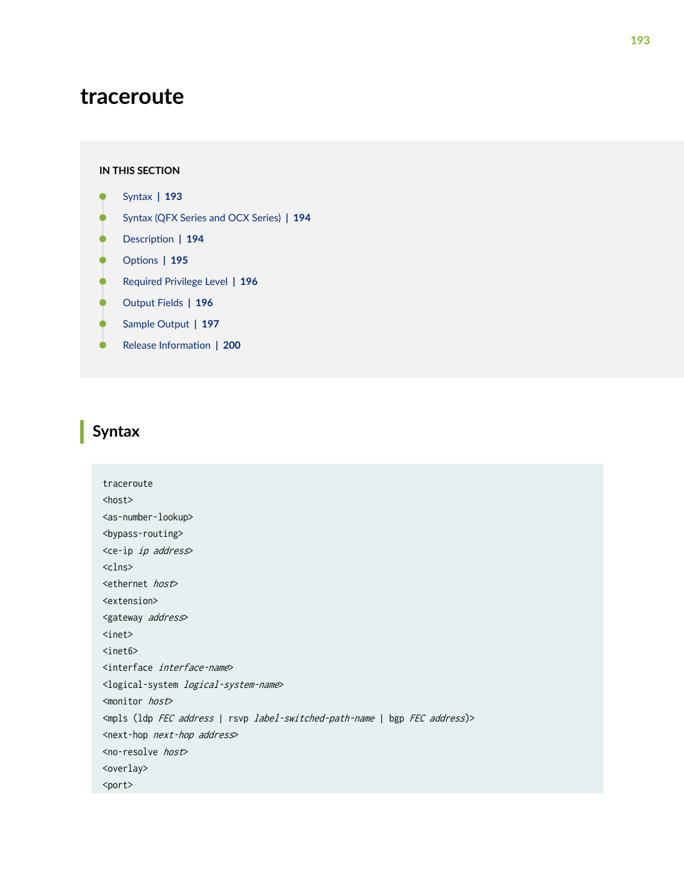# traceroute

IN THIS SECTION

- Syntax | 193
- Syntax (QFX Series and OCX Series) | 194
- Description | 194
- Options | 195
- Required Privilege Level | 196
- Output Fields | 196
- Sample Output | 197
- Release Information | 200

## Syntax

```
traceroute
<host>
<as-number-lookup>
<bypass-routing>
<ce-ip ip address>
<clns>
<ethernet host>
<extension>
<gateway address>
<inet>
<inet6>
<interface interface-name>
<logical-system logical-system-name>
<monitor host>
<mpls (ldp FEC address | rsvp label-switched-path-name | bgp FEC address)>
<next-hop next-hop address>
<no-resolve host>
<overlay>
<port>
```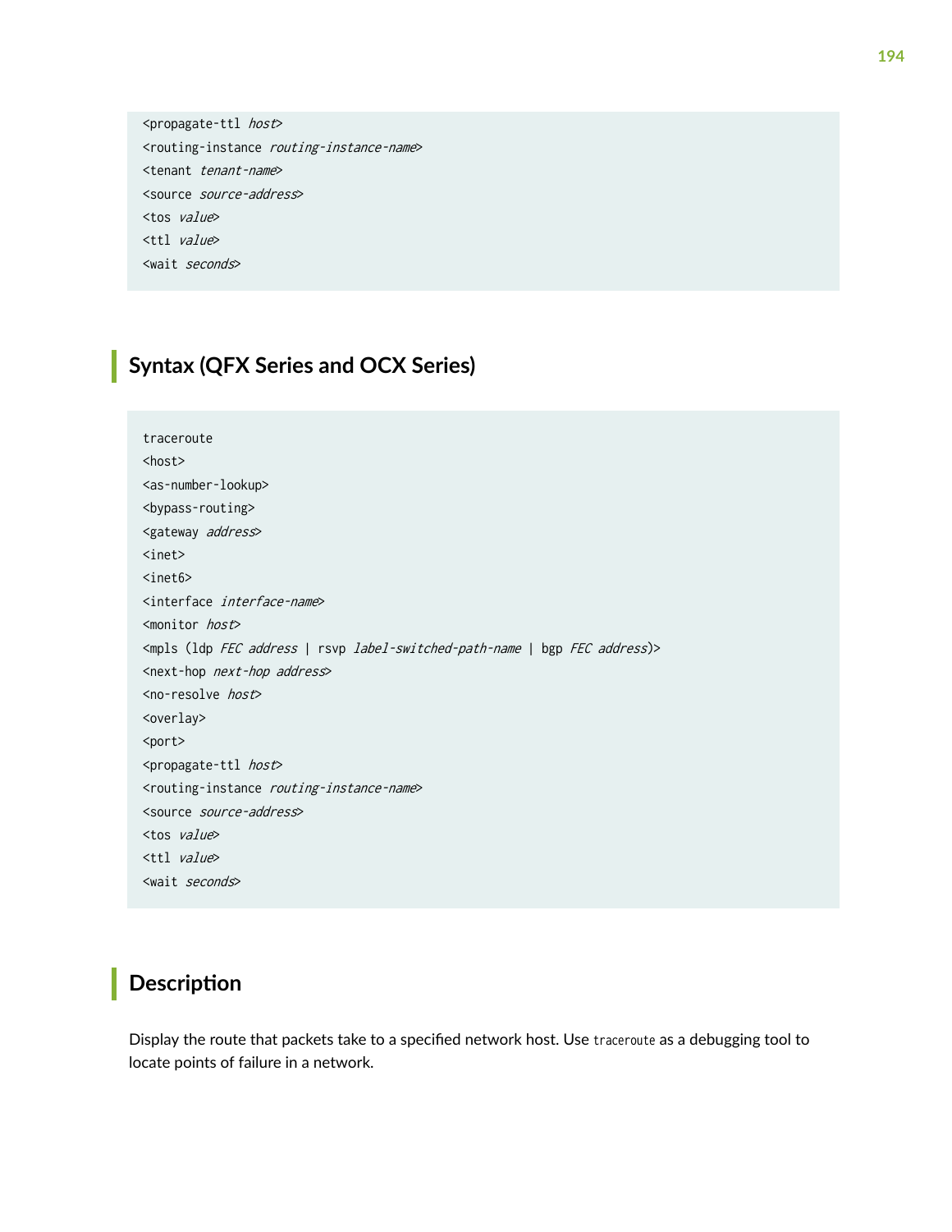```
<propagate-ttl host>
<routing-instance routing-instance-name>
<tenant tenant-name>
<source source-address>
<tos value>
<ttl value>
<wait seconds>
```

## Syntax (QFX Series and OCX Series)

```
traceroute
<host>
<as-number-lookup>
<bypass-routing>
<gateway address>
<inet>
<inet6>
<interface interface-name>
<monitor host>
<mpls (ldp FEC address | rsvp label-switched-path-name | bgp FEC address)>
<next-hop next-hop address>
<no-resolve host>
<overlay>
<port>
<propagate-ttl host>
<routing-instance routing-instance-name>
<source source-address>
<tos value>
<ttl value>
<wait seconds>
```

## Description

Display the route that packets take to a specified network host. Use `traceroute` as a debugging tool to locate points of failure in a network.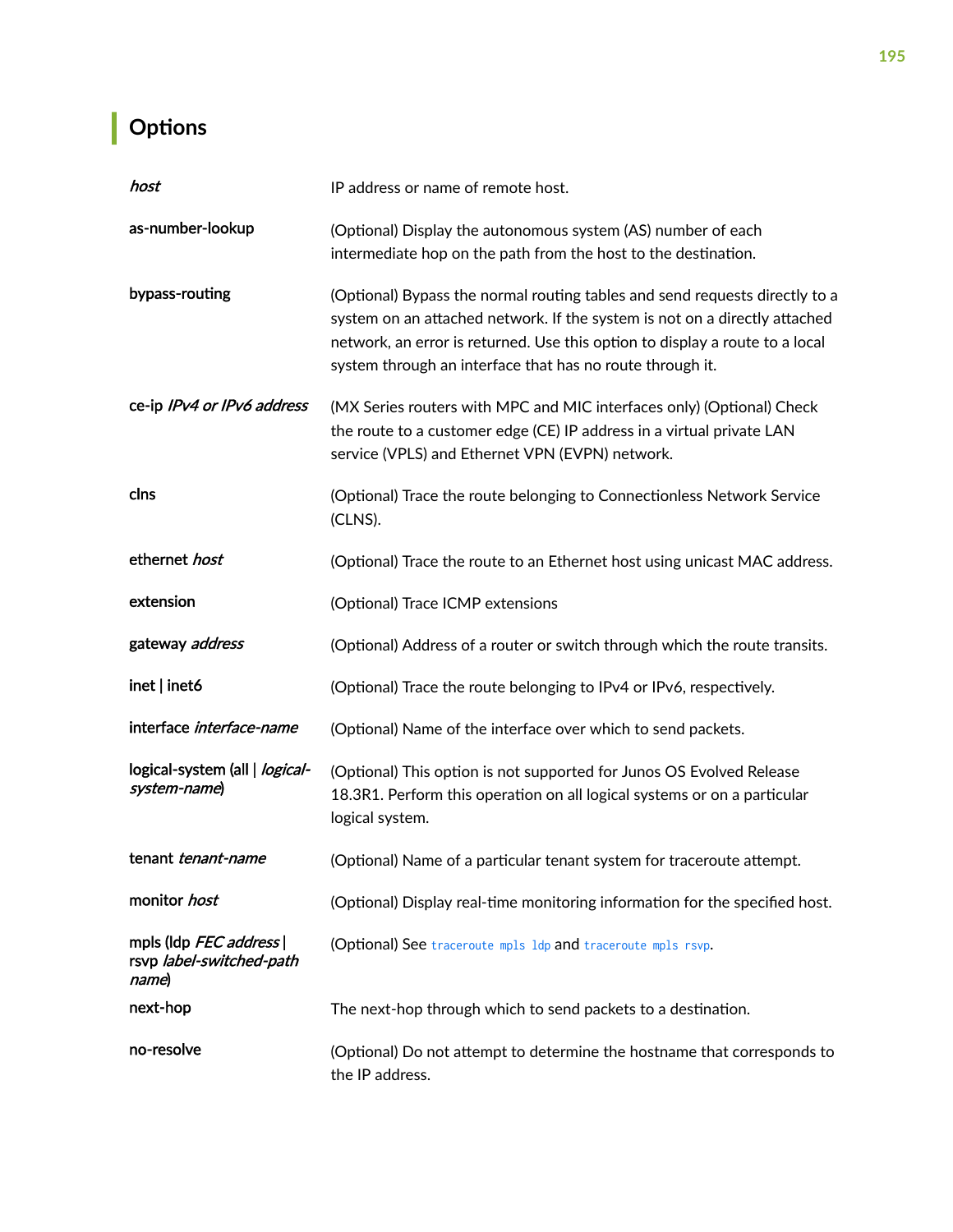## Options

| | |
|---|---|
| *host* | IP address or name of remote host. |
| **as-number-lookup** | (Optional) Display the autonomous system (AS) number of each intermediate hop on the path from the host to the destination. |
| **bypass-routing** | (Optional) Bypass the normal routing tables and send requests directly to a system on an attached network. If the system is not on a directly attached network, an error is returned. Use this option to display a route to a local system through an interface that has no route through it. |
| **ce-ip** *IPv4 or IPv6 address* | (MX Series routers with MPC and MIC interfaces only) (Optional) Check the route to a customer edge (CE) IP address in a virtual private LAN service (VPLS) and Ethernet VPN (EVPN) network. |
| **clns** | (Optional) Trace the route belonging to Connectionless Network Service (CLNS). |
| **ethernet** *host* | (Optional) Trace the route to an Ethernet host using unicast MAC address. |
| **extension** | (Optional) Trace ICMP extensions |
| **gateway** *address* | (Optional) Address of a router or switch through which the route transits. |
| **inet \| inet6** | (Optional) Trace the route belonging to IPv4 or IPv6, respectively. |
| **interface** *interface-name* | (Optional) Name of the interface over which to send packets. |
| **logical-system (all \|** *logical-system-name***)** | (Optional) This option is not supported for Junos OS Evolved Release 18.3R1. Perform this operation on all logical systems or on a particular logical system. |
| **tenant** *tenant-name* | (Optional) Name of a particular tenant system for traceroute attempt. |
| **monitor** *host* | (Optional) Display real-time monitoring information for the specified host. |
| **mpls (ldp** *FEC address* **\| rsvp** *label-switched-path name***)** | (Optional) See `traceroute mpls ldp` and `traceroute mpls rsvp`. |
| **next-hop** | The next-hop through which to send packets to a destination. |
| **no-resolve** | (Optional) Do not attempt to determine the hostname that corresponds to the IP address. |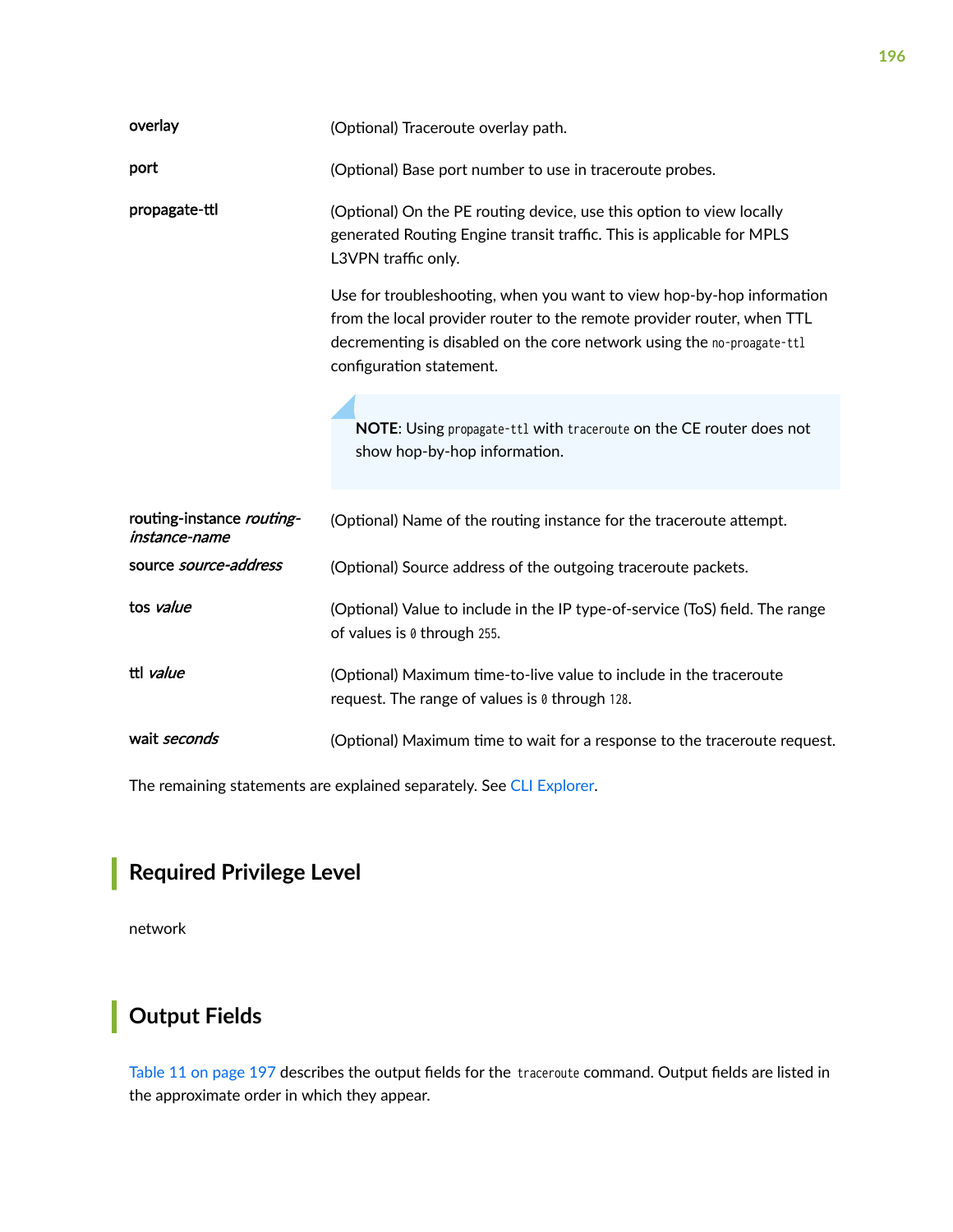| | |
|---|---|
| **overlay** | (Optional) Traceroute overlay path. |
| **port** | (Optional) Base port number to use in traceroute probes. |
| **propagate-ttl** | (Optional) On the PE routing device, use this option to view locally generated Routing Engine transit traffic. This is applicable for MPLS L3VPN traffic only.<br><br>Use for troubleshooting, when you want to view hop-by-hop information from the local provider router to the remote provider router, when TTL decrementing is disabled on the core network using the `no-proagate-ttl` configuration statement.<br><br>**NOTE**: Using `propagate-ttl` with `traceroute` on the CE router does not show hop-by-hop information. |
| **routing-instance** ***routing-instance-name*** | (Optional) Name of the routing instance for the traceroute attempt. |
| **source** ***source-address*** | (Optional) Source address of the outgoing traceroute packets. |
| **tos** ***value*** | (Optional) Value to include in the IP type-of-service (ToS) field. The range of values is `0` through `255`. |
| **ttl** ***value*** | (Optional) Maximum time-to-live value to include in the traceroute request. The range of values is `0` through `128`. |
| **wait** ***seconds*** | (Optional) Maximum time to wait for a response to the traceroute request. |

The remaining statements are explained separately. See CLI Explorer.

## Required Privilege Level

network

## Output Fields

Table 11 on page 197 describes the output fields for the `traceroute` command. Output fields are listed in the approximate order in which they appear.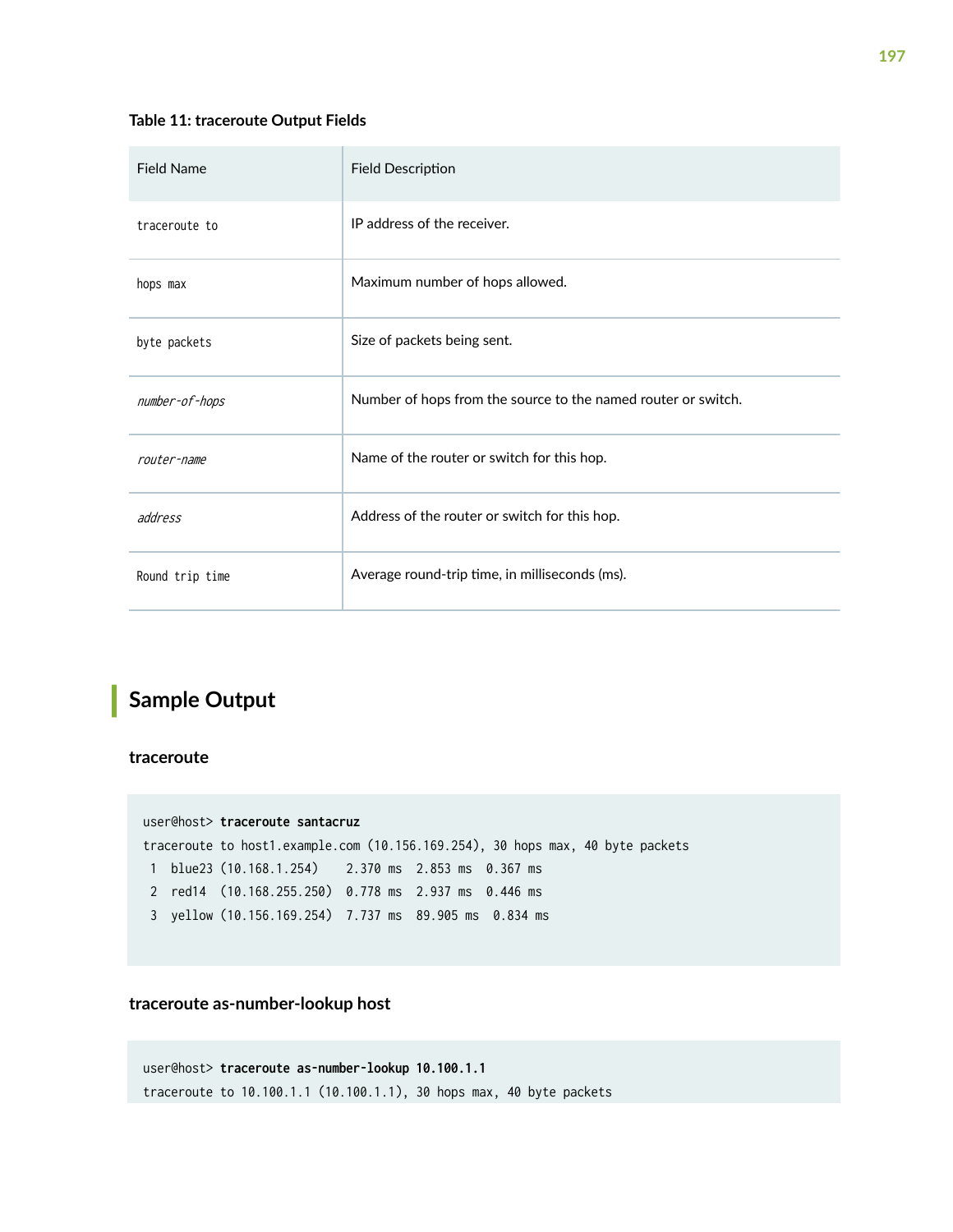**Table 11: traceroute Output Fields**

| Field Name | Field Description |
|---|---|
| `traceroute to` | IP address of the receiver. |
| `hops max` | Maximum number of hops allowed. |
| `byte packets` | Size of packets being sent. |
| *number-of-hops* | Number of hops from the source to the named router or switch. |
| *router-name* | Name of the router or switch for this hop. |
| *address* | Address of the router or switch for this hop. |
| `Round trip time` | Average round-trip time, in milliseconds (ms). |

## Sample Output

### traceroute

```
user@host> traceroute santacruz
traceroute to host1.example.com (10.156.169.254), 30 hops max, 40 byte packets
 1  blue23 (10.168.1.254)    2.370 ms  2.853 ms  0.367 ms
 2  red14  (10.168.255.250)  0.778 ms  2.937 ms  0.446 ms
 3  yellow (10.156.169.254)  7.737 ms  89.905 ms  0.834 ms
```

### traceroute as-number-lookup host

```
user@host> traceroute as-number-lookup 10.100.1.1
traceroute to 10.100.1.1 (10.100.1.1), 30 hops max, 40 byte packets
```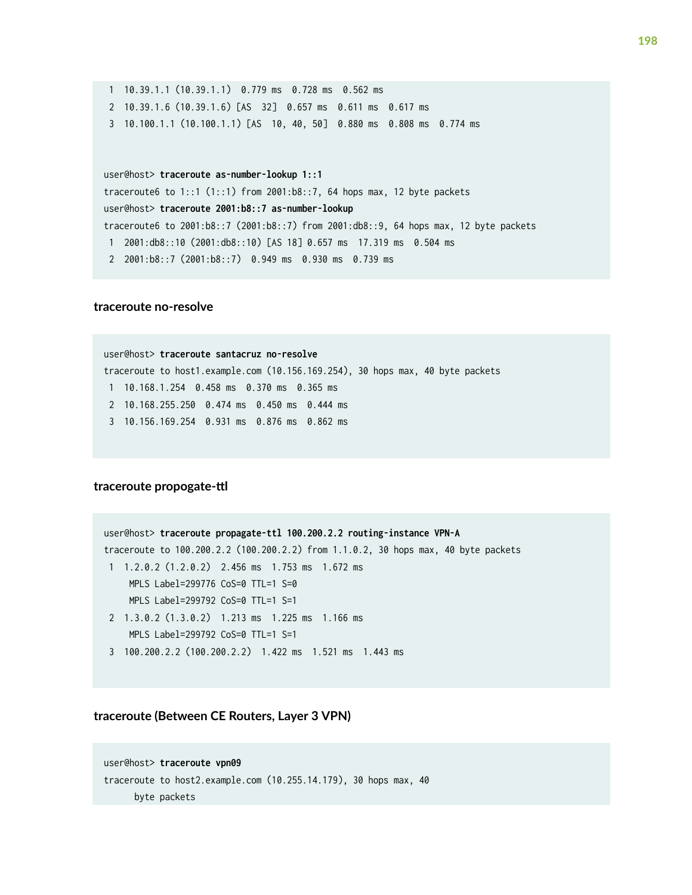```
 1  10.39.1.1 (10.39.1.1)  0.779 ms  0.728 ms  0.562 ms
 2  10.39.1.6 (10.39.1.6) [AS  32]  0.657 ms  0.611 ms  0.617 ms
 3  10.100.1.1 (10.100.1.1) [AS  10, 40, 50]  0.880 ms  0.808 ms  0.774 ms


user@host> traceroute as-number-lookup 1::1
traceroute6 to 1::1 (1::1) from 2001:b8::7, 64 hops max, 12 byte packets
user@host> traceroute 2001:b8::7 as-number-lookup
traceroute6 to 2001:b8::7 (2001:b8::7) from 2001:db8::9, 64 hops max, 12 byte packets
 1  2001:db8::10 (2001:db8::10) [AS 18] 0.657 ms  17.319 ms  0.504 ms
 2  2001:b8::7 (2001:b8::7)  0.949 ms  0.930 ms  0.739 ms
```

### traceroute no-resolve

```
user@host> traceroute santacruz no-resolve
traceroute to host1.example.com (10.156.169.254), 30 hops max, 40 byte packets
 1  10.168.1.254  0.458 ms  0.370 ms  0.365 ms
 2  10.168.255.250  0.474 ms  0.450 ms  0.444 ms
 3  10.156.169.254  0.931 ms  0.876 ms  0.862 ms
```

### traceroute propogate-ttl

```
user@host> traceroute propagate-ttl 100.200.2.2 routing-instance VPN-A
traceroute to 100.200.2.2 (100.200.2.2) from 1.1.0.2, 30 hops max, 40 byte packets
 1  1.2.0.2 (1.2.0.2)  2.456 ms  1.753 ms  1.672 ms
     MPLS Label=299776 CoS=0 TTL=1 S=0
     MPLS Label=299792 CoS=0 TTL=1 S=1
 2  1.3.0.2 (1.3.0.2)  1.213 ms  1.225 ms  1.166 ms
     MPLS Label=299792 CoS=0 TTL=1 S=1
 3  100.200.2.2 (100.200.2.2)  1.422 ms  1.521 ms  1.443 ms
```

### traceroute (Between CE Routers, Layer 3 VPN)

```
user@host> traceroute vpn09
traceroute to host2.example.com (10.255.14.179), 30 hops max, 40
      byte packets
```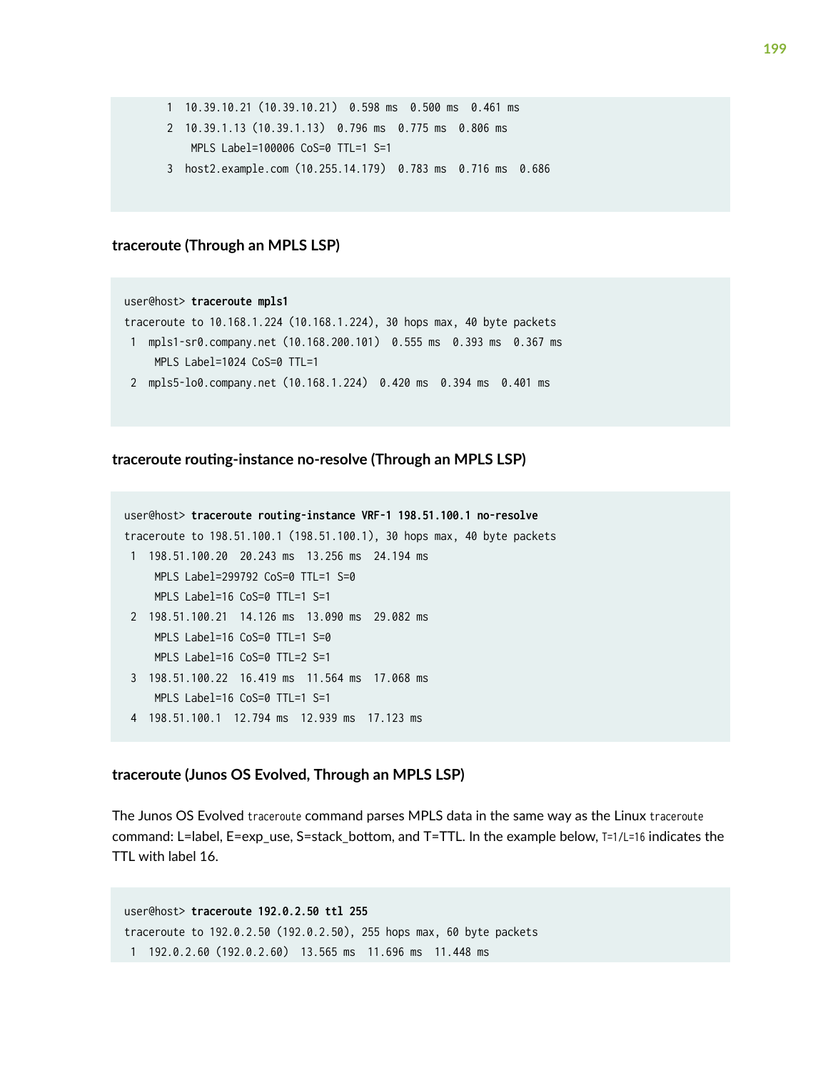```
    1  10.39.10.21 (10.39.10.21)  0.598 ms  0.500 ms  0.461 ms
    2  10.39.1.13 (10.39.1.13)  0.796 ms  0.775 ms  0.806 ms
        MPLS Label=100006 CoS=0 TTL=1 S=1
    3  host2.example.com (10.255.14.179)  0.783 ms  0.716 ms  0.686
```

### traceroute (Through an MPLS LSP)

```
user@host> traceroute mpls1
traceroute to 10.168.1.224 (10.168.1.224), 30 hops max, 40 byte packets
 1  mpls1-sr0.company.net (10.168.200.101)  0.555 ms  0.393 ms  0.367 ms
     MPLS Label=1024 CoS=0 TTL=1
 2  mpls5-lo0.company.net (10.168.1.224)  0.420 ms  0.394 ms  0.401 ms
```

### traceroute routing-instance no-resolve (Through an MPLS LSP)

```
user@host> traceroute routing-instance VRF-1 198.51.100.1 no-resolve
traceroute to 198.51.100.1 (198.51.100.1), 30 hops max, 40 byte packets
 1  198.51.100.20  20.243 ms  13.256 ms  24.194 ms
     MPLS Label=299792 CoS=0 TTL=1 S=0
     MPLS Label=16 CoS=0 TTL=1 S=1
 2  198.51.100.21  14.126 ms  13.090 ms  29.082 ms
     MPLS Label=16 CoS=0 TTL=1 S=0
     MPLS Label=16 CoS=0 TTL=2 S=1
 3  198.51.100.22  16.419 ms  11.564 ms  17.068 ms
     MPLS Label=16 CoS=0 TTL=1 S=1
 4  198.51.100.1  12.794 ms  12.939 ms  17.123 ms
```

### traceroute (Junos OS Evolved, Through an MPLS LSP)

The Junos OS Evolved `traceroute` command parses MPLS data in the same way as the Linux `traceroute` command: L=label, E=exp_use, S=stack_bottom, and T=TTL. In the example below, `T=1/L=16` indicates the TTL with label 16.

```
user@host> traceroute 192.0.2.50 ttl 255
traceroute to 192.0.2.50 (192.0.2.50), 255 hops max, 60 byte packets
 1  192.0.2.60 (192.0.2.60)  13.565 ms  11.696 ms  11.448 ms
```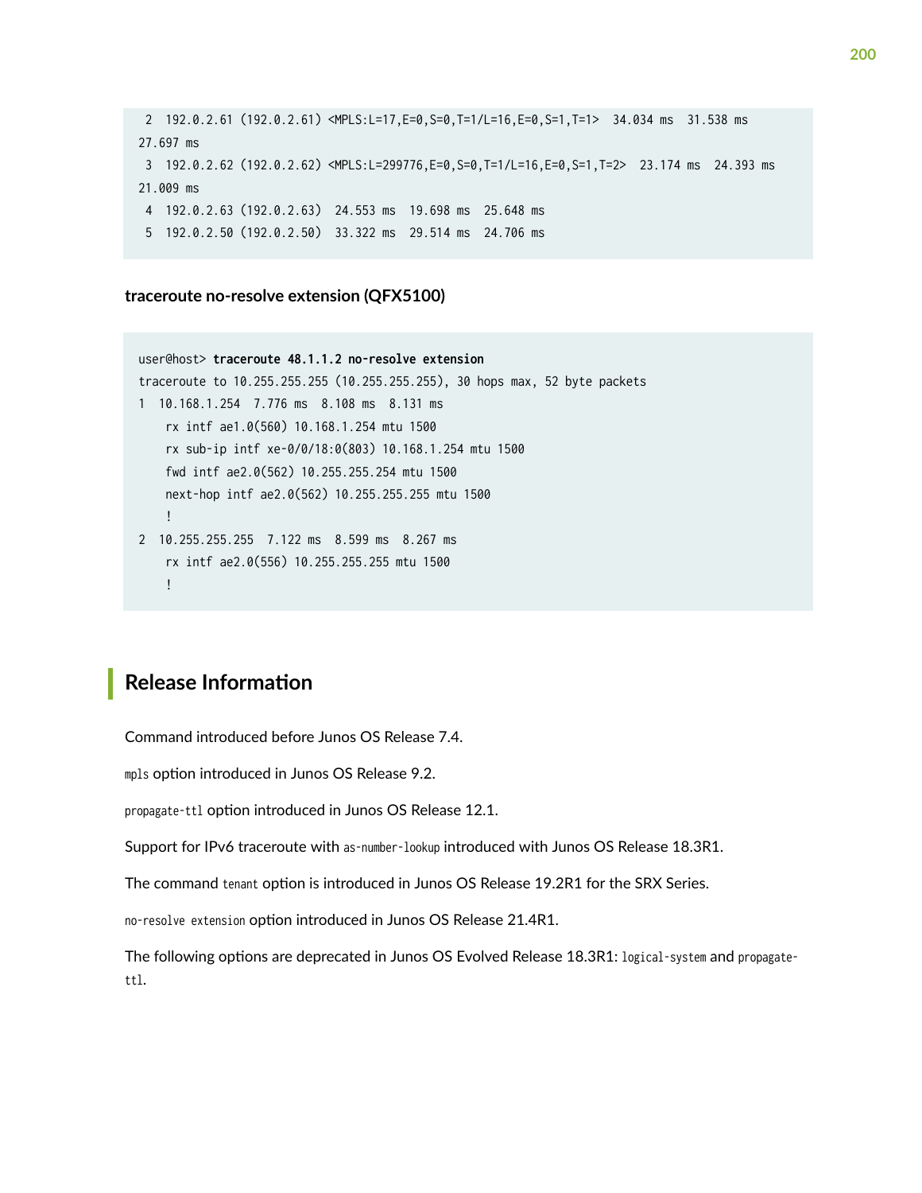```
 2  192.0.2.61 (192.0.2.61) <MPLS:L=17,E=0,S=0,T=1/L=16,E=0,S=1,T=1>  34.034 ms  31.538 ms
27.697 ms
 3  192.0.2.62 (192.0.2.62) <MPLS:L=299776,E=0,S=0,T=1/L=16,E=0,S=1,T=2>  23.174 ms  24.393 ms
21.009 ms
 4  192.0.2.63 (192.0.2.63)  24.553 ms  19.698 ms  25.648 ms
 5  192.0.2.50 (192.0.2.50)  33.322 ms  29.514 ms  24.706 ms
```

**traceroute no-resolve extension (QFX5100)**

```
user@host> traceroute 48.1.1.2 no-resolve extension
traceroute to 10.255.255.255 (10.255.255.255), 30 hops max, 52 byte packets
1  10.168.1.254  7.776 ms  8.108 ms  8.131 ms
    rx intf ae1.0(560) 10.168.1.254 mtu 1500
    rx sub-ip intf xe-0/0/18:0(803) 10.168.1.254 mtu 1500
    fwd intf ae2.0(562) 10.255.255.254 mtu 1500
    next-hop intf ae2.0(562) 10.255.255.255 mtu 1500
    !
2  10.255.255.255  7.122 ms  8.599 ms  8.267 ms
    rx intf ae2.0(556) 10.255.255.255 mtu 1500
    !
```

## Release Information

Command introduced before Junos OS Release 7.4.

`mpls` option introduced in Junos OS Release 9.2.

`propagate-ttl` option introduced in Junos OS Release 12.1.

Support for IPv6 traceroute with `as-number-lookup` introduced with Junos OS Release 18.3R1.

The command `tenant` option is introduced in Junos OS Release 19.2R1 for the SRX Series.

`no-resolve extension` option introduced in Junos OS Release 21.4R1.

The following options are deprecated in Junos OS Evolved Release 18.3R1: `logical-system` and `propagate-ttl`.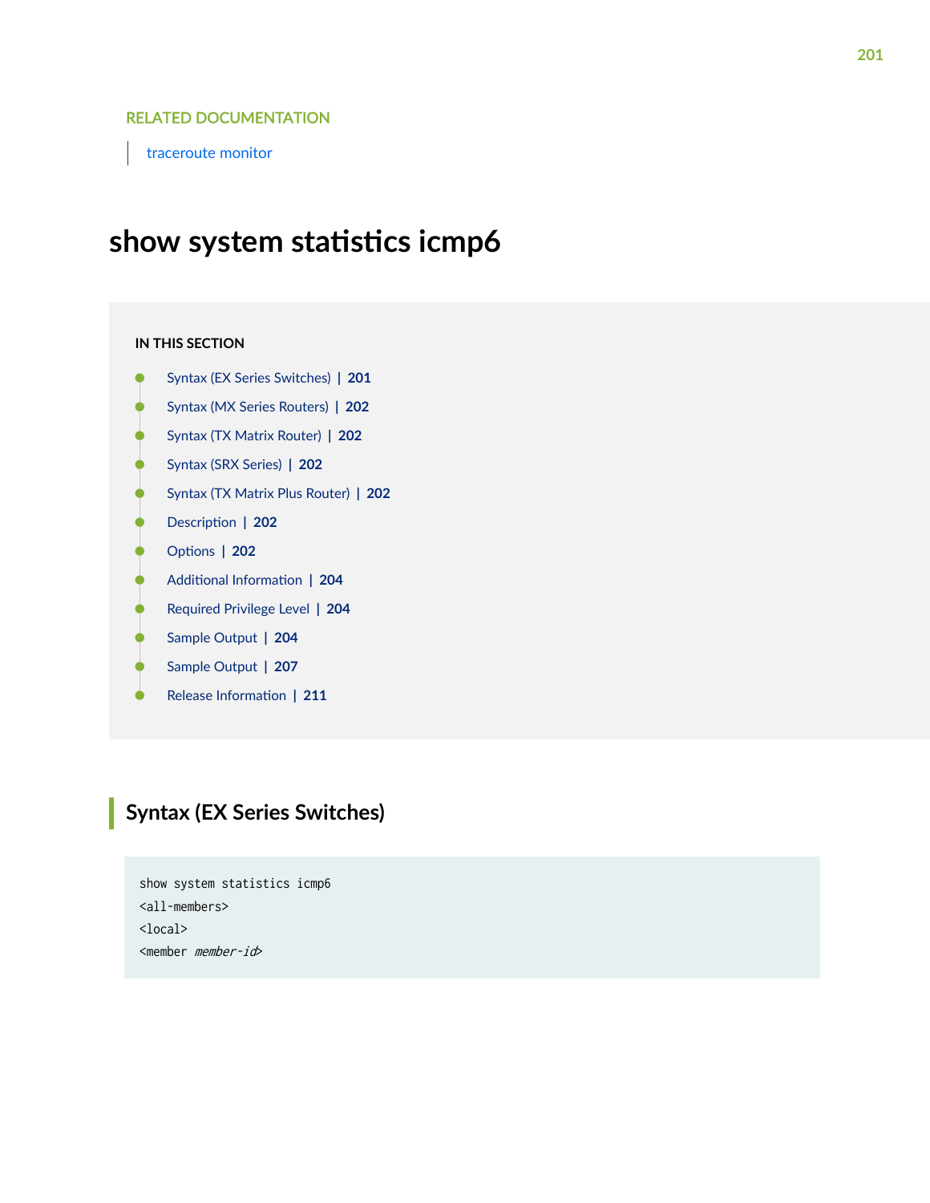RELATED DOCUMENTATION

traceroute monitor

# show system statistics icmp6

**IN THIS SECTION**

- Syntax (EX Series Switches) | 201
- Syntax (MX Series Routers) | 202
- Syntax (TX Matrix Router) | 202
- Syntax (SRX Series) | 202
- Syntax (TX Matrix Plus Router) | 202
- Description | 202
- Options | 202
- Additional Information | 204
- Required Privilege Level | 204
- Sample Output | 204
- Sample Output | 207
- Release Information | 211

## Syntax (EX Series Switches)

```
show system statistics icmp6
<all-members>
<local>
<member member-id>
```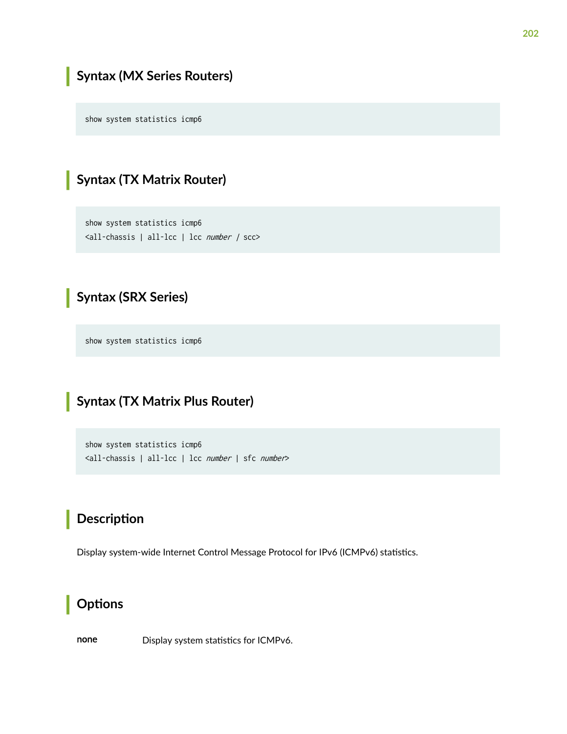## Syntax (MX Series Routers)

```
show system statistics icmp6
```

## Syntax (TX Matrix Router)

```
show system statistics icmp6
<all-chassis | all-lcc | lcc number / scc>
```

## Syntax (SRX Series)

```
show system statistics icmp6
```

## Syntax (TX Matrix Plus Router)

```
show system statistics icmp6
<all-chassis | all-lcc | lcc number | sfc number>
```

## Description

Display system-wide Internet Control Message Protocol for IPv6 (ICMPv6) statistics.

## Options

**none** Display system statistics for ICMPv6.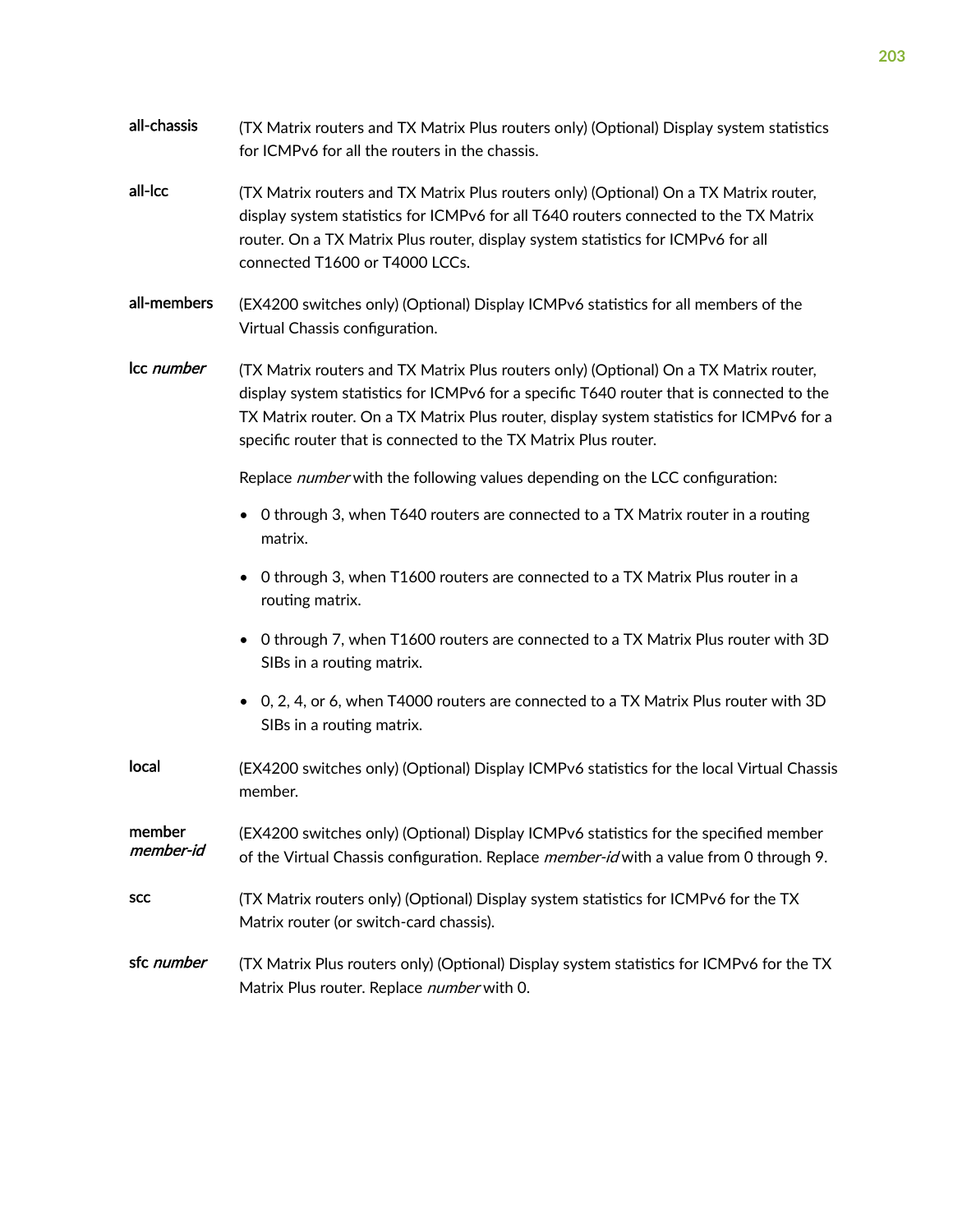**all-chassis**
(TX Matrix routers and TX Matrix Plus routers only) (Optional) Display system statistics for ICMPv6 for all the routers in the chassis.

**all-lcc**
(TX Matrix routers and TX Matrix Plus routers only) (Optional) On a TX Matrix router, display system statistics for ICMPv6 for all T640 routers connected to the TX Matrix router. On a TX Matrix Plus router, display system statistics for ICMPv6 for all connected T1600 or T4000 LCCs.

**all-members**
(EX4200 switches only) (Optional) Display ICMPv6 statistics for all members of the Virtual Chassis configuration.

**lcc *number***
(TX Matrix routers and TX Matrix Plus routers only) (Optional) On a TX Matrix router, display system statistics for ICMPv6 for a specific T640 router that is connected to the TX Matrix router. On a TX Matrix Plus router, display system statistics for ICMPv6 for a specific router that is connected to the TX Matrix Plus router.

Replace *number* with the following values depending on the LCC configuration:

- 0 through 3, when T640 routers are connected to a TX Matrix router in a routing matrix.
- 0 through 3, when T1600 routers are connected to a TX Matrix Plus router in a routing matrix.
- 0 through 7, when T1600 routers are connected to a TX Matrix Plus router with 3D SIBs in a routing matrix.
- 0, 2, 4, or 6, when T4000 routers are connected to a TX Matrix Plus router with 3D SIBs in a routing matrix.

**local**
(EX4200 switches only) (Optional) Display ICMPv6 statistics for the local Virtual Chassis member.

**member *member-id***
(EX4200 switches only) (Optional) Display ICMPv6 statistics for the specified member of the Virtual Chassis configuration. Replace *member-id* with a value from 0 through 9.

**scc**
(TX Matrix routers only) (Optional) Display system statistics for ICMPv6 for the TX Matrix router (or switch-card chassis).

**sfc *number***
(TX Matrix Plus routers only) (Optional) Display system statistics for ICMPv6 for the TX Matrix Plus router. Replace *number* with 0.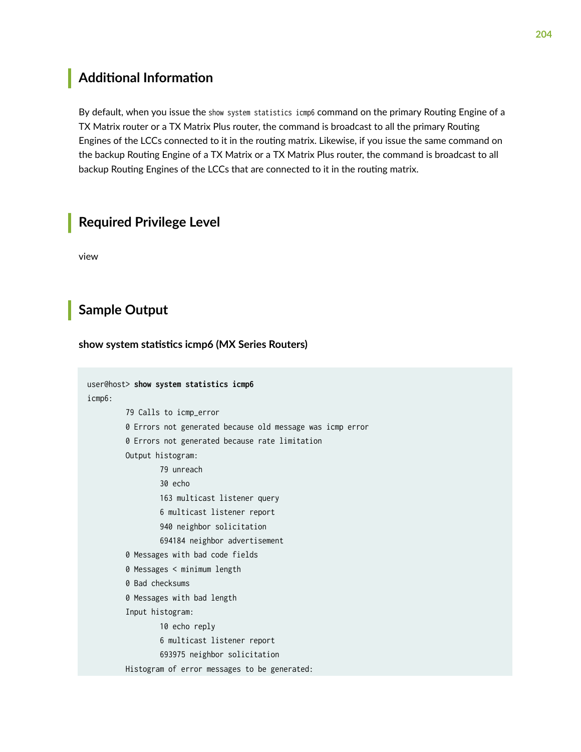## Additional Information

By default, when you issue the `show system statistics icmp6` command on the primary Routing Engine of a TX Matrix router or a TX Matrix Plus router, the command is broadcast to all the primary Routing Engines of the LCCs connected to it in the routing matrix. Likewise, if you issue the same command on the backup Routing Engine of a TX Matrix or a TX Matrix Plus router, the command is broadcast to all backup Routing Engines of the LCCs that are connected to it in the routing matrix.

## Required Privilege Level

view

## Sample Output

### show system statistics icmp6 (MX Series Routers)

```
user@host> show system statistics icmp6
icmp6:
         79 Calls to icmp_error
         0 Errors not generated because old message was icmp error
         0 Errors not generated because rate limitation
         Output histogram:
                 79 unreach
                 30 echo
                 163 multicast listener query
                 6 multicast listener report
                 940 neighbor solicitation
                 694184 neighbor advertisement
         0 Messages with bad code fields
         0 Messages < minimum length
         0 Bad checksums
         0 Messages with bad length
         Input histogram:
                 10 echo reply
                 6 multicast listener report
                 693975 neighbor solicitation
         Histogram of error messages to be generated:
```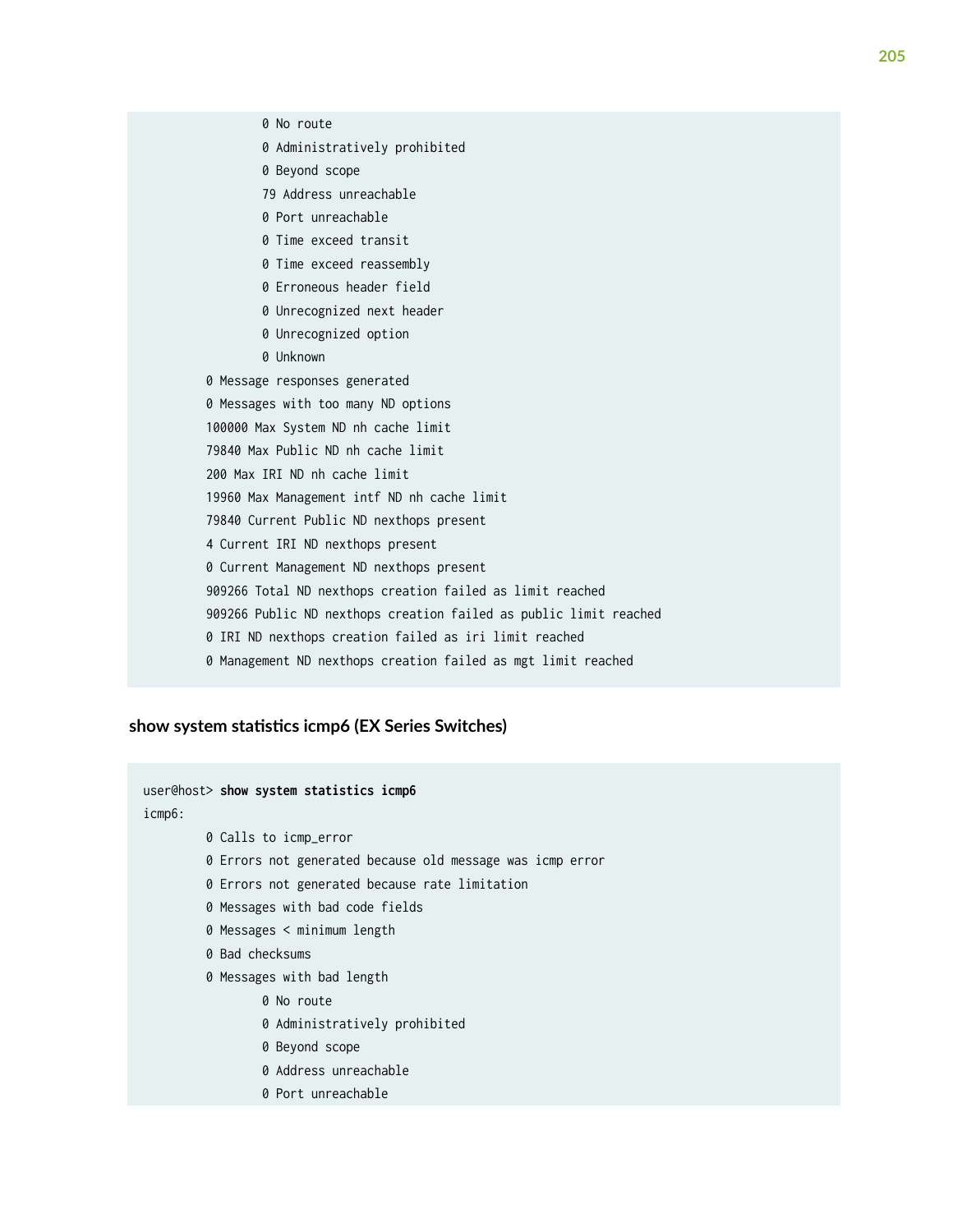```
                0 No route
                0 Administratively prohibited
                0 Beyond scope
                79 Address unreachable
                0 Port unreachable
                0 Time exceed transit
                0 Time exceed reassembly
                0 Erroneous header field
                0 Unrecognized next header
                0 Unrecognized option
                0 Unknown
        0 Message responses generated
        0 Messages with too many ND options
        100000 Max System ND nh cache limit
        79840 Max Public ND nh cache limit
        200 Max IRI ND nh cache limit
        19960 Max Management intf ND nh cache limit
        79840 Current Public ND nexthops present
        4 Current IRI ND nexthops present
        0 Current Management ND nexthops present
        909266 Total ND nexthops creation failed as limit reached
        909266 Public ND nexthops creation failed as public limit reached
        0 IRI ND nexthops creation failed as iri limit reached
        0 Management ND nexthops creation failed as mgt limit reached
```

### show system statistics icmp6 (EX Series Switches)

```
user@host> show system statistics icmp6
icmp6:
        0 Calls to icmp_error
        0 Errors not generated because old message was icmp error
        0 Errors not generated because rate limitation
        0 Messages with bad code fields
        0 Messages < minimum length
        0 Bad checksums
        0 Messages with bad length
                0 No route
                0 Administratively prohibited
                0 Beyond scope
                0 Address unreachable
                0 Port unreachable
```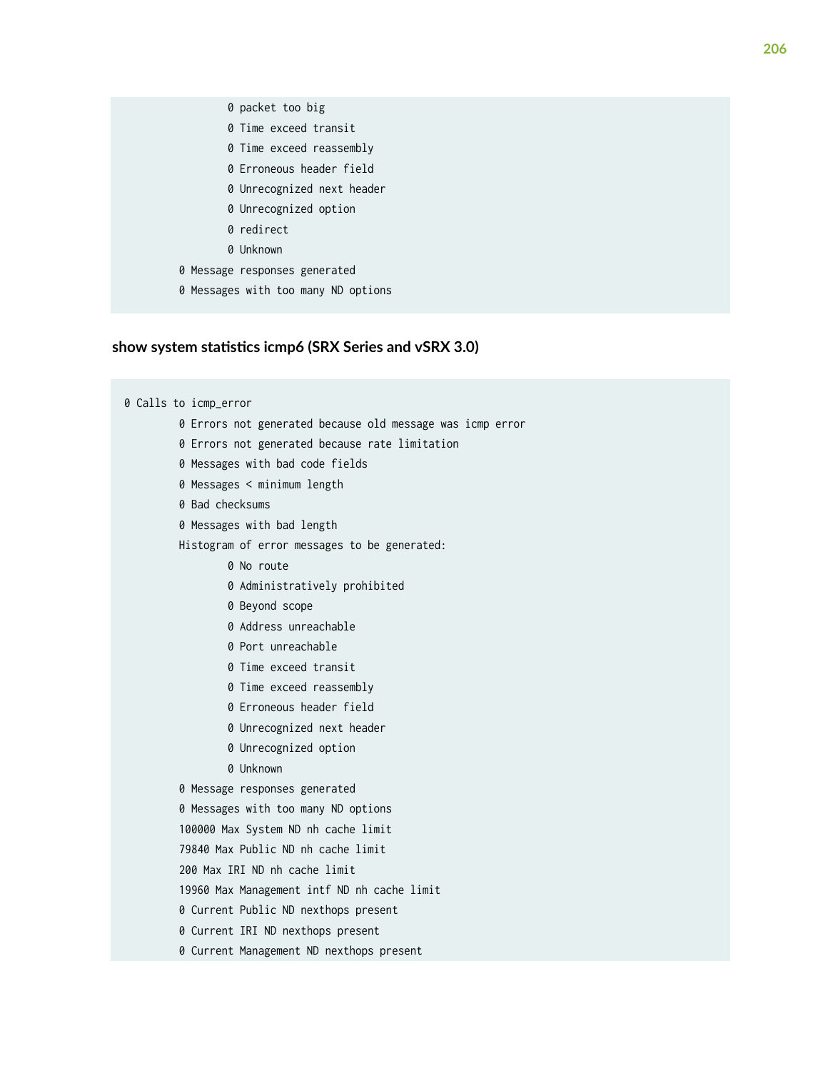```
                0 packet too big
                0 Time exceed transit
                0 Time exceed reassembly
                0 Erroneous header field
                0 Unrecognized next header
                0 Unrecognized option
                0 redirect
                0 Unknown
        0 Message responses generated
        0 Messages with too many ND options
```

### show system statistics icmp6 (SRX Series and vSRX 3.0)

```
0 Calls to icmp_error
        0 Errors not generated because old message was icmp error
        0 Errors not generated because rate limitation
        0 Messages with bad code fields
        0 Messages < minimum length
        0 Bad checksums
        0 Messages with bad length
        Histogram of error messages to be generated:
                0 No route
                0 Administratively prohibited
                0 Beyond scope
                0 Address unreachable
                0 Port unreachable
                0 Time exceed transit
                0 Time exceed reassembly
                0 Erroneous header field
                0 Unrecognized next header
                0 Unrecognized option
                0 Unknown
        0 Message responses generated
        0 Messages with too many ND options
        100000 Max System ND nh cache limit
        79840 Max Public ND nh cache limit
        200 Max IRI ND nh cache limit
        19960 Max Management intf ND nh cache limit
        0 Current Public ND nexthops present
        0 Current IRI ND nexthops present
        0 Current Management ND nexthops present
```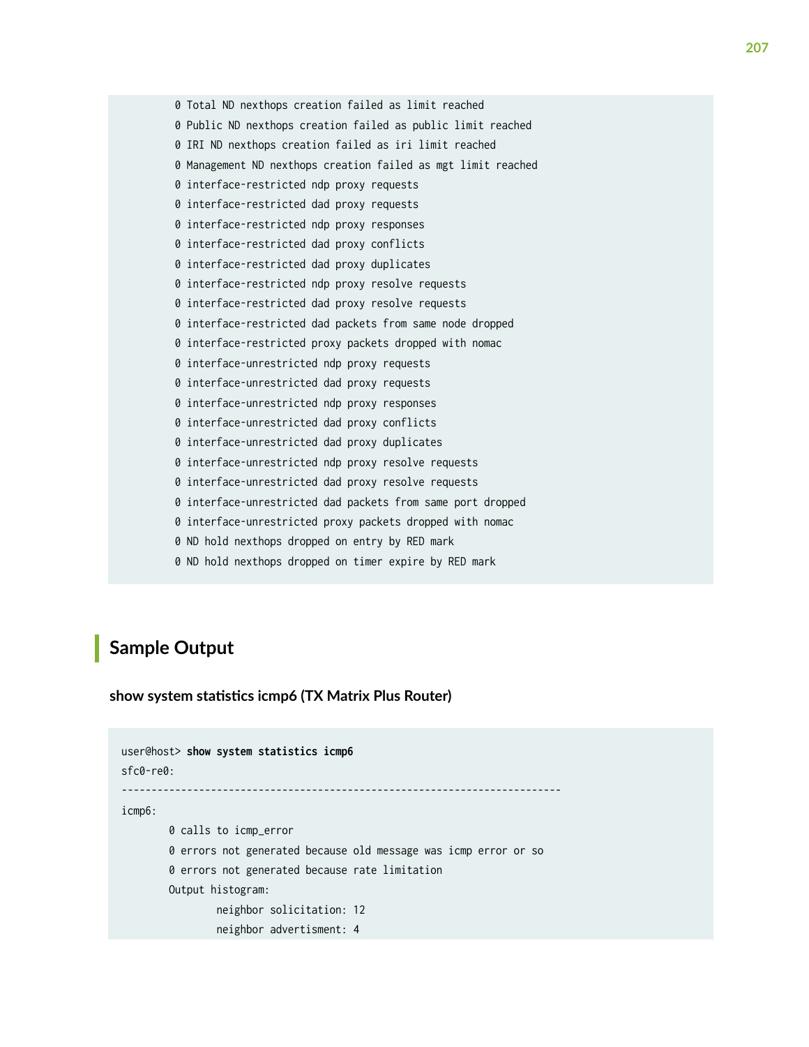```
        0 Total ND nexthops creation failed as limit reached
        0 Public ND nexthops creation failed as public limit reached
        0 IRI ND nexthops creation failed as iri limit reached
        0 Management ND nexthops creation failed as mgt limit reached
        0 interface-restricted ndp proxy requests
        0 interface-restricted dad proxy requests
        0 interface-restricted ndp proxy responses
        0 interface-restricted dad proxy conflicts
        0 interface-restricted dad proxy duplicates
        0 interface-restricted ndp proxy resolve requests
        0 interface-restricted dad proxy resolve requests
        0 interface-restricted dad packets from same node dropped
        0 interface-restricted proxy packets dropped with nomac
        0 interface-unrestricted ndp proxy requests
        0 interface-unrestricted dad proxy requests
        0 interface-unrestricted ndp proxy responses
        0 interface-unrestricted dad proxy conflicts
        0 interface-unrestricted dad proxy duplicates
        0 interface-unrestricted ndp proxy resolve requests
        0 interface-unrestricted dad proxy resolve requests
        0 interface-unrestricted dad packets from same port dropped
        0 interface-unrestricted proxy packets dropped with nomac
        0 ND hold nexthops dropped on entry by RED mark
        0 ND hold nexthops dropped on timer expire by RED mark
```

## Sample Output

### show system statistics icmp6 (TX Matrix Plus Router)

```
user@host> show system statistics icmp6
sfc0-re0:
--------------------------------------------------------------------------
icmp6:
        0 calls to icmp_error
        0 errors not generated because old message was icmp error or so
        0 errors not generated because rate limitation
        Output histogram:
                neighbor solicitation: 12
                neighbor advertisment: 4
```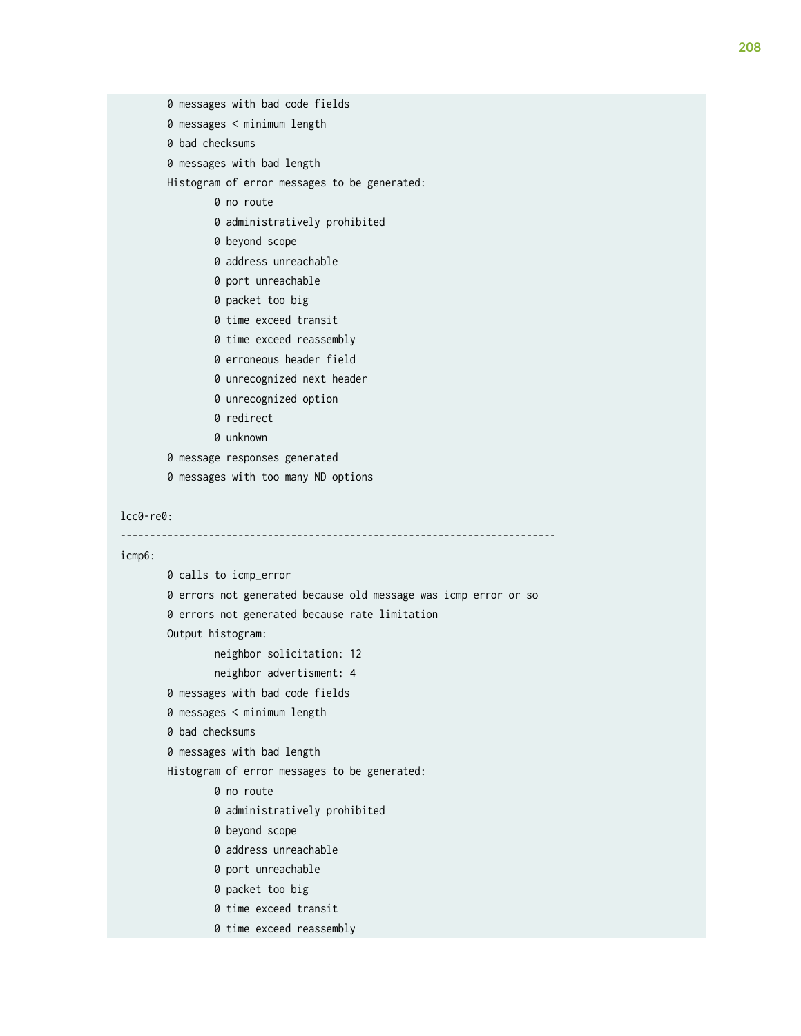```
        0 messages with bad code fields
        0 messages < minimum length
        0 bad checksums
        0 messages with bad length
        Histogram of error messages to be generated:
                0 no route
                0 administratively prohibited
                0 beyond scope
                0 address unreachable
                0 port unreachable
                0 packet too big
                0 time exceed transit
                0 time exceed reassembly
                0 erroneous header field
                0 unrecognized next header
                0 unrecognized option
                0 redirect
                0 unknown
        0 message responses generated
        0 messages with too many ND options

lcc0-re0:
--------------------------------------------------------------------------
icmp6:
        0 calls to icmp_error
        0 errors not generated because old message was icmp error or so
        0 errors not generated because rate limitation
        Output histogram:
                neighbor solicitation: 12
                neighbor advertisment: 4
        0 messages with bad code fields
        0 messages < minimum length
        0 bad checksums
        0 messages with bad length
        Histogram of error messages to be generated:
                0 no route
                0 administratively prohibited
                0 beyond scope
                0 address unreachable
                0 port unreachable
                0 packet too big
                0 time exceed transit
                0 time exceed reassembly
```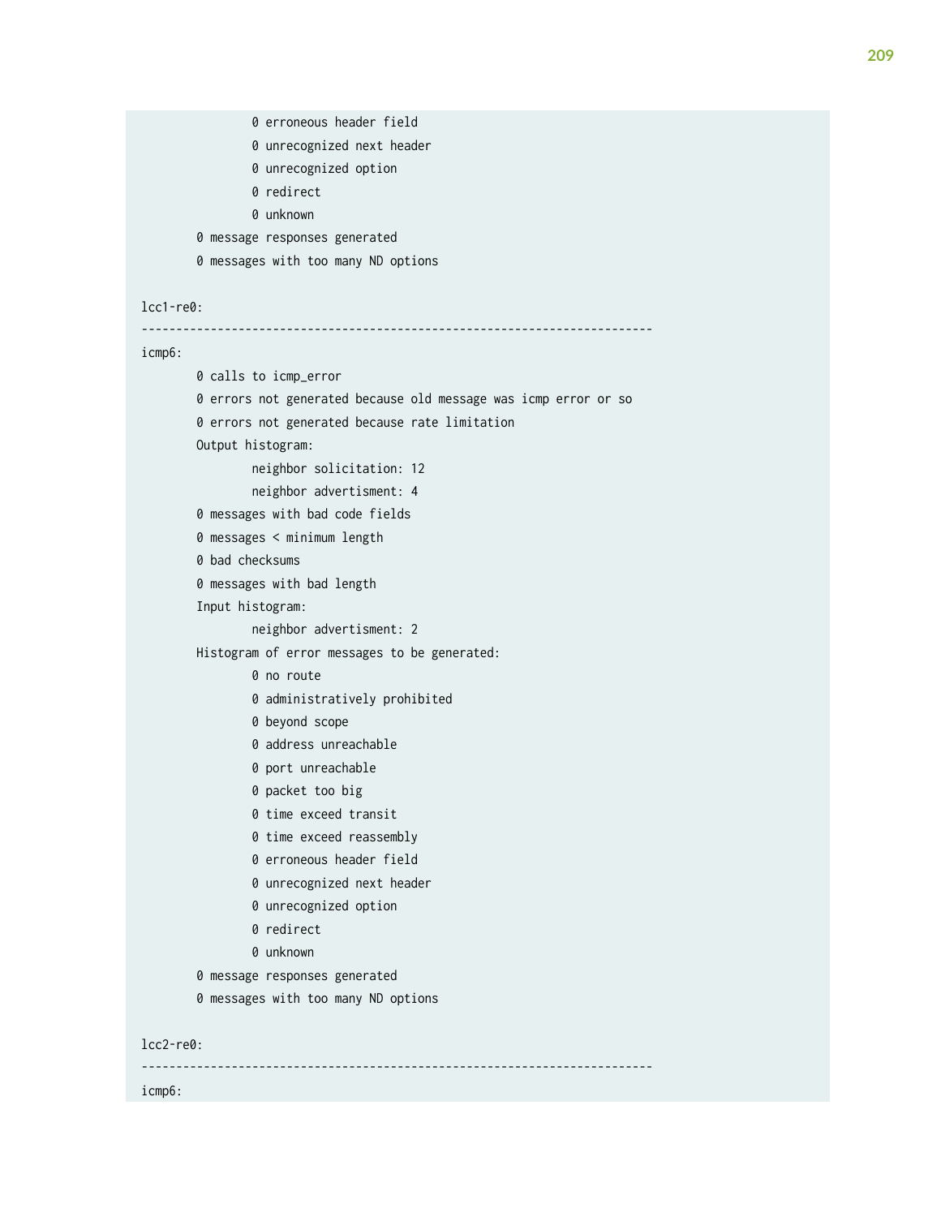```
                0 erroneous header field
                0 unrecognized next header
                0 unrecognized option
                0 redirect
                0 unknown
        0 message responses generated
        0 messages with too many ND options

lcc1-re0:
--------------------------------------------------------------------------
icmp6:
        0 calls to icmp_error
        0 errors not generated because old message was icmp error or so
        0 errors not generated because rate limitation
        Output histogram:
                neighbor solicitation: 12
                neighbor advertisment: 4
        0 messages with bad code fields
        0 messages < minimum length
        0 bad checksums
        0 messages with bad length
        Input histogram:
                neighbor advertisment: 2
        Histogram of error messages to be generated:
                0 no route
                0 administratively prohibited
                0 beyond scope
                0 address unreachable
                0 port unreachable
                0 packet too big
                0 time exceed transit
                0 time exceed reassembly
                0 erroneous header field
                0 unrecognized next header
                0 unrecognized option
                0 redirect
                0 unknown
        0 message responses generated
        0 messages with too many ND options

lcc2-re0:
--------------------------------------------------------------------------
icmp6:
```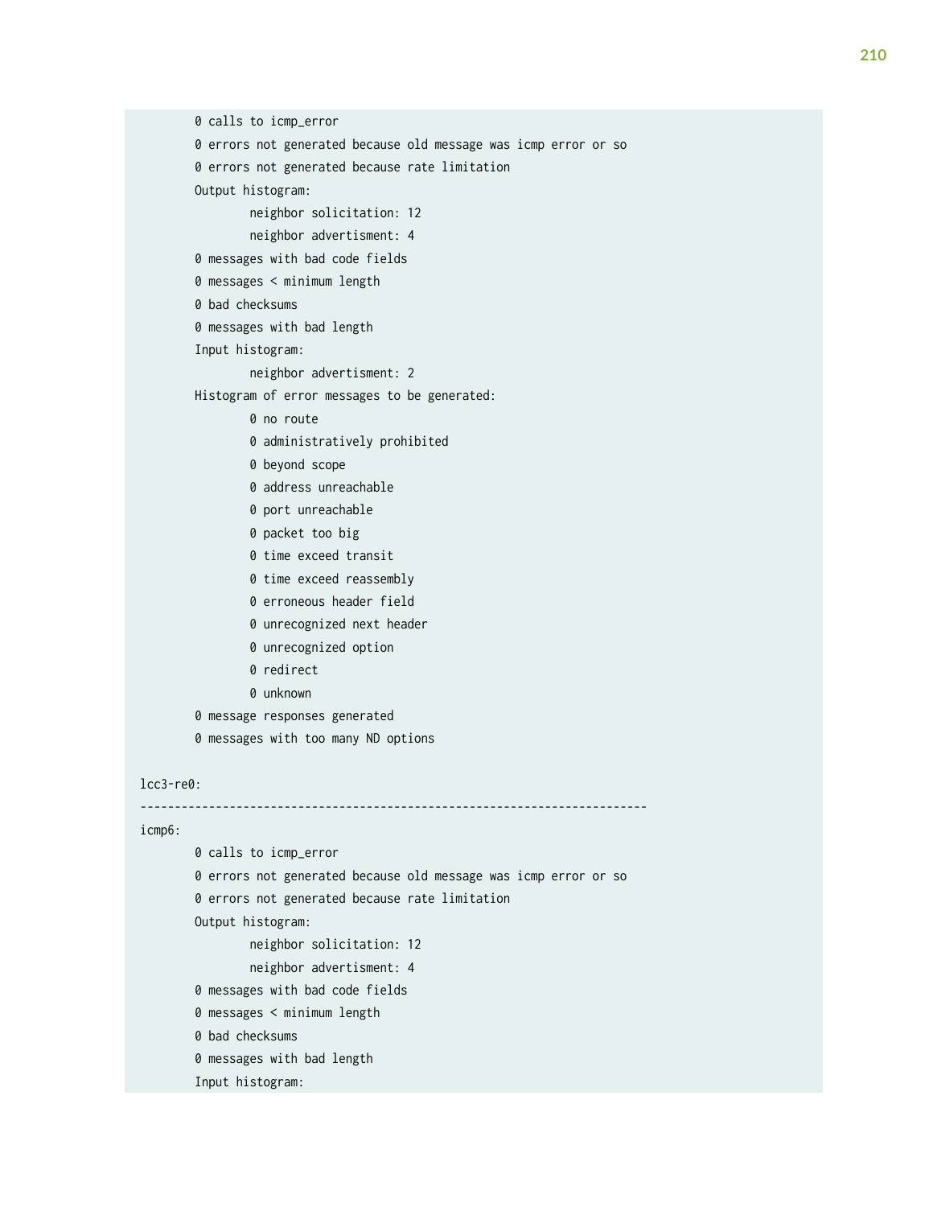```
        0 calls to icmp_error
        0 errors not generated because old message was icmp error or so
        0 errors not generated because rate limitation
        Output histogram:
                neighbor solicitation: 12
                neighbor advertisment: 4
        0 messages with bad code fields
        0 messages < minimum length
        0 bad checksums
        0 messages with bad length
        Input histogram:
                neighbor advertisment: 2
        Histogram of error messages to be generated:
                0 no route
                0 administratively prohibited
                0 beyond scope
                0 address unreachable
                0 port unreachable
                0 packet too big
                0 time exceed transit
                0 time exceed reassembly
                0 erroneous header field
                0 unrecognized next header
                0 unrecognized option
                0 redirect
                0 unknown
        0 message responses generated
        0 messages with too many ND options

lcc3-re0:
--------------------------------------------------------------------------
icmp6:
        0 calls to icmp_error
        0 errors not generated because old message was icmp error or so
        0 errors not generated because rate limitation
        Output histogram:
                neighbor solicitation: 12
                neighbor advertisment: 4
        0 messages with bad code fields
        0 messages < minimum length
        0 bad checksums
        0 messages with bad length
        Input histogram:
```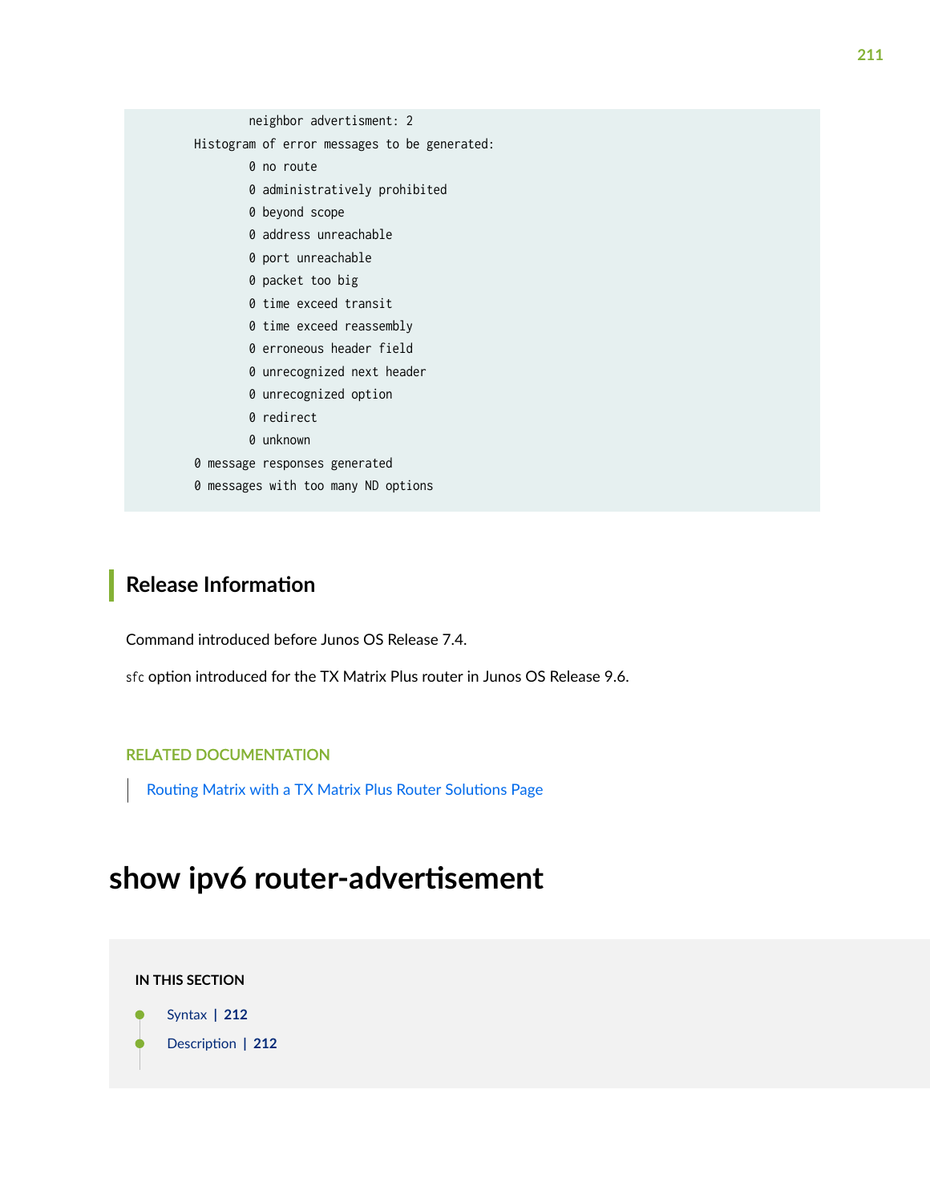```
            neighbor advertisment: 2
    Histogram of error messages to be generated:
            0 no route
            0 administratively prohibited
            0 beyond scope
            0 address unreachable
            0 port unreachable
            0 packet too big
            0 time exceed transit
            0 time exceed reassembly
            0 erroneous header field
            0 unrecognized next header
            0 unrecognized option
            0 redirect
            0 unknown
    0 message responses generated
    0 messages with too many ND options
```

## Release Information

Command introduced before Junos OS Release 7.4.

`sfc` option introduced for the TX Matrix Plus router in Junos OS Release 9.6.

RELATED DOCUMENTATION

Routing Matrix with a TX Matrix Plus Router Solutions Page

# show ipv6 router-advertisement

**IN THIS SECTION**

- Syntax | 212
- Description | 212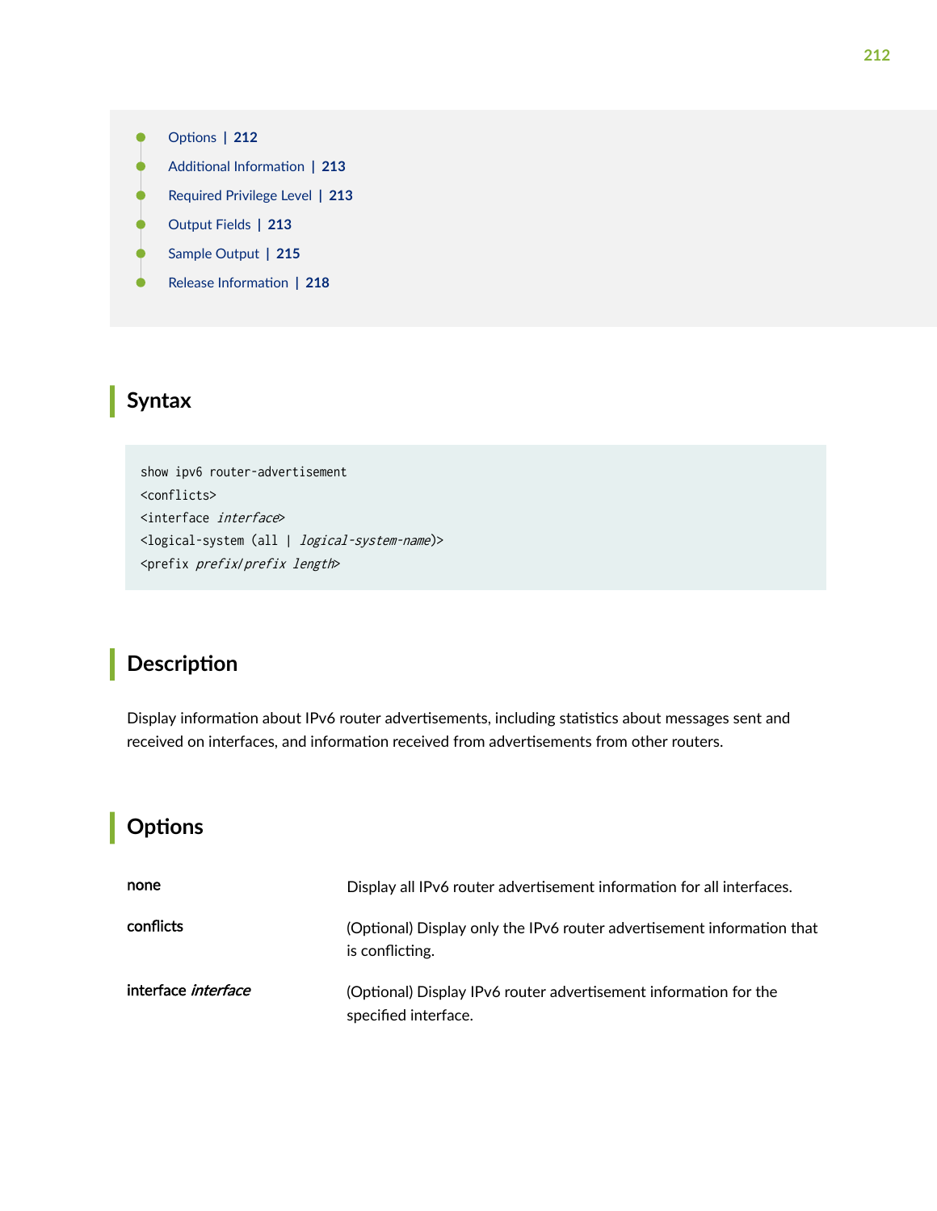- Options | 212
- Additional Information | 213
- Required Privilege Level | 213
- Output Fields | 213
- Sample Output | 215
- Release Information | 218

## Syntax

```
show ipv6 router-advertisement
<conflicts>
<interface interface>
<logical-system (all | logical-system-name)>
<prefix prefix/prefix length>
```

## Description

Display information about IPv6 router advertisements, including statistics about messages sent and received on interfaces, and information received from advertisements from other routers.

## Options

| | |
|---|---|
| **none** | Display all IPv6 router advertisement information for all interfaces. |
| **conflicts** | (Optional) Display only the IPv6 router advertisement information that is conflicting. |
| **interface** ***interface*** | (Optional) Display IPv6 router advertisement information for the specified interface. |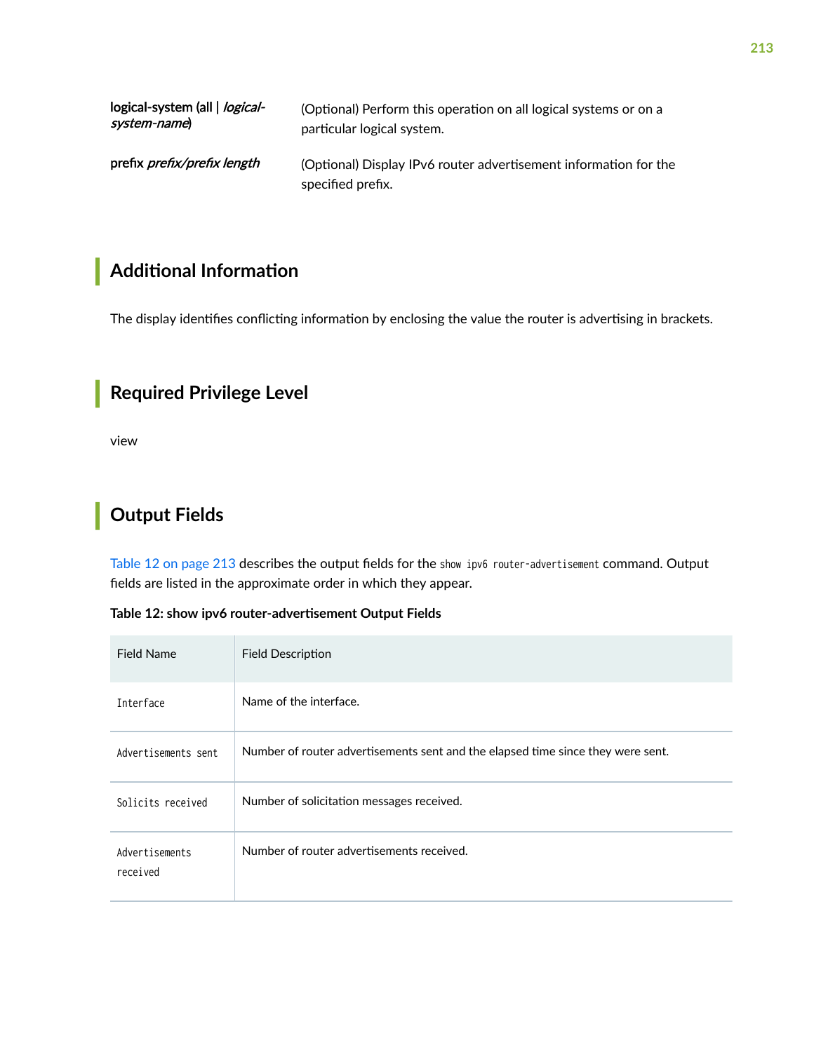| | |
|---|---|
| **logical-system (all \| *logical-system-name*)** | (Optional) Perform this operation on all logical systems or on a particular logical system. |
| **prefix *prefix/prefix length*** | (Optional) Display IPv6 router advertisement information for the specified prefix. |

## Additional Information

The display identifies conflicting information by enclosing the value the router is advertising in brackets.

## Required Privilege Level

view

## Output Fields

Table 12 on page 213 describes the output fields for the `show ipv6 router-advertisement` command. Output fields are listed in the approximate order in which they appear.

**Table 12: show ipv6 router-advertisement Output Fields**

| Field Name | Field Description |
|---|---|
| `Interface` | Name of the interface. |
| `Advertisements sent` | Number of router advertisements sent and the elapsed time since they were sent. |
| `Solicits received` | Number of solicitation messages received. |
| `Advertisements received` | Number of router advertisements received. |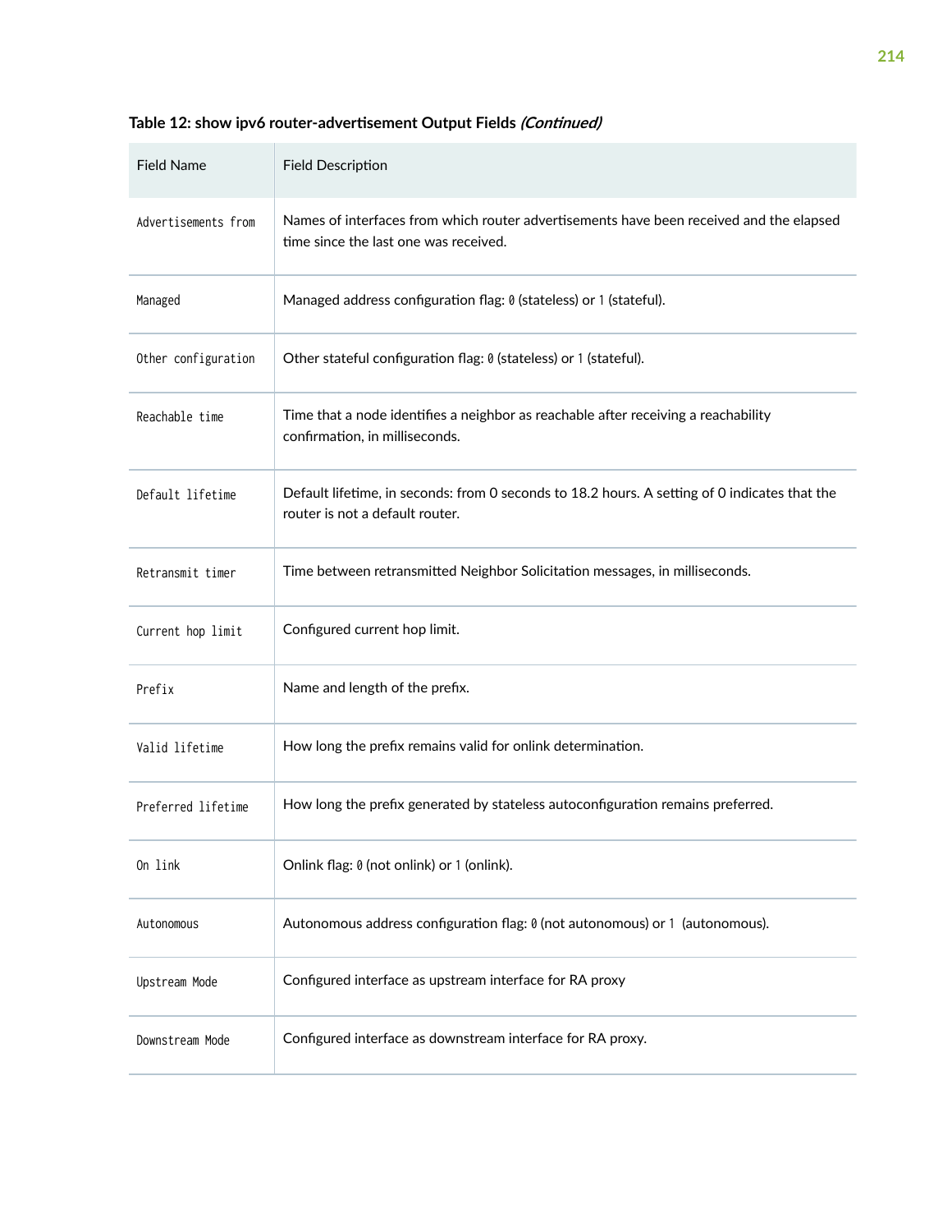**Table 12: show ipv6 router-advertisement Output Fields *(Continued)***

| Field Name | Field Description |
|---|---|
| `Advertisements from` | Names of interfaces from which router advertisements have been received and the elapsed time since the last one was received. |
| `Managed` | Managed address configuration flag: `0` (stateless) or `1` (stateful). |
| `Other configuration` | Other stateful configuration flag: `0` (stateless) or `1` (stateful). |
| `Reachable time` | Time that a node identifies a neighbor as reachable after receiving a reachability confirmation, in milliseconds. |
| `Default lifetime` | Default lifetime, in seconds: from 0 seconds to 18.2 hours. A setting of 0 indicates that the router is not a default router. |
| `Retransmit timer` | Time between retransmitted Neighbor Solicitation messages, in milliseconds. |
| `Current hop limit` | Configured current hop limit. |
| `Prefix` | Name and length of the prefix. |
| `Valid lifetime` | How long the prefix remains valid for onlink determination. |
| `Preferred lifetime` | How long the prefix generated by stateless autoconfiguration remains preferred. |
| `On link` | Onlink flag: `0` (not onlink) or `1` (onlink). |
| `Autonomous` | Autonomous address configuration flag: `0` (not autonomous) or `1` (autonomous). |
| `Upstream Mode` | Configured interface as upstream interface for RA proxy |
| `Downstream Mode` | Configured interface as downstream interface for RA proxy. |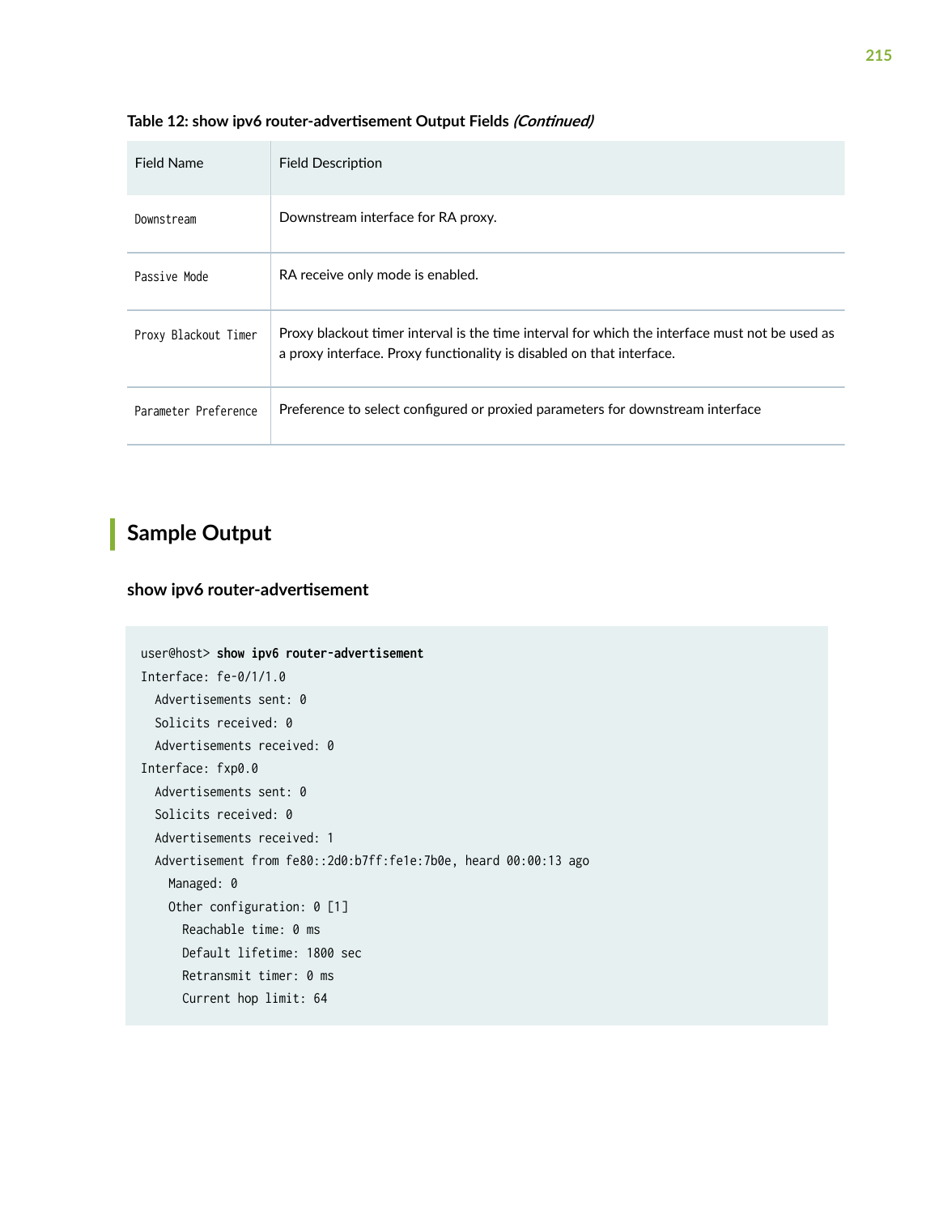**Table 12: show ipv6 router-advertisement Output Fields *(Continued)***

| Field Name | Field Description |
|---|---|
| Downstream | Downstream interface for RA proxy. |
| Passive Mode | RA receive only mode is enabled. |
| Proxy Blackout Timer | Proxy blackout timer interval is the time interval for which the interface must not be used as a proxy interface. Proxy functionality is disabled on that interface. |
| Parameter Preference | Preference to select configured or proxied parameters for downstream interface |

## Sample Output

### show ipv6 router-advertisement

```
user@host> show ipv6 router-advertisement
Interface: fe-0/1/1.0
  Advertisements sent: 0
  Solicits received: 0
  Advertisements received: 0
Interface: fxp0.0
  Advertisements sent: 0
  Solicits received: 0
  Advertisements received: 1
  Advertisement from fe80::2d0:b7ff:fe1e:7b0e, heard 00:00:13 ago
    Managed: 0
    Other configuration: 0 [1]
      Reachable time: 0 ms
      Default lifetime: 1800 sec
      Retransmit timer: 0 ms
      Current hop limit: 64
```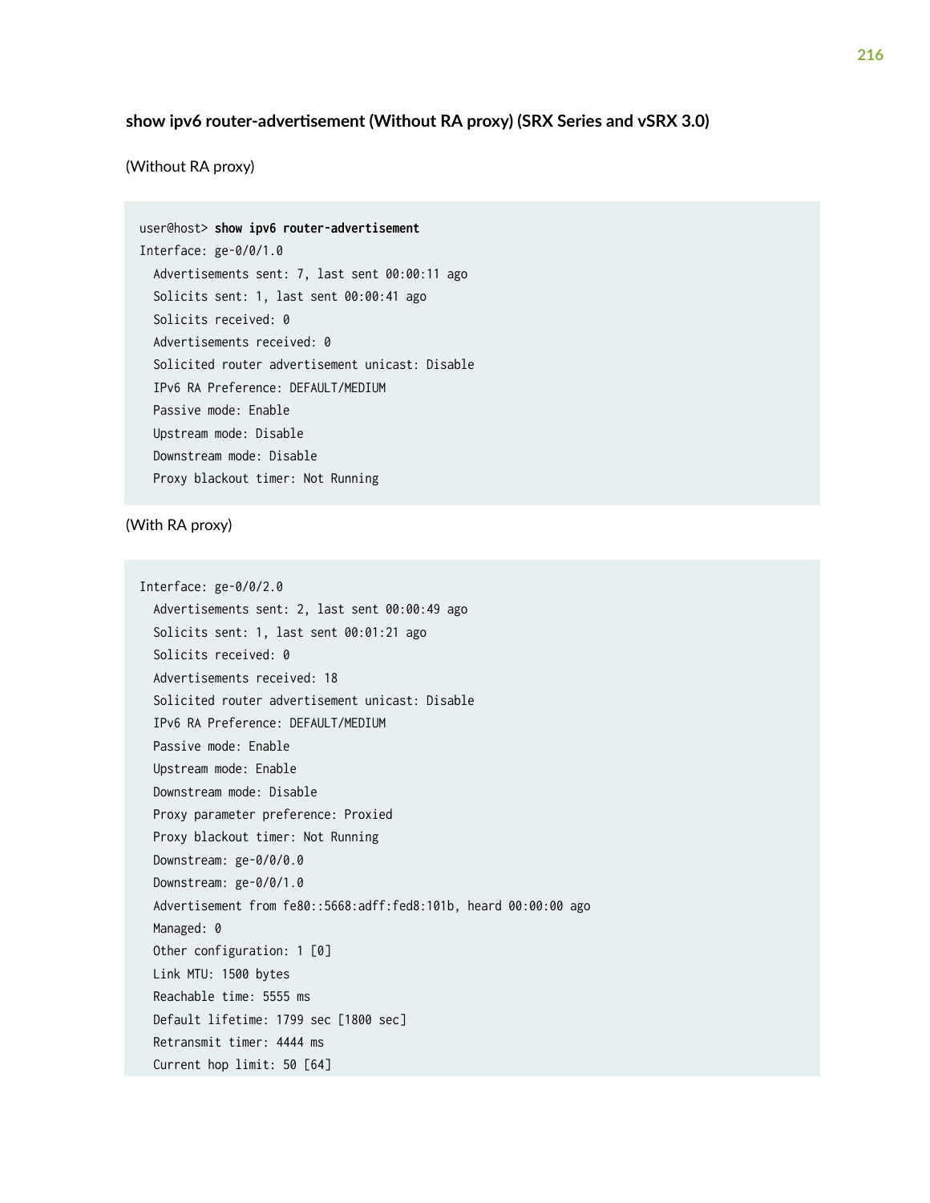### show ipv6 router-advertisement (Without RA proxy) (SRX Series and vSRX 3.0)

(Without RA proxy)

```
user@host> show ipv6 router-advertisement
Interface: ge-0/0/1.0
  Advertisements sent: 7, last sent 00:00:11 ago
  Solicits sent: 1, last sent 00:00:41 ago
  Solicits received: 0
  Advertisements received: 0
  Solicited router advertisement unicast: Disable
  IPv6 RA Preference: DEFAULT/MEDIUM
  Passive mode: Enable
  Upstream mode: Disable
  Downstream mode: Disable
  Proxy blackout timer: Not Running
```

(With RA proxy)

```
Interface: ge-0/0/2.0
  Advertisements sent: 2, last sent 00:00:49 ago
  Solicits sent: 1, last sent 00:01:21 ago
  Solicits received: 0
  Advertisements received: 18
  Solicited router advertisement unicast: Disable
  IPv6 RA Preference: DEFAULT/MEDIUM
  Passive mode: Enable
  Upstream mode: Enable
  Downstream mode: Disable
  Proxy parameter preference: Proxied
  Proxy blackout timer: Not Running
  Downstream: ge-0/0/0.0
  Downstream: ge-0/0/1.0
  Advertisement from fe80::5668:adff:fed8:101b, heard 00:00:00 ago
  Managed: 0
  Other configuration: 1 [0]
  Link MTU: 1500 bytes
  Reachable time: 5555 ms
  Default lifetime: 1799 sec [1800 sec]
  Retransmit timer: 4444 ms
  Current hop limit: 50 [64]
```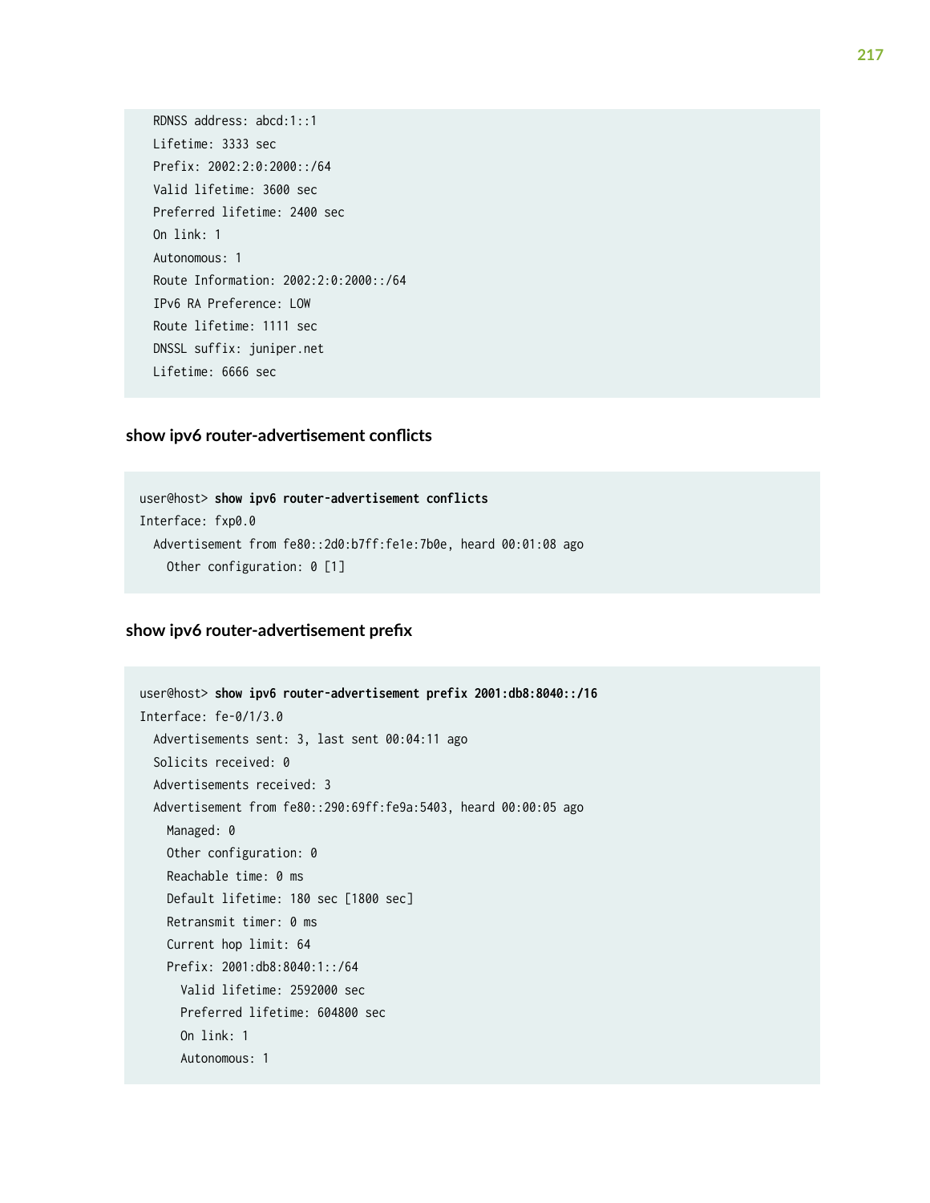```
  RDNSS address: abcd:1::1
  Lifetime: 3333 sec
  Prefix: 2002:2:0:2000::/64
  Valid lifetime: 3600 sec
  Preferred lifetime: 2400 sec
  On link: 1
  Autonomous: 1
  Route Information: 2002:2:0:2000::/64
  IPv6 RA Preference: LOW
  Route lifetime: 1111 sec
  DNSSL suffix: juniper.net
  Lifetime: 6666 sec
```

### show ipv6 router-advertisement conflicts

```
user@host> show ipv6 router-advertisement conflicts
Interface: fxp0.0
  Advertisement from fe80::2d0:b7ff:fe1e:7b0e, heard 00:01:08 ago
    Other configuration: 0 [1]
```

### show ipv6 router-advertisement prefix

```
user@host> show ipv6 router-advertisement prefix 2001:db8:8040::/16
Interface: fe-0/1/3.0
  Advertisements sent: 3, last sent 00:04:11 ago
  Solicits received: 0
  Advertisements received: 3
  Advertisement from fe80::290:69ff:fe9a:5403, heard 00:00:05 ago
    Managed: 0
    Other configuration: 0
    Reachable time: 0 ms
    Default lifetime: 180 sec [1800 sec]
    Retransmit timer: 0 ms
    Current hop limit: 64
    Prefix: 2001:db8:8040:1::/64
      Valid lifetime: 2592000 sec
      Preferred lifetime: 604800 sec
      On link: 1
      Autonomous: 1
```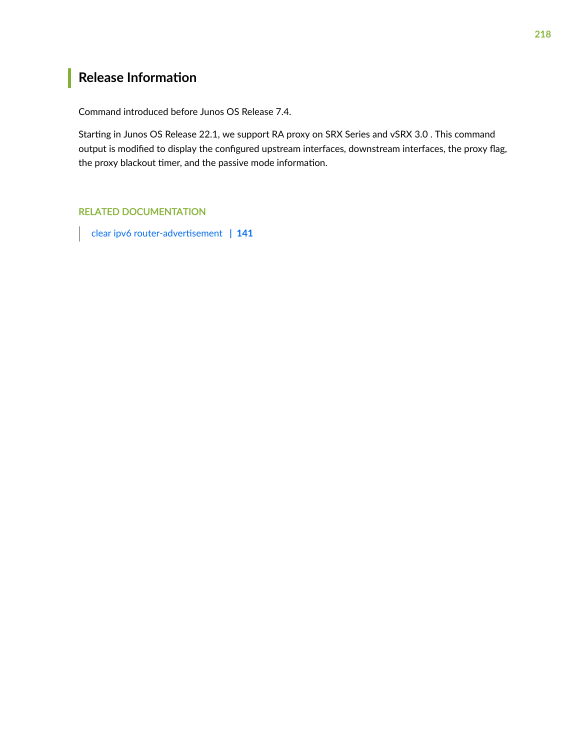## Release Information

Command introduced before Junos OS Release 7.4.

Starting in Junos OS Release 22.1, we support RA proxy on SRX Series and vSRX 3.0 . This command output is modified to display the configured upstream interfaces, downstream interfaces, the proxy flag, the proxy blackout timer, and the passive mode information.

RELATED DOCUMENTATION

clear ipv6 router-advertisement | **141**